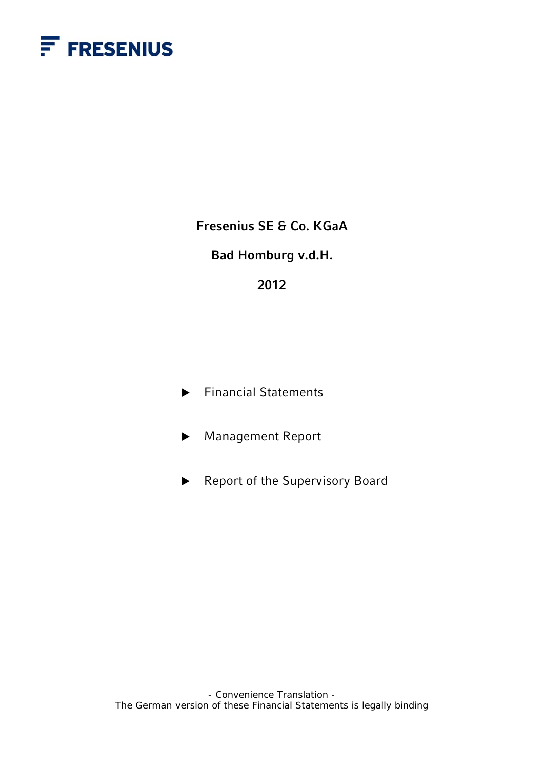FRESENIUS

# Fresenius SE & Co. KGaA

## Bad Homburg v.d.H.

## 2012

- Financial Statements
- Management Report
- Report of the Supervisory Board

- Convenience Translation -
The German version of these Financial Statements is legally binding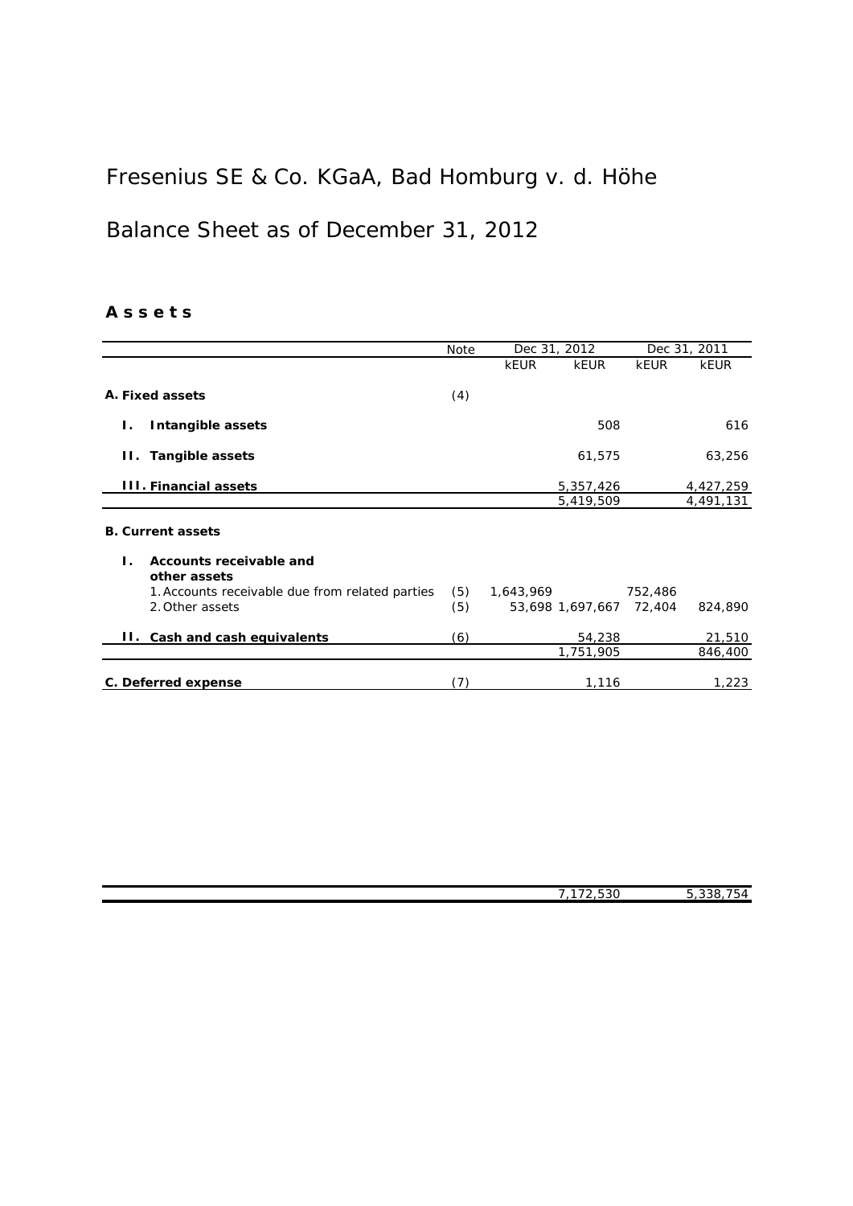# Fresenius SE & Co. KGaA, Bad Homburg v. d. Höhe

## Balance Sheet as of December 31, 2012

### A s s e t s

| | Note | Dec 31, 2012 | | Dec 31, 2011 | |
|---|---|---|---|---|---|
| | | kEUR | kEUR | kEUR | kEUR |
| **A. Fixed assets** | (4) | | | | |
| **I. Intangible assets** | | | 508 | | 616 |
| **II. Tangible assets** | | | 61,575 | | 63,256 |
| **III. Financial assets** | | | 5,357,426 | | 4,427,259 |
| | | | 5,419,509 | | 4,491,131 |
| **B. Current assets** | | | | | |
| **I. Accounts receivable and other assets** | | | | | |
| 1. Accounts receivable due from related parties | (5) | 1,643,969 | | 752,486 | |
| 2. Other assets | (5) | 53,698 | 1,697,667 | 72,404 | 824,890 |
| **II. Cash and cash equivalents** | (6) | | 54,238 | | 21,510 |
| | | | 1,751,905 | | 846,400 |
| **C. Deferred expense** | (7) | | 1,116 | | 1,223 |
| | | | 7,172,530 | | 5,338,754 |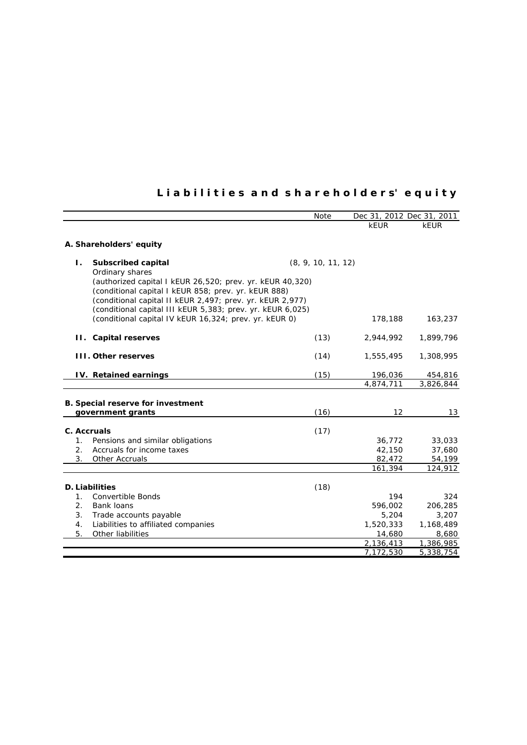# Liabilities and shareholders' equity

| | Note | Dec 31, 2012 | Dec 31, 2011 |
|---|---|---|---|
| | | kEUR | kEUR |
| **A. Shareholders' equity** | | | |
| **I. Subscribed capital** | (8, 9, 10, 11, 12) | | |
| Ordinary shares | | | |
| (authorized capital I kEUR 26,520; prev. yr. kEUR 40,320) | | | |
| (conditional capital I kEUR 858; prev. yr. kEUR 888) | | | |
| (conditional capital II kEUR 2,497; prev. yr. kEUR 2,977) | | | |
| (conditional capital III kEUR 5,383; prev. yr. kEUR 6,025) | | | |
| (conditional capital IV kEUR 16,324; prev. yr. kEUR 0) | | 178,188 | 163,237 |
| **II. Capital reserves** | (13) | 2,944,992 | 1,899,796 |
| **III. Other reserves** | (14) | 1,555,495 | 1,308,995 |
| **IV. Retained earnings** | (15) | 196,036 | 454,816 |
| | | 4,874,711 | 3,826,844 |
| **B. Special reserve for investment government grants** | (16) | 12 | 13 |
| **C. Accruals** | (17) | | |
| 1. Pensions and similar obligations | | 36,772 | 33,033 |
| 2. Accruals for income taxes | | 42,150 | 37,680 |
| 3. Other Accruals | | 82,472 | 54,199 |
| | | 161,394 | 124,912 |
| **D. Liabilities** | (18) | | |
| 1. Convertible Bonds | | 194 | 324 |
| 2. Bank loans | | 596,002 | 206,285 |
| 3. Trade accounts payable | | 5,204 | 3,207 |
| 4. Liabilities to affiliated companies | | 1,520,333 | 1,168,489 |
| 5. Other liabilities | | 14,680 | 8,680 |
| | | 2,136,413 | 1,386,985 |
| | | 7,172,530 | 5,338,754 |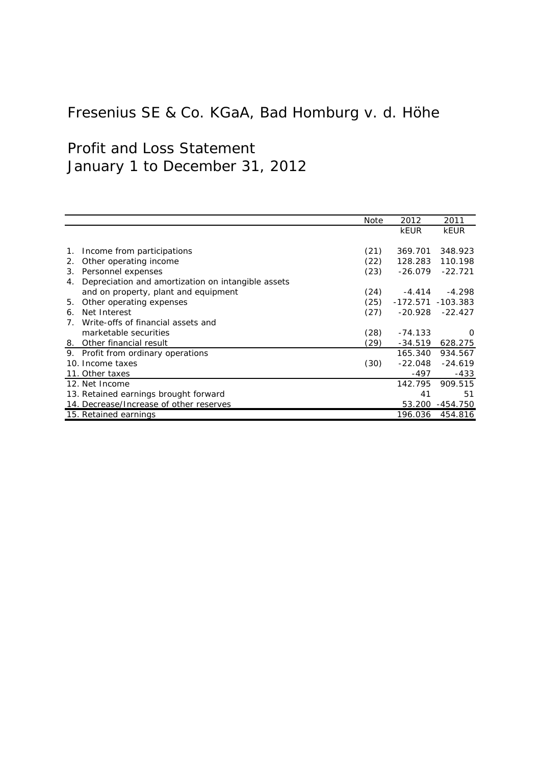# Fresenius SE & Co. KGaA, Bad Homburg v. d. Höhe

## Profit and Loss Statement
## January 1 to December 31, 2012

| | Note | 2012 | 2011 |
|---|---|---|---|
| | | kEUR | kEUR |
| 1. Income from participations | (21) | 369.701 | 348.923 |
| 2. Other operating income | (22) | 128.283 | 110.198 |
| 3. Personnel expenses | (23) | -26.079 | -22.721 |
| 4. Depreciation and amortization on intangible assets and on property, plant and equipment | (24) | -4.414 | -4.298 |
| 5. Other operating expenses | (25) | -172.571 | -103.383 |
| 6. Net Interest | (27) | -20.928 | -22.427 |
| 7. Write-offs of financial assets and marketable securities | (28) | -74.133 | 0 |
| 8. Other financial result | (29) | -34.519 | 628.275 |
| 9. Profit from ordinary operations | | 165.340 | 934.567 |
| 10. Income taxes | (30) | -22.048 | -24.619 |
| 11. Other taxes | | -497 | -433 |
| 12. Net Income | | 142.795 | 909.515 |
| 13. Retained earnings brought forward | | 41 | 51 |
| 14. Decrease/Increase of other reserves | | 53.200 | -454.750 |
| 15. Retained earnings | | 196.036 | 454.816 |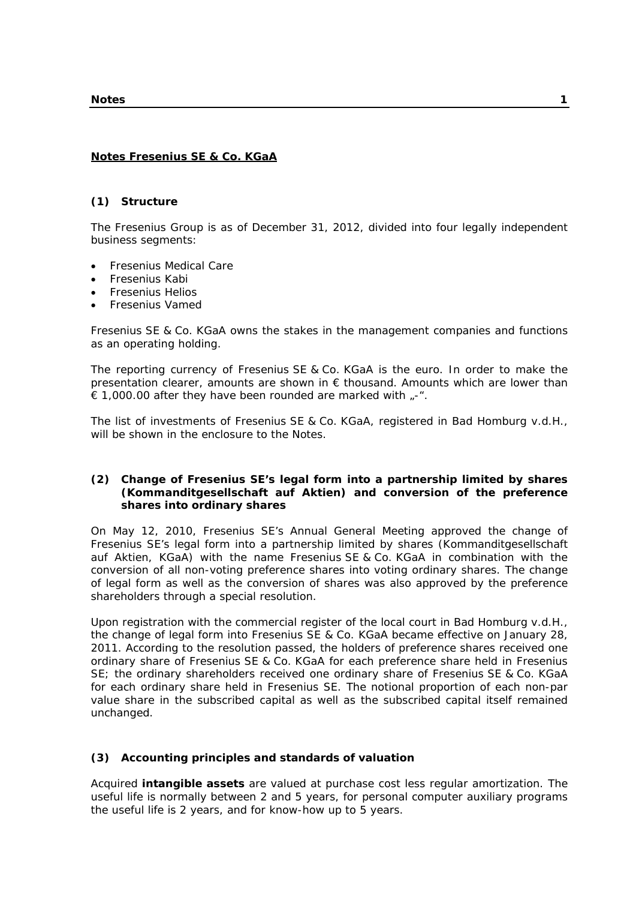## Notes Fresenius SE & Co. KGaA

### (1) Structure

The Fresenius Group is as of December 31, 2012, divided into four legally independent business segments:

- Fresenius Medical Care
- Fresenius Kabi
- Fresenius Helios
- Fresenius Vamed

Fresenius SE & Co. KGaA owns the stakes in the management companies and functions as an operating holding.

The reporting currency of Fresenius SE & Co. KGaA is the euro. In order to make the presentation clearer, amounts are shown in € thousand. Amounts which are lower than € 1,000.00 after they have been rounded are marked with „-“.

The list of investments of Fresenius SE & Co. KGaA, registered in Bad Homburg v.d.H., will be shown in the enclosure to the Notes.

### (2) Change of Fresenius SE's legal form into a partnership limited by shares (Kommanditgesellschaft auf Aktien) and conversion of the preference shares into ordinary shares

On May 12, 2010, Fresenius SE's Annual General Meeting approved the change of Fresenius SE's legal form into a partnership limited by shares (Kommanditgesellschaft auf Aktien, KGaA) with the name Fresenius SE & Co. KGaA in combination with the conversion of all non-voting preference shares into voting ordinary shares. The change of legal form as well as the conversion of shares was also approved by the preference shareholders through a special resolution.

Upon registration with the commercial register of the local court in Bad Homburg v.d.H., the change of legal form into Fresenius SE & Co. KGaA became effective on January 28, 2011. According to the resolution passed, the holders of preference shares received one ordinary share of Fresenius SE & Co. KGaA for each preference share held in Fresenius SE; the ordinary shareholders received one ordinary share of Fresenius SE & Co. KGaA for each ordinary share held in Fresenius SE. The notional proportion of each non-par value share in the subscribed capital as well as the subscribed capital itself remained unchanged.

### (3) Accounting principles and standards of valuation

Acquired **intangible assets** are valued at purchase cost less regular amortization. The useful life is normally between 2 and 5 years, for personal computer auxiliary programs the useful life is 2 years, and for know-how up to 5 years.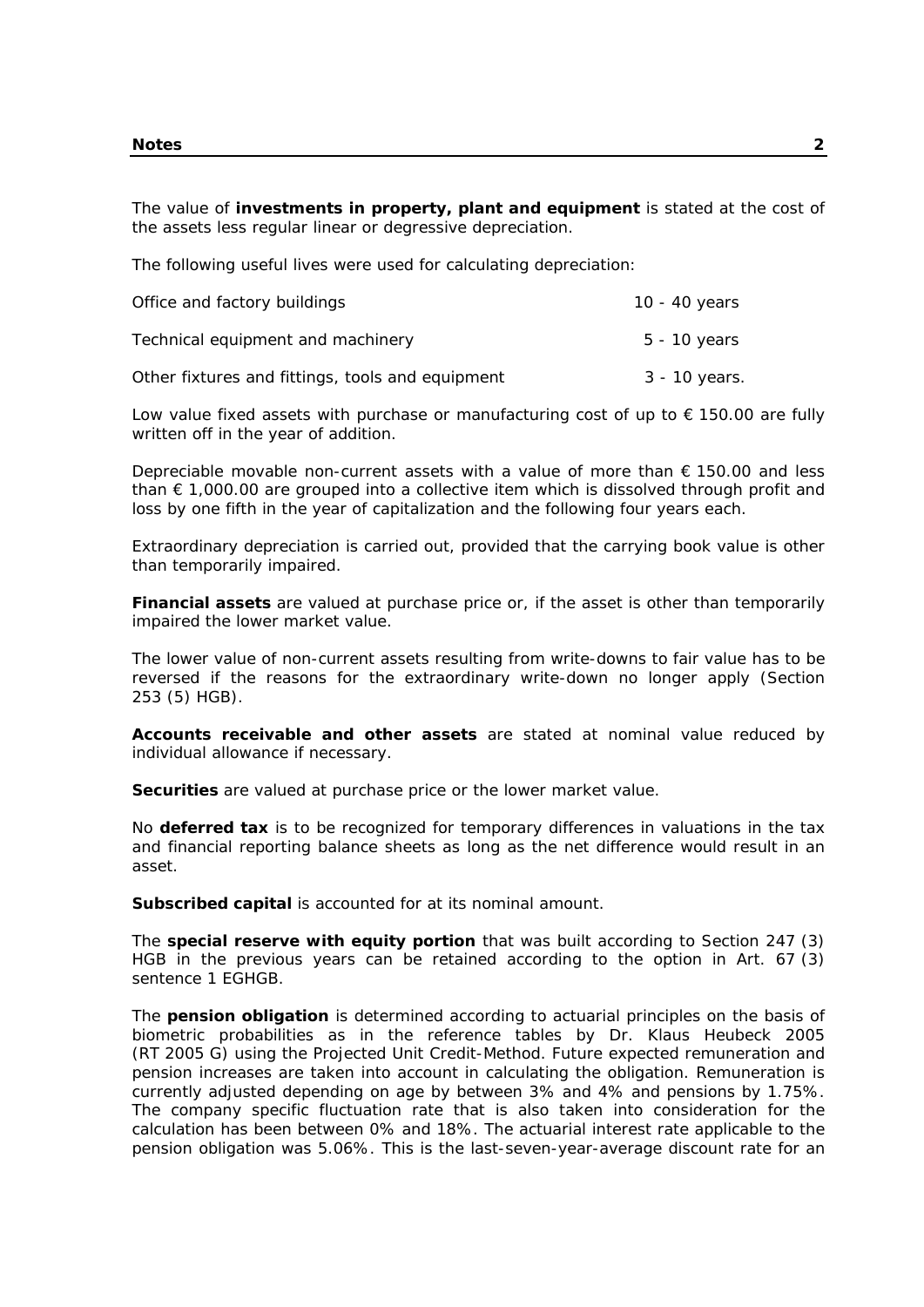The value of **investments in property, plant and equipment** is stated at the cost of the assets less regular linear or degressive depreciation.

The following useful lives were used for calculating depreciation:

| | |
|---|---|
| Office and factory buildings | 10 - 40 years |
| Technical equipment and machinery | 5 - 10 years |
| Other fixtures and fittings, tools and equipment | 3 - 10 years. |

Low value fixed assets with purchase or manufacturing cost of up to € 150.00 are fully written off in the year of addition.

Depreciable movable non-current assets with a value of more than € 150.00 and less than € 1,000.00 are grouped into a collective item which is dissolved through profit and loss by one fifth in the year of capitalization and the following four years each.

Extraordinary depreciation is carried out, provided that the carrying book value is other than temporarily impaired.

**Financial assets** are valued at purchase price or, if the asset is other than temporarily impaired the lower market value.

The lower value of non-current assets resulting from write-downs to fair value has to be reversed if the reasons for the extraordinary write-down no longer apply (Section 253 (5) HGB).

**Accounts receivable and other assets** are stated at nominal value reduced by individual allowance if necessary.

**Securities** are valued at purchase price or the lower market value.

No **deferred tax** is to be recognized for temporary differences in valuations in the tax and financial reporting balance sheets as long as the net difference would result in an asset.

**Subscribed capital** is accounted for at its nominal amount.

The **special reserve with equity portion** that was built according to Section 247 (3) HGB in the previous years can be retained according to the option in Art. 67 (3) sentence 1 EGHGB.

The **pension obligation** is determined according to actuarial principles on the basis of biometric probabilities as in the reference tables by Dr. Klaus Heubeck 2005 (RT 2005 G) using the Projected Unit Credit-Method. Future expected remuneration and pension increases are taken into account in calculating the obligation. Remuneration is currently adjusted depending on age by between 3% and 4% and pensions by 1.75%. The company specific fluctuation rate that is also taken into consideration for the calculation has been between 0% and 18%. The actuarial interest rate applicable to the pension obligation was 5.06%. This is the last-seven-year-average discount rate for an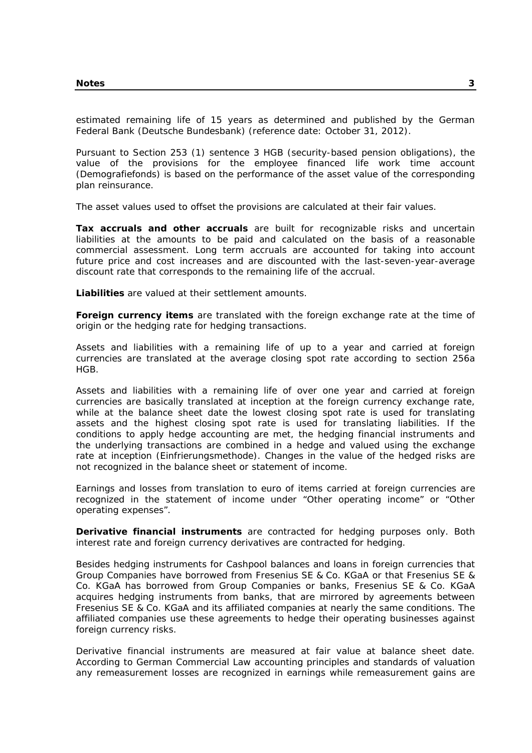estimated remaining life of 15 years as determined and published by the German Federal Bank (Deutsche Bundesbank) (reference date: October 31, 2012).

Pursuant to Section 253 (1) sentence 3 HGB (security-based pension obligations), the value of the provisions for the employee financed life work time account (Demografiefonds) is based on the performance of the asset value of the corresponding plan reinsurance.

The asset values used to offset the provisions are calculated at their fair values.

**Tax accruals and other accruals** are built for recognizable risks and uncertain liabilities at the amounts to be paid and calculated on the basis of a reasonable commercial assessment. Long term accruals are accounted for taking into account future price and cost increases and are discounted with the last-seven-year-average discount rate that corresponds to the remaining life of the accrual.

**Liabilities** are valued at their settlement amounts.

**Foreign currency items** are translated with the foreign exchange rate at the time of origin or the hedging rate for hedging transactions.

Assets and liabilities with a remaining life of up to a year and carried at foreign currencies are translated at the average closing spot rate according to section 256a HGB.

Assets and liabilities with a remaining life of over one year and carried at foreign currencies are basically translated at inception at the foreign currency exchange rate, while at the balance sheet date the lowest closing spot rate is used for translating assets and the highest closing spot rate is used for translating liabilities. If the conditions to apply hedge accounting are met, the hedging financial instruments and the underlying transactions are combined in a hedge and valued using the exchange rate at inception (Einfrierungsmethode). Changes in the value of the hedged risks are not recognized in the balance sheet or statement of income.

Earnings and losses from translation to euro of items carried at foreign currencies are recognized in the statement of income under "Other operating income" or "Other operating expenses".

**Derivative financial instruments** are contracted for hedging purposes only. Both interest rate and foreign currency derivatives are contracted for hedging.

Besides hedging instruments for Cashpool balances and loans in foreign currencies that Group Companies have borrowed from Fresenius SE & Co. KGaA or that Fresenius SE & Co. KGaA has borrowed from Group Companies or banks, Fresenius SE & Co. KGaA acquires hedging instruments from banks, that are mirrored by agreements between Fresenius SE & Co. KGaA and its affiliated companies at nearly the same conditions. The affiliated companies use these agreements to hedge their operating businesses against foreign currency risks.

Derivative financial instruments are measured at fair value at balance sheet date. According to German Commercial Law accounting principles and standards of valuation any remeasurement losses are recognized in earnings while remeasurement gains are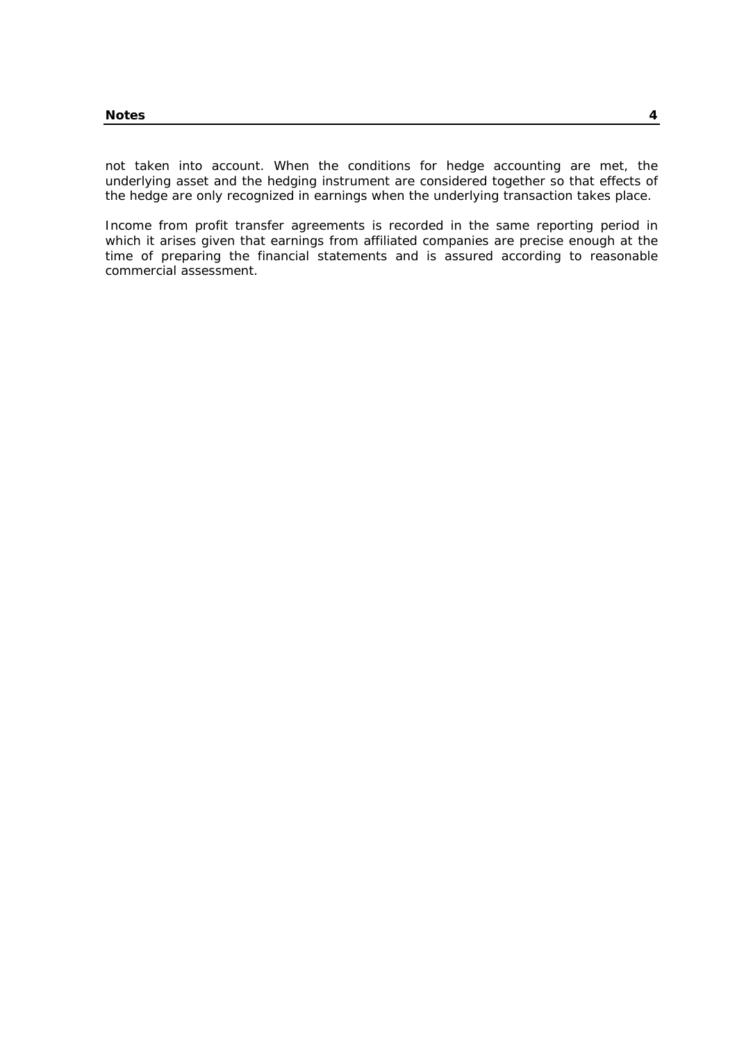not taken into account. When the conditions for hedge accounting are met, the underlying asset and the hedging instrument are considered together so that effects of the hedge are only recognized in earnings when the underlying transaction takes place.

Income from profit transfer agreements is recorded in the same reporting period in which it arises given that earnings from affiliated companies are precise enough at the time of preparing the financial statements and is assured according to reasonable commercial assessment.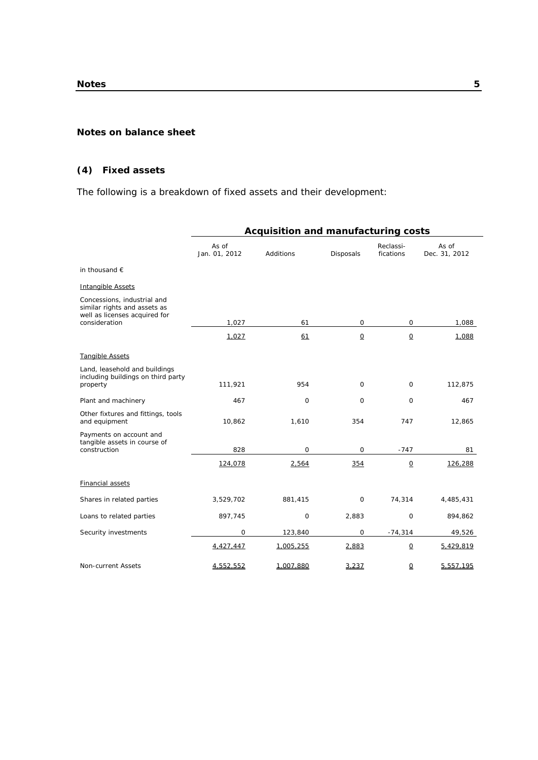## Notes on balance sheet

### (4) Fixed assets

The following is a breakdown of fixed assets and their development:

| | Acquisition and manufacturing costs | | | | |
|---|---|---|---|---|---|
| | As of Jan. 01, 2012 | Additions | Disposals | Reclassi-fications | As of Dec. 31, 2012 |
| in thousand € | | | | | |
| Intangible Assets | | | | | |
| Concessions, industrial and similar rights and assets as well as licenses acquired for consideration | 1,027 | 61 | 0 | 0 | 1,088 |
| | 1,027 | 61 | 0 | 0 | 1,088 |
| Tangible Assets | | | | | |
| Land, leasehold and buildings including buildings on third party property | 111,921 | 954 | 0 | 0 | 112,875 |
| Plant and machinery | 467 | 0 | 0 | 0 | 467 |
| Other fixtures and fittings, tools and equipment | 10,862 | 1,610 | 354 | 747 | 12,865 |
| Payments on account and tangible assets in course of construction | 828 | 0 | 0 | -747 | 81 |
| | 124,078 | 2,564 | 354 | 0 | 126,288 |
| Financial assets | | | | | |
| Shares in related parties | 3,529,702 | 881,415 | 0 | 74,314 | 4,485,431 |
| Loans to related parties | 897,745 | 0 | 2,883 | 0 | 894,862 |
| Security investments | 0 | 123,840 | 0 | -74,314 | 49,526 |
| | 4,427,447 | 1,005,255 | 2,883 | 0 | 5,429,819 |
| Non-current Assets | 4,552,552 | 1,007,880 | 3,237 | 0 | 5,557,195 |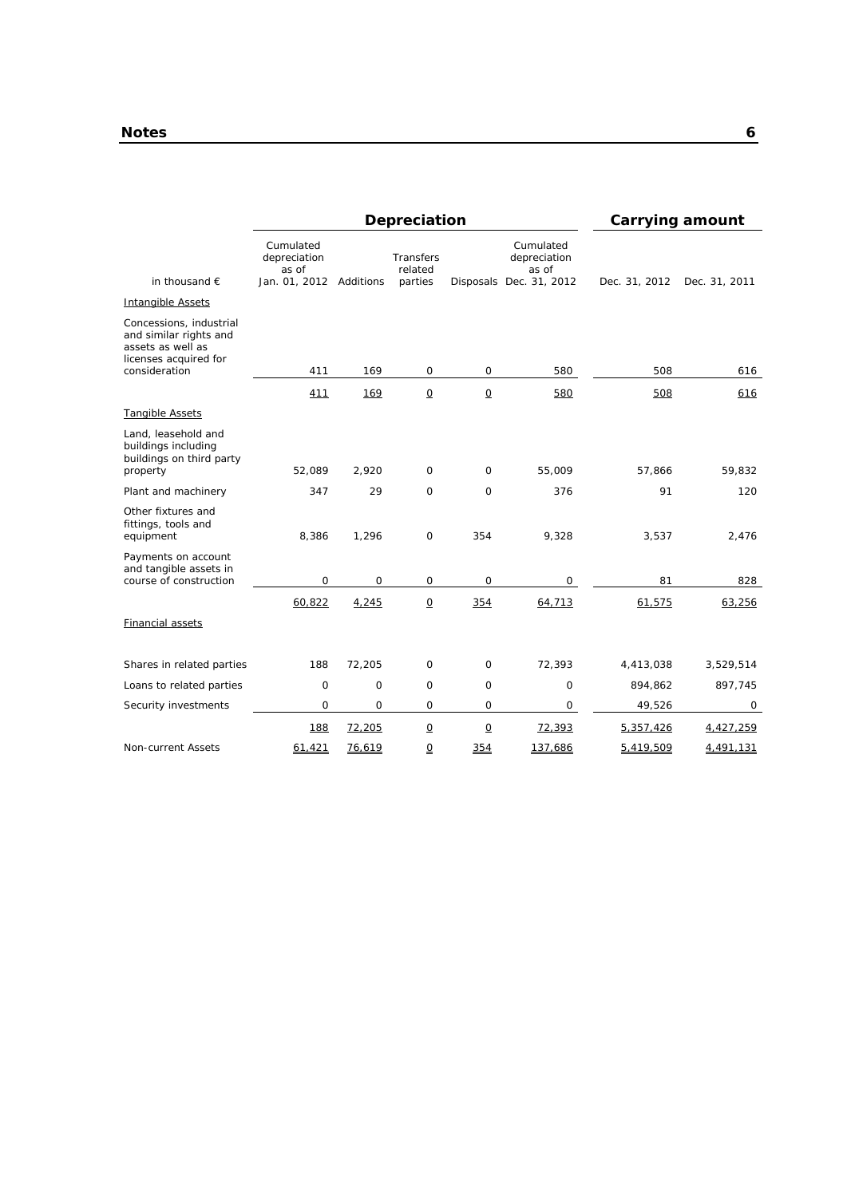| in thousand € | Depreciation | | | | | Carrying amount | |
|---|---|---|---|---|---|---|---|
| | Cumulated depreciation as of Jan. 01, 2012 | Additions | Transfers related parties | Disposals | Cumulated depreciation as of Dec. 31, 2012 | Dec. 31, 2012 | Dec. 31, 2011 |
| Intangible Assets | | | | | | | |
| Concessions, industrial and similar rights and assets as well as licenses acquired for consideration | 411 | 169 | 0 | 0 | 580 | 508 | 616 |
| | 411 | 169 | 0 | 0 | 580 | 508 | 616 |
| Tangible Assets | | | | | | | |
| Land, leasehold and buildings including buildings on third party property | 52,089 | 2,920 | 0 | 0 | 55,009 | 57,866 | 59,832 |
| Plant and machinery | 347 | 29 | 0 | 0 | 376 | 91 | 120 |
| Other fixtures and fittings, tools and equipment | 8,386 | 1,296 | 0 | 354 | 9,328 | 3,537 | 2,476 |
| Payments on account and tangible assets in course of construction | 0 | 0 | 0 | 0 | 0 | 81 | 828 |
| | 60,822 | 4,245 | 0 | 354 | 64,713 | 61,575 | 63,256 |
| Financial assets | | | | | | | |
| Shares in related parties | 188 | 72,205 | 0 | 0 | 72,393 | 4,413,038 | 3,529,514 |
| Loans to related parties | 0 | 0 | 0 | 0 | 0 | 894,862 | 897,745 |
| Security investments | 0 | 0 | 0 | 0 | 0 | 49,526 | 0 |
| | 188 | 72,205 | 0 | 0 | 72,393 | 5,357,426 | 4,427,259 |
| Non-current Assets | 61,421 | 76,619 | 0 | 354 | 137,686 | 5,419,509 | 4,491,131 |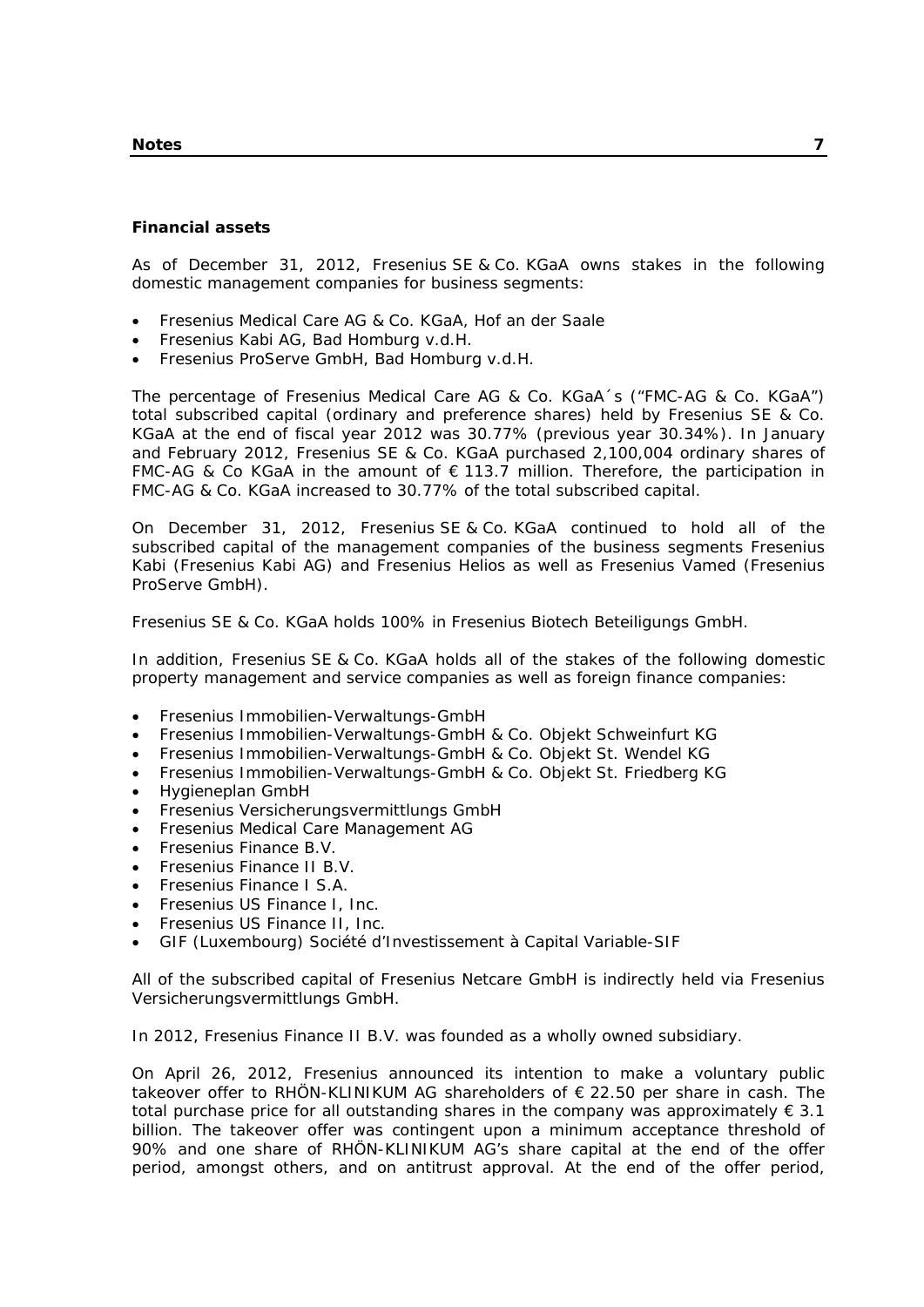**Financial assets**

As of December 31, 2012, Fresenius SE & Co. KGaA owns stakes in the following domestic management companies for business segments:

- Fresenius Medical Care AG & Co. KGaA, Hof an der Saale
- Fresenius Kabi AG, Bad Homburg v.d.H.
- Fresenius ProServe GmbH, Bad Homburg v.d.H.

The percentage of Fresenius Medical Care AG & Co. KGaA´s ("FMC-AG & Co. KGaA") total subscribed capital (ordinary and preference shares) held by Fresenius SE & Co. KGaA at the end of fiscal year 2012 was 30.77% (previous year 30.34%). In January and February 2012, Fresenius SE & Co. KGaA purchased 2,100,004 ordinary shares of FMC-AG & Co KGaA in the amount of € 113.7 million. Therefore, the participation in FMC-AG & Co. KGaA increased to 30.77% of the total subscribed capital.

On December 31, 2012, Fresenius SE & Co. KGaA continued to hold all of the subscribed capital of the management companies of the business segments Fresenius Kabi (Fresenius Kabi AG) and Fresenius Helios as well as Fresenius Vamed (Fresenius ProServe GmbH).

Fresenius SE & Co. KGaA holds 100% in Fresenius Biotech Beteiligungs GmbH.

In addition, Fresenius SE & Co. KGaA holds all of the stakes of the following domestic property management and service companies as well as foreign finance companies:

- Fresenius Immobilien-Verwaltungs-GmbH
- Fresenius Immobilien-Verwaltungs-GmbH & Co. Objekt Schweinfurt KG
- Fresenius Immobilien-Verwaltungs-GmbH & Co. Objekt St. Wendel KG
- Fresenius Immobilien-Verwaltungs-GmbH & Co. Objekt St. Friedberg KG
- Hygieneplan GmbH
- Fresenius Versicherungsvermittlungs GmbH
- Fresenius Medical Care Management AG
- Fresenius Finance B.V.
- Fresenius Finance II B.V.
- Fresenius Finance I S.A.
- Fresenius US Finance I, Inc.
- Fresenius US Finance II, Inc.
- GIF (Luxembourg) Société d'Investissement à Capital Variable-SIF

All of the subscribed capital of Fresenius Netcare GmbH is indirectly held via Fresenius Versicherungsvermittlungs GmbH.

In 2012, Fresenius Finance II B.V. was founded as a wholly owned subsidiary.

On April 26, 2012, Fresenius announced its intention to make a voluntary public takeover offer to RHÖN-KLINIKUM AG shareholders of € 22.50 per share in cash. The total purchase price for all outstanding shares in the company was approximately € 3.1 billion. The takeover offer was contingent upon a minimum acceptance threshold of 90% and one share of RHÖN-KLINIKUM AG's share capital at the end of the offer period, amongst others, and on antitrust approval. At the end of the offer period,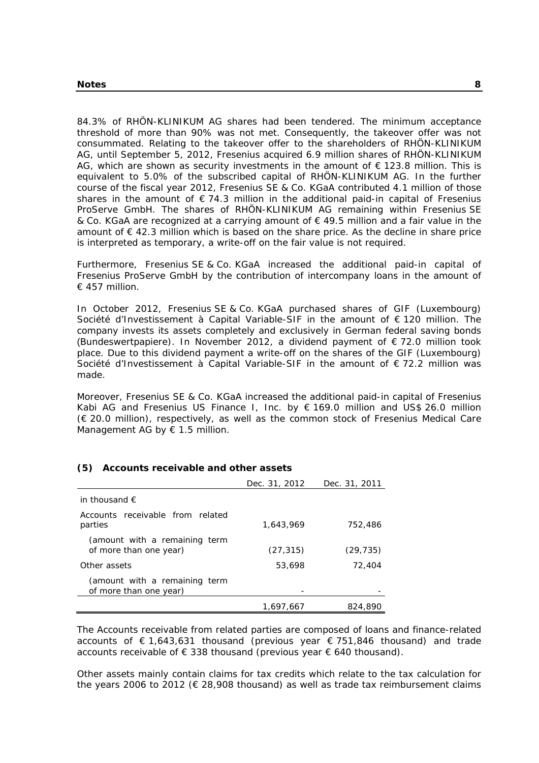84.3% of RHÖN-KLINIKUM AG shares had been tendered. The minimum acceptance threshold of more than 90% was not met. Consequently, the takeover offer was not consummated. Relating to the takeover offer to the shareholders of RHÖN-KLINIKUM AG, until September 5, 2012, Fresenius acquired 6.9 million shares of RHÖN-KLINIKUM AG, which are shown as security investments in the amount of € 123.8 million. This is equivalent to 5.0% of the subscribed capital of RHÖN-KLINIKUM AG. In the further course of the fiscal year 2012, Fresenius SE & Co. KGaA contributed 4.1 million of those shares in the amount of € 74.3 million in the additional paid-in capital of Fresenius ProServe GmbH. The shares of RHÖN-KLINIKUM AG remaining within Fresenius SE & Co. KGaA are recognized at a carrying amount of € 49.5 million and a fair value in the amount of € 42.3 million which is based on the share price. As the decline in share price is interpreted as temporary, a write-off on the fair value is not required.

Furthermore, Fresenius SE & Co. KGaA increased the additional paid-in capital of Fresenius ProServe GmbH by the contribution of intercompany loans in the amount of € 457 million.

In October 2012, Fresenius SE & Co. KGaA purchased shares of GIF (Luxembourg) Société d'Investissement à Capital Variable-SIF in the amount of € 120 million. The company invests its assets completely and exclusively in German federal saving bonds (Bundeswertpapiere). In November 2012, a dividend payment of € 72.0 million took place. Due to this dividend payment a write-off on the shares of the GIF (Luxembourg) Société d'Investissement à Capital Variable-SIF in the amount of € 72.2 million was made.

Moreover, Fresenius SE & Co. KGaA increased the additional paid-in capital of Fresenius Kabi AG and Fresenius US Finance I, Inc. by € 169.0 million and US$ 26.0 million (€ 20.0 million), respectively, as well as the common stock of Fresenius Medical Care Management AG by € 1.5 million.

## (5) Accounts receivable and other assets

| | Dec. 31, 2012 | Dec. 31, 2011 |
|---|---|---|
| in thousand € | | |
| Accounts receivable from related parties | 1,643,969 | 752,486 |
| (amount with a remaining term of more than one year) | (27,315) | (29,735) |
| Other assets | 53,698 | 72,404 |
| (amount with a remaining term of more than one year) | - | - |
| | 1,697,667 | 824,890 |

The Accounts receivable from related parties are composed of loans and finance-related accounts of € 1,643,631 thousand (previous year € 751,846 thousand) and trade accounts receivable of € 338 thousand (previous year € 640 thousand).

Other assets mainly contain claims for tax credits which relate to the tax calculation for the years 2006 to 2012 (€ 28,908 thousand) as well as trade tax reimbursement claims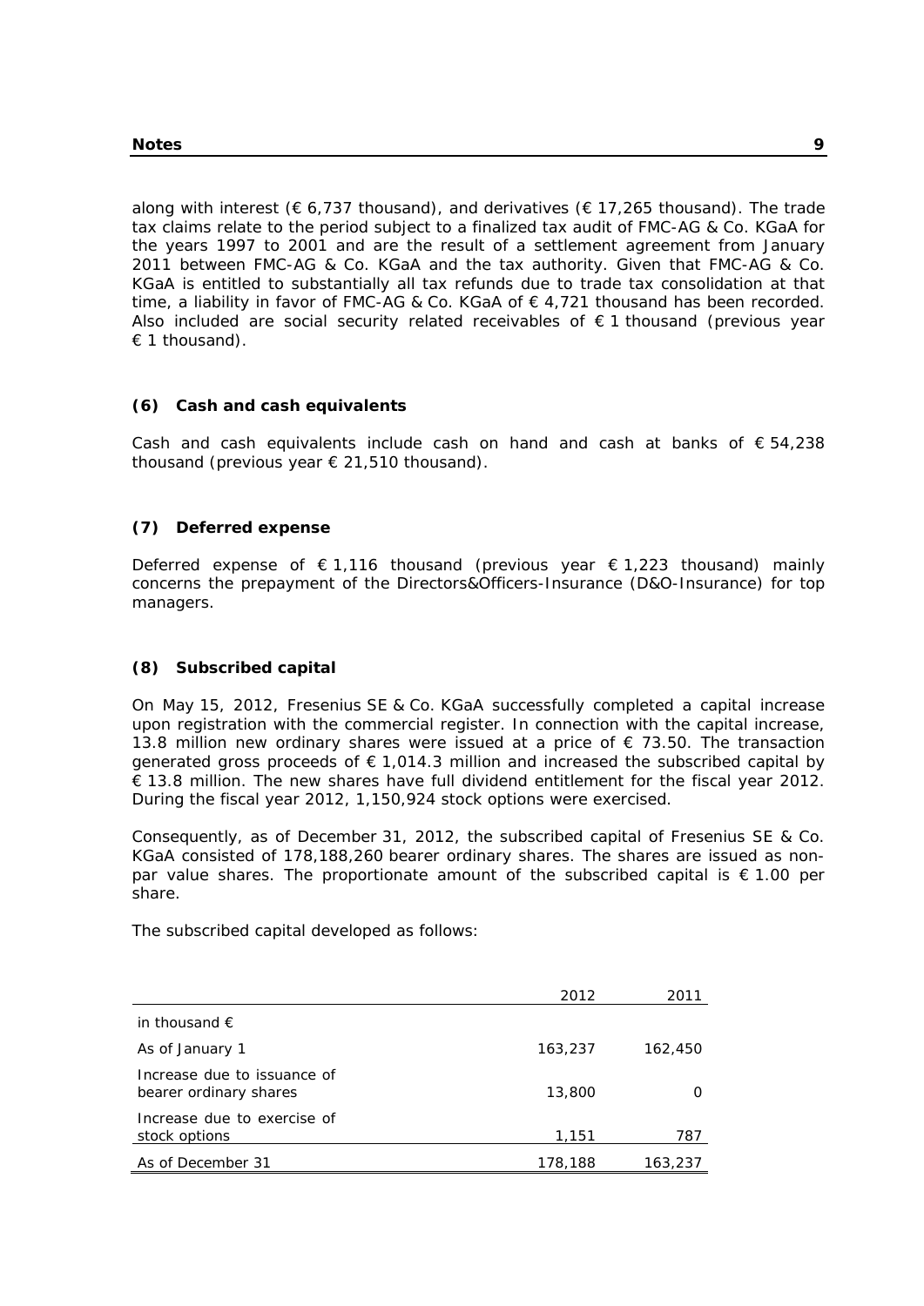along with interest (€ 6,737 thousand), and derivatives (€ 17,265 thousand). The trade tax claims relate to the period subject to a finalized tax audit of FMC-AG & Co. KGaA for the years 1997 to 2001 and are the result of a settlement agreement from January 2011 between FMC-AG & Co. KGaA and the tax authority. Given that FMC-AG & Co. KGaA is entitled to substantially all tax refunds due to trade tax consolidation at that time, a liability in favor of FMC-AG & Co. KGaA of € 4,721 thousand has been recorded. Also included are social security related receivables of € 1 thousand (previous year € 1 thousand).

### (6) Cash and cash equivalents

Cash and cash equivalents include cash on hand and cash at banks of € 54,238 thousand (previous year € 21,510 thousand).

### (7) Deferred expense

Deferred expense of € 1,116 thousand (previous year € 1,223 thousand) mainly concerns the prepayment of the Directors&Officers-Insurance (D&O-Insurance) for top managers.

### (8) Subscribed capital

On May 15, 2012, Fresenius SE & Co. KGaA successfully completed a capital increase upon registration with the commercial register. In connection with the capital increase, 13.8 million new ordinary shares were issued at a price of € 73.50. The transaction generated gross proceeds of € 1,014.3 million and increased the subscribed capital by € 13.8 million. The new shares have full dividend entitlement for the fiscal year 2012. During the fiscal year 2012, 1,150,924 stock options were exercised.

Consequently, as of December 31, 2012, the subscribed capital of Fresenius SE & Co. KGaA consisted of 178,188,260 bearer ordinary shares. The shares are issued as non-par value shares. The proportionate amount of the subscribed capital is € 1.00 per share.

The subscribed capital developed as follows:

| | 2012 | 2011 |
|---|---|---|
| in thousand € | | |
| As of January 1 | 163,237 | 162,450 |
| Increase due to issuance of bearer ordinary shares | 13,800 | 0 |
| Increase due to exercise of stock options | 1,151 | 787 |
| As of December 31 | 178,188 | 163,237 |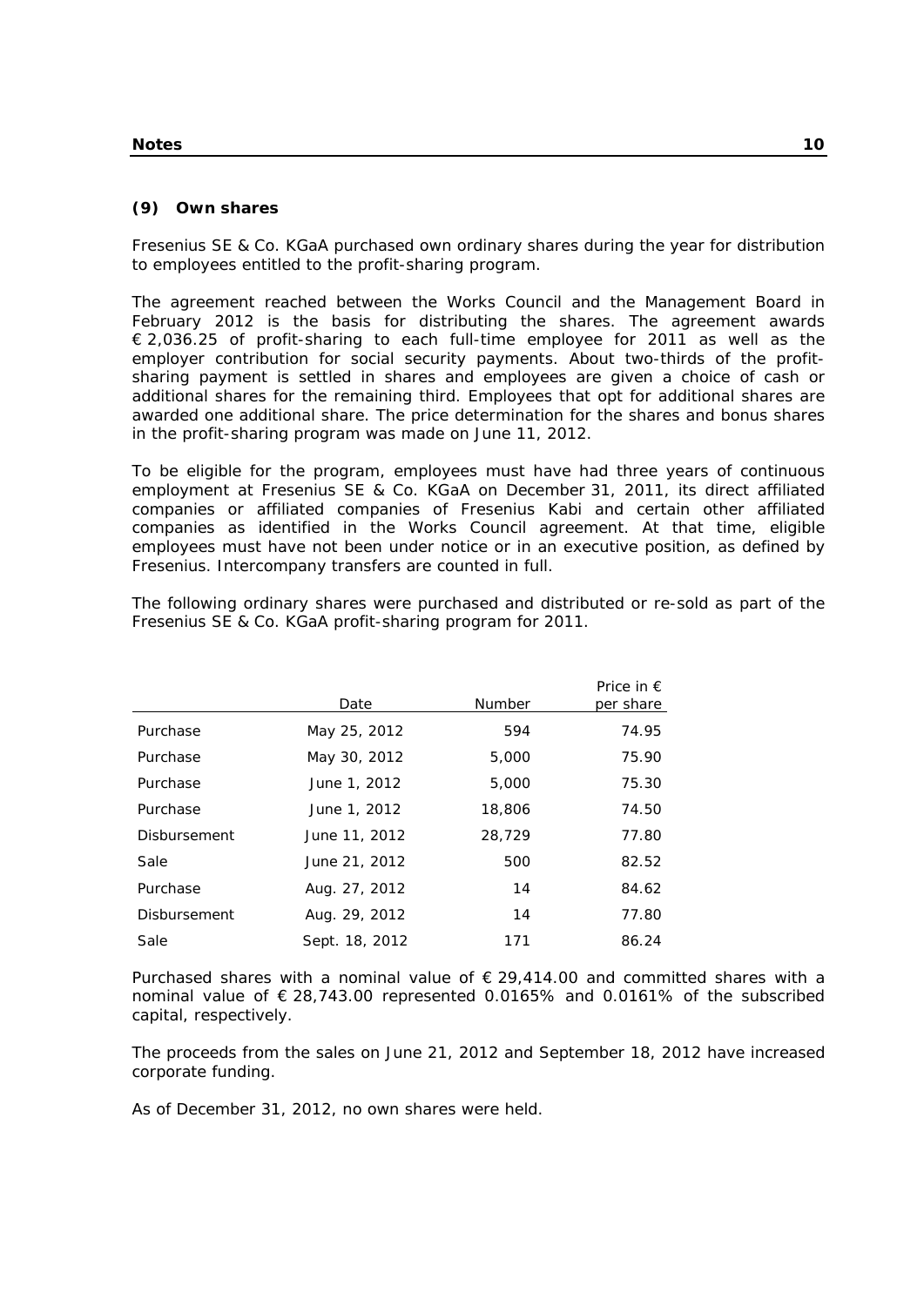### (9) Own shares

Fresenius SE & Co. KGaA purchased own ordinary shares during the year for distribution to employees entitled to the profit-sharing program.

The agreement reached between the Works Council and the Management Board in February 2012 is the basis for distributing the shares. The agreement awards € 2,036.25 of profit-sharing to each full-time employee for 2011 as well as the employer contribution for social security payments. About two-thirds of the profit-sharing payment is settled in shares and employees are given a choice of cash or additional shares for the remaining third. Employees that opt for additional shares are awarded one additional share. The price determination for the shares and bonus shares in the profit-sharing program was made on June 11, 2012.

To be eligible for the program, employees must have had three years of continuous employment at Fresenius SE & Co. KGaA on December 31, 2011, its direct affiliated companies or affiliated companies of Fresenius Kabi and certain other affiliated companies as identified in the Works Council agreement. At that time, eligible employees must have not been under notice or in an executive position, as defined by Fresenius. Intercompany transfers are counted in full.

The following ordinary shares were purchased and distributed or re-sold as part of the Fresenius SE & Co. KGaA profit-sharing program for 2011.

| | Date | Number | Price in € per share |
|---|---|---|---|
| Purchase | May 25, 2012 | 594 | 74.95 |
| Purchase | May 30, 2012 | 5,000 | 75.90 |
| Purchase | June 1, 2012 | 5,000 | 75.30 |
| Purchase | June 1, 2012 | 18,806 | 74.50 |
| Disbursement | June 11, 2012 | 28,729 | 77.80 |
| Sale | June 21, 2012 | 500 | 82.52 |
| Purchase | Aug. 27, 2012 | 14 | 84.62 |
| Disbursement | Aug. 29, 2012 | 14 | 77.80 |
| Sale | Sept. 18, 2012 | 171 | 86.24 |

Purchased shares with a nominal value of € 29,414.00 and committed shares with a nominal value of € 28,743.00 represented 0.0165% and 0.0161% of the subscribed capital, respectively.

The proceeds from the sales on June 21, 2012 and September 18, 2012 have increased corporate funding.

As of December 31, 2012, no own shares were held.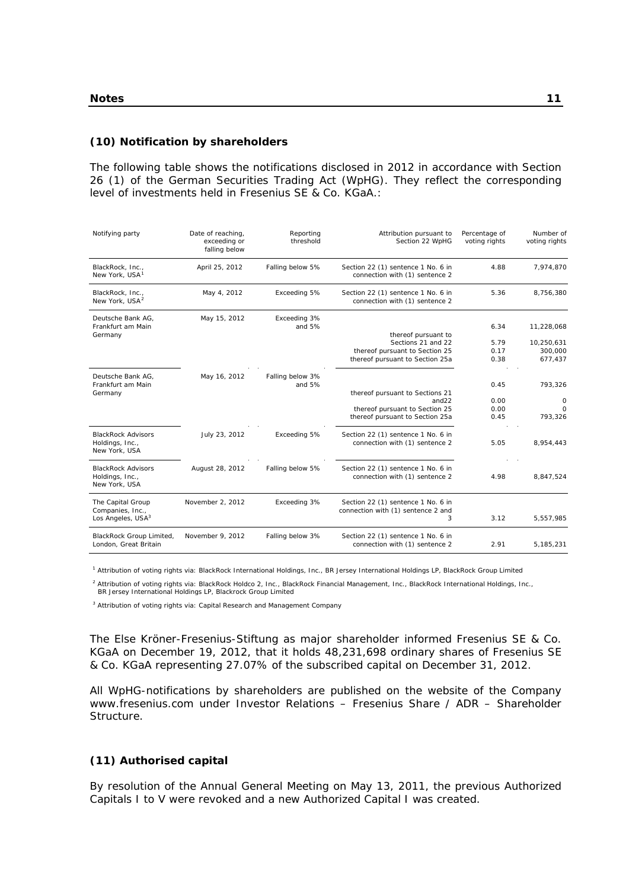### (10) Notification by shareholders

The following table shows the notifications disclosed in 2012 in accordance with Section 26 (1) of the German Securities Trading Act (WpHG). They reflect the corresponding level of investments held in Fresenius SE & Co. KGaA.:

| Notifying party | Date of reaching, exceeding or falling below | Reporting threshold | Attribution pursuant to Section 22 WpHG | Percentage of voting rights | Number of voting rights |
|---|---|---|---|---|---|
| BlackRock, Inc., New York, USA[1] | April 25, 2012 | Falling below 5% | Section 22 (1) sentence 1 No. 6 in connection with (1) sentence 2 | 4.88 | 7,974,870 |
| BlackRock, Inc., New York, USA[2] | May 4, 2012 | Exceeding 5% | Section 22 (1) sentence 1 No. 6 in connection with (1) sentence 2 | 5.36 | 8,756,380 |
| Deutsche Bank AG, Frankfurt am Main Germany | May 15, 2012 | Exceeding 3% and 5% | | 6.34 | 11,228,068 |
| | | | thereof pursuant to Sections 21 and 22 | 5.79 | 10,250,631 |
| | | | thereof pursuant to Section 25 | 0.17 | 300,000 |
| | | | thereof pursuant to Section 25a | 0.38 | 677,437 |
| Deutsche Bank AG, Frankfurt am Main Germany | May 16, 2012 | Falling below 3% and 5% | | 0.45 | 793,326 |
| | | | thereof pursuant to Sections 21 and22 | 0.00 | 0 |
| | | | thereof pursuant to Section 25 | 0.00 | 0 |
| | | | thereof pursuant to Section 25a | 0.45 | 793,326 |
| BlackRock Advisors Holdings, Inc., New York, USA | July 23, 2012 | Exceeding 5% | Section 22 (1) sentence 1 No. 6 in connection with (1) sentence 2 | 5.05 | 8,954,443 |
| BlackRock Advisors Holdings, Inc., New York, USA | August 28, 2012 | Falling below 5% | Section 22 (1) sentence 1 No. 6 in connection with (1) sentence 2 | 4.98 | 8,847,524 |
| The Capital Group Companies, Inc., Los Angeles, USA[3] | November 2, 2012 | Exceeding 3% | Section 22 (1) sentence 1 No. 6 in connection with (1) sentence 2 and 3 | 3.12 | 5,557,985 |
| BlackRock Group Limited, London, Great Britain | November 9, 2012 | Falling below 3% | Section 22 (1) sentence 1 No. 6 in connection with (1) sentence 2 | 2.91 | 5,185,231 |

[1] Attribution of voting rights via: BlackRock International Holdings, Inc., BR Jersey International Holdings LP, BlackRock Group Limited

[2] Attribution of voting rights via: BlackRock Holdco 2, Inc., BlackRock Financial Management, Inc., BlackRock International Holdings, Inc., BR Jersey International Holdings LP, Blackrock Group Limited

[3] Attribution of voting rights via: Capital Research and Management Company

The Else Kröner-Fresenius-Stiftung as major shareholder informed Fresenius SE & Co. KGaA on December 19, 2012, that it holds 48,231,698 ordinary shares of Fresenius SE & Co. KGaA representing 27.07% of the subscribed capital on December 31, 2012.

All WpHG-notifications by shareholders are published on the website of the Company www.fresenius.com under Investor Relations – Fresenius Share / ADR – Shareholder Structure.

### (11) Authorised capital

By resolution of the Annual General Meeting on May 13, 2011, the previous Authorized Capitals I to V were revoked and a new Authorized Capital I was created.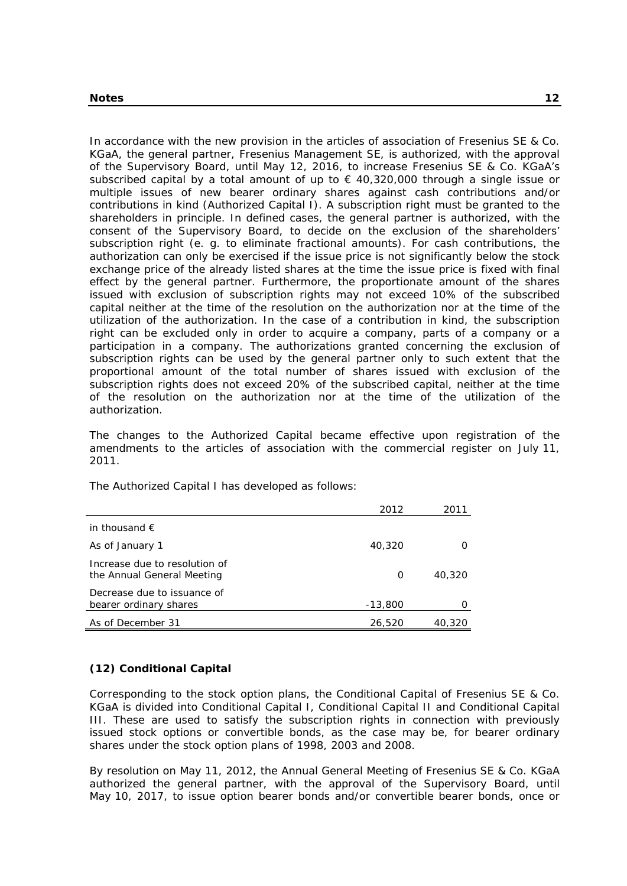In accordance with the new provision in the articles of association of Fresenius SE & Co. KGaA, the general partner, Fresenius Management SE, is authorized, with the approval of the Supervisory Board, until May 12, 2016, to increase Fresenius SE & Co. KGaA's subscribed capital by a total amount of up to € 40,320,000 through a single issue or multiple issues of new bearer ordinary shares against cash contributions and/or contributions in kind (Authorized Capital I). A subscription right must be granted to the shareholders in principle. In defined cases, the general partner is authorized, with the consent of the Supervisory Board, to decide on the exclusion of the shareholders' subscription right (e. g. to eliminate fractional amounts). For cash contributions, the authorization can only be exercised if the issue price is not significantly below the stock exchange price of the already listed shares at the time the issue price is fixed with final effect by the general partner. Furthermore, the proportionate amount of the shares issued with exclusion of subscription rights may not exceed 10% of the subscribed capital neither at the time of the resolution on the authorization nor at the time of the utilization of the authorization. In the case of a contribution in kind, the subscription right can be excluded only in order to acquire a company, parts of a company or a participation in a company. The authorizations granted concerning the exclusion of subscription rights can be used by the general partner only to such extent that the proportional amount of the total number of shares issued with exclusion of the subscription rights does not exceed 20% of the subscribed capital, neither at the time of the resolution on the authorization nor at the time of the utilization of the authorization.

The changes to the Authorized Capital became effective upon registration of the amendments to the articles of association with the commercial register on July 11, 2011.

The Authorized Capital I has developed as follows:

| | 2012 | 2011 |
|---|---|---|
| in thousand € | | |
| As of January 1 | 40,320 | 0 |
| Increase due to resolution of the Annual General Meeting | 0 | 40,320 |
| Decrease due to issuance of bearer ordinary shares | -13,800 | 0 |
| As of December 31 | 26,520 | 40,320 |

### (12) Conditional Capital

Corresponding to the stock option plans, the Conditional Capital of Fresenius SE & Co. KGaA is divided into Conditional Capital I, Conditional Capital II and Conditional Capital III. These are used to satisfy the subscription rights in connection with previously issued stock options or convertible bonds, as the case may be, for bearer ordinary shares under the stock option plans of 1998, 2003 and 2008.

By resolution on May 11, 2012, the Annual General Meeting of Fresenius SE & Co. KGaA authorized the general partner, with the approval of the Supervisory Board, until May 10, 2017, to issue option bearer bonds and/or convertible bearer bonds, once or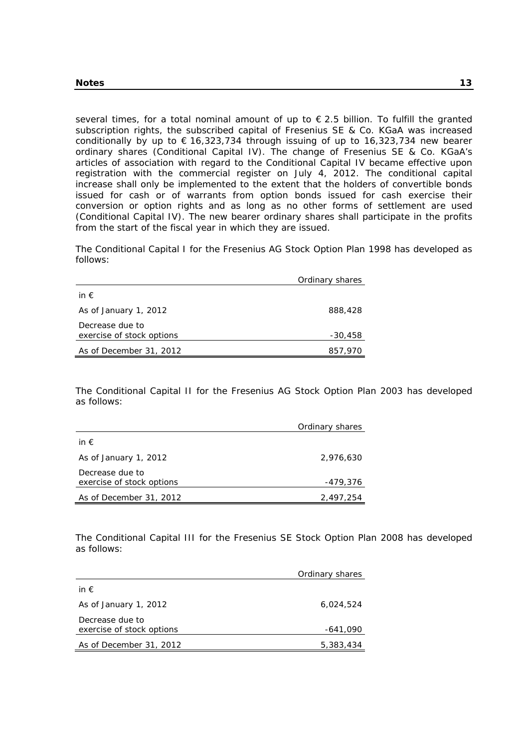several times, for a total nominal amount of up to € 2.5 billion. To fulfill the granted subscription rights, the subscribed capital of Fresenius SE & Co. KGaA was increased conditionally by up to € 16,323,734 through issuing of up to 16,323,734 new bearer ordinary shares (Conditional Capital IV). The change of Fresenius SE & Co. KGaA's articles of association with regard to the Conditional Capital IV became effective upon registration with the commercial register on July 4, 2012. The conditional capital increase shall only be implemented to the extent that the holders of convertible bonds issued for cash or of warrants from option bonds issued for cash exercise their conversion or option rights and as long as no other forms of settlement are used (Conditional Capital IV). The new bearer ordinary shares shall participate in the profits from the start of the fiscal year in which they are issued.

The Conditional Capital I for the Fresenius AG Stock Option Plan 1998 has developed as follows:

| | Ordinary shares |
|---|---|
| in € | |
| As of January 1, 2012 | 888,428 |
| Decrease due to exercise of stock options | -30,458 |
| As of December 31, 2012 | 857,970 |

The Conditional Capital II for the Fresenius AG Stock Option Plan 2003 has developed as follows:

| | Ordinary shares |
|---|---|
| in € | |
| As of January 1, 2012 | 2,976,630 |
| Decrease due to exercise of stock options | -479,376 |
| As of December 31, 2012 | 2,497,254 |

The Conditional Capital III for the Fresenius SE Stock Option Plan 2008 has developed as follows:

| | Ordinary shares |
|---|---|
| in € | |
| As of January 1, 2012 | 6,024,524 |
| Decrease due to exercise of stock options | -641,090 |
| As of December 31, 2012 | 5,383,434 |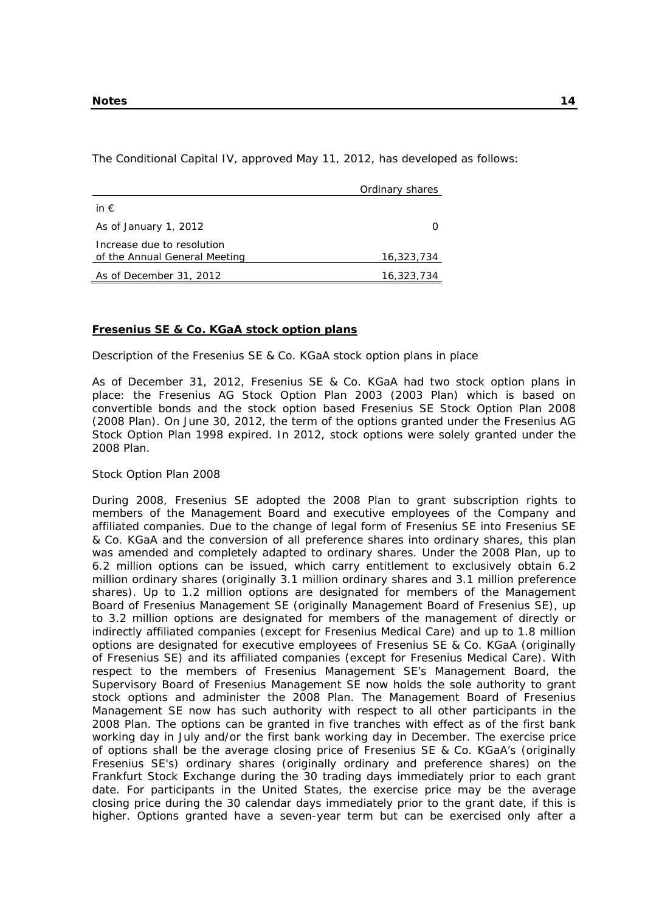The Conditional Capital IV, approved May 11, 2012, has developed as follows:

| | Ordinary shares |
|---|---|
| in € | |
| As of January 1, 2012 | 0 |
| Increase due to resolution of the Annual General Meeting | 16,323,734 |
| As of December 31, 2012 | 16,323,734 |

**Fresenius SE & Co. KGaA stock option plans**

*Description of the Fresenius SE & Co. KGaA stock option plans in place*

As of December 31, 2012, Fresenius SE & Co. KGaA had two stock option plans in place: the Fresenius AG Stock Option Plan 2003 (2003 Plan) which is based on convertible bonds and the stock option based Fresenius SE Stock Option Plan 2008 (2008 Plan). On June 30, 2012, the term of the options granted under the Fresenius AG Stock Option Plan 1998 expired. In 2012, stock options were solely granted under the 2008 Plan.

*Stock Option Plan 2008*

During 2008, Fresenius SE adopted the 2008 Plan to grant subscription rights to members of the Management Board and executive employees of the Company and affiliated companies. Due to the change of legal form of Fresenius SE into Fresenius SE & Co. KGaA and the conversion of all preference shares into ordinary shares, this plan was amended and completely adapted to ordinary shares. Under the 2008 Plan, up to 6.2 million options can be issued, which carry entitlement to exclusively obtain 6.2 million ordinary shares (originally 3.1 million ordinary shares and 3.1 million preference shares). Up to 1.2 million options are designated for members of the Management Board of Fresenius Management SE (originally Management Board of Fresenius SE), up to 3.2 million options are designated for members of the management of directly or indirectly affiliated companies (except for Fresenius Medical Care) and up to 1.8 million options are designated for executive employees of Fresenius SE & Co. KGaA (originally of Fresenius SE) and its affiliated companies (except for Fresenius Medical Care). With respect to the members of Fresenius Management SE's Management Board, the Supervisory Board of Fresenius Management SE now holds the sole authority to grant stock options and administer the 2008 Plan. The Management Board of Fresenius Management SE now has such authority with respect to all other participants in the 2008 Plan. The options can be granted in five tranches with effect as of the first bank working day in July and/or the first bank working day in December. The exercise price of options shall be the average closing price of Fresenius SE & Co. KGaA's (originally Fresenius SE's) ordinary shares (originally ordinary and preference shares) on the Frankfurt Stock Exchange during the 30 trading days immediately prior to each grant date. For participants in the United States, the exercise price may be the average closing price during the 30 calendar days immediately prior to the grant date, if this is higher. Options granted have a seven-year term but can be exercised only after a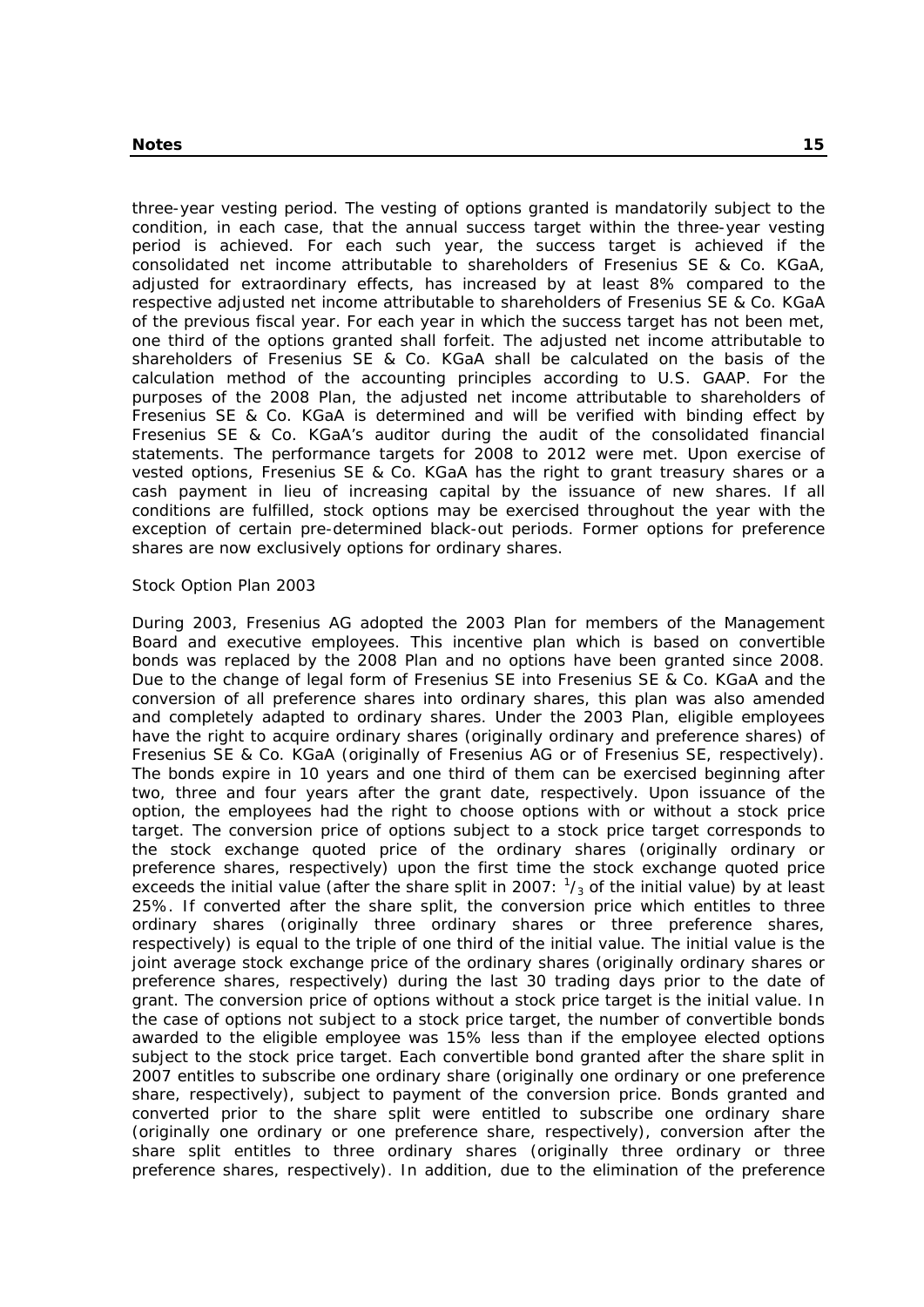three-year vesting period. The vesting of options granted is mandatorily subject to the condition, in each case, that the annual success target within the three-year vesting period is achieved. For each such year, the success target is achieved if the consolidated net income attributable to shareholders of Fresenius SE & Co. KGaA, adjusted for extraordinary effects, has increased by at least 8% compared to the respective adjusted net income attributable to shareholders of Fresenius SE & Co. KGaA of the previous fiscal year. For each year in which the success target has not been met, one third of the options granted shall forfeit. The adjusted net income attributable to shareholders of Fresenius SE & Co. KGaA shall be calculated on the basis of the calculation method of the accounting principles according to U.S. GAAP. For the purposes of the 2008 Plan, the adjusted net income attributable to shareholders of Fresenius SE & Co. KGaA is determined and will be verified with binding effect by Fresenius SE & Co. KGaA's auditor during the audit of the consolidated financial statements. The performance targets for 2008 to 2012 were met. Upon exercise of vested options, Fresenius SE & Co. KGaA has the right to grant treasury shares or a cash payment in lieu of increasing capital by the issuance of new shares. If all conditions are fulfilled, stock options may be exercised throughout the year with the exception of certain pre-determined black-out periods. Former options for preference shares are now exclusively options for ordinary shares.

*Stock Option Plan 2003*

During 2003, Fresenius AG adopted the 2003 Plan for members of the Management Board and executive employees. This incentive plan which is based on convertible bonds was replaced by the 2008 Plan and no options have been granted since 2008. Due to the change of legal form of Fresenius SE into Fresenius SE & Co. KGaA and the conversion of all preference shares into ordinary shares, this plan was also amended and completely adapted to ordinary shares. Under the 2003 Plan, eligible employees have the right to acquire ordinary shares (originally ordinary and preference shares) of Fresenius SE & Co. KGaA (originally of Fresenius AG or of Fresenius SE, respectively). The bonds expire in 10 years and one third of them can be exercised beginning after two, three and four years after the grant date, respectively. Upon issuance of the option, the employees had the right to choose options with or without a stock price target. The conversion price of options subject to a stock price target corresponds to the stock exchange quoted price of the ordinary shares (originally ordinary or preference shares, respectively) upon the first time the stock exchange quoted price exceeds the initial value (after the share split in 2007: $^{1}/_{3}$ of the initial value) by at least 25%. If converted after the share split, the conversion price which entitles to three ordinary shares (originally three ordinary shares or three preference shares, respectively) is equal to the triple of one third of the initial value. The initial value is the joint average stock exchange price of the ordinary shares (originally ordinary shares or preference shares, respectively) during the last 30 trading days prior to the date of grant. The conversion price of options without a stock price target is the initial value. In the case of options not subject to a stock price target, the number of convertible bonds awarded to the eligible employee was 15% less than if the employee elected options subject to the stock price target. Each convertible bond granted after the share split in 2007 entitles to subscribe one ordinary share (originally one ordinary or one preference share, respectively), subject to payment of the conversion price. Bonds granted and converted prior to the share split were entitled to subscribe one ordinary share (originally one ordinary or one preference share, respectively), conversion after the share split entitles to three ordinary shares (originally three ordinary or three preference shares, respectively). In addition, due to the elimination of the preference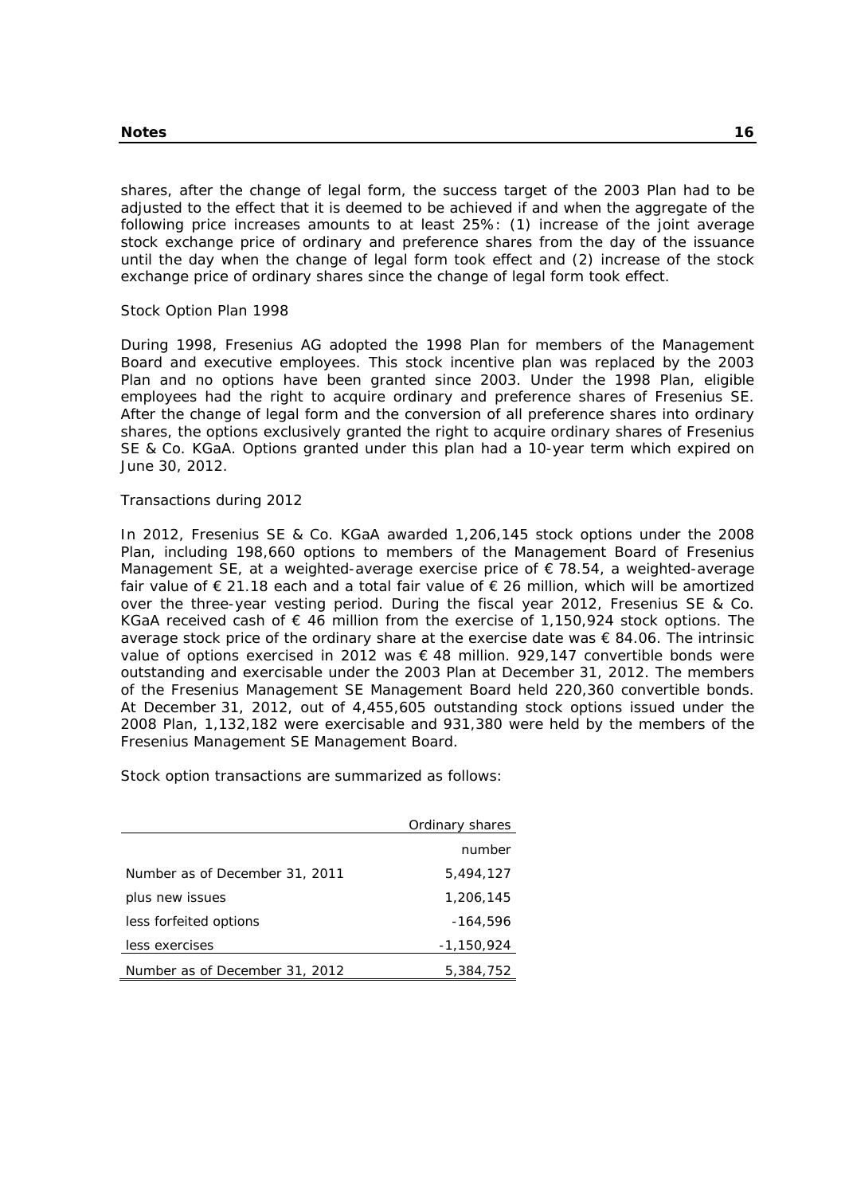shares, after the change of legal form, the success target of the 2003 Plan had to be adjusted to the effect that it is deemed to be achieved if and when the aggregate of the following price increases amounts to at least 25%: (1) increase of the joint average stock exchange price of ordinary and preference shares from the day of the issuance until the day when the change of legal form took effect and (2) increase of the stock exchange price of ordinary shares since the change of legal form took effect.

*Stock Option Plan 1998*

During 1998, Fresenius AG adopted the 1998 Plan for members of the Management Board and executive employees. This stock incentive plan was replaced by the 2003 Plan and no options have been granted since 2003. Under the 1998 Plan, eligible employees had the right to acquire ordinary and preference shares of Fresenius SE. After the change of legal form and the conversion of all preference shares into ordinary shares, the options exclusively granted the right to acquire ordinary shares of Fresenius SE & Co. KGaA. Options granted under this plan had a 10-year term which expired on June 30, 2012.

*Transactions during 2012*

In 2012, Fresenius SE & Co. KGaA awarded 1,206,145 stock options under the 2008 Plan, including 198,660 options to members of the Management Board of Fresenius Management SE, at a weighted-average exercise price of € 78.54, a weighted-average fair value of € 21.18 each and a total fair value of € 26 million, which will be amortized over the three-year vesting period. During the fiscal year 2012, Fresenius SE & Co. KGaA received cash of € 46 million from the exercise of 1,150,924 stock options. The average stock price of the ordinary share at the exercise date was € 84.06. The intrinsic value of options exercised in 2012 was € 48 million. 929,147 convertible bonds were outstanding and exercisable under the 2003 Plan at December 31, 2012. The members of the Fresenius Management SE Management Board held 220,360 convertible bonds. At December 31, 2012, out of 4,455,605 outstanding stock options issued under the 2008 Plan, 1,132,182 were exercisable and 931,380 were held by the members of the Fresenius Management SE Management Board.

Stock option transactions are summarized as follows:

| | Ordinary shares |
|---|---|
| | number |
| Number as of December 31, 2011 | 5,494,127 |
| plus new issues | 1,206,145 |
| less forfeited options | -164,596 |
| less exercises | -1,150,924 |
| Number as of December 31, 2012 | 5,384,752 |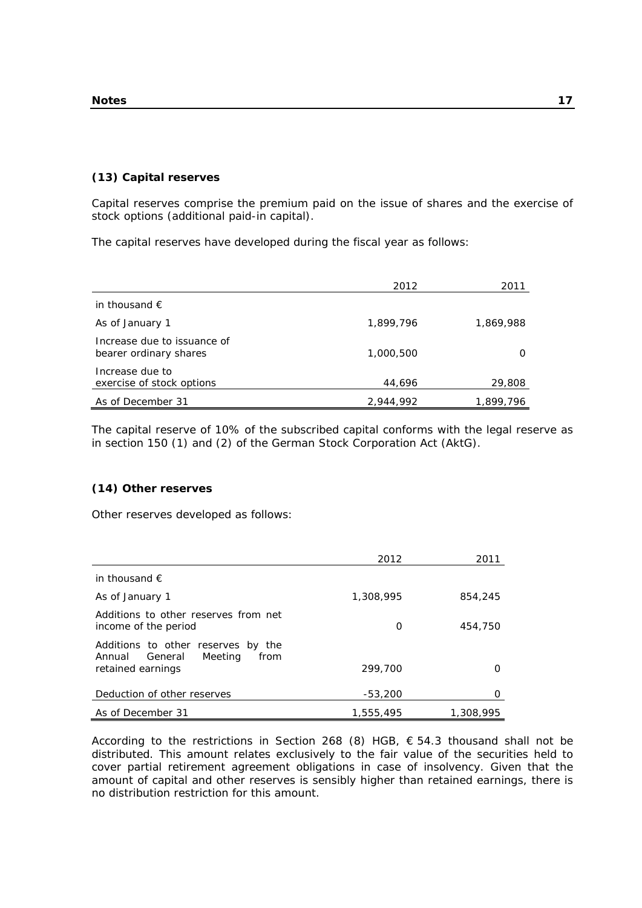### (13) Capital reserves

Capital reserves comprise the premium paid on the issue of shares and the exercise of stock options (additional paid-in capital).

The capital reserves have developed during the fiscal year as follows:

| | 2012 | 2011 |
|---|---|---|
| in thousand € | | |
| As of January 1 | 1,899,796 | 1,869,988 |
| Increase due to issuance of bearer ordinary shares | 1,000,500 | 0 |
| Increase due to exercise of stock options | 44,696 | 29,808 |
| As of December 31 | 2,944,992 | 1,899,796 |

The capital reserve of 10% of the subscribed capital conforms with the legal reserve as in section 150 (1) and (2) of the German Stock Corporation Act (AktG).

### (14) Other reserves

Other reserves developed as follows:

| | 2012 | 2011 |
|---|---|---|
| in thousand € | | |
| As of January 1 | 1,308,995 | 854,245 |
| Additions to other reserves from net income of the period | 0 | 454,750 |
| Additions to other reserves by the Annual General Meeting from retained earnings | 299,700 | 0 |
| Deduction of other reserves | -53,200 | 0 |
| As of December 31 | 1,555,495 | 1,308,995 |

According to the restrictions in Section 268 (8) HGB, € 54.3 thousand shall not be distributed. This amount relates exclusively to the fair value of the securities held to cover partial retirement agreement obligations in case of insolvency. Given that the amount of capital and other reserves is sensibly higher than retained earnings, there is no distribution restriction for this amount.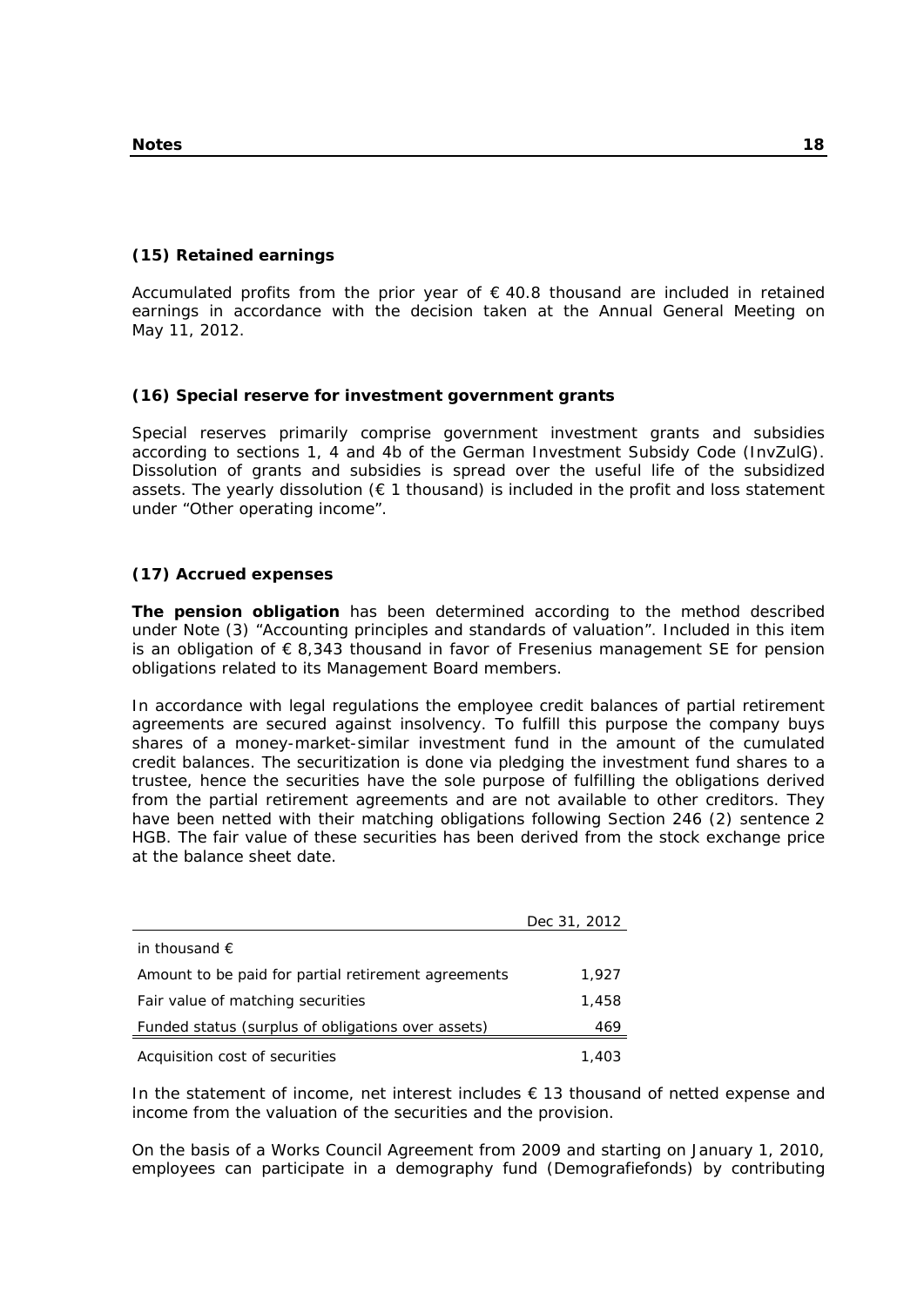### (15) Retained earnings

Accumulated profits from the prior year of € 40.8 thousand are included in retained earnings in accordance with the decision taken at the Annual General Meeting on May 11, 2012.

### (16) Special reserve for investment government grants

Special reserves primarily comprise government investment grants and subsidies according to sections 1, 4 and 4b of the German Investment Subsidy Code (InvZulG). Dissolution of grants and subsidies is spread over the useful life of the subsidized assets. The yearly dissolution (€ 1 thousand) is included in the profit and loss statement under "Other operating income".

### (17) Accrued expenses

**The pension obligation** has been determined according to the method described under Note (3) "Accounting principles and standards of valuation". Included in this item is an obligation of € 8,343 thousand in favor of Fresenius management SE for pension obligations related to its Management Board members.

In accordance with legal regulations the employee credit balances of partial retirement agreements are secured against insolvency. To fulfill this purpose the company buys shares of a money-market-similar investment fund in the amount of the cumulated credit balances. The securitization is done via pledging the investment fund shares to a trustee, hence the securities have the sole purpose of fulfilling the obligations derived from the partial retirement agreements and are not available to other creditors. They have been netted with their matching obligations following Section 246 (2) sentence 2 HGB. The fair value of these securities has been derived from the stock exchange price at the balance sheet date.

| | Dec 31, 2012 |
|---|---|
| in thousand € | |
| Amount to be paid for partial retirement agreements | 1,927 |
| Fair value of matching securities | 1,458 |
| Funded status (surplus of obligations over assets) | 469 |
| Acquisition cost of securities | 1,403 |

In the statement of income, net interest includes € 13 thousand of netted expense and income from the valuation of the securities and the provision.

On the basis of a Works Council Agreement from 2009 and starting on January 1, 2010, employees can participate in a demography fund (Demografiefonds) by contributing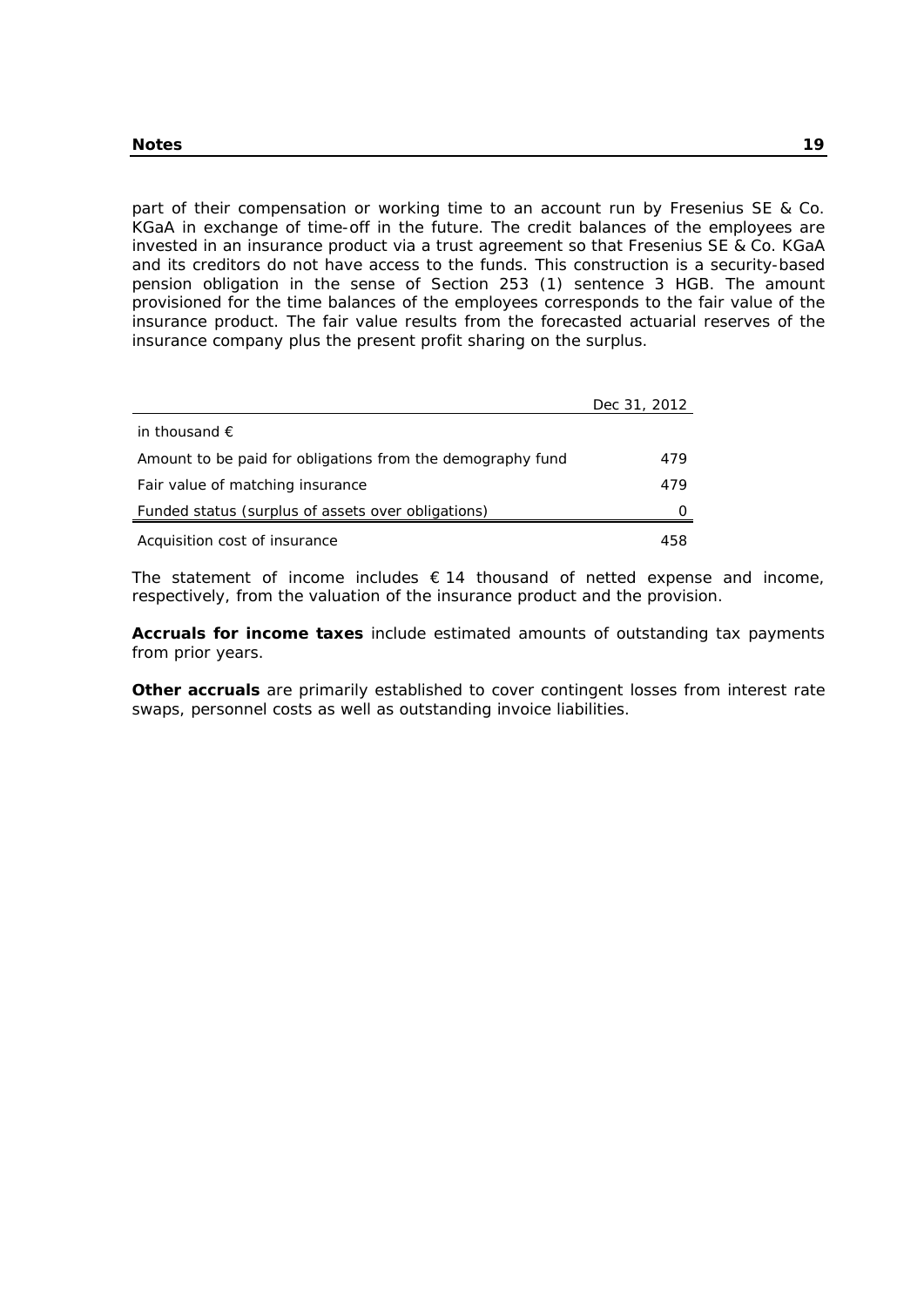part of their compensation or working time to an account run by Fresenius SE & Co. KGaA in exchange of time-off in the future. The credit balances of the employees are invested in an insurance product via a trust agreement so that Fresenius SE & Co. KGaA and its creditors do not have access to the funds. This construction is a security-based pension obligation in the sense of Section 253 (1) sentence 3 HGB. The amount provisioned for the time balances of the employees corresponds to the fair value of the insurance product. The fair value results from the forecasted actuarial reserves of the insurance company plus the present profit sharing on the surplus.

| | Dec 31, 2012 |
|---|---|
| in thousand € | |
| Amount to be paid for obligations from the demography fund | 479 |
| Fair value of matching insurance | 479 |
| Funded status (surplus of assets over obligations) | 0 |
| Acquisition cost of insurance | 458 |

The statement of income includes € 14 thousand of netted expense and income, respectively, from the valuation of the insurance product and the provision.

**Accruals for income taxes** include estimated amounts of outstanding tax payments from prior years.

**Other accruals** are primarily established to cover contingent losses from interest rate swaps, personnel costs as well as outstanding invoice liabilities.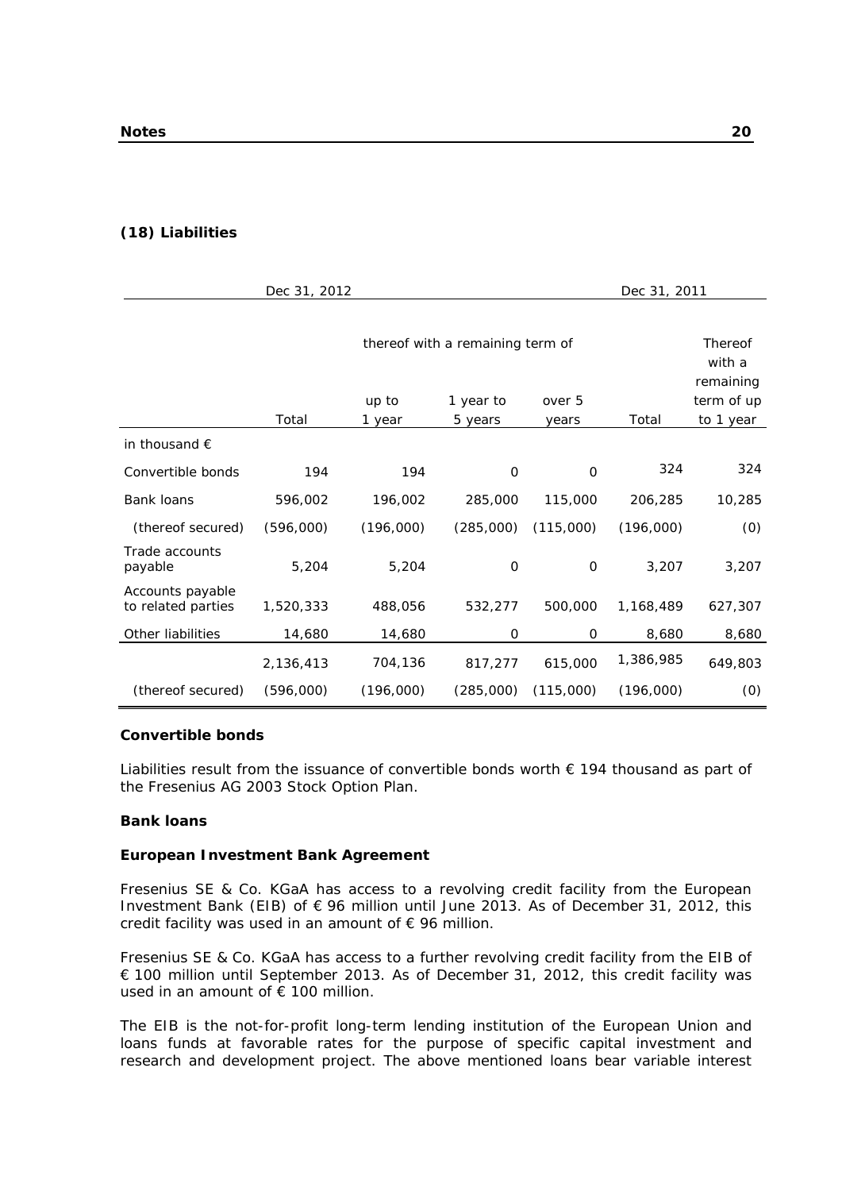## (18) Liabilities

| | Dec 31, 2012 | | | | Dec 31, 2011 | |
|---|---|---|---|---|---|---|
| | | thereof with a remaining term of | | | | Thereof with a remaining |
| | Total | up to 1 year | 1 year to 5 years | over 5 years | Total | term of up to 1 year |
| in thousand € | | | | | | |
| Convertible bonds | 194 | 194 | 0 | 0 | 324 | 324 |
| Bank loans | 596,002 | 196,002 | 285,000 | 115,000 | 206,285 | 10,285 |
| (thereof secured) | (596,000) | (196,000) | (285,000) | (115,000) | (196,000) | (0) |
| Trade accounts payable | 5,204 | 5,204 | 0 | 0 | 3,207 | 3,207 |
| Accounts payable to related parties | 1,520,333 | 488,056 | 532,277 | 500,000 | 1,168,489 | 627,307 |
| Other liabilities | 14,680 | 14,680 | 0 | 0 | 8,680 | 8,680 |
| | 2,136,413 | 704,136 | 817,277 | 615,000 | 1,386,985 | 649,803 |
| (thereof secured) | (596,000) | (196,000) | (285,000) | (115,000) | (196,000) | (0) |

### Convertible bonds

Liabilities result from the issuance of convertible bonds worth € 194 thousand as part of the Fresenius AG 2003 Stock Option Plan.

### Bank loans

**European Investment Bank Agreement**

Fresenius SE & Co. KGaA has access to a revolving credit facility from the European Investment Bank (EIB) of € 96 million until June 2013. As of December 31, 2012, this credit facility was used in an amount of € 96 million.

Fresenius SE & Co. KGaA has access to a further revolving credit facility from the EIB of € 100 million until September 2013. As of December 31, 2012, this credit facility was used in an amount of € 100 million.

The EIB is the not-for-profit long-term lending institution of the European Union and loans funds at favorable rates for the purpose of specific capital investment and research and development project. The above mentioned loans bear variable interest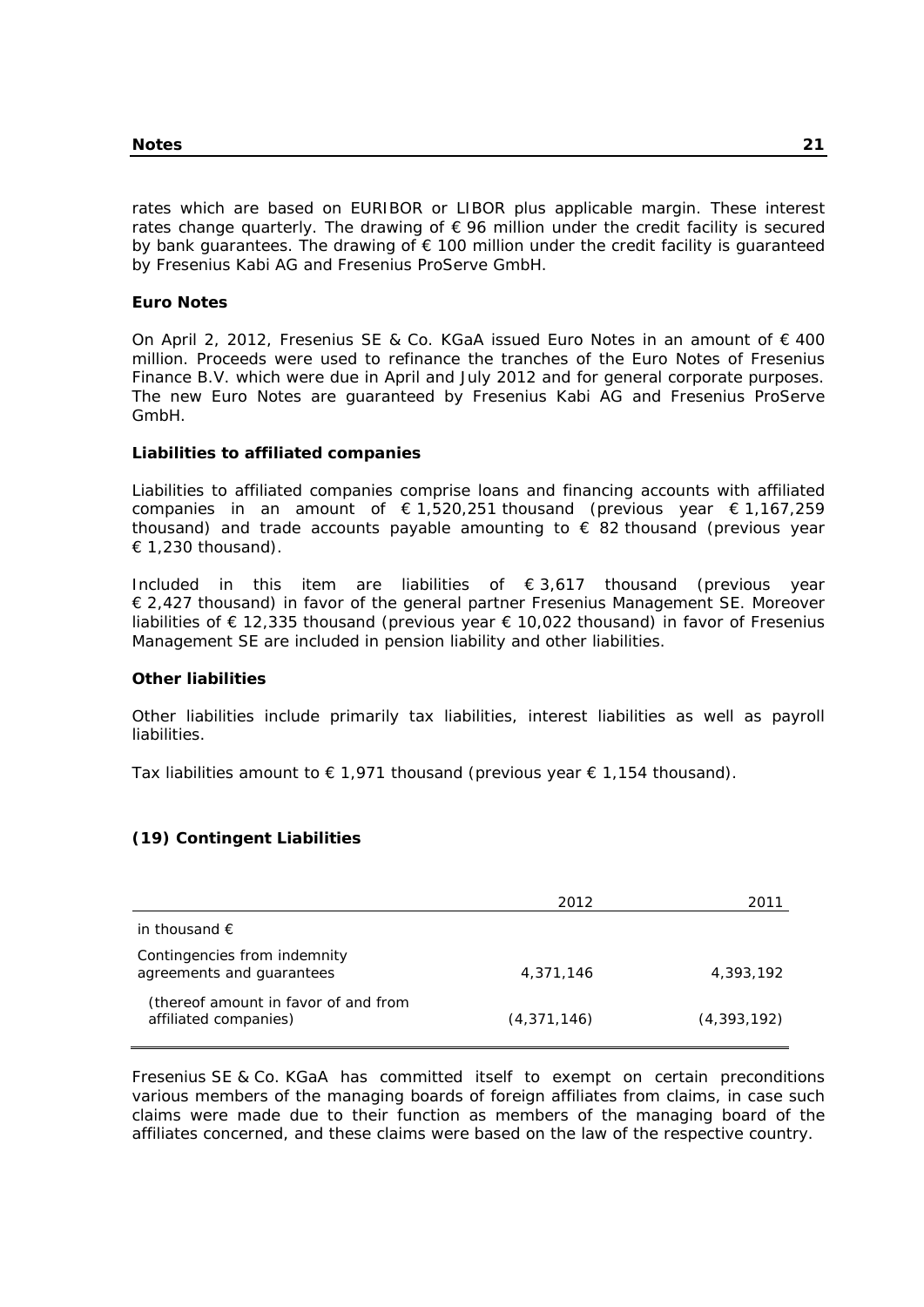rates which are based on EURIBOR or LIBOR plus applicable margin. These interest rates change quarterly. The drawing of € 96 million under the credit facility is secured by bank guarantees. The drawing of € 100 million under the credit facility is guaranteed by Fresenius Kabi AG and Fresenius ProServe GmbH.

**Euro Notes**

On April 2, 2012, Fresenius SE & Co. KGaA issued Euro Notes in an amount of € 400 million. Proceeds were used to refinance the tranches of the Euro Notes of Fresenius Finance B.V. which were due in April and July 2012 and for general corporate purposes. The new Euro Notes are guaranteed by Fresenius Kabi AG and Fresenius ProServe GmbH.

**Liabilities to affiliated companies**

Liabilities to affiliated companies comprise loans and financing accounts with affiliated companies in an amount of € 1,520,251 thousand (previous year € 1,167,259 thousand) and trade accounts payable amounting to € 82 thousand (previous year € 1,230 thousand).

Included in this item are liabilities of € 3,617 thousand (previous year € 2,427 thousand) in favor of the general partner Fresenius Management SE. Moreover liabilities of € 12,335 thousand (previous year € 10,022 thousand) in favor of Fresenius Management SE are included in pension liability and other liabilities.

**Other liabilities**

Other liabilities include primarily tax liabilities, interest liabilities as well as payroll liabilities.

Tax liabilities amount to € 1,971 thousand (previous year € 1,154 thousand).

### (19) Contingent Liabilities

| | 2012 | 2011 |
|---|---|---|
| in thousand € | | |
| Contingencies from indemnity agreements and guarantees | 4,371,146 | 4,393,192 |
| (thereof amount in favor of and from affiliated companies) | (4,371,146) | (4,393,192) |

Fresenius SE & Co. KGaA has committed itself to exempt on certain preconditions various members of the managing boards of foreign affiliates from claims, in case such claims were made due to their function as members of the managing board of the affiliates concerned, and these claims were based on the law of the respective country.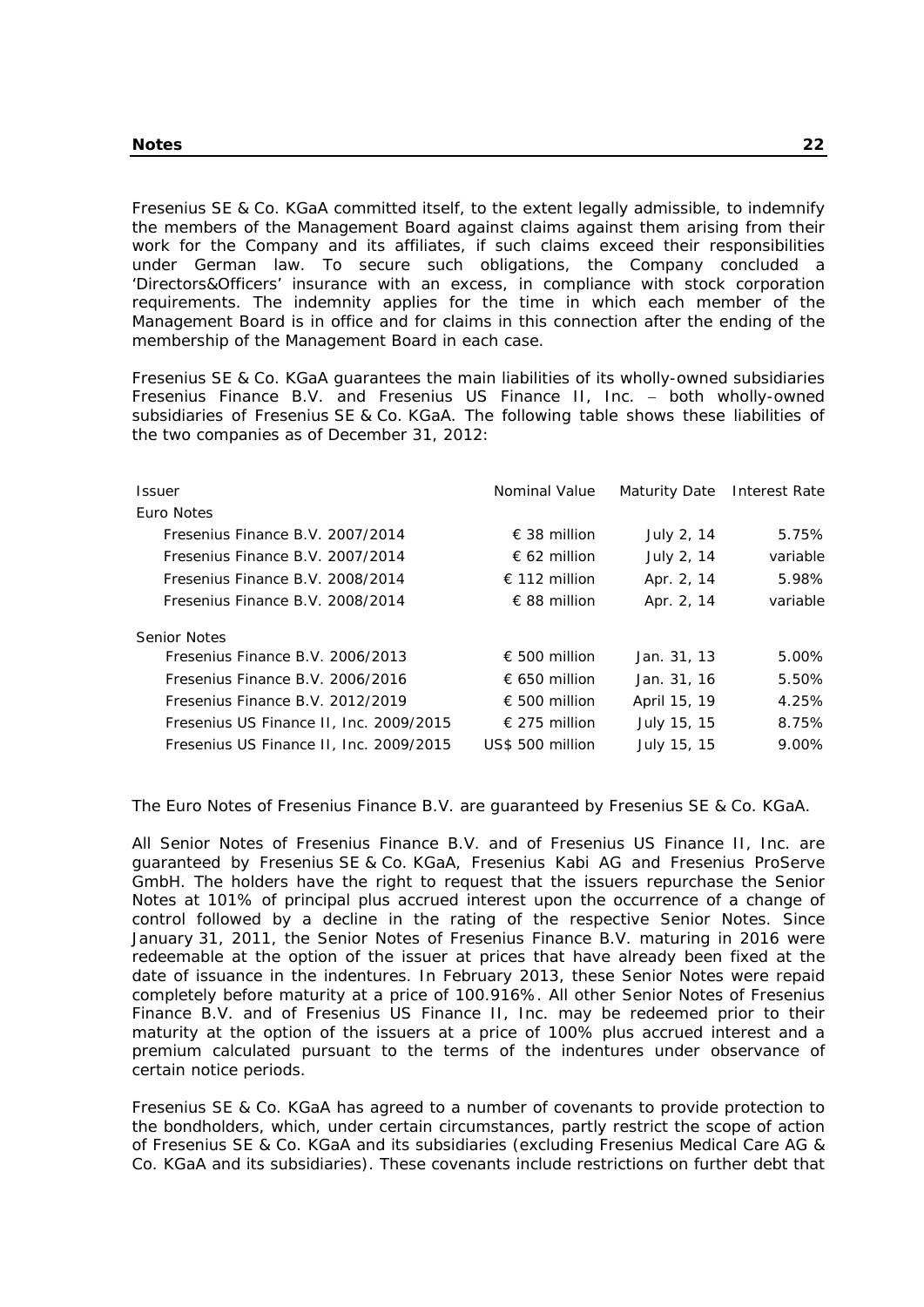Fresenius SE & Co. KGaA committed itself, to the extent legally admissible, to indemnify the members of the Management Board against claims against them arising from their work for the Company and its affiliates, if such claims exceed their responsibilities under German law. To secure such obligations, the Company concluded a 'Directors&Officers' insurance with an excess, in compliance with stock corporation requirements. The indemnity applies for the time in which each member of the Management Board is in office and for claims in this connection after the ending of the membership of the Management Board in each case.

Fresenius SE & Co. KGaA guarantees the main liabilities of its wholly-owned subsidiaries Fresenius Finance B.V. and Fresenius US Finance II, Inc. – both wholly-owned subsidiaries of Fresenius SE & Co. KGaA. The following table shows these liabilities of the two companies as of December 31, 2012:

| Issuer | Nominal Value | Maturity Date | Interest Rate |
|---|---|---|---|
| Euro Notes | | | |
| Fresenius Finance B.V. 2007/2014 | € 38 million | July 2, 14 | 5.75% |
| Fresenius Finance B.V. 2007/2014 | € 62 million | July 2, 14 | variable |
| Fresenius Finance B.V. 2008/2014 | € 112 million | Apr. 2, 14 | 5.98% |
| Fresenius Finance B.V. 2008/2014 | € 88 million | Apr. 2, 14 | variable |
| Senior Notes | | | |
| Fresenius Finance B.V. 2006/2013 | € 500 million | Jan. 31, 13 | 5.00% |
| Fresenius Finance B.V. 2006/2016 | € 650 million | Jan. 31, 16 | 5.50% |
| Fresenius Finance B.V. 2012/2019 | € 500 million | April 15, 19 | 4.25% |
| Fresenius US Finance II, Inc. 2009/2015 | € 275 million | July 15, 15 | 8.75% |
| Fresenius US Finance II, Inc. 2009/2015 | US$ 500 million | July 15, 15 | 9.00% |

The Euro Notes of Fresenius Finance B.V. are guaranteed by Fresenius SE & Co. KGaA.

All Senior Notes of Fresenius Finance B.V. and of Fresenius US Finance II, Inc. are guaranteed by Fresenius SE & Co. KGaA, Fresenius Kabi AG and Fresenius ProServe GmbH. The holders have the right to request that the issuers repurchase the Senior Notes at 101% of principal plus accrued interest upon the occurrence of a change of control followed by a decline in the rating of the respective Senior Notes. Since January 31, 2011, the Senior Notes of Fresenius Finance B.V. maturing in 2016 were redeemable at the option of the issuer at prices that have already been fixed at the date of issuance in the indentures. In February 2013, these Senior Notes were repaid completely before maturity at a price of 100.916%. All other Senior Notes of Fresenius Finance B.V. and of Fresenius US Finance II, Inc. may be redeemed prior to their maturity at the option of the issuers at a price of 100% plus accrued interest and a premium calculated pursuant to the terms of the indentures under observance of certain notice periods.

Fresenius SE & Co. KGaA has agreed to a number of covenants to provide protection to the bondholders, which, under certain circumstances, partly restrict the scope of action of Fresenius SE & Co. KGaA and its subsidiaries (excluding Fresenius Medical Care AG & Co. KGaA and its subsidiaries). These covenants include restrictions on further debt that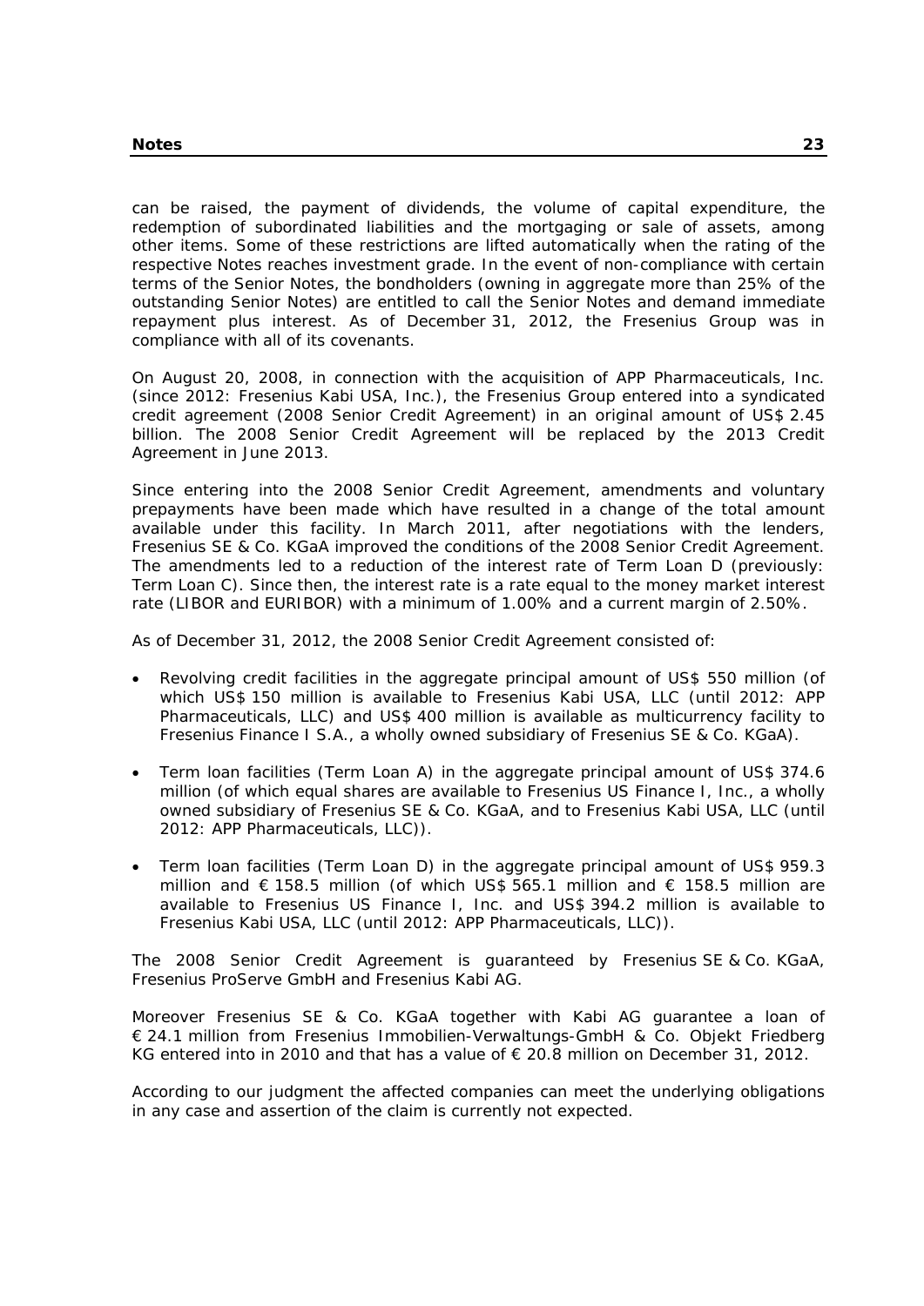can be raised, the payment of dividends, the volume of capital expenditure, the redemption of subordinated liabilities and the mortgaging or sale of assets, among other items. Some of these restrictions are lifted automatically when the rating of the respective Notes reaches investment grade. In the event of non-compliance with certain terms of the Senior Notes, the bondholders (owning in aggregate more than 25% of the outstanding Senior Notes) are entitled to call the Senior Notes and demand immediate repayment plus interest. As of December 31, 2012, the Fresenius Group was in compliance with all of its covenants.

On August 20, 2008, in connection with the acquisition of APP Pharmaceuticals, Inc. (since 2012: Fresenius Kabi USA, Inc.), the Fresenius Group entered into a syndicated credit agreement (2008 Senior Credit Agreement) in an original amount of US$ 2.45 billion. The 2008 Senior Credit Agreement will be replaced by the 2013 Credit Agreement in June 2013.

Since entering into the 2008 Senior Credit Agreement, amendments and voluntary prepayments have been made which have resulted in a change of the total amount available under this facility. In March 2011, after negotiations with the lenders, Fresenius SE & Co. KGaA improved the conditions of the 2008 Senior Credit Agreement. The amendments led to a reduction of the interest rate of Term Loan D (previously: Term Loan C). Since then, the interest rate is a rate equal to the money market interest rate (LIBOR and EURIBOR) with a minimum of 1.00% and a current margin of 2.50%.

As of December 31, 2012, the 2008 Senior Credit Agreement consisted of:

- Revolving credit facilities in the aggregate principal amount of US$ 550 million (of which US$ 150 million is available to Fresenius Kabi USA, LLC (until 2012: APP Pharmaceuticals, LLC) and US$ 400 million is available as multicurrency facility to Fresenius Finance I S.A., a wholly owned subsidiary of Fresenius SE & Co. KGaA).
- Term loan facilities (Term Loan A) in the aggregate principal amount of US$ 374.6 million (of which equal shares are available to Fresenius US Finance I, Inc., a wholly owned subsidiary of Fresenius SE & Co. KGaA, and to Fresenius Kabi USA, LLC (until 2012: APP Pharmaceuticals, LLC)).
- Term loan facilities (Term Loan D) in the aggregate principal amount of US$ 959.3 million and € 158.5 million (of which US$ 565.1 million and € 158.5 million are available to Fresenius US Finance I, Inc. and US$ 394.2 million is available to Fresenius Kabi USA, LLC (until 2012: APP Pharmaceuticals, LLC)).

The 2008 Senior Credit Agreement is guaranteed by Fresenius SE & Co. KGaA, Fresenius ProServe GmbH and Fresenius Kabi AG.

Moreover Fresenius SE & Co. KGaA together with Kabi AG guarantee a loan of € 24.1 million from Fresenius Immobilien-Verwaltungs-GmbH & Co. Objekt Friedberg KG entered into in 2010 and that has a value of € 20.8 million on December 31, 2012.

According to our judgment the affected companies can meet the underlying obligations in any case and assertion of the claim is currently not expected.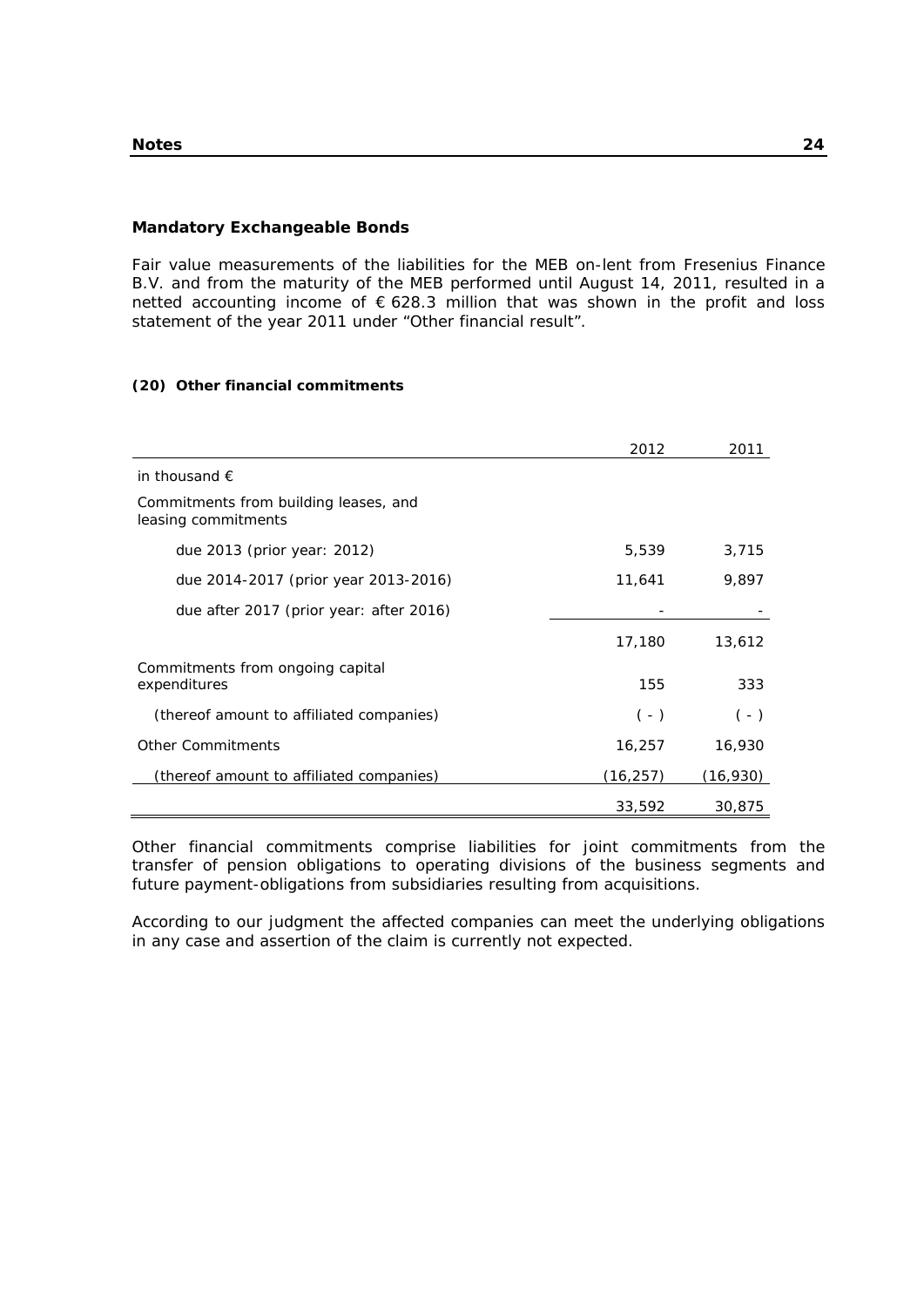### Mandatory Exchangeable Bonds

Fair value measurements of the liabilities for the MEB on-lent from Fresenius Finance B.V. and from the maturity of the MEB performed until August 14, 2011, resulted in a netted accounting income of € 628.3 million that was shown in the profit and loss statement of the year 2011 under "Other financial result".

#### (20) Other financial commitments

| | 2012 | 2011 |
|---|---|---|
| in thousand € | | |
| Commitments from building leases, and leasing commitments | | |
| due 2013 (prior year: 2012) | 5,539 | 3,715 |
| due 2014-2017 (prior year 2013-2016) | 11,641 | 9,897 |
| due after 2017 (prior year: after 2016) | - | - |
| | 17,180 | 13,612 |
| Commitments from ongoing capital expenditures | 155 | 333 |
| *(thereof amount to affiliated companies)* | ( - ) | ( - ) |
| Other Commitments | 16,257 | 16,930 |
| *(thereof amount to affiliated companies)* | (16,257) | (16,930) |
| | 33,592 | 30,875 |

Other financial commitments comprise liabilities for joint commitments from the transfer of pension obligations to operating divisions of the business segments and future payment-obligations from subsidiaries resulting from acquisitions.

According to our judgment the affected companies can meet the underlying obligations in any case and assertion of the claim is currently not expected.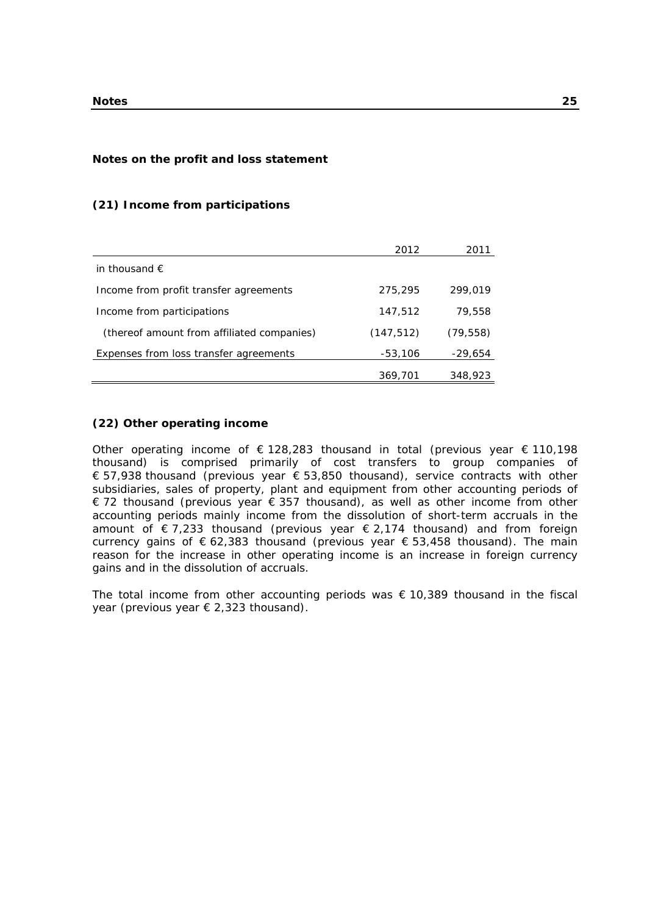## Notes on the profit and loss statement

### (21) Income from participations

| | 2012 | 2011 |
|---|---|---|
| in thousand € | | |
| Income from profit transfer agreements | 275,295 | 299,019 |
| Income from participations | 147,512 | 79,558 |
| (thereof amount from affiliated companies) | (147,512) | (79,558) |
| Expenses from loss transfer agreements | -53,106 | -29,654 |
| | 369,701 | 348,923 |

### (22) Other operating income

Other operating income of € 128,283 thousand in total (previous year € 110,198 thousand) is comprised primarily of cost transfers to group companies of € 57,938 thousand (previous year € 53,850 thousand), service contracts with other subsidiaries, sales of property, plant and equipment from other accounting periods of € 72 thousand (previous year € 357 thousand), as well as other income from other accounting periods mainly income from the dissolution of short-term accruals in the amount of € 7,233 thousand (previous year € 2,174 thousand) and from foreign currency gains of € 62,383 thousand (previous year € 53,458 thousand). The main reason for the increase in other operating income is an increase in foreign currency gains and in the dissolution of accruals.

The total income from other accounting periods was € 10,389 thousand in the fiscal year (previous year € 2,323 thousand).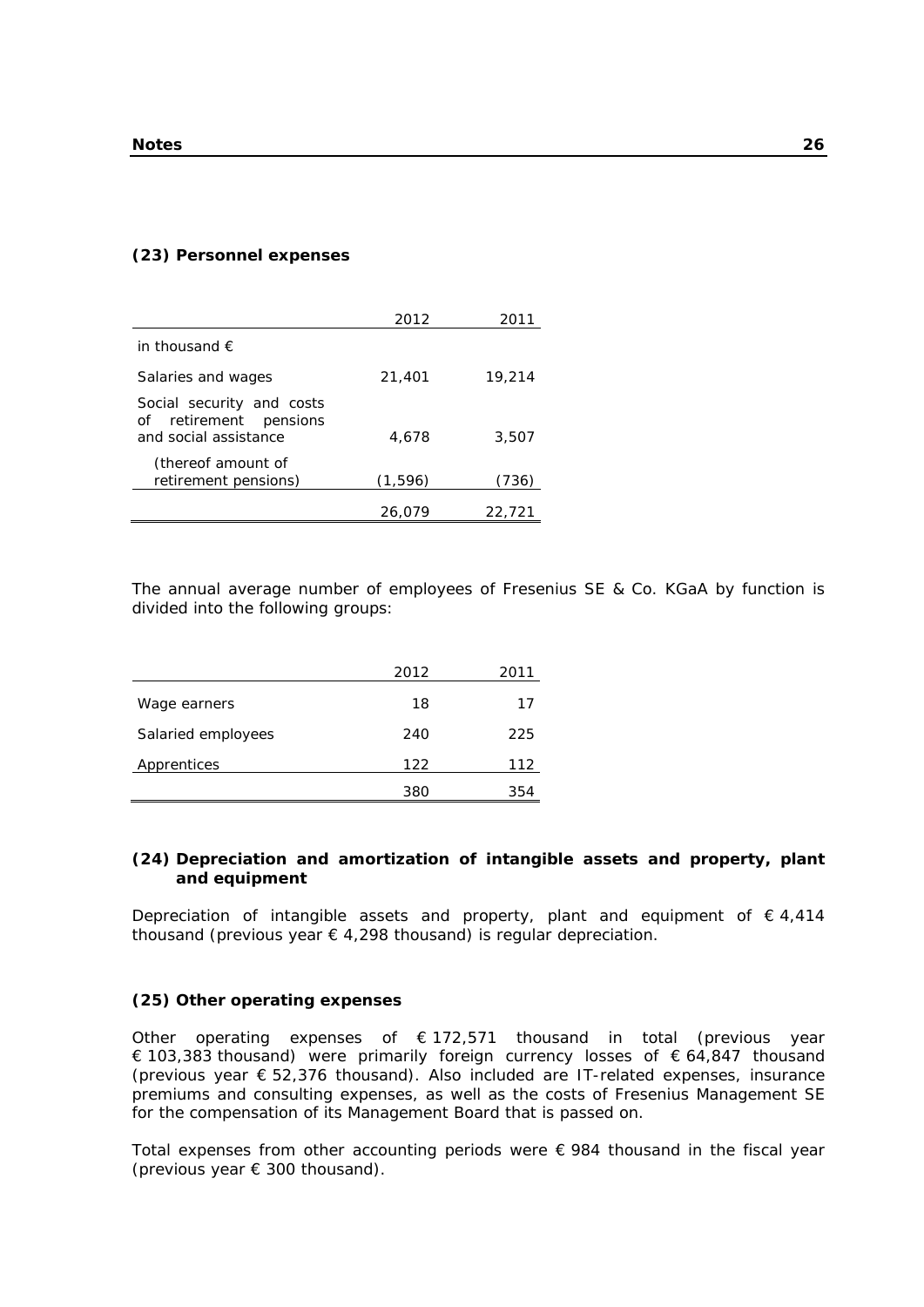### (23) Personnel expenses

| | 2012 | 2011 |
|---|---|---|
| in thousand € | | |
| Salaries and wages | 21,401 | 19,214 |
| Social security and costs of retirement pensions and social assistance | 4,678 | 3,507 |
| (thereof amount of retirement pensions) | (1,596) | (736) |
| | 26,079 | 22,721 |

The annual average number of employees of Fresenius SE & Co. KGaA by function is divided into the following groups:

| | 2012 | 2011 |
|---|---|---|
| Wage earners | 18 | 17 |
| Salaried employees | 240 | 225 |
| Apprentices | 122 | 112 |
| | 380 | 354 |

### (24) Depreciation and amortization of intangible assets and property, plant and equipment

Depreciation of intangible assets and property, plant and equipment of € 4,414 thousand (previous year € 4,298 thousand) is regular depreciation.

### (25) Other operating expenses

Other operating expenses of € 172,571 thousand in total (previous year € 103,383 thousand) were primarily foreign currency losses of € 64,847 thousand (previous year € 52,376 thousand). Also included are IT-related expenses, insurance premiums and consulting expenses, as well as the costs of Fresenius Management SE for the compensation of its Management Board that is passed on.

Total expenses from other accounting periods were € 984 thousand in the fiscal year (previous year € 300 thousand).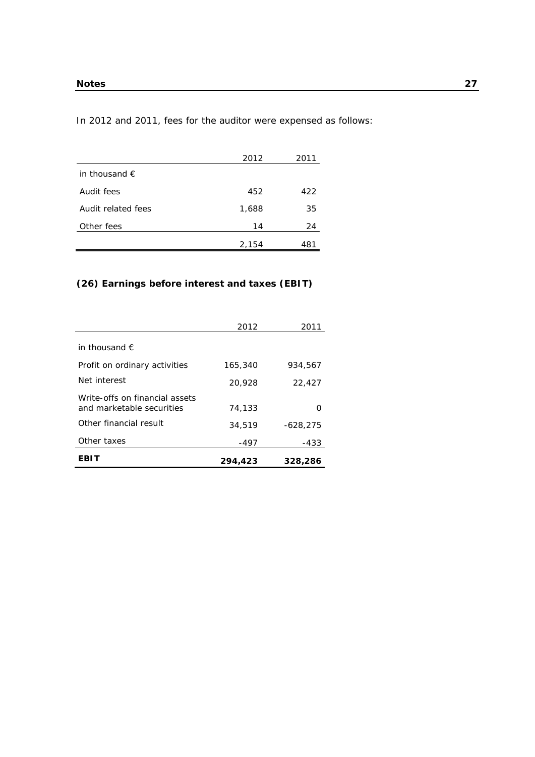In 2012 and 2011, fees for the auditor were expensed as follows:

| | 2012 | 2011 |
|---|---|---|
| in thousand € | | |
| Audit fees | 452 | 422 |
| Audit related fees | 1,688 | 35 |
| Other fees | 14 | 24 |
| | 2,154 | 481 |

## (26) Earnings before interest and taxes (EBIT)

| | 2012 | 2011 |
|---|---|---|
| in thousand € | | |
| Profit on ordinary activities | 165,340 | 934,567 |
| Net interest | 20,928 | 22,427 |
| Write-offs on financial assets and marketable securities | 74,133 | 0 |
| Other financial result | 34,519 | -628,275 |
| Other taxes | -497 | -433 |
| **EBIT** | **294,423** | **328,286** |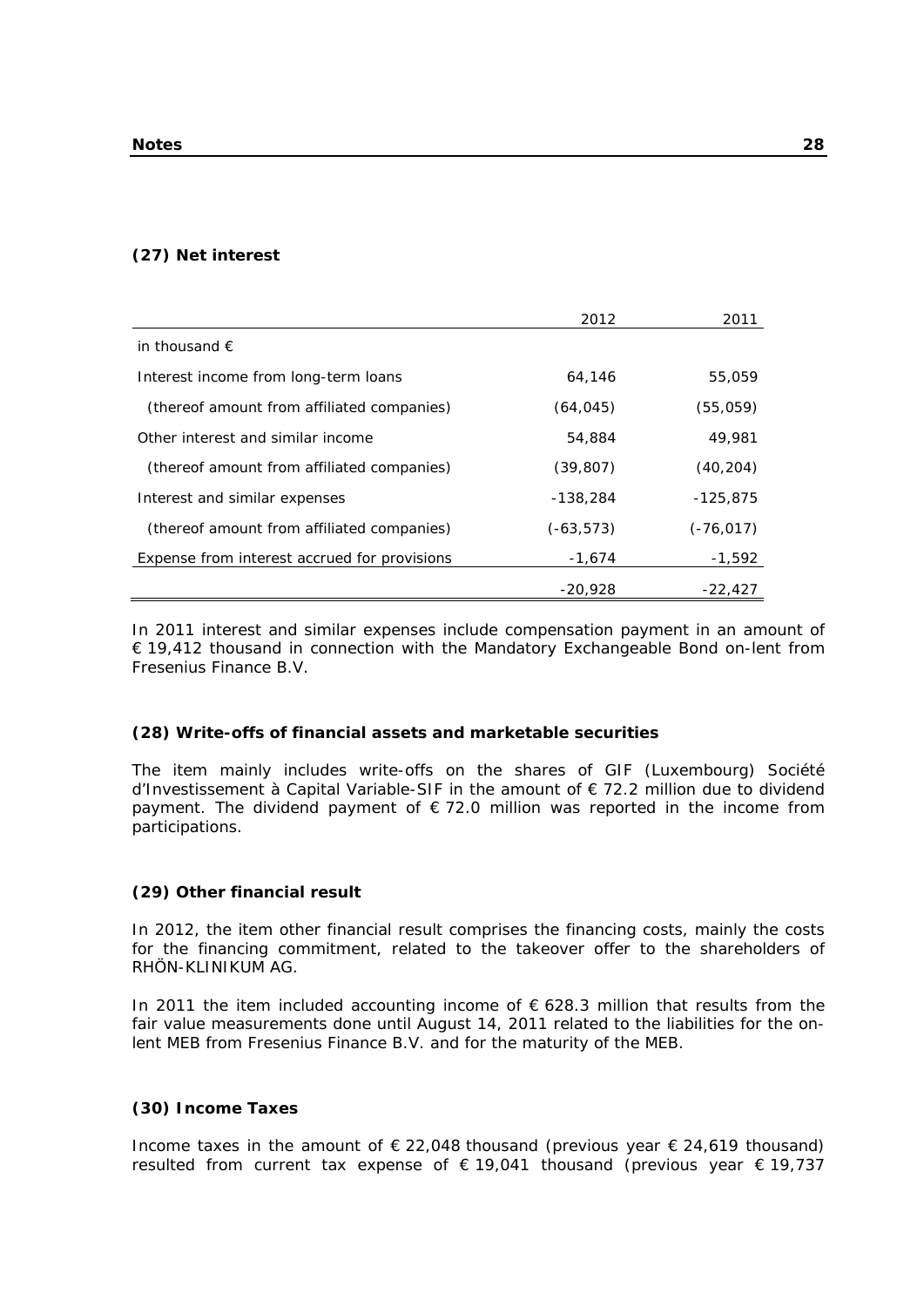### (27) Net interest

| | 2012 | 2011 |
|---|---|---|
| in thousand € | | |
| Interest income from long-term loans | 64,146 | 55,059 |
| (thereof amount from affiliated companies) | (64,045) | (55,059) |
| Other interest and similar income | 54,884 | 49,981 |
| (thereof amount from affiliated companies) | (39,807) | (40,204) |
| Interest and similar expenses | -138,284 | -125,875 |
| (thereof amount from affiliated companies) | (-63,573) | (-76,017) |
| Expense from interest accrued for provisions | -1,674 | -1,592 |
| | -20,928 | -22,427 |

In 2011 interest and similar expenses include compensation payment in an amount of € 19,412 thousand in connection with the Mandatory Exchangeable Bond on-lent from Fresenius Finance B.V.

### (28) Write-offs of financial assets and marketable securities

The item mainly includes write-offs on the shares of GIF (Luxembourg) Société d'Investissement à Capital Variable-SIF in the amount of € 72.2 million due to dividend payment. The dividend payment of € 72.0 million was reported in the income from participations.

### (29) Other financial result

In 2012, the item other financial result comprises the financing costs, mainly the costs for the financing commitment, related to the takeover offer to the shareholders of RHÖN-KLINIKUM AG.

In 2011 the item included accounting income of € 628.3 million that results from the fair value measurements done until August 14, 2011 related to the liabilities for the on-lent MEB from Fresenius Finance B.V. and for the maturity of the MEB.

### (30) Income Taxes

Income taxes in the amount of € 22,048 thousand (previous year € 24,619 thousand) resulted from current tax expense of € 19,041 thousand (previous year € 19,737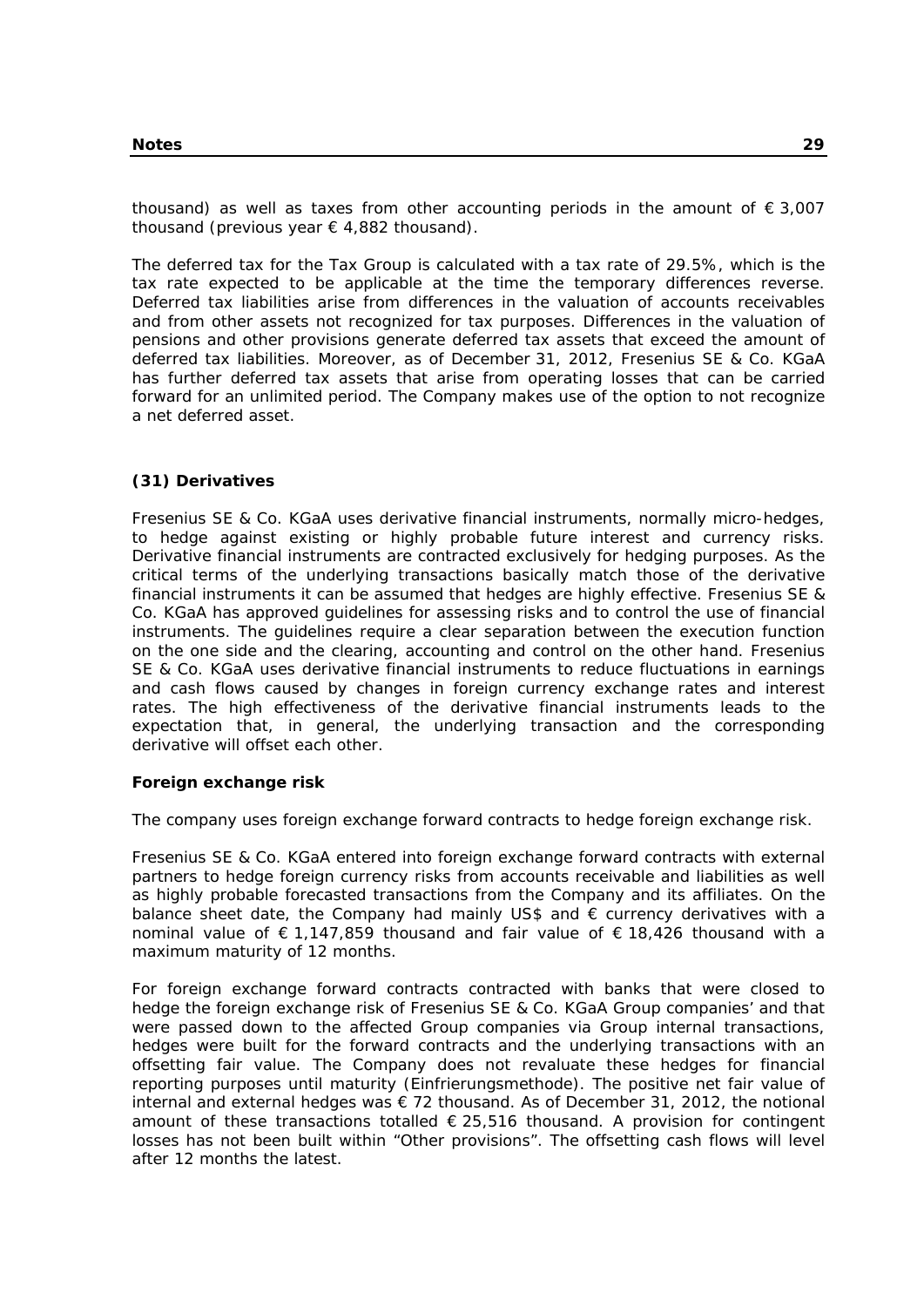thousand) as well as taxes from other accounting periods in the amount of € 3,007 thousand (previous year € 4,882 thousand).

The deferred tax for the Tax Group is calculated with a tax rate of 29.5%, which is the tax rate expected to be applicable at the time the temporary differences reverse. Deferred tax liabilities arise from differences in the valuation of accounts receivables and from other assets not recognized for tax purposes. Differences in the valuation of pensions and other provisions generate deferred tax assets that exceed the amount of deferred tax liabilities. Moreover, as of December 31, 2012, Fresenius SE & Co. KGaA has further deferred tax assets that arise from operating losses that can be carried forward for an unlimited period. The Company makes use of the option to not recognize a net deferred asset.

## (31) Derivatives

Fresenius SE & Co. KGaA uses derivative financial instruments, normally micro-hedges, to hedge against existing or highly probable future interest and currency risks. Derivative financial instruments are contracted exclusively for hedging purposes. As the critical terms of the underlying transactions basically match those of the derivative financial instruments it can be assumed that hedges are highly effective. Fresenius SE & Co. KGaA has approved guidelines for assessing risks and to control the use of financial instruments. The guidelines require a clear separation between the execution function on the one side and the clearing, accounting and control on the other hand. Fresenius SE & Co. KGaA uses derivative financial instruments to reduce fluctuations in earnings and cash flows caused by changes in foreign currency exchange rates and interest rates. The high effectiveness of the derivative financial instruments leads to the expectation that, in general, the underlying transaction and the corresponding derivative will offset each other.

### Foreign exchange risk

The company uses foreign exchange forward contracts to hedge foreign exchange risk.

Fresenius SE & Co. KGaA entered into foreign exchange forward contracts with external partners to hedge foreign currency risks from accounts receivable and liabilities as well as highly probable forecasted transactions from the Company and its affiliates. On the balance sheet date, the Company had mainly US$ and € currency derivatives with a nominal value of € 1,147,859 thousand and fair value of € 18,426 thousand with a maximum maturity of 12 months.

For foreign exchange forward contracts contracted with banks that were closed to hedge the foreign exchange risk of Fresenius SE & Co. KGaA Group companies' and that were passed down to the affected Group companies via Group internal transactions, hedges were built for the forward contracts and the underlying transactions with an offsetting fair value. The Company does not revaluate these hedges for financial reporting purposes until maturity (Einfrierungsmethode). The positive net fair value of internal and external hedges was € 72 thousand. As of December 31, 2012, the notional amount of these transactions totalled € 25,516 thousand. A provision for contingent losses has not been built within "Other provisions". The offsetting cash flows will level after 12 months the latest.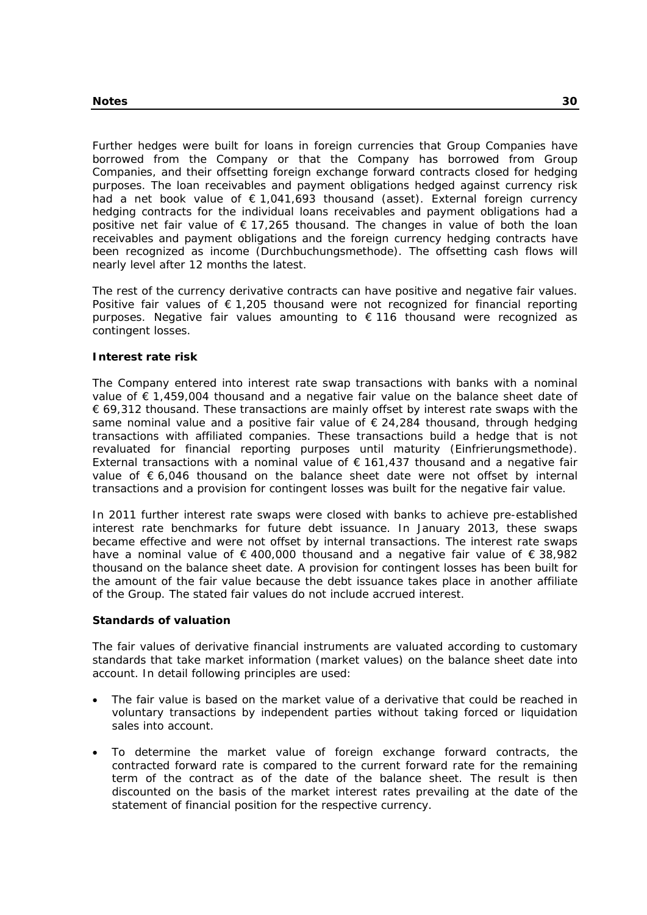Further hedges were built for loans in foreign currencies that Group Companies have borrowed from the Company or that the Company has borrowed from Group Companies, and their offsetting foreign exchange forward contracts closed for hedging purposes. The loan receivables and payment obligations hedged against currency risk had a net book value of € 1,041,693 thousand (asset). External foreign currency hedging contracts for the individual loans receivables and payment obligations had a positive net fair value of € 17,265 thousand. The changes in value of both the loan receivables and payment obligations and the foreign currency hedging contracts have been recognized as income (Durchbuchungsmethode). The offsetting cash flows will nearly level after 12 months the latest.

The rest of the currency derivative contracts can have positive and negative fair values. Positive fair values of € 1,205 thousand were not recognized for financial reporting purposes. Negative fair values amounting to € 116 thousand were recognized as contingent losses.

**Interest rate risk**

The Company entered into interest rate swap transactions with banks with a nominal value of € 1,459,004 thousand and a negative fair value on the balance sheet date of € 69,312 thousand. These transactions are mainly offset by interest rate swaps with the same nominal value and a positive fair value of € 24,284 thousand, through hedging transactions with affiliated companies. These transactions build a hedge that is not revaluated for financial reporting purposes until maturity (Einfrierungsmethode). External transactions with a nominal value of € 161,437 thousand and a negative fair value of € 6,046 thousand on the balance sheet date were not offset by internal transactions and a provision for contingent losses was built for the negative fair value.

In 2011 further interest rate swaps were closed with banks to achieve pre-established interest rate benchmarks for future debt issuance. In January 2013, these swaps became effective and were not offset by internal transactions. The interest rate swaps have a nominal value of € 400,000 thousand and a negative fair value of € 38,982 thousand on the balance sheet date. A provision for contingent losses has been built for the amount of the fair value because the debt issuance takes place in another affiliate of the Group. The stated fair values do not include accrued interest.

**Standards of valuation**

The fair values of derivative financial instruments are valuated according to customary standards that take market information (market values) on the balance sheet date into account. In detail following principles are used:

- The fair value is based on the market value of a derivative that could be reached in voluntary transactions by independent parties without taking forced or liquidation sales into account.
- To determine the market value of foreign exchange forward contracts, the contracted forward rate is compared to the current forward rate for the remaining term of the contract as of the date of the balance sheet. The result is then discounted on the basis of the market interest rates prevailing at the date of the statement of financial position for the respective currency.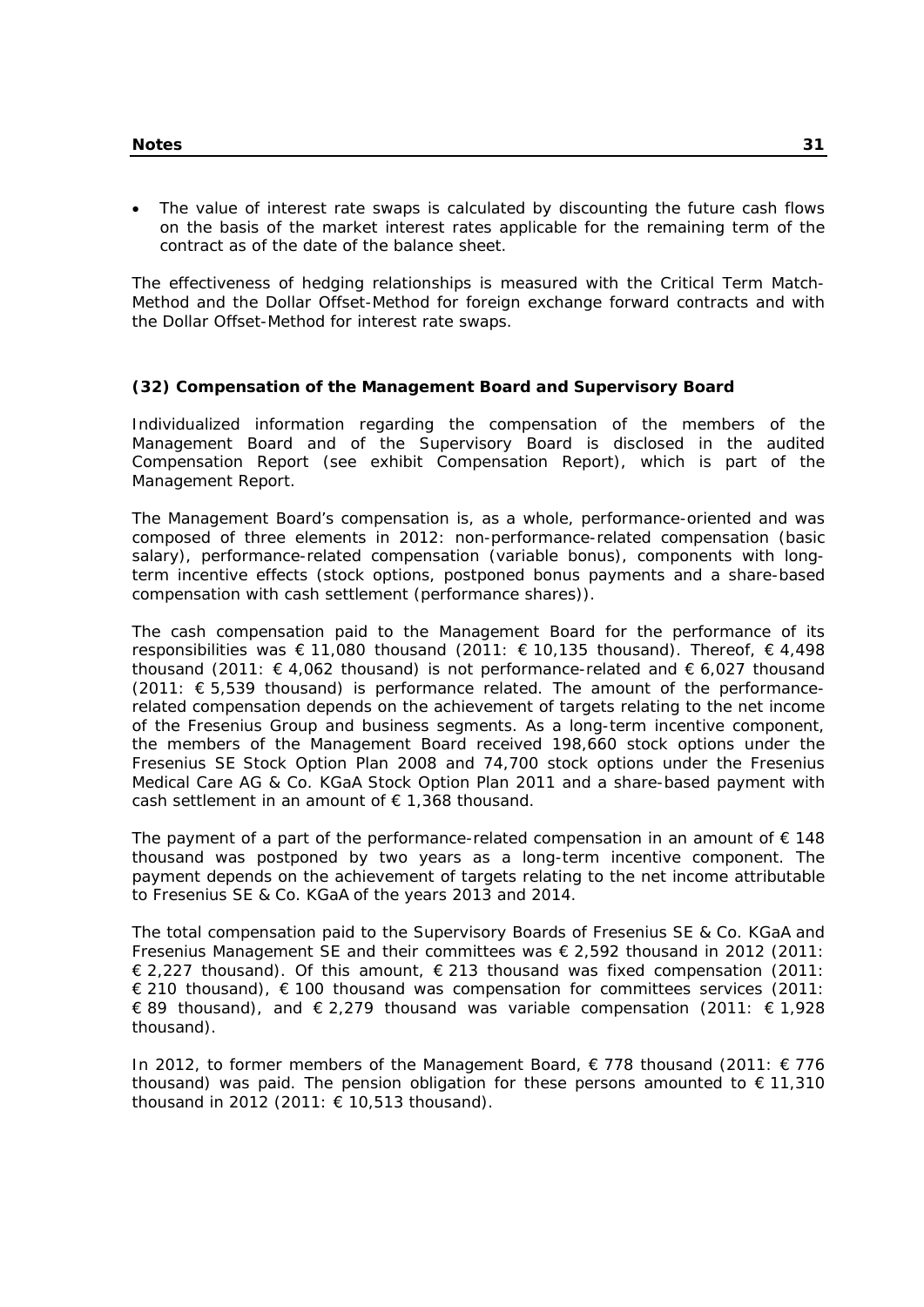- The value of interest rate swaps is calculated by discounting the future cash flows on the basis of the market interest rates applicable for the remaining term of the contract as of the date of the balance sheet.

The effectiveness of hedging relationships is measured with the Critical Term Match-Method and the Dollar Offset-Method for foreign exchange forward contracts and with the Dollar Offset-Method for interest rate swaps.

### (32) Compensation of the Management Board and Supervisory Board

Individualized information regarding the compensation of the members of the Management Board and of the Supervisory Board is disclosed in the audited Compensation Report (see exhibit Compensation Report), which is part of the Management Report.

The Management Board's compensation is, as a whole, performance-oriented and was composed of three elements in 2012: non-performance-related compensation (basic salary), performance-related compensation (variable bonus), components with long-term incentive effects (stock options, postponed bonus payments and a share-based compensation with cash settlement (performance shares)).

The cash compensation paid to the Management Board for the performance of its responsibilities was € 11,080 thousand (2011: € 10,135 thousand). Thereof, € 4,498 thousand (2011: € 4,062 thousand) is not performance-related and € 6,027 thousand (2011: € 5,539 thousand) is performance related. The amount of the performance-related compensation depends on the achievement of targets relating to the net income of the Fresenius Group and business segments. As a long-term incentive component, the members of the Management Board received 198,660 stock options under the Fresenius SE Stock Option Plan 2008 and 74,700 stock options under the Fresenius Medical Care AG & Co. KGaA Stock Option Plan 2011 and a share-based payment with cash settlement in an amount of € 1,368 thousand.

The payment of a part of the performance-related compensation in an amount of € 148 thousand was postponed by two years as a long-term incentive component. The payment depends on the achievement of targets relating to the net income attributable to Fresenius SE & Co. KGaA of the years 2013 and 2014.

The total compensation paid to the Supervisory Boards of Fresenius SE & Co. KGaA and Fresenius Management SE and their committees was € 2,592 thousand in 2012 (2011: € 2,227 thousand). Of this amount, € 213 thousand was fixed compensation (2011: € 210 thousand), € 100 thousand was compensation for committees services (2011: € 89 thousand), and € 2,279 thousand was variable compensation (2011: € 1,928 thousand).

In 2012, to former members of the Management Board, € 778 thousand (2011: € 776 thousand) was paid. The pension obligation for these persons amounted to € 11,310 thousand in 2012 (2011: € 10,513 thousand).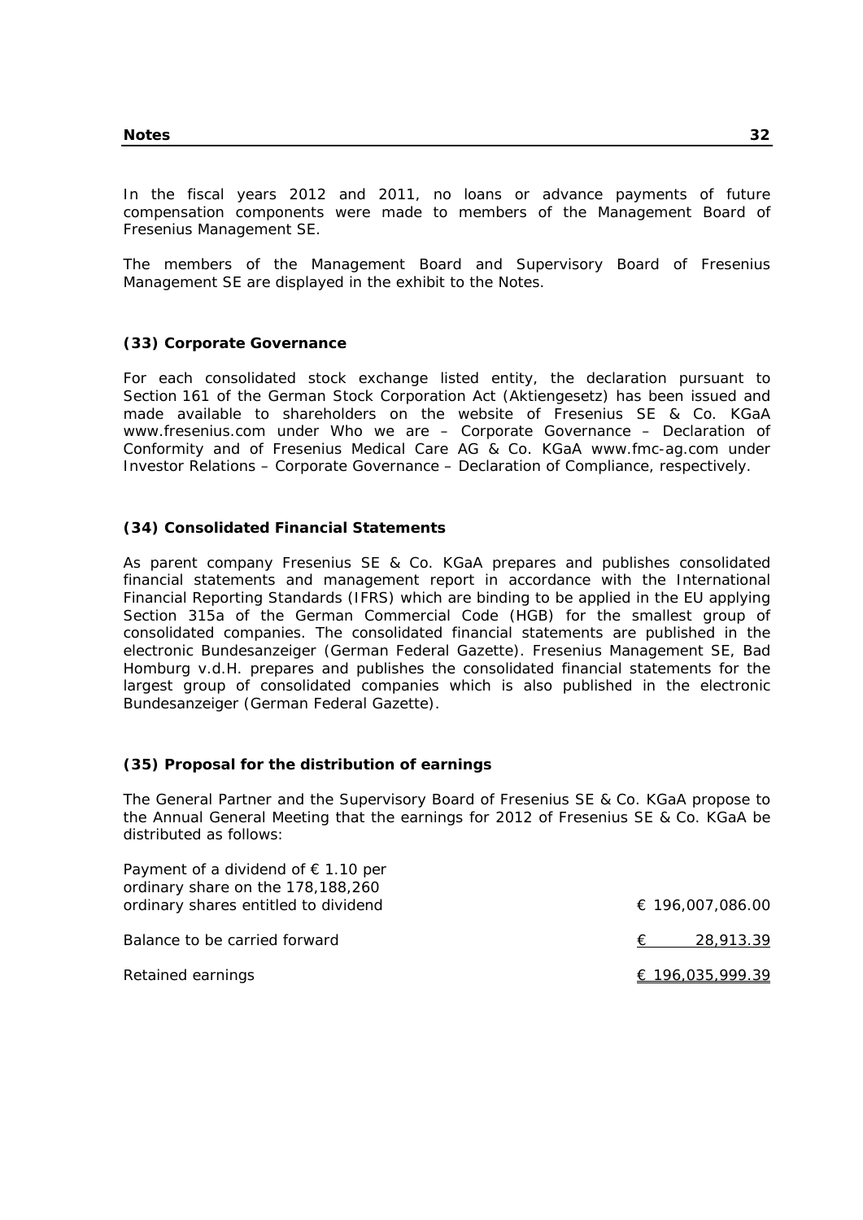In the fiscal years 2012 and 2011, no loans or advance payments of future compensation components were made to members of the Management Board of Fresenius Management SE.

The members of the Management Board and Supervisory Board of Fresenius Management SE are displayed in the exhibit to the Notes.

### (33) Corporate Governance

For each consolidated stock exchange listed entity, the declaration pursuant to Section 161 of the German Stock Corporation Act (Aktiengesetz) has been issued and made available to shareholders on the website of Fresenius SE & Co. KGaA www.fresenius.com under Who we are – Corporate Governance – Declaration of Conformity and of Fresenius Medical Care AG & Co. KGaA www.fmc-ag.com under Investor Relations – Corporate Governance – Declaration of Compliance, respectively.

### (34) Consolidated Financial Statements

As parent company Fresenius SE & Co. KGaA prepares and publishes consolidated financial statements and management report in accordance with the International Financial Reporting Standards (IFRS) which are binding to be applied in the EU applying Section 315a of the German Commercial Code (HGB) for the smallest group of consolidated companies. The consolidated financial statements are published in the electronic Bundesanzeiger (German Federal Gazette). Fresenius Management SE, Bad Homburg v.d.H. prepares and publishes the consolidated financial statements for the largest group of consolidated companies which is also published in the electronic Bundesanzeiger (German Federal Gazette).

### (35) Proposal for the distribution of earnings

The General Partner and the Supervisory Board of Fresenius SE & Co. KGaA propose to the Annual General Meeting that the earnings for 2012 of Fresenius SE & Co. KGaA be distributed as follows:

| | |
|---|---|
| Payment of a dividend of € 1.10 per ordinary share on the 178,188,260 ordinary shares entitled to dividend | € 196,007,086.00 |
| Balance to be carried forward | € 28,913.39 |
| Retained earnings | € 196,035,999.39 |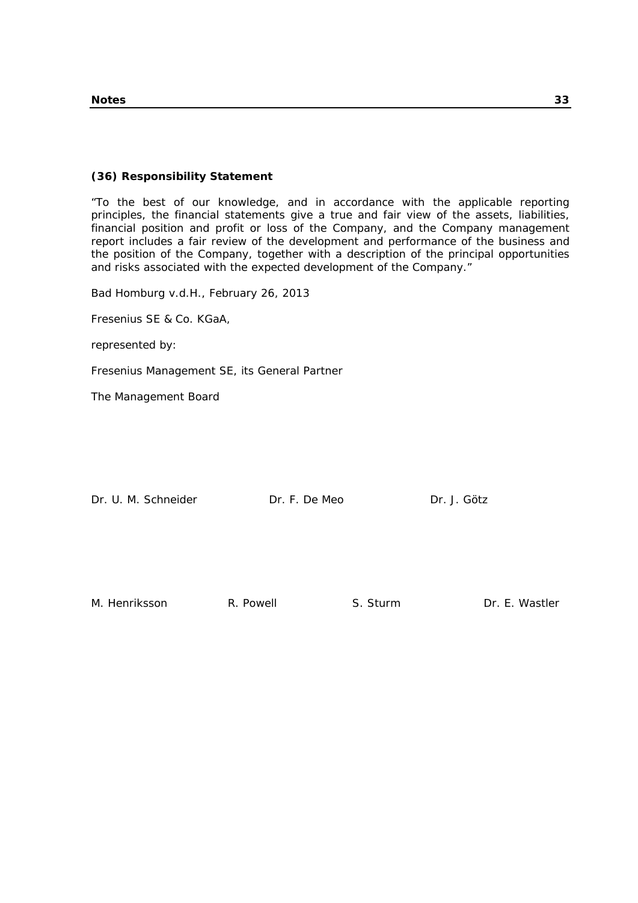### (36) Responsibility Statement

"To the best of our knowledge, and in accordance with the applicable reporting principles, the financial statements give a true and fair view of the assets, liabilities, financial position and profit or loss of the Company, and the Company management report includes a fair review of the development and performance of the business and the position of the Company, together with a description of the principal opportunities and risks associated with the expected development of the Company."

Bad Homburg v.d.H., February 26, 2013

Fresenius SE & Co. KGaA,

represented by:

Fresenius Management SE, its General Partner

The Management Board

Dr. U. M. Schneider    Dr. F. De Meo    Dr. J. Götz

M. Henriksson    R. Powell    S. Sturm    Dr. E. Wastler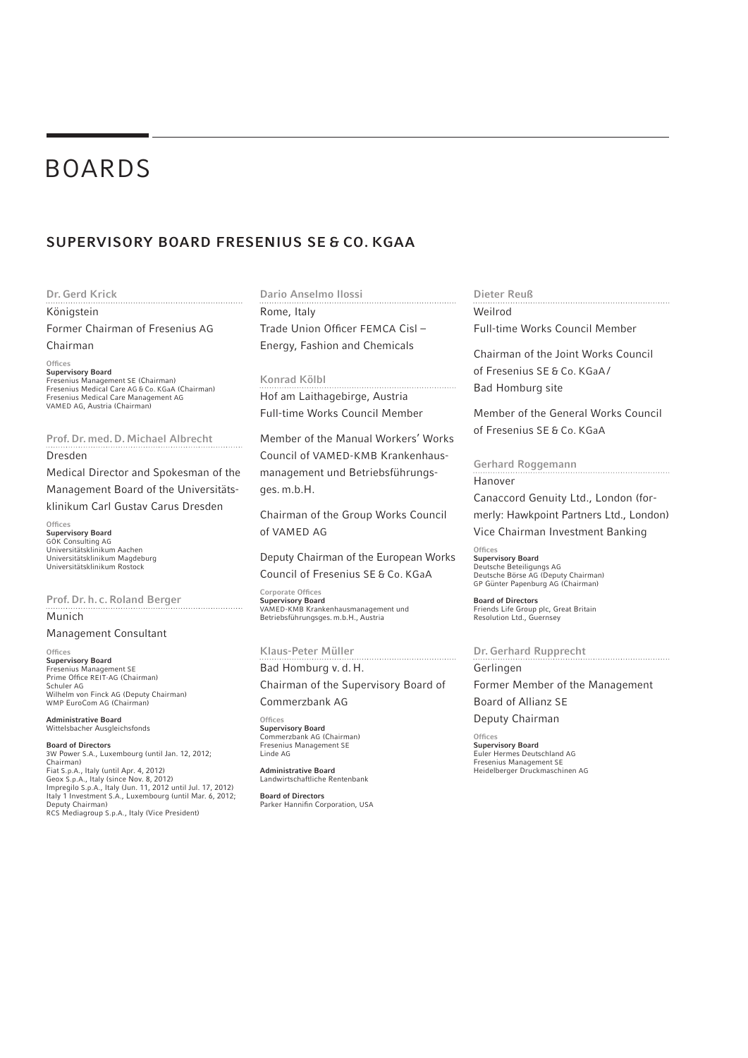# BOARDS

## SUPERVISORY BOARD FRESENIUS SE & CO. KGAA

### Dr. Gerd Krick

Königstein

Former Chairman of Fresenius AG

Chairman

Offices

**Supervisory Board**
Fresenius Management SE (Chairman)
Fresenius Medical Care AG & Co. KGaA (Chairman)
Fresenius Medical Care Management AG
VAMED AG, Austria (Chairman)

### Prof. Dr. med. D. Michael Albrecht

Dresden

Medical Director and Spokesman of the Management Board of the Universitätsklinikum Carl Gustav Carus Dresden

Offices

**Supervisory Board**
GÖK Consulting AG
Universitätsklinikum Aachen
Universitätsklinikum Magdeburg
Universitätsklinikum Rostock

### Prof. Dr. h. c. Roland Berger

Munich

Management Consultant

Offices

**Supervisory Board**
Fresenius Management SE
Prime Office REIT-AG (Chairman)
Schuler AG
Wilhelm von Finck AG (Deputy Chairman)
WMP EuroCom AG (Chairman)

**Administrative Board**
Wittelsbacher Ausgleichsfonds

**Board of Directors**
3W Power S.A., Luxembourg (until Jan. 12, 2012; Chairman)
Fiat S.p.A., Italy (until Apr. 4, 2012)
Geox S.p.A., Italy (since Nov. 8, 2012)
Impregilo S.p.A., Italy (Jun. 11, 2012 until Jul. 17, 2012)
Italy 1 Investment S.A., Luxembourg (until Mar. 6, 2012; Deputy Chairman)
RCS Mediagroup S.p.A., Italy (Vice President)

### Dario Anselmo Ilossi

Rome, Italy

Trade Union Officer FEMCA Cisl – Energy, Fashion and Chemicals

### Konrad Kölbl

Hof am Laithagebirge, Austria

Full-time Works Council Member

Member of the Manual Workers' Works Council of VAMED-KMB Krankenhausmanagement und Betriebsführungsges. m.b.H.

Chairman of the Group Works Council of VAMED AG

Deputy Chairman of the European Works Council of Fresenius SE & Co. KGaA

Corporate Offices

**Supervisory Board**
VAMED-KMB Krankenhausmanagement und Betriebsführungsges. m.b.H., Austria

### Klaus-Peter Müller

Bad Homburg v. d. H.

Chairman of the Supervisory Board of Commerzbank AG

Offices

**Supervisory Board**
Commerzbank AG (Chairman)
Fresenius Management SE
Linde AG

**Administrative Board**
Landwirtschaftliche Rentenbank

**Board of Directors**
Parker Hannifin Corporation, USA

### Dieter Reuß

Weilrod

Full-time Works Council Member

Chairman of the Joint Works Council of Fresenius SE & Co. KGaA / Bad Homburg site

Member of the General Works Council of Fresenius SE & Co. KGaA

### Gerhard Roggemann

Hanover

Canaccord Genuity Ltd., London (formerly: Hawkpoint Partners Ltd., London) Vice Chairman Investment Banking

Offices

**Supervisory Board**
Deutsche Beteiligungs AG
Deutsche Börse AG (Deputy Chairman)
GP Günter Papenburg AG (Chairman)

**Board of Directors**
Friends Life Group plc, Great Britain
Resolution Ltd., Guernsey

### Dr. Gerhard Rupprecht

Gerlingen

Former Member of the Management Board of Allianz SE

Deputy Chairman

Offices

**Supervisory Board**
Euler Hermes Deutschland AG
Fresenius Management SE
Heidelberger Druckmaschinen AG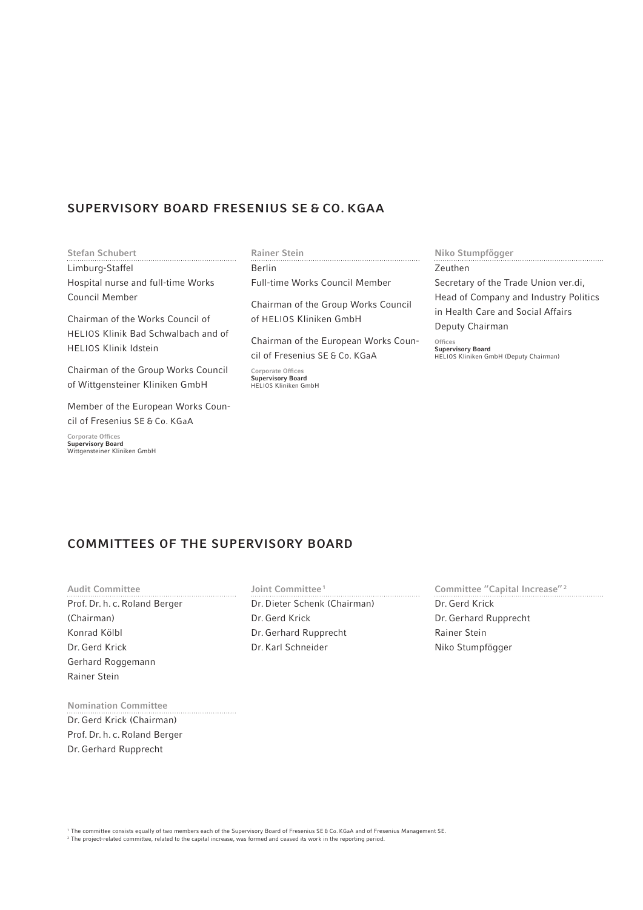## SUPERVISORY BOARD FRESENIUS SE & CO. KGAA

**Stefan Schubert**

Limburg-Staffel

Hospital nurse and full-time Works Council Member

Chairman of the Works Council of HELIOS Klinik Bad Schwalbach and of HELIOS Klinik Idstein

Chairman of the Group Works Council of Wittgensteiner Kliniken GmbH

Member of the European Works Council of Fresenius SE & Co. KGaA

Corporate Offices
**Supervisory Board**
Wittgensteiner Kliniken GmbH

**Rainer Stein**

Berlin

Full-time Works Council Member

Chairman of the Group Works Council of HELIOS Kliniken GmbH

Chairman of the European Works Council of Fresenius SE & Co. KGaA

Corporate Offices
**Supervisory Board**
HELIOS Kliniken GmbH

**Niko Stumpfögger**

Zeuthen

Secretary of the Trade Union ver.di, Head of Company and Industry Politics in Health Care and Social Affairs
Deputy Chairman

Offices
**Supervisory Board**
HELIOS Kliniken GmbH (Deputy Chairman)

## COMMITTEES OF THE SUPERVISORY BOARD

**Audit Committee**

Prof. Dr. h. c. Roland Berger (Chairman)
Konrad Kölbl
Dr. Gerd Krick
Gerhard Roggemann
Rainer Stein

**Nomination Committee**

Dr. Gerd Krick (Chairman)
Prof. Dr. h. c. Roland Berger
Dr. Gerhard Rupprecht

**Joint Committee** [1]

Dr. Dieter Schenk (Chairman)
Dr. Gerd Krick
Dr. Gerhard Rupprecht
Dr. Karl Schneider

**Committee "Capital Increase"** [2]

Dr. Gerd Krick
Dr. Gerhard Rupprecht
Rainer Stein
Niko Stumpfögger

[1] The committee consists equally of two members each of the Supervisory Board of Fresenius SE & Co. KGaA and of Fresenius Management SE.
[2] The project-related committee, related to the capital increase, was formed and ceased its work in the reporting period.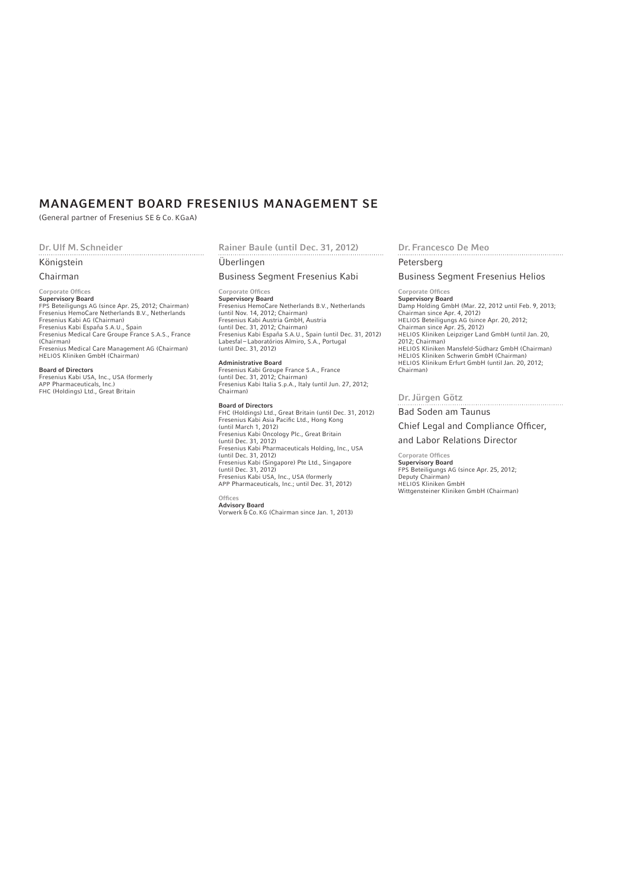# MANAGEMENT BOARD FRESENIUS MANAGEMENT SE

(General partner of Fresenius SE & Co. KGaA)

## Dr. Ulf M. Schneider

Königstein

Chairman

Corporate Offices

**Supervisory Board**
FPS Beteiligungs AG (since Apr. 25, 2012; Chairman)
Fresenius HemoCare Netherlands B.V., Netherlands
Fresenius Kabi AG (Chairman)
Fresenius Kabi España S.A.U., Spain
Fresenius Medical Care Groupe France S.A.S., France (Chairman)
Fresenius Medical Care Management AG (Chairman)
HELIOS Kliniken GmbH (Chairman)

**Board of Directors**
Fresenius Kabi USA, Inc., USA (formerly APP Pharmaceuticals, Inc.)
FHC (Holdings) Ltd., Great Britain

## Rainer Baule (until Dec. 31, 2012)

Überlingen

Business Segment Fresenius Kabi

Corporate Offices

**Supervisory Board**
Fresenius HemoCare Netherlands B.V., Netherlands (until Nov. 14, 2012; Chairman)
Fresenius Kabi Austria GmbH, Austria (until Dec. 31, 2012; Chairman)
Fresenius Kabi España S.A.U., Spain (until Dec. 31, 2012)
Labesfal – Laboratórios Almiro, S.A., Portugal (until Dec. 31, 2012)

**Administrative Board**
Fresenius Kabi Groupe France S.A., France (until Dec. 31, 2012; Chairman)
Fresenius Kabi Italia S.p.A., Italy (until Jun. 27, 2012; Chairman)

**Board of Directors**
FHC (Holdings) Ltd., Great Britain (until Dec. 31, 2012)
Fresenius Kabi Asia Pacific Ltd., Hong Kong (until March 1, 2012)
Fresenius Kabi Oncology Plc., Great Britain (until Dec. 31, 2012)
Fresenius Kabi Pharmaceuticals Holding, Inc., USA (until Dec. 31, 2012)
Fresenius Kabi (Singapore) Pte Ltd., Singapore (until Dec. 31, 2012)
Fresenius Kabi USA, Inc., USA (formerly APP Pharmaceuticals, Inc.; until Dec. 31, 2012)

Offices

**Advisory Board**
Vorwerk & Co. KG (Chairman since Jan. 1, 2013)

## Dr. Francesco De Meo

Petersberg

Business Segment Fresenius Helios

Corporate Offices

**Supervisory Board**
Damp Holding GmbH (Mar. 22, 2012 until Feb. 9, 2013; Chairman since Apr. 4, 2012)
HELIOS Beteiligungs AG (since Apr. 20, 2012; Chairman since Apr. 25, 2012)
HELIOS Kliniken Leipziger Land GmbH (until Jan. 20, 2012; Chairman)
HELIOS Kliniken Mansfeld-Südharz GmbH (Chairman)
HELIOS Kliniken Schwerin GmbH (Chairman)
HELIOS Klinikum Erfurt GmbH (until Jan. 20, 2012; Chairman)

## Dr. Jürgen Götz

Bad Soden am Taunus

Chief Legal and Compliance Officer, and Labor Relations Director

Corporate Offices

**Supervisory Board**
FPS Beteiligungs AG (since Apr. 25, 2012; Deputy Chairman)
HELIOS Kliniken GmbH
Wittgensteiner Kliniken GmbH (Chairman)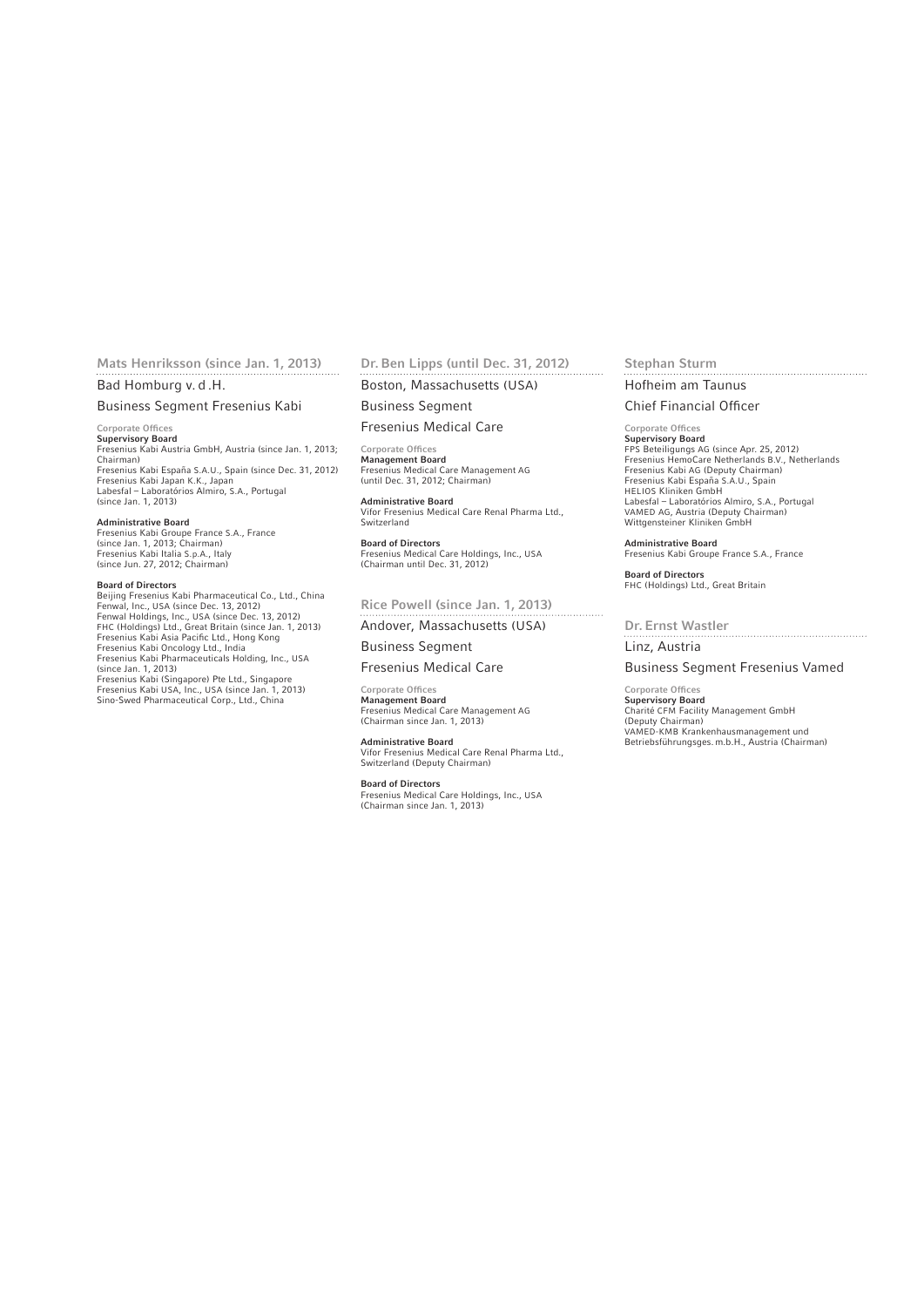### Mats Henriksson (since Jan. 1, 2013)

Bad Homburg v. d .H.

Business Segment Fresenius Kabi

Corporate Offices

**Supervisory Board**
Fresenius Kabi Austria GmbH, Austria (since Jan. 1, 2013; Chairman)
Fresenius Kabi España S.A.U., Spain (since Dec. 31, 2012)
Fresenius Kabi Japan K.K., Japan
Labesfal – Laboratórios Almiro, S.A., Portugal (since Jan. 1, 2013)

**Administrative Board**
Fresenius Kabi Groupe France S.A., France (since Jan. 1, 2013; Chairman)
Fresenius Kabi Italia S.p.A., Italy (since Jun. 27, 2012; Chairman)

**Board of Directors**
Beijing Fresenius Kabi Pharmaceutical Co., Ltd., China
Fenwal, Inc., USA (since Dec. 13, 2012)
Fenwal Holdings, Inc., USA (since Dec. 13, 2012)
FHC (Holdings) Ltd., Great Britain (since Jan. 1, 2013)
Fresenius Kabi Asia Pacific Ltd., Hong Kong
Fresenius Kabi Oncology Ltd., India
Fresenius Kabi Pharmaceuticals Holding, Inc., USA (since Jan. 1, 2013)
Fresenius Kabi (Singapore) Pte Ltd., Singapore
Fresenius Kabi USA, Inc., USA (since Jan. 1, 2013)
Sino-Swed Pharmaceutical Corp., Ltd., China

### Dr. Ben Lipps (until Dec. 31, 2012)

Boston, Massachusetts (USA)

Business Segment Fresenius Medical Care

Corporate Offices

**Management Board**
Fresenius Medical Care Management AG (until Dec. 31, 2012; Chairman)

**Administrative Board**
Vifor Fresenius Medical Care Renal Pharma Ltd., Switzerland

**Board of Directors**
Fresenius Medical Care Holdings, Inc., USA (Chairman until Dec. 31, 2012)

### Rice Powell (since Jan. 1, 2013)

Andover, Massachusetts (USA)

Business Segment Fresenius Medical Care

Corporate Offices

**Management Board**
Fresenius Medical Care Management AG (Chairman since Jan. 1, 2013)

**Administrative Board**
Vifor Fresenius Medical Care Renal Pharma Ltd., Switzerland (Deputy Chairman)

**Board of Directors**
Fresenius Medical Care Holdings, Inc., USA (Chairman since Jan. 1, 2013)

### Stephan Sturm

Hofheim am Taunus

Chief Financial Officer

Corporate Offices

**Supervisory Board**
FPS Beteiligungs AG (since Apr. 25, 2012)
Fresenius HemoCare Netherlands B.V., Netherlands
Fresenius Kabi AG (Deputy Chairman)
Fresenius Kabi España S.A.U., Spain
HELIOS Kliniken GmbH
Labesfal – Laboratórios Almiro, S.A., Portugal
VAMED AG, Austria (Deputy Chairman)
Wittgensteiner Kliniken GmbH

**Administrative Board**
Fresenius Kabi Groupe France S.A., France

**Board of Directors**
FHC (Holdings) Ltd., Great Britain

### Dr. Ernst Wastler

Linz, Austria

Business Segment Fresenius Vamed

Corporate Offices

**Supervisory Board**
Charité CFM Facility Management GmbH (Deputy Chairman)
VAMED-KMB Krankenhausmanagement und Betriebsführungsges. m.b.H., Austria (Chairman)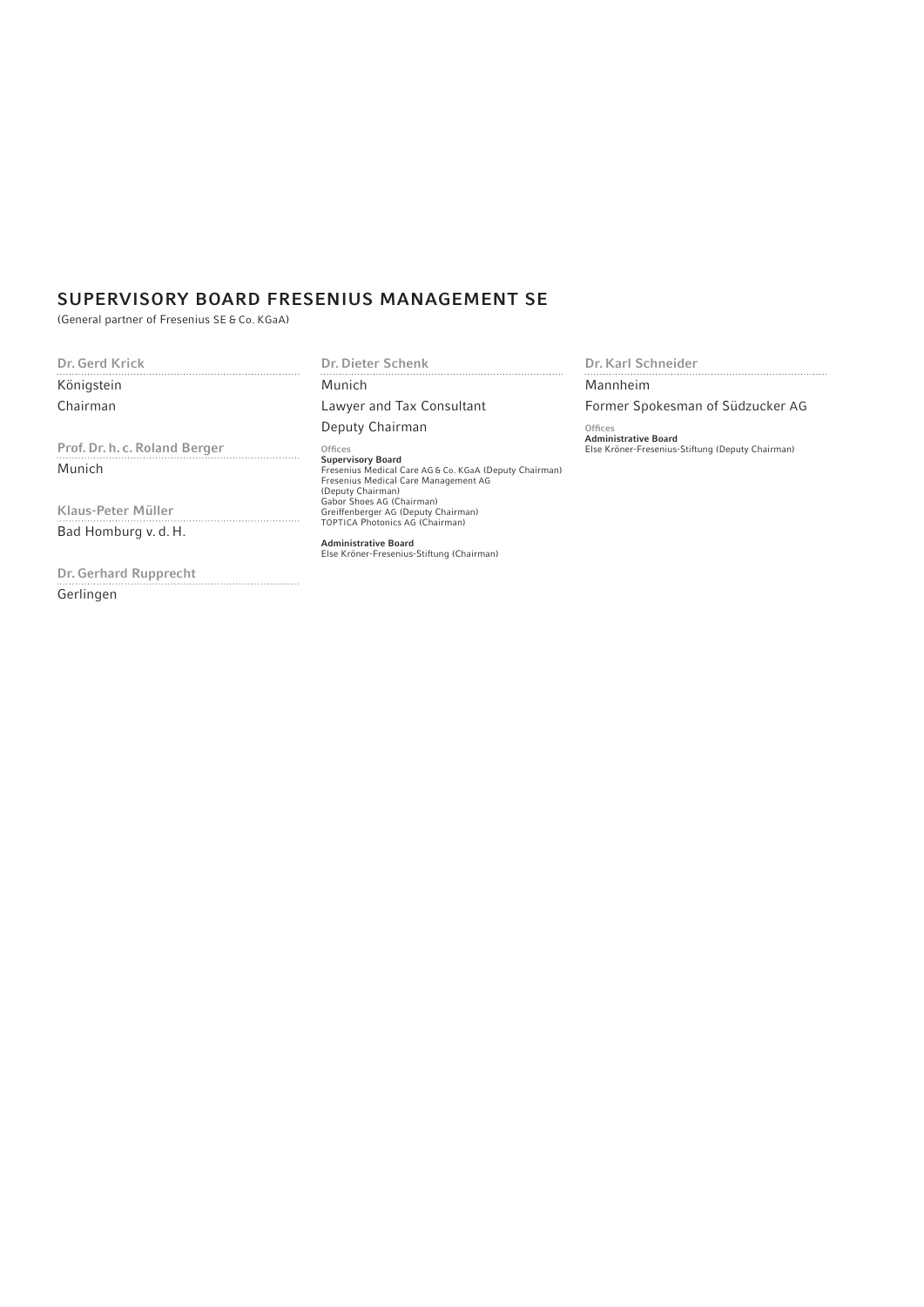## SUPERVISORY BOARD FRESENIUS MANAGEMENT SE

(General partner of Fresenius SE & Co. KGaA)

**Dr. Gerd Krick**
Königstein
Chairman

**Prof. Dr. h. c. Roland Berger**
Munich

**Klaus-Peter Müller**
Bad Homburg v. d. H.

**Dr. Gerhard Rupprecht**
Gerlingen

**Dr. Dieter Schenk**
Munich
Lawyer and Tax Consultant
Deputy Chairman

Offices

**Supervisory Board**
Fresenius Medical Care AG & Co. KGaA (Deputy Chairman)
Fresenius Medical Care Management AG (Deputy Chairman)
Gabor Shoes AG (Chairman)
Greiffenberger AG (Deputy Chairman)
TOPTICA Photonics AG (Chairman)

**Administrative Board**
Else Kröner-Fresenius-Stiftung (Chairman)

**Dr. Karl Schneider**
Mannheim
Former Spokesman of Südzucker AG

Offices

**Administrative Board**
Else Kröner-Fresenius-Stiftung (Deputy Chairman)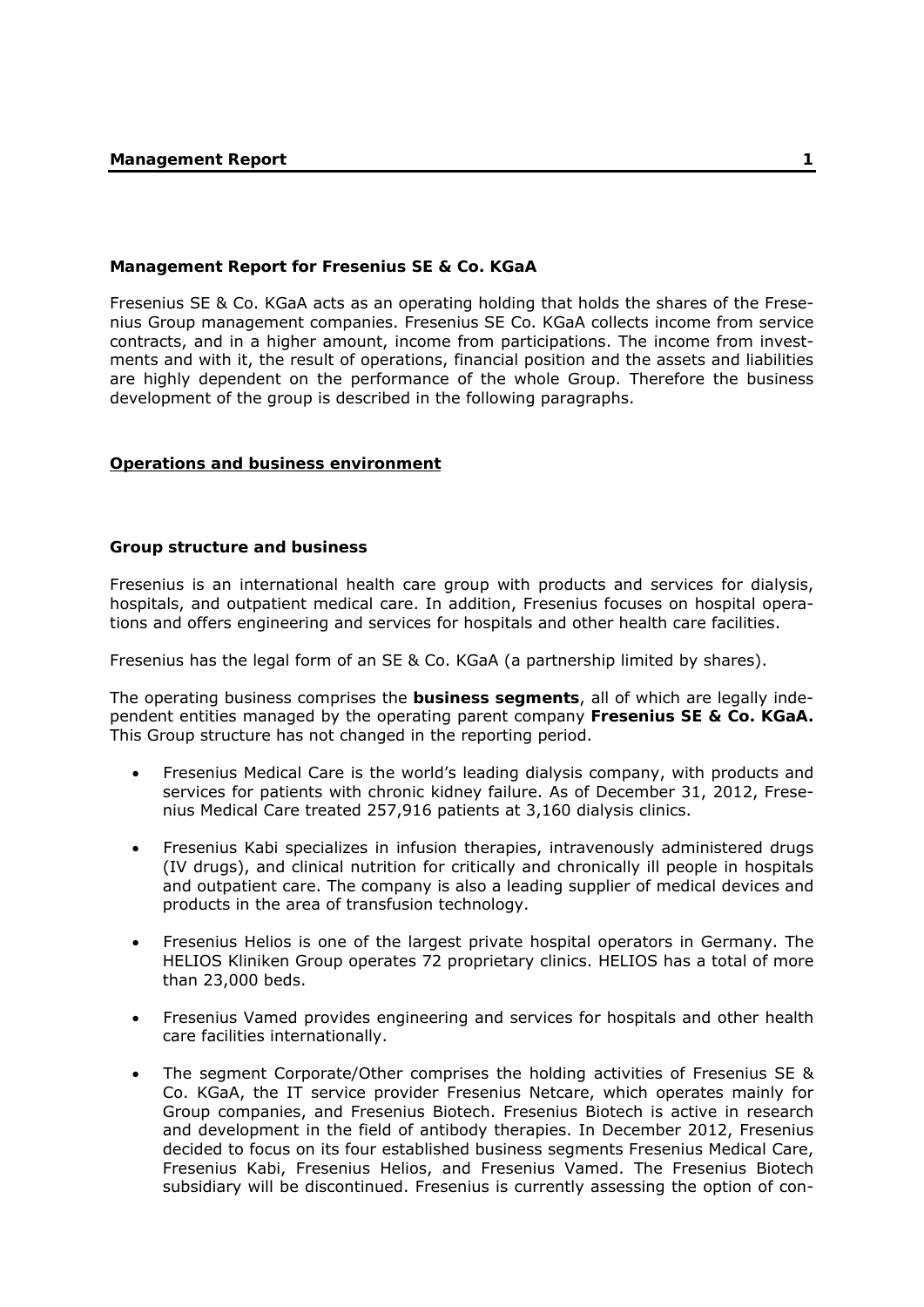## Management Report for Fresenius SE & Co. KGaA

Fresenius SE & Co. KGaA acts as an operating holding that holds the shares of the Fresenius Group management companies. Fresenius SE Co. KGaA collects income from service contracts, and in a higher amount, income from participations. The income from investments and with it, the result of operations, financial position and the assets and liabilities are highly dependent on the performance of the whole Group. Therefore the business development of the group is described in the following paragraphs.

## Operations and business environment

### Group structure and business

Fresenius is an international health care group with products and services for dialysis, hospitals, and outpatient medical care. In addition, Fresenius focuses on hospital operations and offers engineering and services for hospitals and other health care facilities.

Fresenius has the legal form of an SE & Co. KGaA (a partnership limited by shares).

The operating business comprises the **business segments**, all of which are legally independent entities managed by the operating parent company **Fresenius SE & Co. KGaA.** This Group structure has not changed in the reporting period.

- Fresenius Medical Care is the world's leading dialysis company, with products and services for patients with chronic kidney failure. As of December 31, 2012, Fresenius Medical Care treated 257,916 patients at 3,160 dialysis clinics.
- Fresenius Kabi specializes in infusion therapies, intravenously administered drugs (IV drugs), and clinical nutrition for critically and chronically ill people in hospitals and outpatient care. The company is also a leading supplier of medical devices and products in the area of transfusion technology.
- Fresenius Helios is one of the largest private hospital operators in Germany. The HELIOS Kliniken Group operates 72 proprietary clinics. HELIOS has a total of more than 23,000 beds.
- Fresenius Vamed provides engineering and services for hospitals and other health care facilities internationally.
- The segment Corporate/Other comprises the holding activities of Fresenius SE & Co. KGaA, the IT service provider Fresenius Netcare, which operates mainly for Group companies, and Fresenius Biotech. Fresenius Biotech is active in research and development in the field of antibody therapies. In December 2012, Fresenius decided to focus on its four established business segments Fresenius Medical Care, Fresenius Kabi, Fresenius Helios, and Fresenius Vamed. The Fresenius Biotech subsidiary will be discontinued. Fresenius is currently assessing the option of con-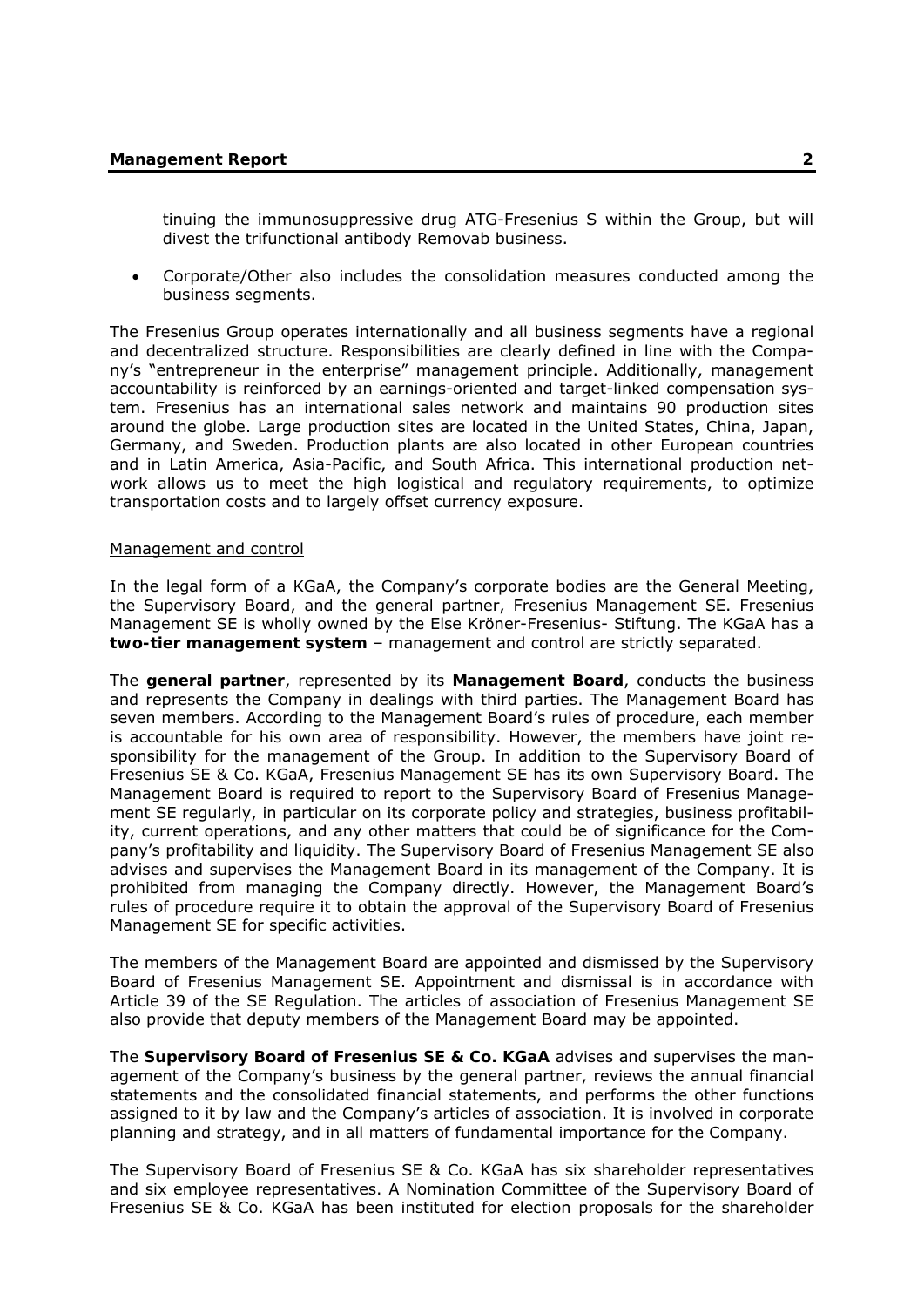tinuing the immunosuppressive drug ATG-Fresenius S within the Group, but will divest the trifunctional antibody Removab business.

- Corporate/Other also includes the consolidation measures conducted among the business segments.

The Fresenius Group operates internationally and all business segments have a regional and decentralized structure. Responsibilities are clearly defined in line with the Company's "entrepreneur in the enterprise" management principle. Additionally, management accountability is reinforced by an earnings-oriented and target-linked compensation system. Fresenius has an international sales network and maintains 90 production sites around the globe. Large production sites are located in the United States, China, Japan, Germany, and Sweden. Production plants are also located in other European countries and in Latin America, Asia-Pacific, and South Africa. This international production network allows us to meet the high logistical and regulatory requirements, to optimize transportation costs and to largely offset currency exposure.

Management and control

In the legal form of a KGaA, the Company's corporate bodies are the General Meeting, the Supervisory Board, and the general partner, Fresenius Management SE. Fresenius Management SE is wholly owned by the Else Kröner-Fresenius- Stiftung. The KGaA has a **two-tier management system** – management and control are strictly separated.

The **general partner**, represented by its **Management Board**, conducts the business and represents the Company in dealings with third parties. The Management Board has seven members. According to the Management Board's rules of procedure, each member is accountable for his own area of responsibility. However, the members have joint responsibility for the management of the Group. In addition to the Supervisory Board of Fresenius SE & Co. KGaA, Fresenius Management SE has its own Supervisory Board. The Management Board is required to report to the Supervisory Board of Fresenius Management SE regularly, in particular on its corporate policy and strategies, business profitability, current operations, and any other matters that could be of significance for the Company's profitability and liquidity. The Supervisory Board of Fresenius Management SE also advises and supervises the Management Board in its management of the Company. It is prohibited from managing the Company directly. However, the Management Board's rules of procedure require it to obtain the approval of the Supervisory Board of Fresenius Management SE for specific activities.

The members of the Management Board are appointed and dismissed by the Supervisory Board of Fresenius Management SE. Appointment and dismissal is in accordance with Article 39 of the SE Regulation. The articles of association of Fresenius Management SE also provide that deputy members of the Management Board may be appointed.

The **Supervisory Board of Fresenius SE & Co. KGaA** advises and supervises the management of the Company's business by the general partner, reviews the annual financial statements and the consolidated financial statements, and performs the other functions assigned to it by law and the Company's articles of association. It is involved in corporate planning and strategy, and in all matters of fundamental importance for the Company.

The Supervisory Board of Fresenius SE & Co. KGaA has six shareholder representatives and six employee representatives. A Nomination Committee of the Supervisory Board of Fresenius SE & Co. KGaA has been instituted for election proposals for the shareholder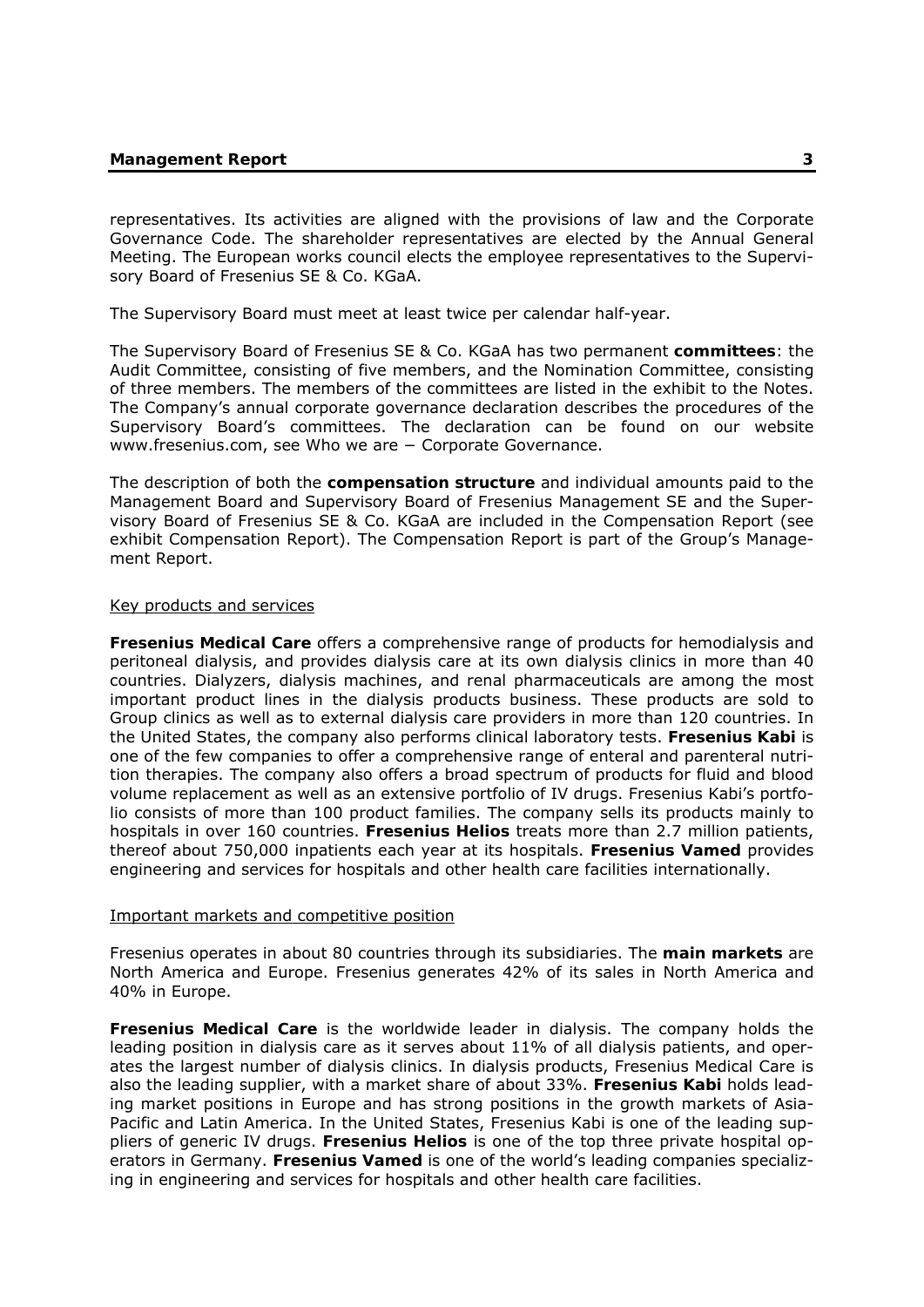representatives. Its activities are aligned with the provisions of law and the Corporate Governance Code. The shareholder representatives are elected by the Annual General Meeting. The European works council elects the employee representatives to the Supervisory Board of Fresenius SE & Co. KGaA.

The Supervisory Board must meet at least twice per calendar half-year.

The Supervisory Board of Fresenius SE & Co. KGaA has two permanent **committees**: the Audit Committee, consisting of five members, and the Nomination Committee, consisting of three members. The members of the committees are listed in the exhibit to the Notes. The Company's annual corporate governance declaration describes the procedures of the Supervisory Board's committees. The declaration can be found on our website www.fresenius.com, see Who we are − Corporate Governance.

The description of both the **compensation structure** and individual amounts paid to the Management Board and Supervisory Board of Fresenius Management SE and the Supervisory Board of Fresenius SE & Co. KGaA are included in the Compensation Report (see exhibit Compensation Report). The Compensation Report is part of the Group's Management Report.

Key products and services

**Fresenius Medical Care** offers a comprehensive range of products for hemodialysis and peritoneal dialysis, and provides dialysis care at its own dialysis clinics in more than 40 countries. Dialyzers, dialysis machines, and renal pharmaceuticals are among the most important product lines in the dialysis products business. These products are sold to Group clinics as well as to external dialysis care providers in more than 120 countries. In the United States, the company also performs clinical laboratory tests. **Fresenius Kabi** is one of the few companies to offer a comprehensive range of enteral and parenteral nutrition therapies. The company also offers a broad spectrum of products for fluid and blood volume replacement as well as an extensive portfolio of IV drugs. Fresenius Kabi's portfolio consists of more than 100 product families. The company sells its products mainly to hospitals in over 160 countries. **Fresenius Helios** treats more than 2.7 million patients, thereof about 750,000 inpatients each year at its hospitals. **Fresenius Vamed** provides engineering and services for hospitals and other health care facilities internationally.

Important markets and competitive position

Fresenius operates in about 80 countries through its subsidiaries. The **main markets** are North America and Europe. Fresenius generates 42% of its sales in North America and 40% in Europe.

**Fresenius Medical Care** is the worldwide leader in dialysis. The company holds the leading position in dialysis care as it serves about 11% of all dialysis patients, and operates the largest number of dialysis clinics. In dialysis products, Fresenius Medical Care is also the leading supplier, with a market share of about 33%. **Fresenius Kabi** holds leading market positions in Europe and has strong positions in the growth markets of Asia-Pacific and Latin America. In the United States, Fresenius Kabi is one of the leading suppliers of generic IV drugs. **Fresenius Helios** is one of the top three private hospital operators in Germany. **Fresenius Vamed** is one of the world's leading companies specializing in engineering and services for hospitals and other health care facilities.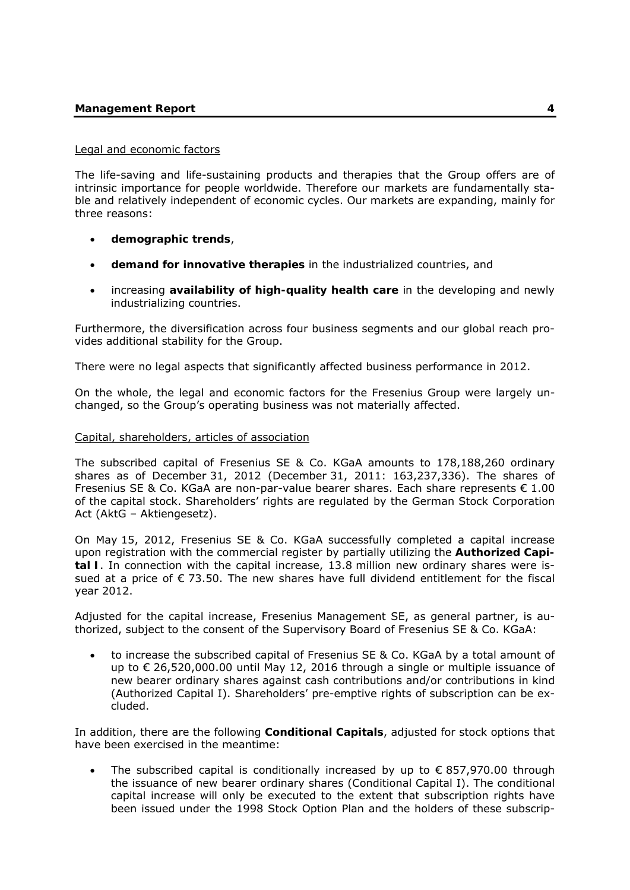Legal and economic factors

The life-saving and life-sustaining products and therapies that the Group offers are of intrinsic importance for people worldwide. Therefore our markets are fundamentally stable and relatively independent of economic cycles. Our markets are expanding, mainly for three reasons:

- **demographic trends**,
- **demand for innovative therapies** in the industrialized countries, and
- increasing **availability of high-quality health care** in the developing and newly industrializing countries.

Furthermore, the diversification across four business segments and our global reach provides additional stability for the Group.

There were no legal aspects that significantly affected business performance in 2012.

On the whole, the legal and economic factors for the Fresenius Group were largely unchanged, so the Group's operating business was not materially affected.

Capital, shareholders, articles of association

The subscribed capital of Fresenius SE & Co. KGaA amounts to 178,188,260 ordinary shares as of December 31, 2012 (December 31, 2011: 163,237,336). The shares of Fresenius SE & Co. KGaA are non-par-value bearer shares. Each share represents € 1.00 of the capital stock. Shareholders' rights are regulated by the German Stock Corporation Act (AktG – Aktiengesetz).

On May 15, 2012, Fresenius SE & Co. KGaA successfully completed a capital increase upon registration with the commercial register by partially utilizing the **Authorized Capital I**. In connection with the capital increase, 13.8 million new ordinary shares were issued at a price of € 73.50. The new shares have full dividend entitlement for the fiscal year 2012.

Adjusted for the capital increase, Fresenius Management SE, as general partner, is authorized, subject to the consent of the Supervisory Board of Fresenius SE & Co. KGaA:

- to increase the subscribed capital of Fresenius SE & Co. KGaA by a total amount of up to € 26,520,000.00 until May 12, 2016 through a single or multiple issuance of new bearer ordinary shares against cash contributions and/or contributions in kind (Authorized Capital I). Shareholders' pre-emptive rights of subscription can be excluded.

In addition, there are the following **Conditional Capitals**, adjusted for stock options that have been exercised in the meantime:

- The subscribed capital is conditionally increased by up to € 857,970.00 through the issuance of new bearer ordinary shares (Conditional Capital I). The conditional capital increase will only be executed to the extent that subscription rights have been issued under the 1998 Stock Option Plan and the holders of these subscrip-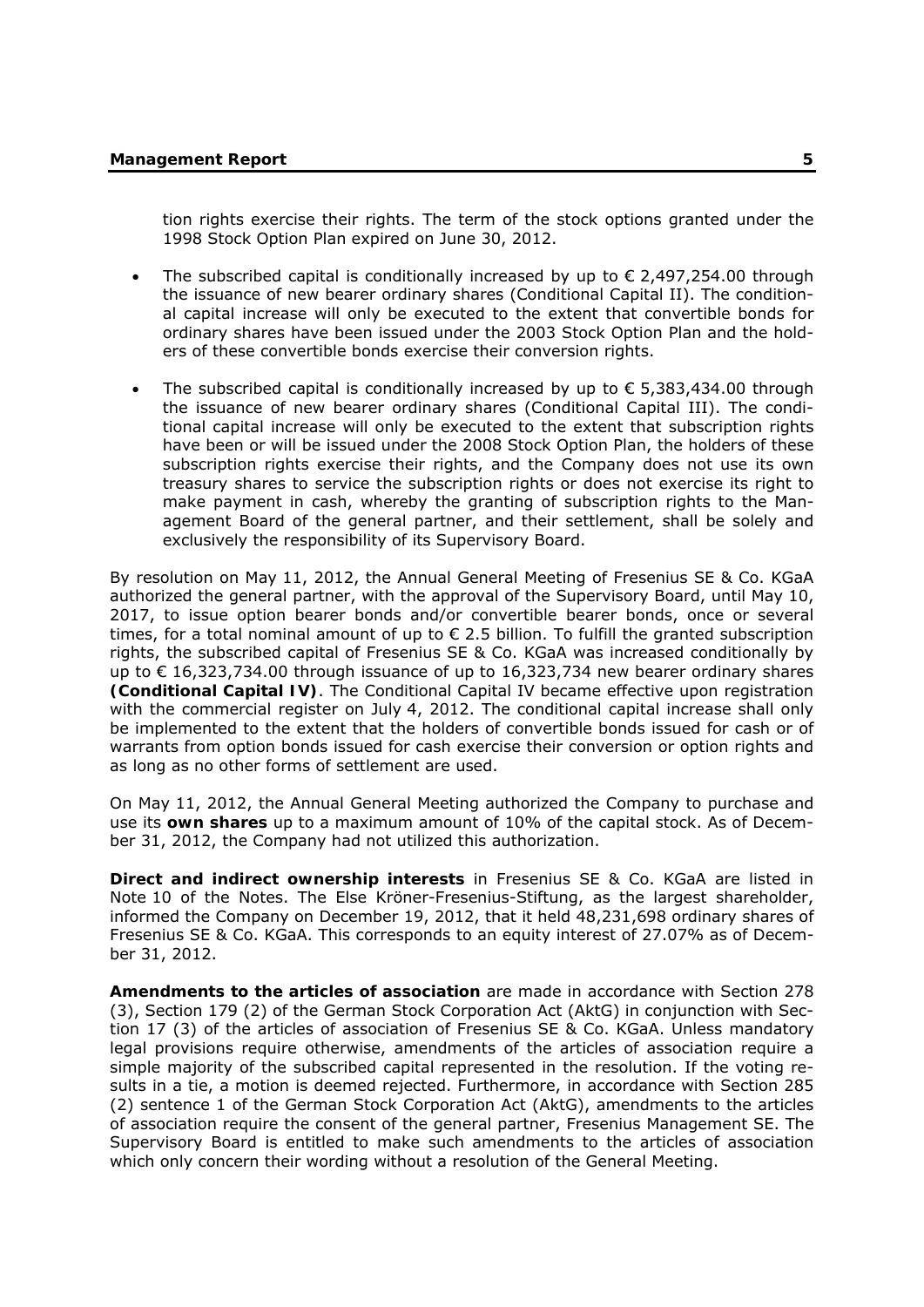tion rights exercise their rights. The term of the stock options granted under the 1998 Stock Option Plan expired on June 30, 2012.

- The subscribed capital is conditionally increased by up to € 2,497,254.00 through the issuance of new bearer ordinary shares (Conditional Capital II). The conditional capital increase will only be executed to the extent that convertible bonds for ordinary shares have been issued under the 2003 Stock Option Plan and the holders of these convertible bonds exercise their conversion rights.
- The subscribed capital is conditionally increased by up to € 5,383,434.00 through the issuance of new bearer ordinary shares (Conditional Capital III). The conditional capital increase will only be executed to the extent that subscription rights have been or will be issued under the 2008 Stock Option Plan, the holders of these subscription rights exercise their rights, and the Company does not use its own treasury shares to service the subscription rights or does not exercise its right to make payment in cash, whereby the granting of subscription rights to the Management Board of the general partner, and their settlement, shall be solely and exclusively the responsibility of its Supervisory Board.

By resolution on May 11, 2012, the Annual General Meeting of Fresenius SE & Co. KGaA authorized the general partner, with the approval of the Supervisory Board, until May 10, 2017, to issue option bearer bonds and/or convertible bearer bonds, once or several times, for a total nominal amount of up to € 2.5 billion. To fulfill the granted subscription rights, the subscribed capital of Fresenius SE & Co. KGaA was increased conditionally by up to € 16,323,734.00 through issuance of up to 16,323,734 new bearer ordinary shares **(Conditional Capital IV)**. The Conditional Capital IV became effective upon registration with the commercial register on July 4, 2012. The conditional capital increase shall only be implemented to the extent that the holders of convertible bonds issued for cash or of warrants from option bonds issued for cash exercise their conversion or option rights and as long as no other forms of settlement are used.

On May 11, 2012, the Annual General Meeting authorized the Company to purchase and use its **own shares** up to a maximum amount of 10% of the capital stock. As of December 31, 2012, the Company had not utilized this authorization.

**Direct and indirect ownership interests** in Fresenius SE & Co. KGaA are listed in Note 10 of the Notes. The Else Kröner-Fresenius-Stiftung, as the largest shareholder, informed the Company on December 19, 2012, that it held 48,231,698 ordinary shares of Fresenius SE & Co. KGaA. This corresponds to an equity interest of 27.07% as of December 31, 2012.

**Amendments to the articles of association** are made in accordance with Section 278 (3), Section 179 (2) of the German Stock Corporation Act (AktG) in conjunction with Section 17 (3) of the articles of association of Fresenius SE & Co. KGaA. Unless mandatory legal provisions require otherwise, amendments of the articles of association require a simple majority of the subscribed capital represented in the resolution. If the voting results in a tie, a motion is deemed rejected. Furthermore, in accordance with Section 285 (2) sentence 1 of the German Stock Corporation Act (AktG), amendments to the articles of association require the consent of the general partner, Fresenius Management SE. The Supervisory Board is entitled to make such amendments to the articles of association which only concern their wording without a resolution of the General Meeting.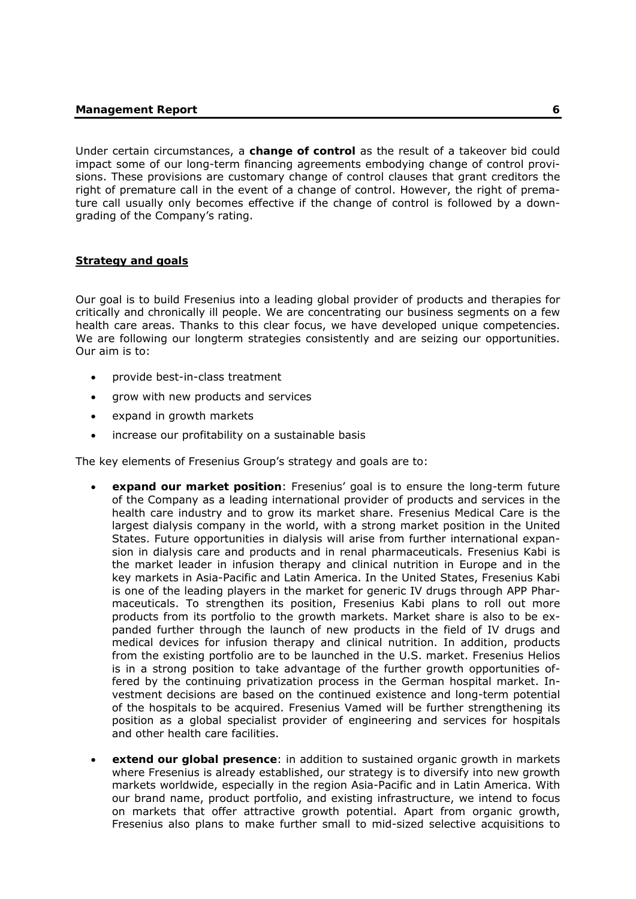Under certain circumstances, a **change of control** as the result of a takeover bid could impact some of our long-term financing agreements embodying change of control provisions. These provisions are customary change of control clauses that grant creditors the right of premature call in the event of a change of control. However, the right of premature call usually only becomes effective if the change of control is followed by a downgrading of the Company's rating.

## Strategy and goals

Our goal is to build Fresenius into a leading global provider of products and therapies for critically and chronically ill people. We are concentrating our business segments on a few health care areas. Thanks to this clear focus, we have developed unique competencies. We are following our longterm strategies consistently and are seizing our opportunities. Our aim is to:

- provide best-in-class treatment
- grow with new products and services
- expand in growth markets
- increase our profitability on a sustainable basis

The key elements of Fresenius Group's strategy and goals are to:

- **expand our market position**: Fresenius' goal is to ensure the long-term future of the Company as a leading international provider of products and services in the health care industry and to grow its market share. Fresenius Medical Care is the largest dialysis company in the world, with a strong market position in the United States. Future opportunities in dialysis will arise from further international expansion in dialysis care and products and in renal pharmaceuticals. Fresenius Kabi is the market leader in infusion therapy and clinical nutrition in Europe and in the key markets in Asia-Pacific and Latin America. In the United States, Fresenius Kabi is one of the leading players in the market for generic IV drugs through APP Pharmaceuticals. To strengthen its position, Fresenius Kabi plans to roll out more products from its portfolio to the growth markets. Market share is also to be expanded further through the launch of new products in the field of IV drugs and medical devices for infusion therapy and clinical nutrition. In addition, products from the existing portfolio are to be launched in the U.S. market. Fresenius Helios is in a strong position to take advantage of the further growth opportunities offered by the continuing privatization process in the German hospital market. Investment decisions are based on the continued existence and long-term potential of the hospitals to be acquired. Fresenius Vamed will be further strengthening its position as a global specialist provider of engineering and services for hospitals and other health care facilities.
- **extend our global presence**: in addition to sustained organic growth in markets where Fresenius is already established, our strategy is to diversify into new growth markets worldwide, especially in the region Asia-Pacific and in Latin America. With our brand name, product portfolio, and existing infrastructure, we intend to focus on markets that offer attractive growth potential. Apart from organic growth, Fresenius also plans to make further small to mid-sized selective acquisitions to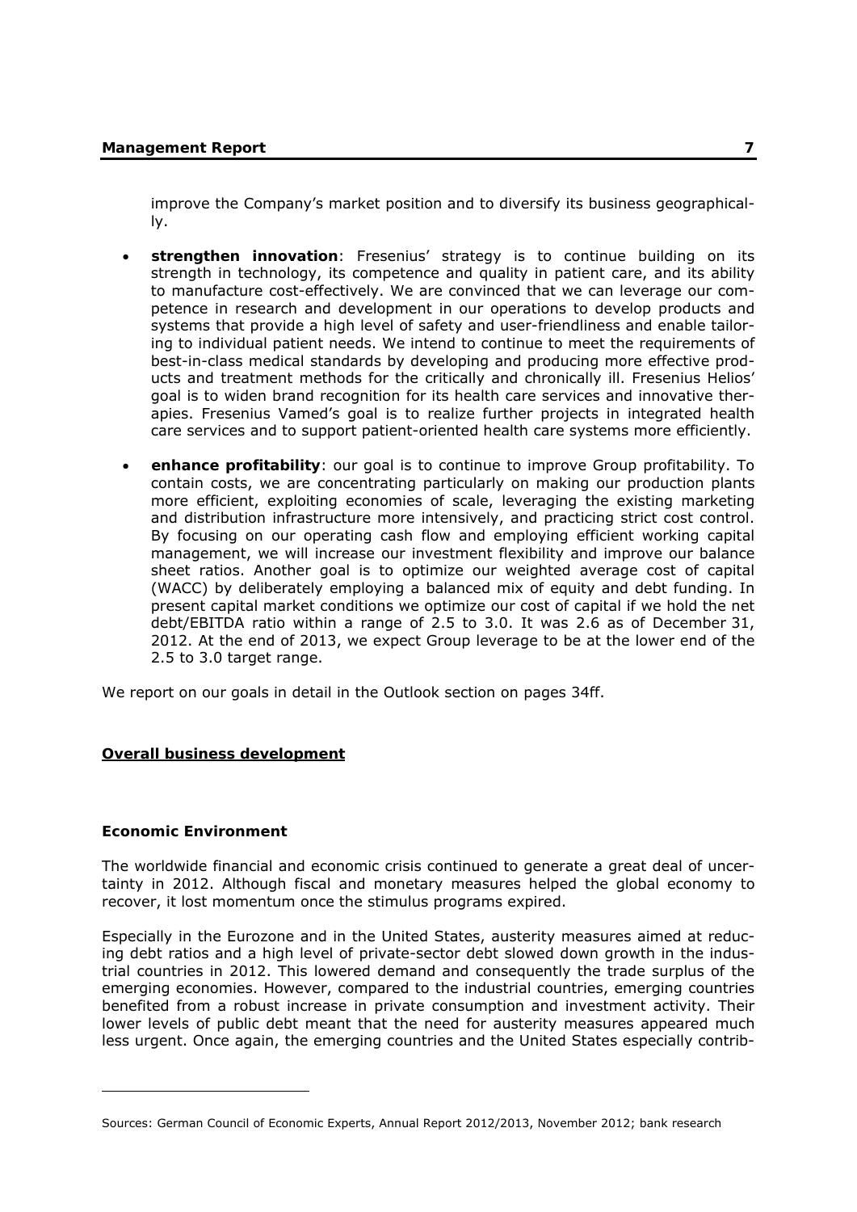improve the Company's market position and to diversify its business geographically.

- **strengthen innovation**: Fresenius' strategy is to continue building on its strength in technology, its competence and quality in patient care, and its ability to manufacture cost-effectively. We are convinced that we can leverage our competence in research and development in our operations to develop products and systems that provide a high level of safety and user-friendliness and enable tailoring to individual patient needs. We intend to continue to meet the requirements of best-in-class medical standards by developing and producing more effective products and treatment methods for the critically and chronically ill. Fresenius Helios' goal is to widen brand recognition for its health care services and innovative therapies. Fresenius Vamed's goal is to realize further projects in integrated health care services and to support patient-oriented health care systems more efficiently.

- **enhance profitability**: our goal is to continue to improve Group profitability. To contain costs, we are concentrating particularly on making our production plants more efficient, exploiting economies of scale, leveraging the existing marketing and distribution infrastructure more intensively, and practicing strict cost control. By focusing on our operating cash flow and employing efficient working capital management, we will increase our investment flexibility and improve our balance sheet ratios. Another goal is to optimize our weighted average cost of capital (WACC) by deliberately employing a balanced mix of equity and debt funding. In present capital market conditions we optimize our cost of capital if we hold the net debt/EBITDA ratio within a range of 2.5 to 3.0. It was 2.6 as of December 31, 2012. At the end of 2013, we expect Group leverage to be at the lower end of the 2.5 to 3.0 target range.

We report on our goals in detail in the Outlook section on pages 34ff.

## Overall business development

### Economic Environment

The worldwide financial and economic crisis continued to generate a great deal of uncertainty in 2012. Although fiscal and monetary measures helped the global economy to recover, it lost momentum once the stimulus programs expired.

Especially in the Eurozone and in the United States, austerity measures aimed at reducing debt ratios and a high level of private-sector debt slowed down growth in the industrial countries in 2012. This lowered demand and consequently the trade surplus of the emerging economies. However, compared to the industrial countries, emerging countries benefited from a robust increase in private consumption and investment activity. Their lower levels of public debt meant that the need for austerity measures appeared much less urgent. Once again, the emerging countries and the United States especially contrib-

Sources: German Council of Economic Experts, Annual Report 2012/2013, November 2012; bank research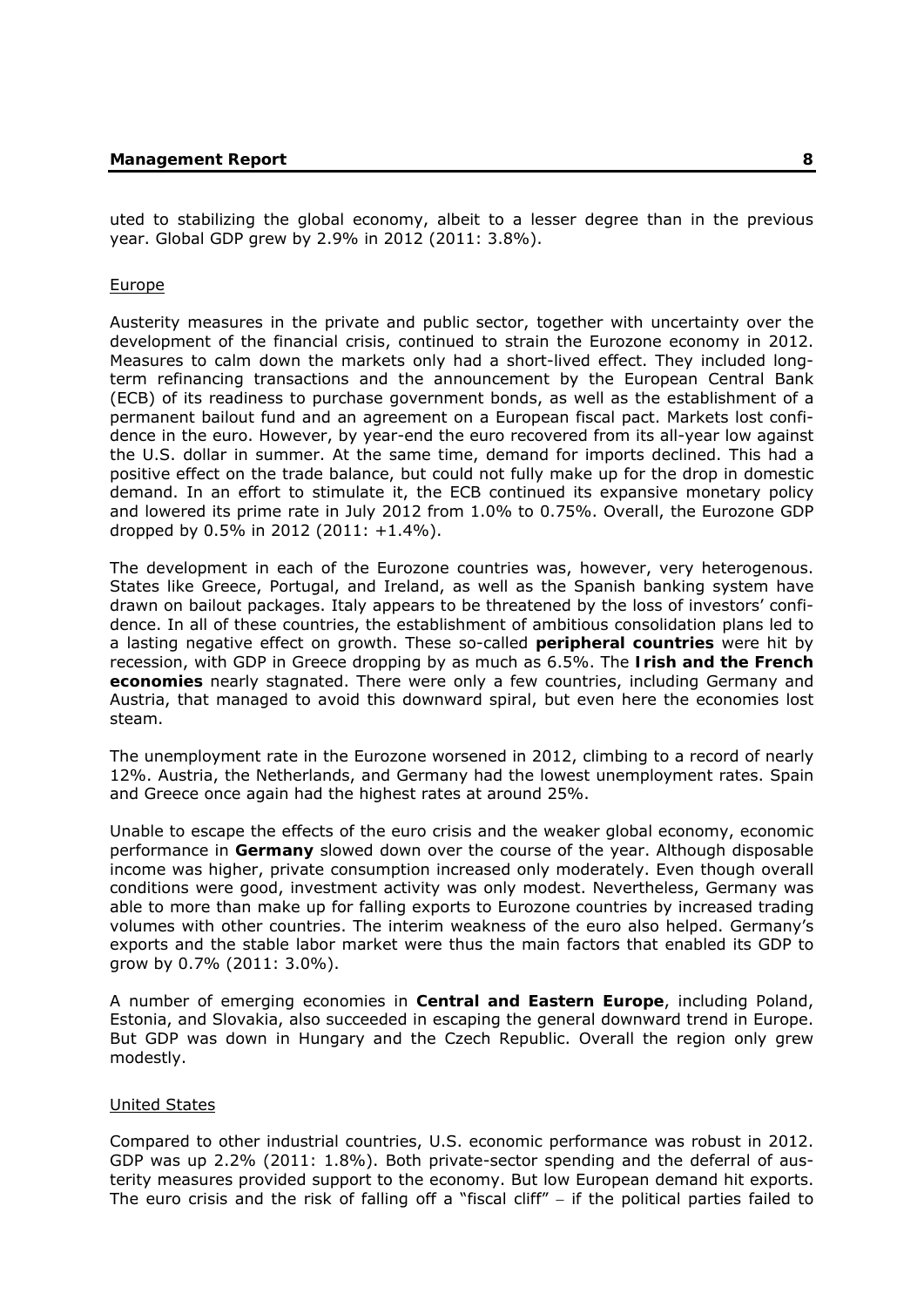uted to stabilizing the global economy, albeit to a lesser degree than in the previous year. Global GDP grew by 2.9% in 2012 (2011: 3.8%).

## Europe

Austerity measures in the private and public sector, together with uncertainty over the development of the financial crisis, continued to strain the Eurozone economy in 2012. Measures to calm down the markets only had a short-lived effect. They included long-term refinancing transactions and the announcement by the European Central Bank (ECB) of its readiness to purchase government bonds, as well as the establishment of a permanent bailout fund and an agreement on a European fiscal pact. Markets lost confidence in the euro. However, by year-end the euro recovered from its all-year low against the U.S. dollar in summer. At the same time, demand for imports declined. This had a positive effect on the trade balance, but could not fully make up for the drop in domestic demand. In an effort to stimulate it, the ECB continued its expansive monetary policy and lowered its prime rate in July 2012 from 1.0% to 0.75%. Overall, the Eurozone GDP dropped by 0.5% in 2012 (2011: +1.4%).

The development in each of the Eurozone countries was, however, very heterogenous. States like Greece, Portugal, and Ireland, as well as the Spanish banking system have drawn on bailout packages. Italy appears to be threatened by the loss of investors' confidence. In all of these countries, the establishment of ambitious consolidation plans led to a lasting negative effect on growth. These so-called **peripheral countries** were hit by recession, with GDP in Greece dropping by as much as 6.5%. The **Irish and the French economies** nearly stagnated. There were only a few countries, including Germany and Austria, that managed to avoid this downward spiral, but even here the economies lost steam.

The unemployment rate in the Eurozone worsened in 2012, climbing to a record of nearly 12%. Austria, the Netherlands, and Germany had the lowest unemployment rates. Spain and Greece once again had the highest rates at around 25%.

Unable to escape the effects of the euro crisis and the weaker global economy, economic performance in **Germany** slowed down over the course of the year. Although disposable income was higher, private consumption increased only moderately. Even though overall conditions were good, investment activity was only modest. Nevertheless, Germany was able to more than make up for falling exports to Eurozone countries by increased trading volumes with other countries. The interim weakness of the euro also helped. Germany's exports and the stable labor market were thus the main factors that enabled its GDP to grow by 0.7% (2011: 3.0%).

A number of emerging economies in **Central and Eastern Europe**, including Poland, Estonia, and Slovakia, also succeeded in escaping the general downward trend in Europe. But GDP was down in Hungary and the Czech Republic. Overall the region only grew modestly.

## United States

Compared to other industrial countries, U.S. economic performance was robust in 2012. GDP was up 2.2% (2011: 1.8%). Both private-sector spending and the deferral of austerity measures provided support to the economy. But low European demand hit exports. The euro crisis and the risk of falling off a "fiscal cliff" – if the political parties failed to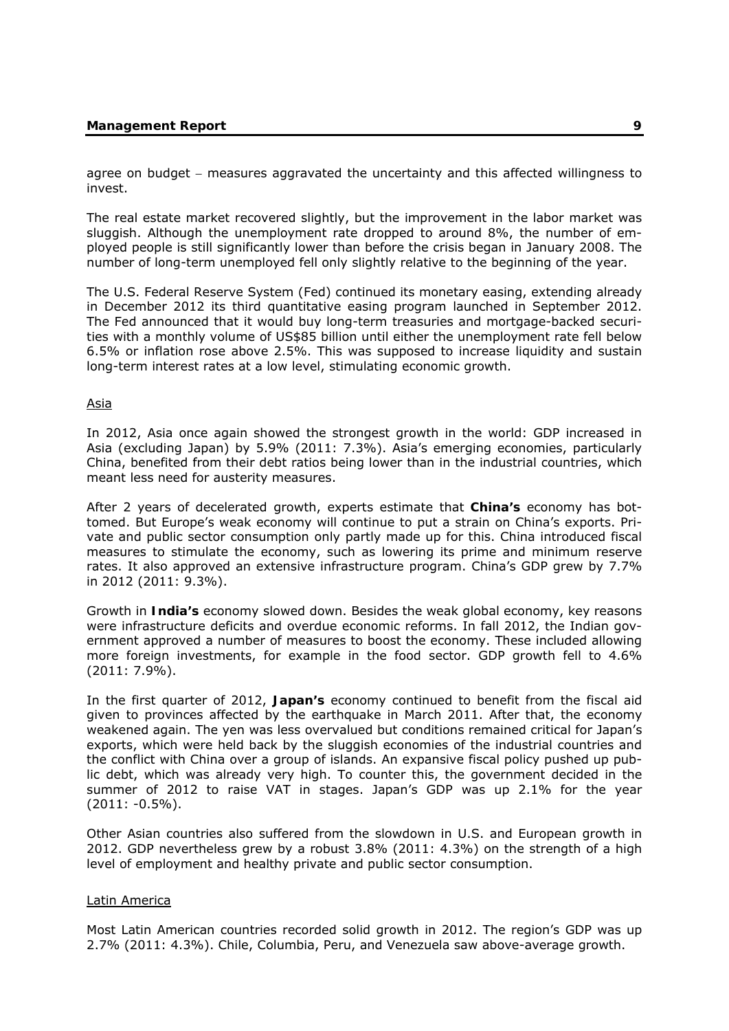agree on budget – measures aggravated the uncertainty and this affected willingness to invest.

The real estate market recovered slightly, but the improvement in the labor market was sluggish. Although the unemployment rate dropped to around 8%, the number of employed people is still significantly lower than before the crisis began in January 2008. The number of long-term unemployed fell only slightly relative to the beginning of the year.

The U.S. Federal Reserve System (Fed) continued its monetary easing, extending already in December 2012 its third quantitative easing program launched in September 2012. The Fed announced that it would buy long-term treasuries and mortgage-backed securities with a monthly volume of US$85 billion until either the unemployment rate fell below 6.5% or inflation rose above 2.5%. This was supposed to increase liquidity and sustain long-term interest rates at a low level, stimulating economic growth.

Asia

In 2012, Asia once again showed the strongest growth in the world: GDP increased in Asia (excluding Japan) by 5.9% (2011: 7.3%). Asia's emerging economies, particularly China, benefited from their debt ratios being lower than in the industrial countries, which meant less need for austerity measures.

After 2 years of decelerated growth, experts estimate that **China's** economy has bottomed. But Europe's weak economy will continue to put a strain on China's exports. Private and public sector consumption only partly made up for this. China introduced fiscal measures to stimulate the economy, such as lowering its prime and minimum reserve rates. It also approved an extensive infrastructure program. China's GDP grew by 7.7% in 2012 (2011: 9.3%).

Growth in **India's** economy slowed down. Besides the weak global economy, key reasons were infrastructure deficits and overdue economic reforms. In fall 2012, the Indian government approved a number of measures to boost the economy. These included allowing more foreign investments, for example in the food sector. GDP growth fell to 4.6% (2011: 7.9%).

In the first quarter of 2012, **Japan's** economy continued to benefit from the fiscal aid given to provinces affected by the earthquake in March 2011. After that, the economy weakened again. The yen was less overvalued but conditions remained critical for Japan's exports, which were held back by the sluggish economies of the industrial countries and the conflict with China over a group of islands. An expansive fiscal policy pushed up public debt, which was already very high. To counter this, the government decided in the summer of 2012 to raise VAT in stages. Japan's GDP was up 2.1% for the year (2011: -0.5%).

Other Asian countries also suffered from the slowdown in U.S. and European growth in 2012. GDP nevertheless grew by a robust 3.8% (2011: 4.3%) on the strength of a high level of employment and healthy private and public sector consumption.

Latin America

Most Latin American countries recorded solid growth in 2012. The region's GDP was up 2.7% (2011: 4.3%). Chile, Columbia, Peru, and Venezuela saw above-average growth.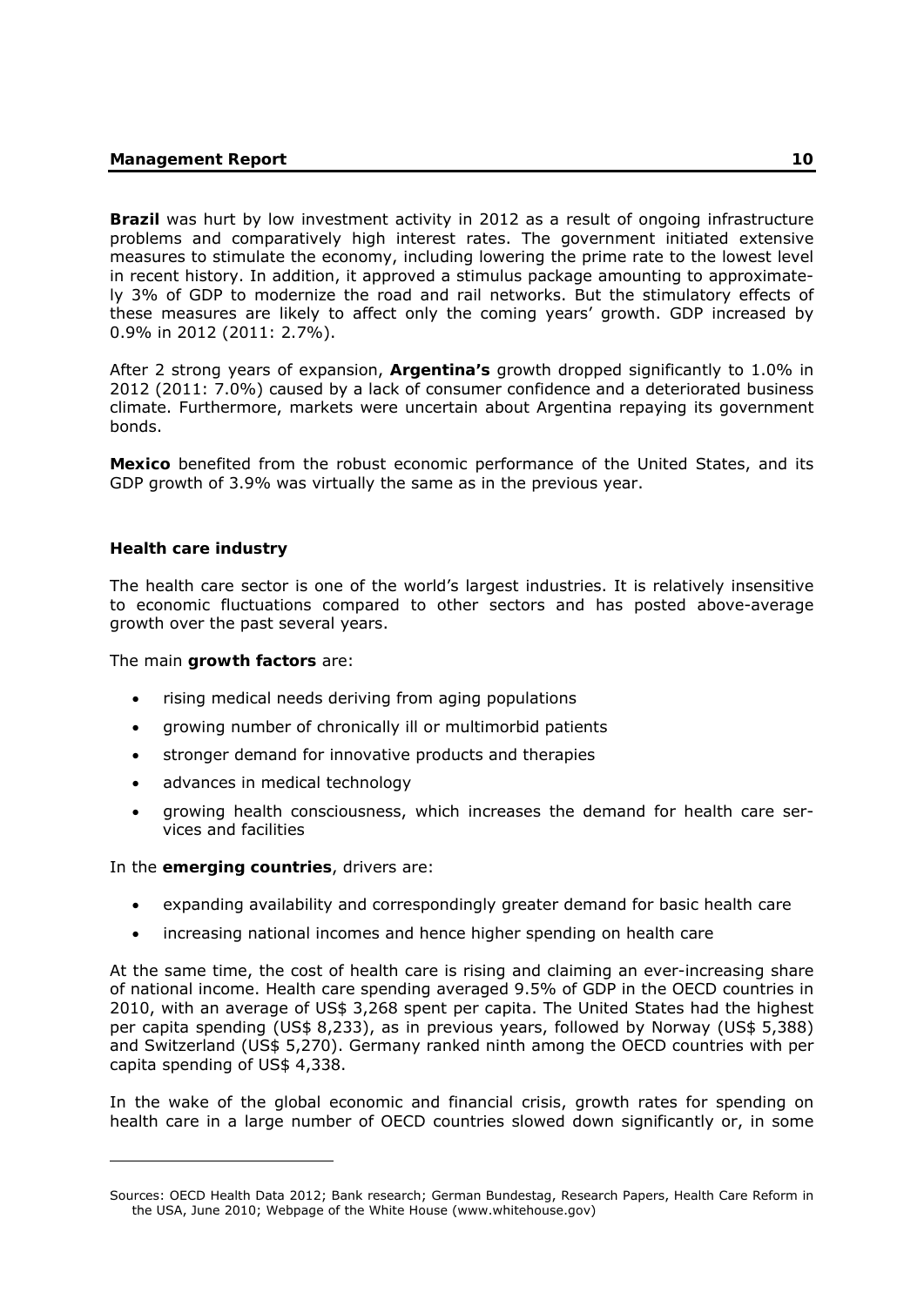**Brazil** was hurt by low investment activity in 2012 as a result of ongoing infrastructure problems and comparatively high interest rates. The government initiated extensive measures to stimulate the economy, including lowering the prime rate to the lowest level in recent history. In addition, it approved a stimulus package amounting to approximately 3% of GDP to modernize the road and rail networks. But the stimulatory effects of these measures are likely to affect only the coming years' growth. GDP increased by 0.9% in 2012 (2011: 2.7%).

After 2 strong years of expansion, **Argentina's** growth dropped significantly to 1.0% in 2012 (2011: 7.0%) caused by a lack of consumer confidence and a deteriorated business climate. Furthermore, markets were uncertain about Argentina repaying its government bonds.

**Mexico** benefited from the robust economic performance of the United States, and its GDP growth of 3.9% was virtually the same as in the previous year.

### Health care industry

The health care sector is one of the world's largest industries. It is relatively insensitive to economic fluctuations compared to other sectors and has posted above-average growth over the past several years.

The main **growth factors** are:

- rising medical needs deriving from aging populations
- growing number of chronically ill or multimorbid patients
- stronger demand for innovative products and therapies
- advances in medical technology
- growing health consciousness, which increases the demand for health care services and facilities

In the **emerging countries**, drivers are:

- expanding availability and correspondingly greater demand for basic health care
- increasing national incomes and hence higher spending on health care

At the same time, the cost of health care is rising and claiming an ever-increasing share of national income. Health care spending averaged 9.5% of GDP in the OECD countries in 2010, with an average of US$ 3,268 spent per capita. The United States had the highest per capita spending (US$ 8,233), as in previous years, followed by Norway (US$ 5,388) and Switzerland (US$ 5,270). Germany ranked ninth among the OECD countries with per capita spending of US$ 4,338.

In the wake of the global economic and financial crisis, growth rates for spending on health care in a large number of OECD countries slowed down significantly or, in some

---

Sources: OECD Health Data 2012; Bank research; German Bundestag, Research Papers, Health Care Reform in the USA, June 2010; Webpage of the White House (www.whitehouse.gov)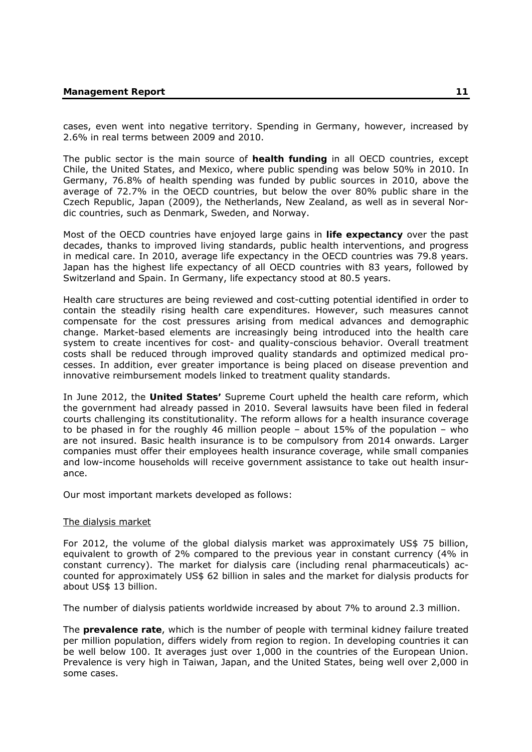cases, even went into negative territory. Spending in Germany, however, increased by 2.6% in real terms between 2009 and 2010.

The public sector is the main source of **health funding** in all OECD countries, except Chile, the United States, and Mexico, where public spending was below 50% in 2010. In Germany, 76.8% of health spending was funded by public sources in 2010, above the average of 72.7% in the OECD countries, but below the over 80% public share in the Czech Republic, Japan (2009), the Netherlands, New Zealand, as well as in several Nordic countries, such as Denmark, Sweden, and Norway.

Most of the OECD countries have enjoyed large gains in **life expectancy** over the past decades, thanks to improved living standards, public health interventions, and progress in medical care. In 2010, average life expectancy in the OECD countries was 79.8 years. Japan has the highest life expectancy of all OECD countries with 83 years, followed by Switzerland and Spain. In Germany, life expectancy stood at 80.5 years.

Health care structures are being reviewed and cost-cutting potential identified in order to contain the steadily rising health care expenditures. However, such measures cannot compensate for the cost pressures arising from medical advances and demographic change. Market-based elements are increasingly being introduced into the health care system to create incentives for cost- and quality-conscious behavior. Overall treatment costs shall be reduced through improved quality standards and optimized medical processes. In addition, ever greater importance is being placed on disease prevention and innovative reimbursement models linked to treatment quality standards.

In June 2012, the **United States'** Supreme Court upheld the health care reform, which the government had already passed in 2010. Several lawsuits have been filed in federal courts challenging its constitutionality. The reform allows for a health insurance coverage to be phased in for the roughly 46 million people – about 15% of the population – who are not insured. Basic health insurance is to be compulsory from 2014 onwards. Larger companies must offer their employees health insurance coverage, while small companies and low-income households will receive government assistance to take out health insurance.

Our most important markets developed as follows:

The dialysis market

For 2012, the volume of the global dialysis market was approximately US$ 75 billion, equivalent to growth of 2% compared to the previous year in constant currency (4% in constant currency). The market for dialysis care (including renal pharmaceuticals) accounted for approximately US$ 62 billion in sales and the market for dialysis products for about US$ 13 billion.

The number of dialysis patients worldwide increased by about 7% to around 2.3 million.

The **prevalence rate**, which is the number of people with terminal kidney failure treated per million population, differs widely from region to region. In developing countries it can be well below 100. It averages just over 1,000 in the countries of the European Union. Prevalence is very high in Taiwan, Japan, and the United States, being well over 2,000 in some cases.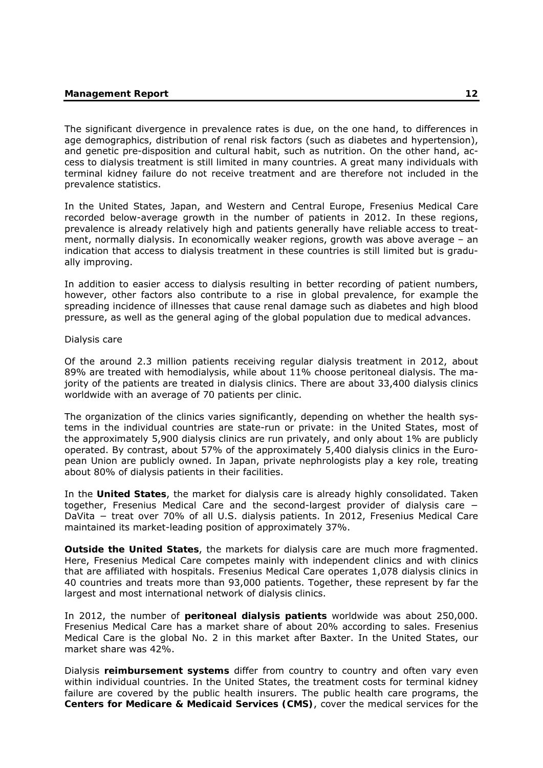The significant divergence in prevalence rates is due, on the one hand, to differences in age demographics, distribution of renal risk factors (such as diabetes and hypertension), and genetic pre-disposition and cultural habit, such as nutrition. On the other hand, access to dialysis treatment is still limited in many countries. A great many individuals with terminal kidney failure do not receive treatment and are therefore not included in the prevalence statistics.

In the United States, Japan, and Western and Central Europe, Fresenius Medical Care recorded below-average growth in the number of patients in 2012. In these regions, prevalence is already relatively high and patients generally have reliable access to treatment, normally dialysis. In economically weaker regions, growth was above average – an indication that access to dialysis treatment in these countries is still limited but is gradually improving.

In addition to easier access to dialysis resulting in better recording of patient numbers, however, other factors also contribute to a rise in global prevalence, for example the spreading incidence of illnesses that cause renal damage such as diabetes and high blood pressure, as well as the general aging of the global population due to medical advances.

Dialysis care

Of the around 2.3 million patients receiving regular dialysis treatment in 2012, about 89% are treated with hemodialysis, while about 11% choose peritoneal dialysis. The majority of the patients are treated in dialysis clinics. There are about 33,400 dialysis clinics worldwide with an average of 70 patients per clinic.

The organization of the clinics varies significantly, depending on whether the health systems in the individual countries are state-run or private: in the United States, most of the approximately 5,900 dialysis clinics are run privately, and only about 1% are publicly operated. By contrast, about 57% of the approximately 5,400 dialysis clinics in the European Union are publicly owned. In Japan, private nephrologists play a key role, treating about 80% of dialysis patients in their facilities.

In the **United States**, the market for dialysis care is already highly consolidated. Taken together, Fresenius Medical Care and the second-largest provider of dialysis care − DaVita − treat over 70% of all U.S. dialysis patients. In 2012, Fresenius Medical Care maintained its market-leading position of approximately 37%.

**Outside the United States**, the markets for dialysis care are much more fragmented. Here, Fresenius Medical Care competes mainly with independent clinics and with clinics that are affiliated with hospitals. Fresenius Medical Care operates 1,078 dialysis clinics in 40 countries and treats more than 93,000 patients. Together, these represent by far the largest and most international network of dialysis clinics.

In 2012, the number of **peritoneal dialysis patients** worldwide was about 250,000. Fresenius Medical Care has a market share of about 20% according to sales. Fresenius Medical Care is the global No. 2 in this market after Baxter. In the United States, our market share was 42%.

Dialysis **reimbursement systems** differ from country to country and often vary even within individual countries. In the United States, the treatment costs for terminal kidney failure are covered by the public health insurers. The public health care programs, the **Centers for Medicare & Medicaid Services (CMS)**, cover the medical services for the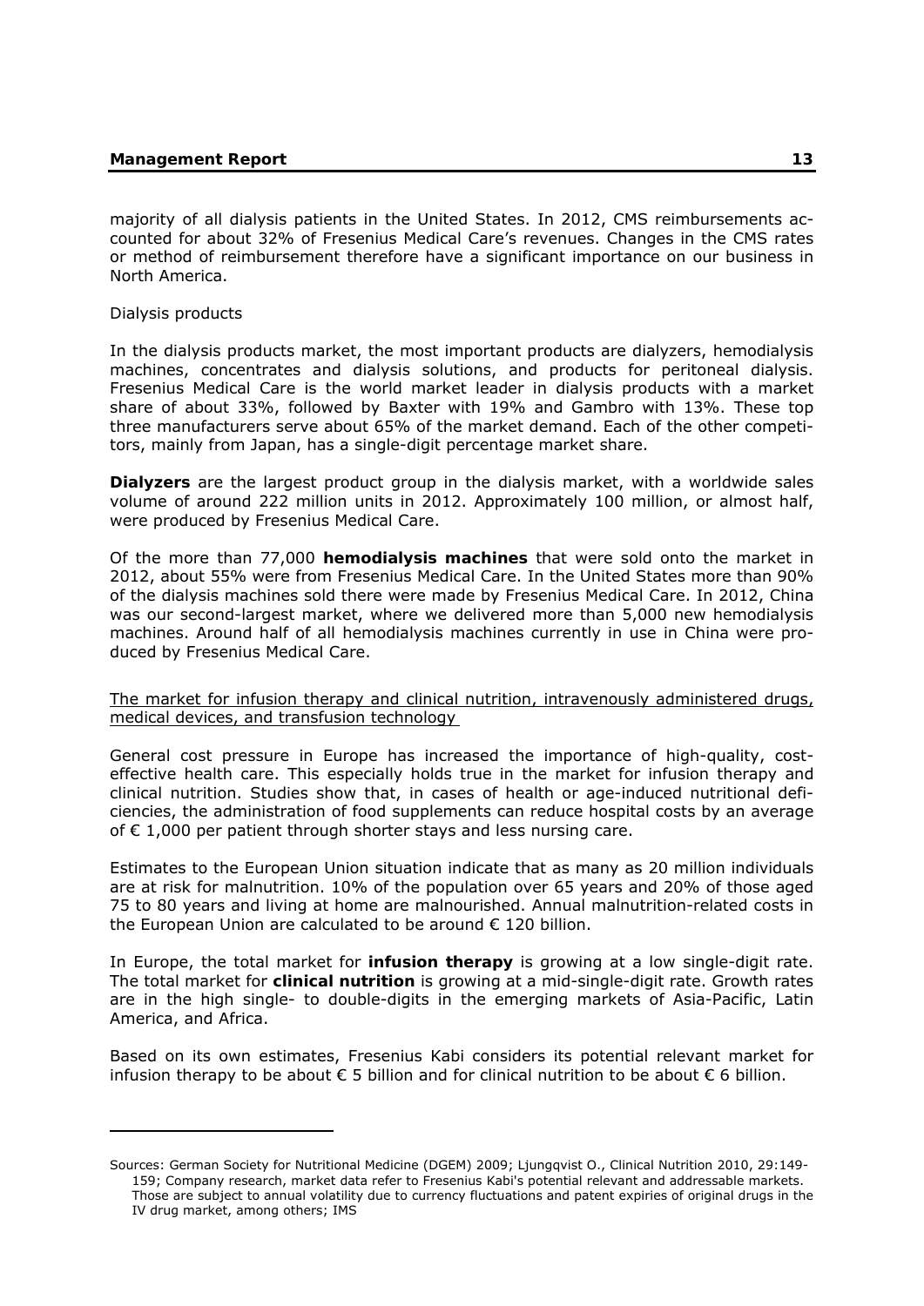majority of all dialysis patients in the United States. In 2012, CMS reimbursements accounted for about 32% of Fresenius Medical Care's revenues. Changes in the CMS rates or method of reimbursement therefore have a significant importance on our business in North America.

Dialysis products

In the dialysis products market, the most important products are dialyzers, hemodialysis machines, concentrates and dialysis solutions, and products for peritoneal dialysis. Fresenius Medical Care is the world market leader in dialysis products with a market share of about 33%, followed by Baxter with 19% and Gambro with 13%. These top three manufacturers serve about 65% of the market demand. Each of the other competitors, mainly from Japan, has a single-digit percentage market share.

**Dialyzers** are the largest product group in the dialysis market, with a worldwide sales volume of around 222 million units in 2012. Approximately 100 million, or almost half, were produced by Fresenius Medical Care.

Of the more than 77,000 **hemodialysis machines** that were sold onto the market in 2012, about 55% were from Fresenius Medical Care. In the United States more than 90% of the dialysis machines sold there were made by Fresenius Medical Care. In 2012, China was our second-largest market, where we delivered more than 5,000 new hemodialysis machines. Around half of all hemodialysis machines currently in use in China were produced by Fresenius Medical Care.

The market for infusion therapy and clinical nutrition, intravenously administered drugs, medical devices, and transfusion technology

General cost pressure in Europe has increased the importance of high-quality, cost-effective health care. This especially holds true in the market for infusion therapy and clinical nutrition. Studies show that, in cases of health or age-induced nutritional deficiencies, the administration of food supplements can reduce hospital costs by an average of € 1,000 per patient through shorter stays and less nursing care.

Estimates to the European Union situation indicate that as many as 20 million individuals are at risk for malnutrition. 10% of the population over 65 years and 20% of those aged 75 to 80 years and living at home are malnourished. Annual malnutrition-related costs in the European Union are calculated to be around € 120 billion.

In Europe, the total market for **infusion therapy** is growing at a low single-digit rate. The total market for **clinical nutrition** is growing at a mid-single-digit rate. Growth rates are in the high single- to double-digits in the emerging markets of Asia-Pacific, Latin America, and Africa.

Based on its own estimates, Fresenius Kabi considers its potential relevant market for infusion therapy to be about € 5 billion and for clinical nutrition to be about € 6 billion.

---

Sources: German Society for Nutritional Medicine (DGEM) 2009; Ljungqvist O., Clinical Nutrition 2010, 29:149-159; Company research, market data refer to Fresenius Kabi's potential relevant and addressable markets. Those are subject to annual volatility due to currency fluctuations and patent expiries of original drugs in the IV drug market, among others; IMS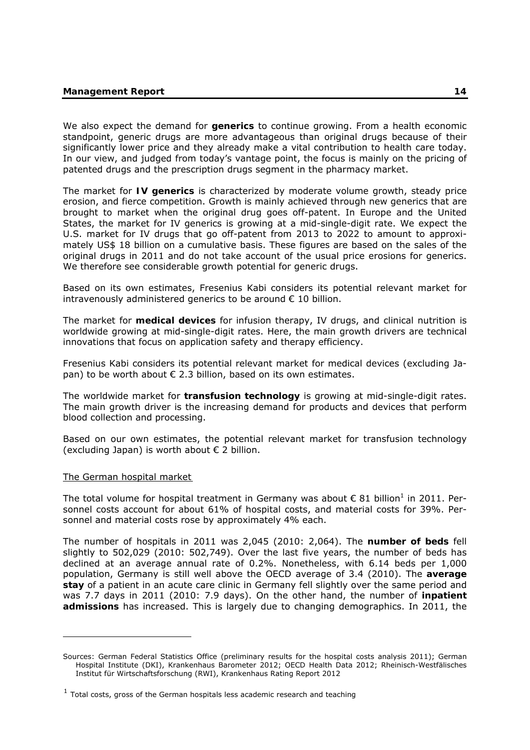We also expect the demand for **generics** to continue growing. From a health economic standpoint, generic drugs are more advantageous than original drugs because of their significantly lower price and they already make a vital contribution to health care today. In our view, and judged from today's vantage point, the focus is mainly on the pricing of patented drugs and the prescription drugs segment in the pharmacy market.

The market for **IV generics** is characterized by moderate volume growth, steady price erosion, and fierce competition. Growth is mainly achieved through new generics that are brought to market when the original drug goes off-patent. In Europe and the United States, the market for IV generics is growing at a mid-single-digit rate. We expect the U.S. market for IV drugs that go off-patent from 2013 to 2022 to amount to approximately US$ 18 billion on a cumulative basis. These figures are based on the sales of the original drugs in 2011 and do not take account of the usual price erosions for generics. We therefore see considerable growth potential for generic drugs.

Based on its own estimates, Fresenius Kabi considers its potential relevant market for intravenously administered generics to be around € 10 billion.

The market for **medical devices** for infusion therapy, IV drugs, and clinical nutrition is worldwide growing at mid-single-digit rates. Here, the main growth drivers are technical innovations that focus on application safety and therapy efficiency.

Fresenius Kabi considers its potential relevant market for medical devices (excluding Japan) to be worth about € 2.3 billion, based on its own estimates.

The worldwide market for **transfusion technology** is growing at mid-single-digit rates. The main growth driver is the increasing demand for products and devices that perform blood collection and processing.

Based on our own estimates, the potential relevant market for transfusion technology (excluding Japan) is worth about € 2 billion.

### The German hospital market

The total volume for hospital treatment in Germany was about € 81 billion[1] in 2011. Personnel costs account for about 61% of hospital costs, and material costs for 39%. Personnel and material costs rose by approximately 4% each.

The number of hospitals in 2011 was 2,045 (2010: 2,064). The **number of beds** fell slightly to 502,029 (2010: 502,749). Over the last five years, the number of beds has declined at an average annual rate of 0.2%. Nonetheless, with 6.14 beds per 1,000 population, Germany is still well above the OECD average of 3.4 (2010). The **average stay** of a patient in an acute care clinic in Germany fell slightly over the same period and was 7.7 days in 2011 (2010: 7.9 days). On the other hand, the number of **inpatient admissions** has increased. This is largely due to changing demographics. In 2011, the

---

Sources: German Federal Statistics Office (preliminary results for the hospital costs analysis 2011); German Hospital Institute (DKI), Krankenhaus Barometer 2012; OECD Health Data 2012; Rheinisch-Westfälisches Institut für Wirtschaftsforschung (RWI), Krankenhaus Rating Report 2012

[1] Total costs, gross of the German hospitals less academic research and teaching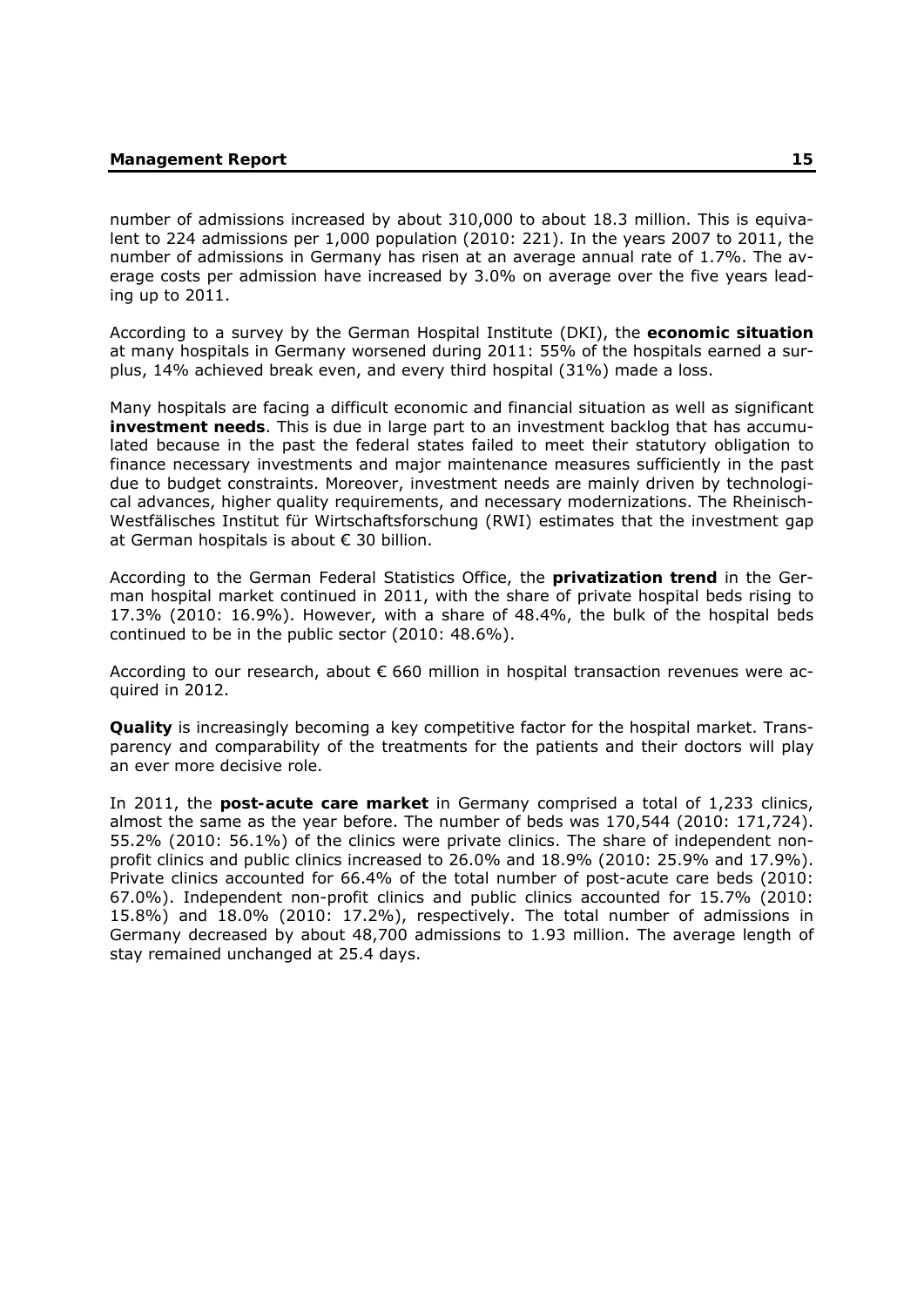number of admissions increased by about 310,000 to about 18.3 million. This is equivalent to 224 admissions per 1,000 population (2010: 221). In the years 2007 to 2011, the number of admissions in Germany has risen at an average annual rate of 1.7%. The average costs per admission have increased by 3.0% on average over the five years leading up to 2011.

According to a survey by the German Hospital Institute (DKI), the **economic situation** at many hospitals in Germany worsened during 2011: 55% of the hospitals earned a surplus, 14% achieved break even, and every third hospital (31%) made a loss.

Many hospitals are facing a difficult economic and financial situation as well as significant **investment needs**. This is due in large part to an investment backlog that has accumulated because in the past the federal states failed to meet their statutory obligation to finance necessary investments and major maintenance measures sufficiently in the past due to budget constraints. Moreover, investment needs are mainly driven by technological advances, higher quality requirements, and necessary modernizations. The Rheinisch-Westfälisches Institut für Wirtschaftsforschung (RWI) estimates that the investment gap at German hospitals is about € 30 billion.

According to the German Federal Statistics Office, the **privatization trend** in the German hospital market continued in 2011, with the share of private hospital beds rising to 17.3% (2010: 16.9%). However, with a share of 48.4%, the bulk of the hospital beds continued to be in the public sector (2010: 48.6%).

According to our research, about € 660 million in hospital transaction revenues were acquired in 2012.

**Quality** is increasingly becoming a key competitive factor for the hospital market. Transparency and comparability of the treatments for the patients and their doctors will play an ever more decisive role.

In 2011, the **post-acute care market** in Germany comprised a total of 1,233 clinics, almost the same as the year before. The number of beds was 170,544 (2010: 171,724). 55.2% (2010: 56.1%) of the clinics were private clinics. The share of independent non-profit clinics and public clinics increased to 26.0% and 18.9% (2010: 25.9% and 17.9%). Private clinics accounted for 66.4% of the total number of post-acute care beds (2010: 67.0%). Independent non-profit clinics and public clinics accounted for 15.7% (2010: 15.8%) and 18.0% (2010: 17.2%), respectively. The total number of admissions in Germany decreased by about 48,700 admissions to 1.93 million. The average length of stay remained unchanged at 25.4 days.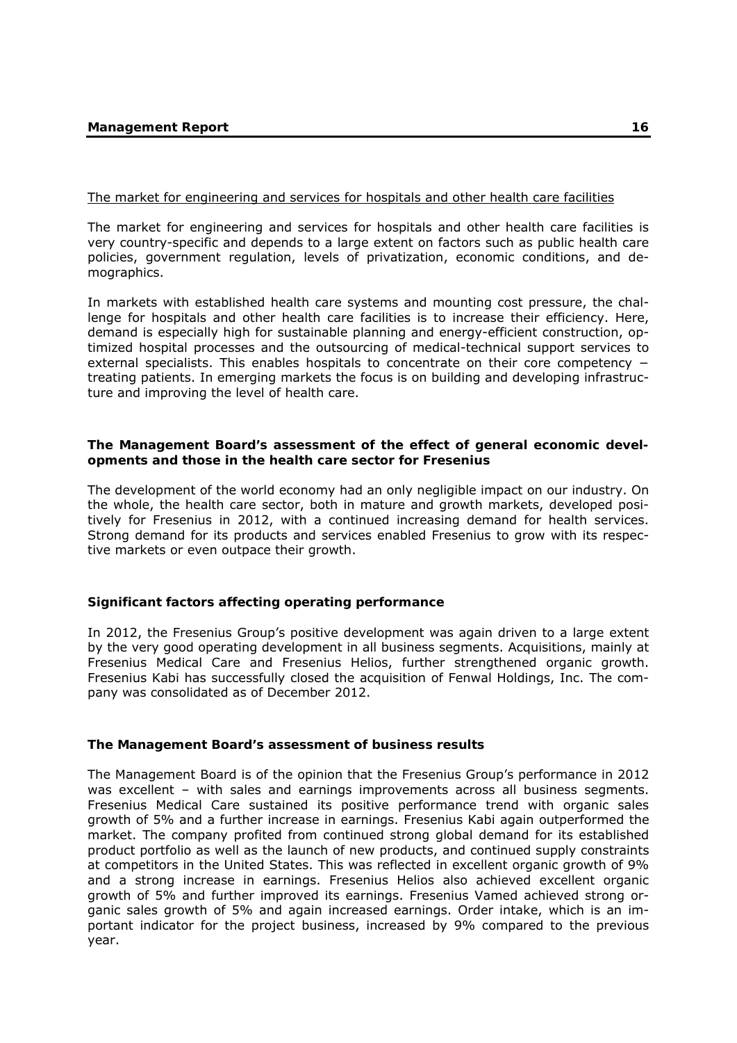The market for engineering and services for hospitals and other health care facilities

The market for engineering and services for hospitals and other health care facilities is very country-specific and depends to a large extent on factors such as public health care policies, government regulation, levels of privatization, economic conditions, and demographics.

In markets with established health care systems and mounting cost pressure, the challenge for hospitals and other health care facilities is to increase their efficiency. Here, demand is especially high for sustainable planning and energy-efficient construction, optimized hospital processes and the outsourcing of medical-technical support services to external specialists. This enables hospitals to concentrate on their core competency − treating patients. In emerging markets the focus is on building and developing infrastructure and improving the level of health care.

### The Management Board's assessment of the effect of general economic developments and those in the health care sector for Fresenius

The development of the world economy had an only negligible impact on our industry. On the whole, the health care sector, both in mature and growth markets, developed positively for Fresenius in 2012, with a continued increasing demand for health services. Strong demand for its products and services enabled Fresenius to grow with its respective markets or even outpace their growth.

### Significant factors affecting operating performance

In 2012, the Fresenius Group's positive development was again driven to a large extent by the very good operating development in all business segments. Acquisitions, mainly at Fresenius Medical Care and Fresenius Helios, further strengthened organic growth. Fresenius Kabi has successfully closed the acquisition of Fenwal Holdings, Inc. The company was consolidated as of December 2012.

### The Management Board's assessment of business results

The Management Board is of the opinion that the Fresenius Group's performance in 2012 was excellent – with sales and earnings improvements across all business segments. Fresenius Medical Care sustained its positive performance trend with organic sales growth of 5% and a further increase in earnings. Fresenius Kabi again outperformed the market. The company profited from continued strong global demand for its established product portfolio as well as the launch of new products, and continued supply constraints at competitors in the United States. This was reflected in excellent organic growth of 9% and a strong increase in earnings. Fresenius Helios also achieved excellent organic growth of 5% and further improved its earnings. Fresenius Vamed achieved strong organic sales growth of 5% and again increased earnings. Order intake, which is an important indicator for the project business, increased by 9% compared to the previous year.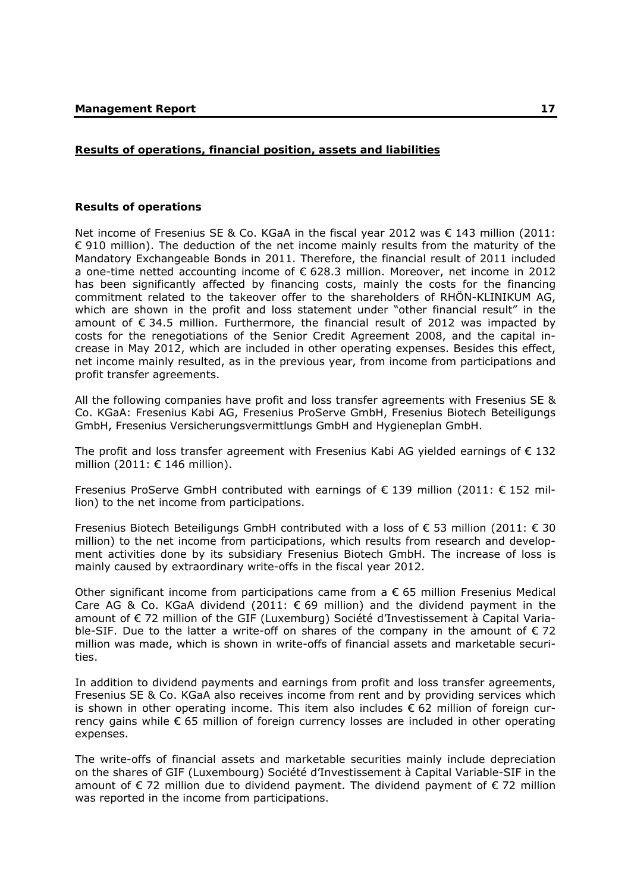## Results of operations, financial position, assets and liabilities

### Results of operations

Net income of Fresenius SE & Co. KGaA in the fiscal year 2012 was € 143 million (2011: € 910 million). The deduction of the net income mainly results from the maturity of the Mandatory Exchangeable Bonds in 2011. Therefore, the financial result of 2011 included a one-time netted accounting income of € 628.3 million. Moreover, net income in 2012 has been significantly affected by financing costs, mainly the costs for the financing commitment related to the takeover offer to the shareholders of RHÖN-KLINIKUM AG, which are shown in the profit and loss statement under "other financial result" in the amount of € 34.5 million. Furthermore, the financial result of 2012 was impacted by costs for the renegotiations of the Senior Credit Agreement 2008, and the capital increase in May 2012, which are included in other operating expenses. Besides this effect, net income mainly resulted, as in the previous year, from income from participations and profit transfer agreements.

All the following companies have profit and loss transfer agreements with Fresenius SE & Co. KGaA: Fresenius Kabi AG, Fresenius ProServe GmbH, Fresenius Biotech Beteiligungs GmbH, Fresenius Versicherungsvermittlungs GmbH and Hygieneplan GmbH.

The profit and loss transfer agreement with Fresenius Kabi AG yielded earnings of € 132 million (2011: € 146 million).

Fresenius ProServe GmbH contributed with earnings of € 139 million (2011: € 152 million) to the net income from participations.

Fresenius Biotech Beteiligungs GmbH contributed with a loss of € 53 million (2011: € 30 million) to the net income from participations, which results from research and development activities done by its subsidiary Fresenius Biotech GmbH. The increase of loss is mainly caused by extraordinary write-offs in the fiscal year 2012.

Other significant income from participations came from a € 65 million Fresenius Medical Care AG & Co. KGaA dividend (2011: € 69 million) and the dividend payment in the amount of € 72 million of the GIF (Luxemburg) Société d'Investissement à Capital Variable-SIF. Due to the latter a write-off on shares of the company in the amount of € 72 million was made, which is shown in write-offs of financial assets and marketable securities.

In addition to dividend payments and earnings from profit and loss transfer agreements, Fresenius SE & Co. KGaA also receives income from rent and by providing services which is shown in other operating income. This item also includes € 62 million of foreign currency gains while € 65 million of foreign currency losses are included in other operating expenses.

The write-offs of financial assets and marketable securities mainly include depreciation on the shares of GIF (Luxembourg) Société d'Investissement à Capital Variable-SIF in the amount of € 72 million due to dividend payment. The dividend payment of € 72 million was reported in the income from participations.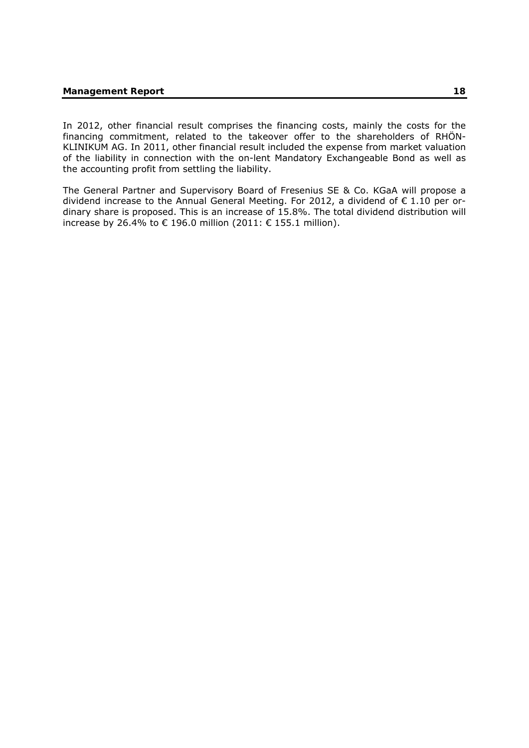In 2012, other financial result comprises the financing costs, mainly the costs for the financing commitment, related to the takeover offer to the shareholders of RHÖN-KLINIKUM AG. In 2011, other financial result included the expense from market valuation of the liability in connection with the on-lent Mandatory Exchangeable Bond as well as the accounting profit from settling the liability.

The General Partner and Supervisory Board of Fresenius SE & Co. KGaA will propose a dividend increase to the Annual General Meeting. For 2012, a dividend of € 1.10 per ordinary share is proposed. This is an increase of 15.8%. The total dividend distribution will increase by 26.4% to € 196.0 million (2011: € 155.1 million).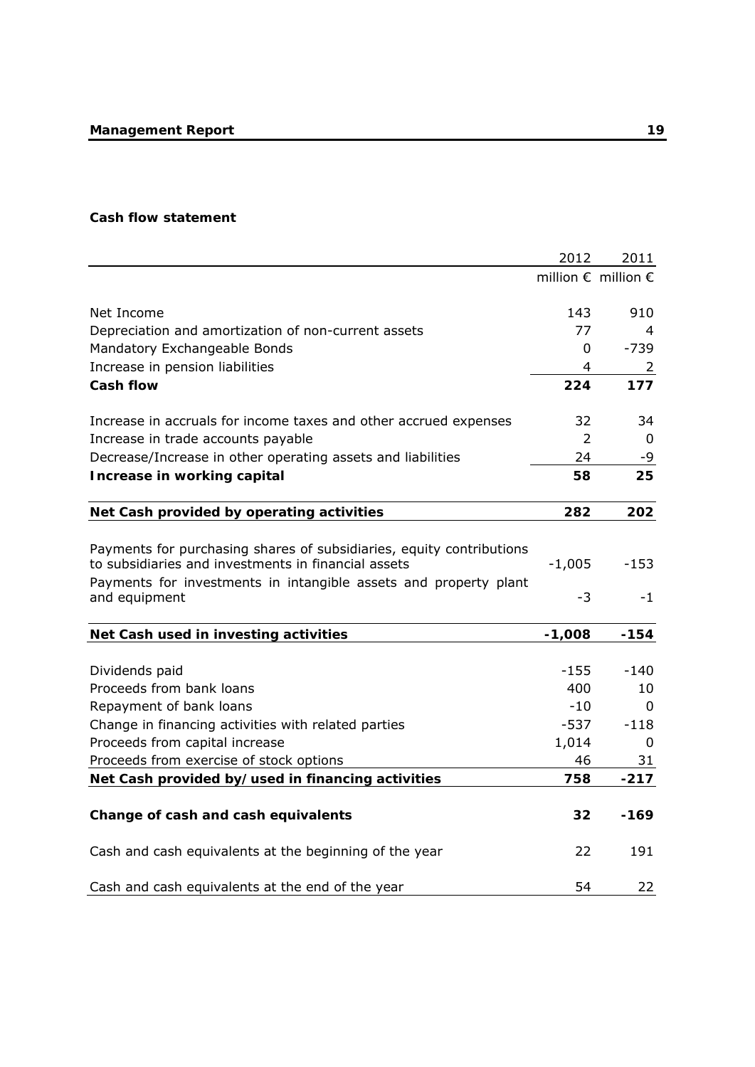**Cash flow statement**

| | 2012 | 2011 |
|---|---|---|
| | million € | million € |
| Net Income | 143 | 910 |
| Depreciation and amortization of non-current assets | 77 | 4 |
| Mandatory Exchangeable Bonds | 0 | -739 |
| Increase in pension liabilities | 4 | 2 |
| **Cash flow** | **224** | **177** |
| Increase in accruals for income taxes and other accrued expenses | 32 | 34 |
| Increase in trade accounts payable | 2 | 0 |
| Decrease/Increase in other operating assets and liabilities | 24 | -9 |
| **Increase in working capital** | **58** | **25** |
| **Net Cash provided by operating activities** | **282** | **202** |
| Payments for purchasing shares of subsidiaries, equity contributions to subsidiaries and investments in financial assets | -1,005 | -153 |
| Payments for investments in intangible assets and property plant and equipment | -3 | -1 |
| **Net Cash used in investing activities** | **-1,008** | **-154** |
| Dividends paid | -155 | -140 |
| Proceeds from bank loans | 400 | 10 |
| Repayment of bank loans | -10 | 0 |
| Change in financing activities with related parties | -537 | -118 |
| Proceeds from capital increase | 1,014 | 0 |
| Proceeds from exercise of stock options | 46 | 31 |
| **Net Cash provided by/used in financing activities** | **758** | **-217** |
| **Change of cash and cash equivalents** | **32** | **-169** |
| Cash and cash equivalents at the beginning of the year | 22 | 191 |
| Cash and cash equivalents at the end of the year | 54 | 22 |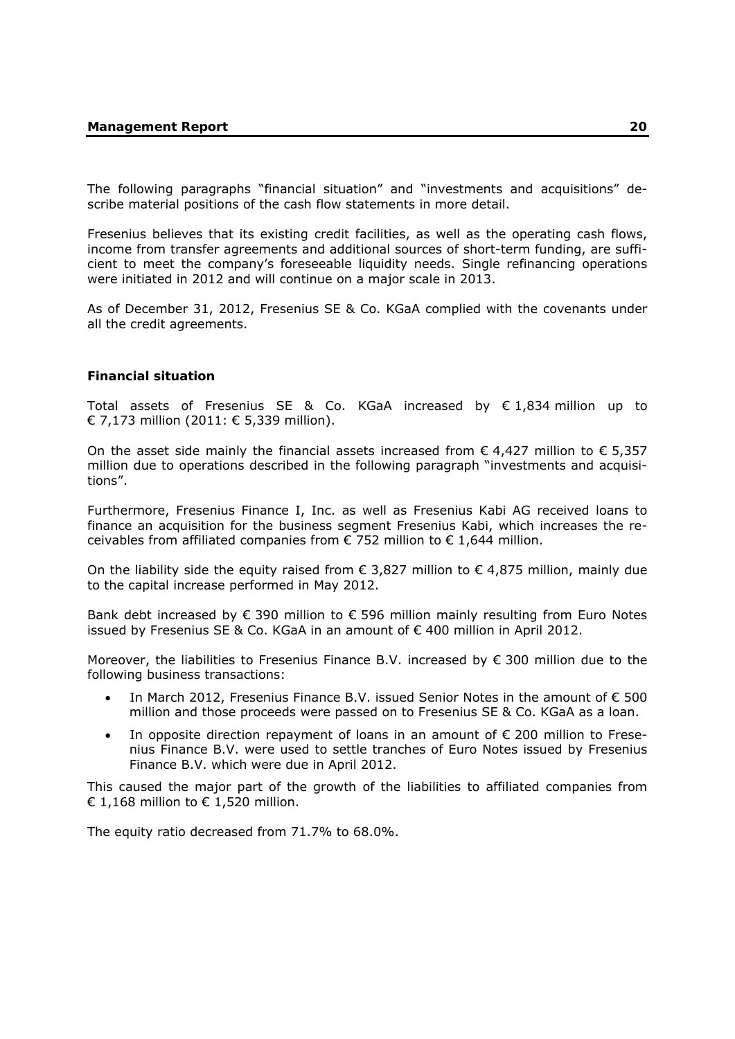The following paragraphs "financial situation" and "investments and acquisitions" describe material positions of the cash flow statements in more detail.

Fresenius believes that its existing credit facilities, as well as the operating cash flows, income from transfer agreements and additional sources of short-term funding, are sufficient to meet the company's foreseeable liquidity needs. Single refinancing operations were initiated in 2012 and will continue on a major scale in 2013.

As of December 31, 2012, Fresenius SE & Co. KGaA complied with the covenants under all the credit agreements.

**Financial situation**

Total assets of Fresenius SE & Co. KGaA increased by € 1,834 million up to € 7,173 million (2011: € 5,339 million).

On the asset side mainly the financial assets increased from € 4,427 million to € 5,357 million due to operations described in the following paragraph "investments and acquisitions".

Furthermore, Fresenius Finance I, Inc. as well as Fresenius Kabi AG received loans to finance an acquisition for the business segment Fresenius Kabi, which increases the receivables from affiliated companies from € 752 million to € 1,644 million.

On the liability side the equity raised from € 3,827 million to € 4,875 million, mainly due to the capital increase performed in May 2012.

Bank debt increased by € 390 million to € 596 million mainly resulting from Euro Notes issued by Fresenius SE & Co. KGaA in an amount of € 400 million in April 2012.

Moreover, the liabilities to Fresenius Finance B.V. increased by € 300 million due to the following business transactions:

- In March 2012, Fresenius Finance B.V. issued Senior Notes in the amount of € 500 million and those proceeds were passed on to Fresenius SE & Co. KGaA as a loan.
- In opposite direction repayment of loans in an amount of € 200 million to Fresenius Finance B.V. were used to settle tranches of Euro Notes issued by Fresenius Finance B.V. which were due in April 2012.

This caused the major part of the growth of the liabilities to affiliated companies from € 1,168 million to € 1,520 million.

The equity ratio decreased from 71.7% to 68.0%.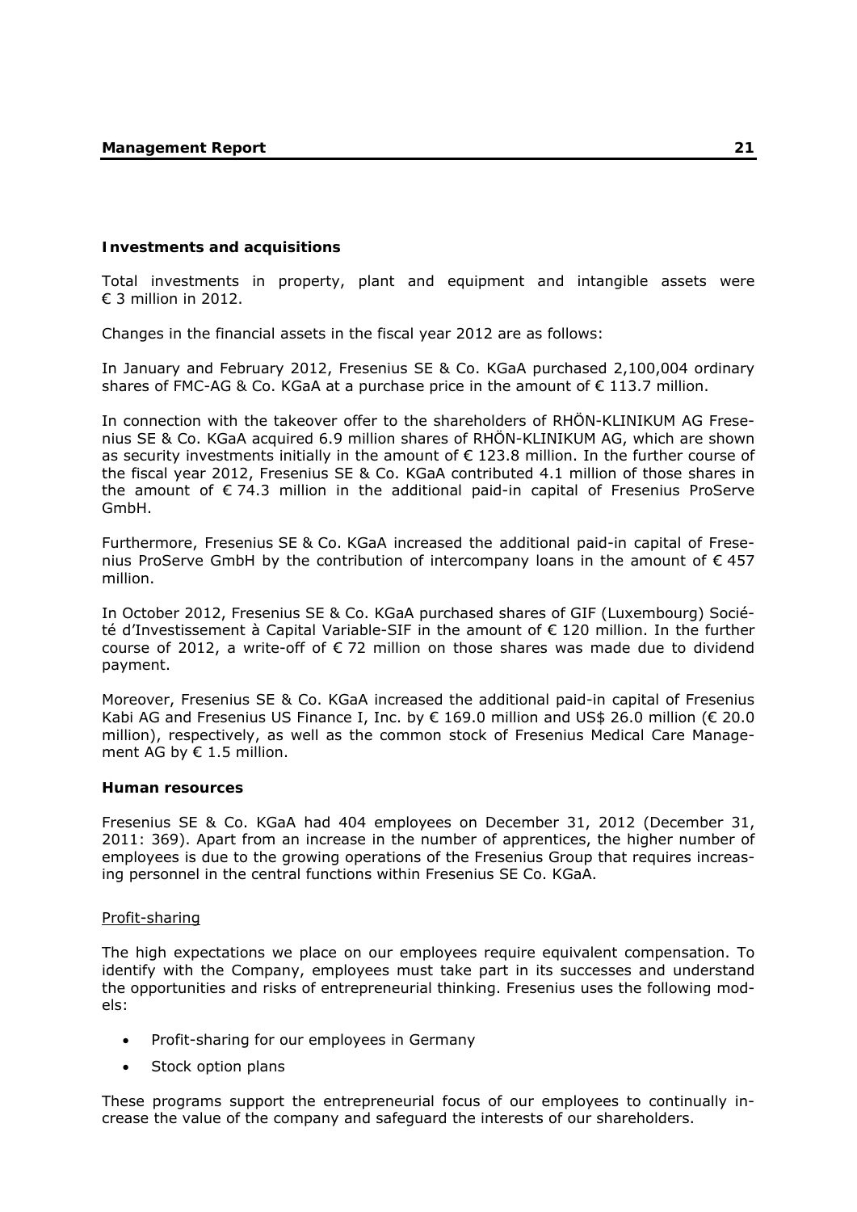## Investments and acquisitions

Total investments in property, plant and equipment and intangible assets were € 3 million in 2012.

Changes in the financial assets in the fiscal year 2012 are as follows:

In January and February 2012, Fresenius SE & Co. KGaA purchased 2,100,004 ordinary shares of FMC-AG & Co. KGaA at a purchase price in the amount of € 113.7 million.

In connection with the takeover offer to the shareholders of RHÖN-KLINIKUM AG Fresenius SE & Co. KGaA acquired 6.9 million shares of RHÖN-KLINIKUM AG, which are shown as security investments initially in the amount of € 123.8 million. In the further course of the fiscal year 2012, Fresenius SE & Co. KGaA contributed 4.1 million of those shares in the amount of € 74.3 million in the additional paid-in capital of Fresenius ProServe GmbH.

Furthermore, Fresenius SE & Co. KGaA increased the additional paid-in capital of Fresenius ProServe GmbH by the contribution of intercompany loans in the amount of € 457 million.

In October 2012, Fresenius SE & Co. KGaA purchased shares of GIF (Luxembourg) Société d'Investissement à Capital Variable-SIF in the amount of € 120 million. In the further course of 2012, a write-off of € 72 million on those shares was made due to dividend payment.

Moreover, Fresenius SE & Co. KGaA increased the additional paid-in capital of Fresenius Kabi AG and Fresenius US Finance I, Inc. by € 169.0 million and US$ 26.0 million (€ 20.0 million), respectively, as well as the common stock of Fresenius Medical Care Management AG by € 1.5 million.

## Human resources

Fresenius SE & Co. KGaA had 404 employees on December 31, 2012 (December 31, 2011: 369). Apart from an increase in the number of apprentices, the higher number of employees is due to the growing operations of the Fresenius Group that requires increasing personnel in the central functions within Fresenius SE Co. KGaA.

### Profit-sharing

The high expectations we place on our employees require equivalent compensation. To identify with the Company, employees must take part in its successes and understand the opportunities and risks of entrepreneurial thinking. Fresenius uses the following models:

- Profit-sharing for our employees in Germany
- Stock option plans

These programs support the entrepreneurial focus of our employees to continually increase the value of the company and safeguard the interests of our shareholders.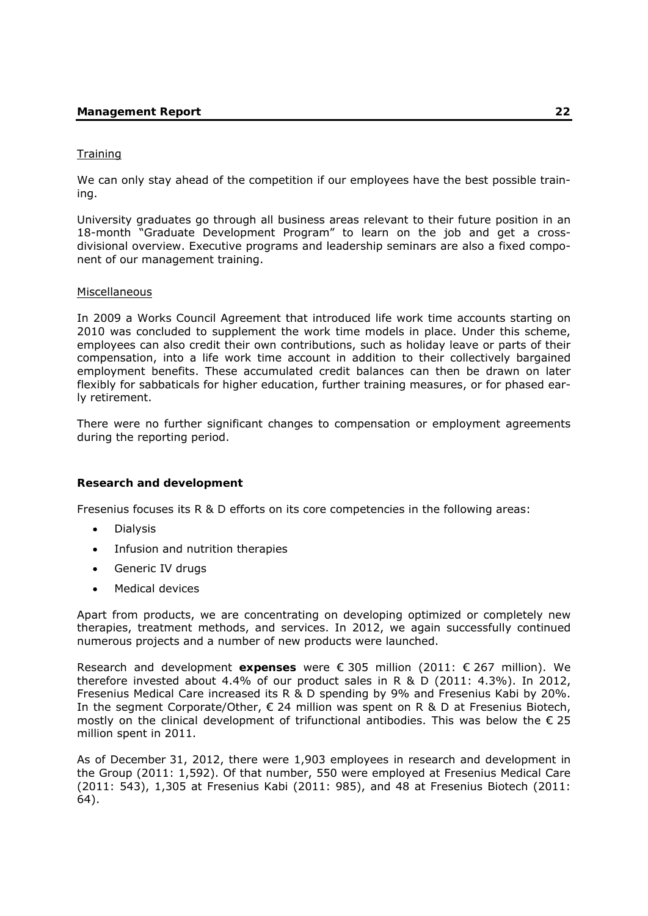Training

We can only stay ahead of the competition if our employees have the best possible training.

University graduates go through all business areas relevant to their future position in an 18-month "Graduate Development Program" to learn on the job and get a cross-divisional overview. Executive programs and leadership seminars are also a fixed component of our management training.

Miscellaneous

In 2009 a Works Council Agreement that introduced life work time accounts starting on 2010 was concluded to supplement the work time models in place. Under this scheme, employees can also credit their own contributions, such as holiday leave or parts of their compensation, into a life work time account in addition to their collectively bargained employment benefits. These accumulated credit balances can then be drawn on later flexibly for sabbaticals for higher education, further training measures, or for phased early retirement.

There were no further significant changes to compensation or employment agreements during the reporting period.

### Research and development

Fresenius focuses its R & D efforts on its core competencies in the following areas:

- Dialysis
- Infusion and nutrition therapies
- Generic IV drugs
- Medical devices

Apart from products, we are concentrating on developing optimized or completely new therapies, treatment methods, and services. In 2012, we again successfully continued numerous projects and a number of new products were launched.

Research and development **expenses** were € 305 million (2011: € 267 million). We therefore invested about 4.4% of our product sales in R & D (2011: 4.3%). In 2012, Fresenius Medical Care increased its R & D spending by 9% and Fresenius Kabi by 20%. In the segment Corporate/Other, € 24 million was spent on R & D at Fresenius Biotech, mostly on the clinical development of trifunctional antibodies. This was below the € 25 million spent in 2011.

As of December 31, 2012, there were 1,903 employees in research and development in the Group (2011: 1,592). Of that number, 550 were employed at Fresenius Medical Care (2011: 543), 1,305 at Fresenius Kabi (2011: 985), and 48 at Fresenius Biotech (2011: 64).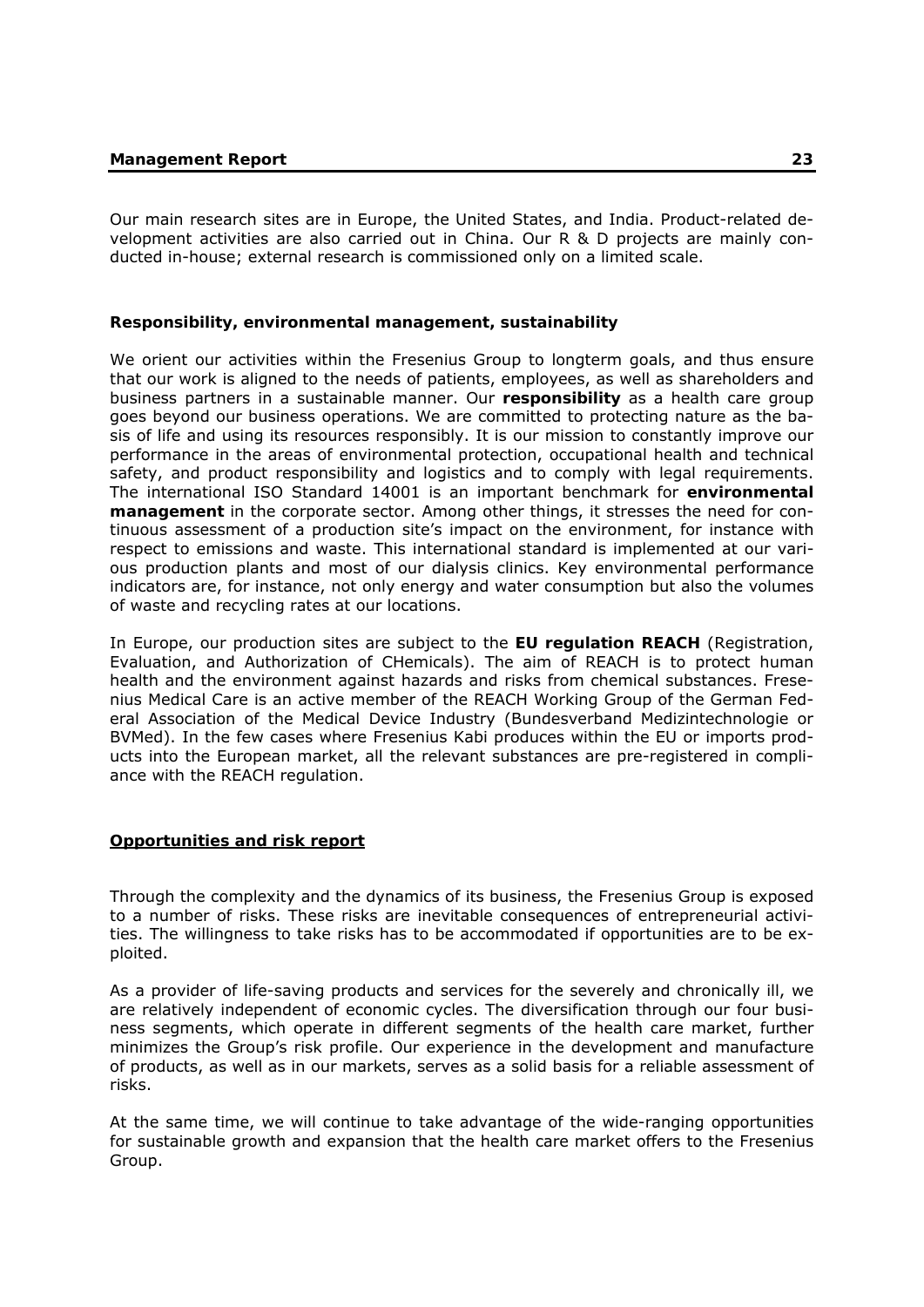Our main research sites are in Europe, the United States, and India. Product-related development activities are also carried out in China. Our R & D projects are mainly conducted in-house; external research is commissioned only on a limited scale.

### Responsibility, environmental management, sustainability

We orient our activities within the Fresenius Group to longterm goals, and thus ensure that our work is aligned to the needs of patients, employees, as well as shareholders and business partners in a sustainable manner. Our **responsibility** as a health care group goes beyond our business operations. We are committed to protecting nature as the basis of life and using its resources responsibly. It is our mission to constantly improve our performance in the areas of environmental protection, occupational health and technical safety, and product responsibility and logistics and to comply with legal requirements. The international ISO Standard 14001 is an important benchmark for **environmental management** in the corporate sector. Among other things, it stresses the need for continuous assessment of a production site's impact on the environment, for instance with respect to emissions and waste. This international standard is implemented at our various production plants and most of our dialysis clinics. Key environmental performance indicators are, for instance, not only energy and water consumption but also the volumes of waste and recycling rates at our locations.

In Europe, our production sites are subject to the **EU regulation REACH** (Registration, Evaluation, and Authorization of CHemicals). The aim of REACH is to protect human health and the environment against hazards and risks from chemical substances. Fresenius Medical Care is an active member of the REACH Working Group of the German Federal Association of the Medical Device Industry (Bundesverband Medizintechnologie or BVMed). In the few cases where Fresenius Kabi produces within the EU or imports products into the European market, all the relevant substances are pre-registered in compliance with the REACH regulation.

## Opportunities and risk report

Through the complexity and the dynamics of its business, the Fresenius Group is exposed to a number of risks. These risks are inevitable consequences of entrepreneurial activities. The willingness to take risks has to be accommodated if opportunities are to be exploited.

As a provider of life-saving products and services for the severely and chronically ill, we are relatively independent of economic cycles. The diversification through our four business segments, which operate in different segments of the health care market, further minimizes the Group's risk profile. Our experience in the development and manufacture of products, as well as in our markets, serves as a solid basis for a reliable assessment of risks.

At the same time, we will continue to take advantage of the wide-ranging opportunities for sustainable growth and expansion that the health care market offers to the Fresenius Group.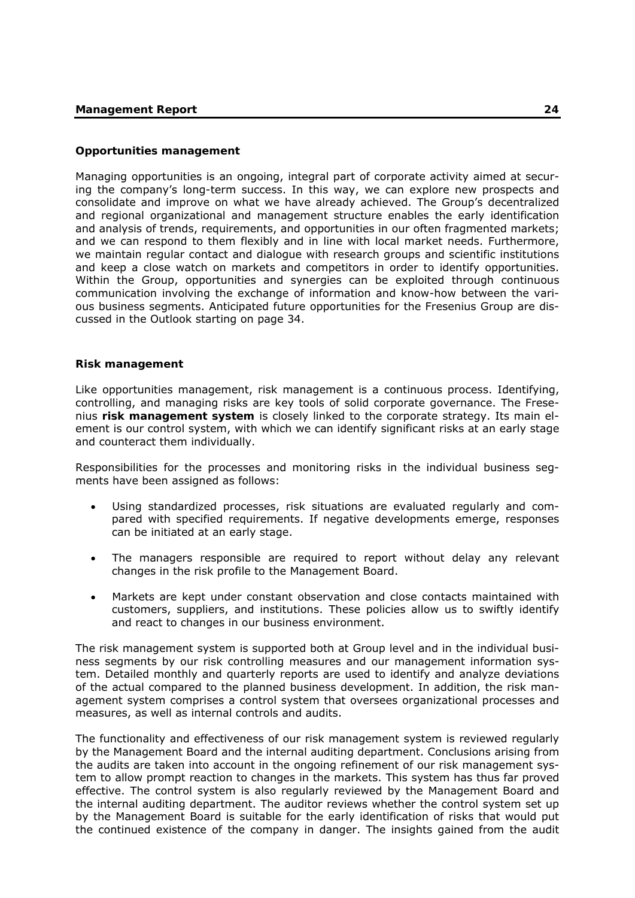## Opportunities management

Managing opportunities is an ongoing, integral part of corporate activity aimed at securing the company's long-term success. In this way, we can explore new prospects and consolidate and improve on what we have already achieved. The Group's decentralized and regional organizational and management structure enables the early identification and analysis of trends, requirements, and opportunities in our often fragmented markets; and we can respond to them flexibly and in line with local market needs. Furthermore, we maintain regular contact and dialogue with research groups and scientific institutions and keep a close watch on markets and competitors in order to identify opportunities. Within the Group, opportunities and synergies can be exploited through continuous communication involving the exchange of information and know-how between the various business segments. Anticipated future opportunities for the Fresenius Group are discussed in the Outlook starting on page 34.

## Risk management

Like opportunities management, risk management is a continuous process. Identifying, controlling, and managing risks are key tools of solid corporate governance. The Fresenius **risk management system** is closely linked to the corporate strategy. Its main element is our control system, with which we can identify significant risks at an early stage and counteract them individually.

Responsibilities for the processes and monitoring risks in the individual business segments have been assigned as follows:

- Using standardized processes, risk situations are evaluated regularly and compared with specified requirements. If negative developments emerge, responses can be initiated at an early stage.
- The managers responsible are required to report without delay any relevant changes in the risk profile to the Management Board.
- Markets are kept under constant observation and close contacts maintained with customers, suppliers, and institutions. These policies allow us to swiftly identify and react to changes in our business environment.

The risk management system is supported both at Group level and in the individual business segments by our risk controlling measures and our management information system. Detailed monthly and quarterly reports are used to identify and analyze deviations of the actual compared to the planned business development. In addition, the risk management system comprises a control system that oversees organizational processes and measures, as well as internal controls and audits.

The functionality and effectiveness of our risk management system is reviewed regularly by the Management Board and the internal auditing department. Conclusions arising from the audits are taken into account in the ongoing refinement of our risk management system to allow prompt reaction to changes in the markets. This system has thus far proved effective. The control system is also regularly reviewed by the Management Board and the internal auditing department. The auditor reviews whether the control system set up by the Management Board is suitable for the early identification of risks that would put the continued existence of the company in danger. The insights gained from the audit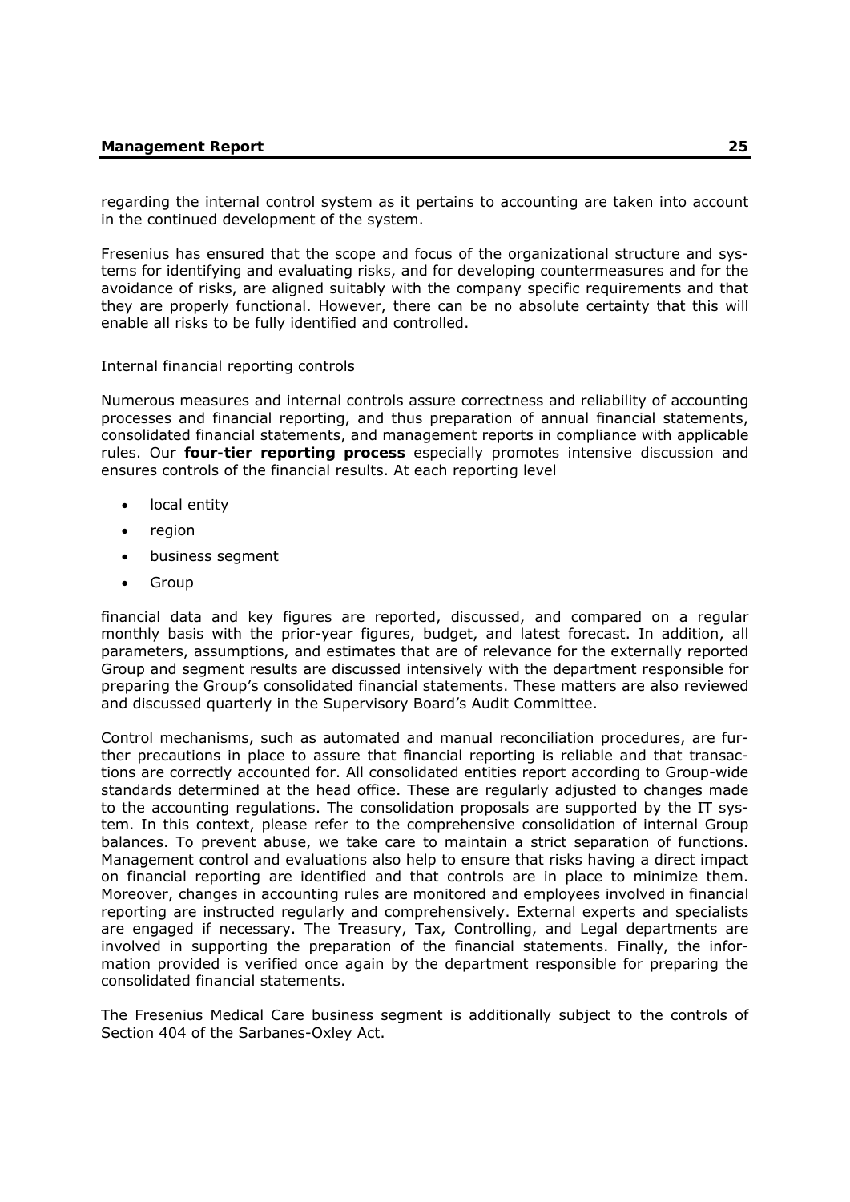regarding the internal control system as it pertains to accounting are taken into account in the continued development of the system.

Fresenius has ensured that the scope and focus of the organizational structure and systems for identifying and evaluating risks, and for developing countermeasures and for the avoidance of risks, are aligned suitably with the company specific requirements and that they are properly functional. However, there can be no absolute certainty that this will enable all risks to be fully identified and controlled.

<u>Internal financial reporting controls</u>

Numerous measures and internal controls assure correctness and reliability of accounting processes and financial reporting, and thus preparation of annual financial statements, consolidated financial statements, and management reports in compliance with applicable rules. Our **four-tier reporting process** especially promotes intensive discussion and ensures controls of the financial results. At each reporting level

- local entity
- region
- business segment
- Group

financial data and key figures are reported, discussed, and compared on a regular monthly basis with the prior-year figures, budget, and latest forecast. In addition, all parameters, assumptions, and estimates that are of relevance for the externally reported Group and segment results are discussed intensively with the department responsible for preparing the Group's consolidated financial statements. These matters are also reviewed and discussed quarterly in the Supervisory Board's Audit Committee.

Control mechanisms, such as automated and manual reconciliation procedures, are further precautions in place to assure that financial reporting is reliable and that transactions are correctly accounted for. All consolidated entities report according to Group-wide standards determined at the head office. These are regularly adjusted to changes made to the accounting regulations. The consolidation proposals are supported by the IT system. In this context, please refer to the comprehensive consolidation of internal Group balances. To prevent abuse, we take care to maintain a strict separation of functions. Management control and evaluations also help to ensure that risks having a direct impact on financial reporting are identified and that controls are in place to minimize them. Moreover, changes in accounting rules are monitored and employees involved in financial reporting are instructed regularly and comprehensively. External experts and specialists are engaged if necessary. The Treasury, Tax, Controlling, and Legal departments are involved in supporting the preparation of the financial statements. Finally, the information provided is verified once again by the department responsible for preparing the consolidated financial statements.

The Fresenius Medical Care business segment is additionally subject to the controls of Section 404 of the Sarbanes-Oxley Act.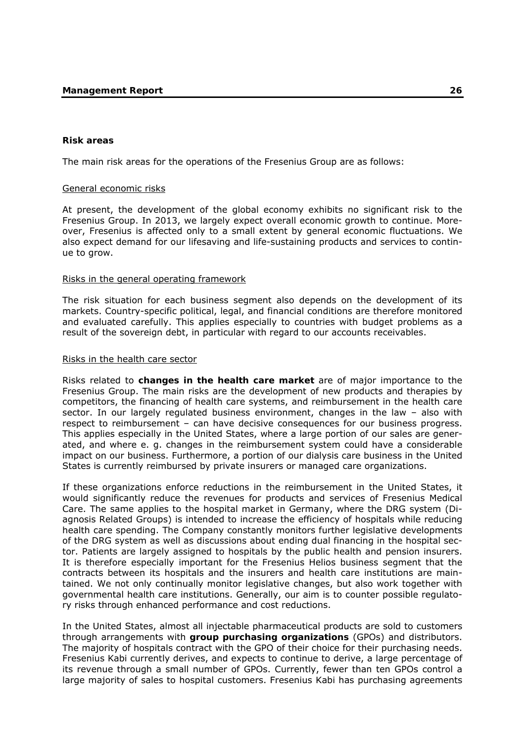### Risk areas

The main risk areas for the operations of the Fresenius Group are as follows:

General economic risks

At present, the development of the global economy exhibits no significant risk to the Fresenius Group. In 2013, we largely expect overall economic growth to continue. Moreover, Fresenius is affected only to a small extent by general economic fluctuations. We also expect demand for our lifesaving and life-sustaining products and services to continue to grow.

Risks in the general operating framework

The risk situation for each business segment also depends on the development of its markets. Country-specific political, legal, and financial conditions are therefore monitored and evaluated carefully. This applies especially to countries with budget problems as a result of the sovereign debt, in particular with regard to our accounts receivables.

Risks in the health care sector

Risks related to **changes in the health care market** are of major importance to the Fresenius Group. The main risks are the development of new products and therapies by competitors, the financing of health care systems, and reimbursement in the health care sector. In our largely regulated business environment, changes in the law – also with respect to reimbursement – can have decisive consequences for our business progress. This applies especially in the United States, where a large portion of our sales are generated, and where e. g. changes in the reimbursement system could have a considerable impact on our business. Furthermore, a portion of our dialysis care business in the United States is currently reimbursed by private insurers or managed care organizations.

If these organizations enforce reductions in the reimbursement in the United States, it would significantly reduce the revenues for products and services of Fresenius Medical Care. The same applies to the hospital market in Germany, where the DRG system (Diagnosis Related Groups) is intended to increase the efficiency of hospitals while reducing health care spending. The Company constantly monitors further legislative developments of the DRG system as well as discussions about ending dual financing in the hospital sector. Patients are largely assigned to hospitals by the public health and pension insurers. It is therefore especially important for the Fresenius Helios business segment that the contracts between its hospitals and the insurers and health care institutions are maintained. We not only continually monitor legislative changes, but also work together with governmental health care institutions. Generally, our aim is to counter possible regulatory risks through enhanced performance and cost reductions.

In the United States, almost all injectable pharmaceutical products are sold to customers through arrangements with **group purchasing organizations** (GPOs) and distributors. The majority of hospitals contract with the GPO of their choice for their purchasing needs. Fresenius Kabi currently derives, and expects to continue to derive, a large percentage of its revenue through a small number of GPOs. Currently, fewer than ten GPOs control a large majority of sales to hospital customers. Fresenius Kabi has purchasing agreements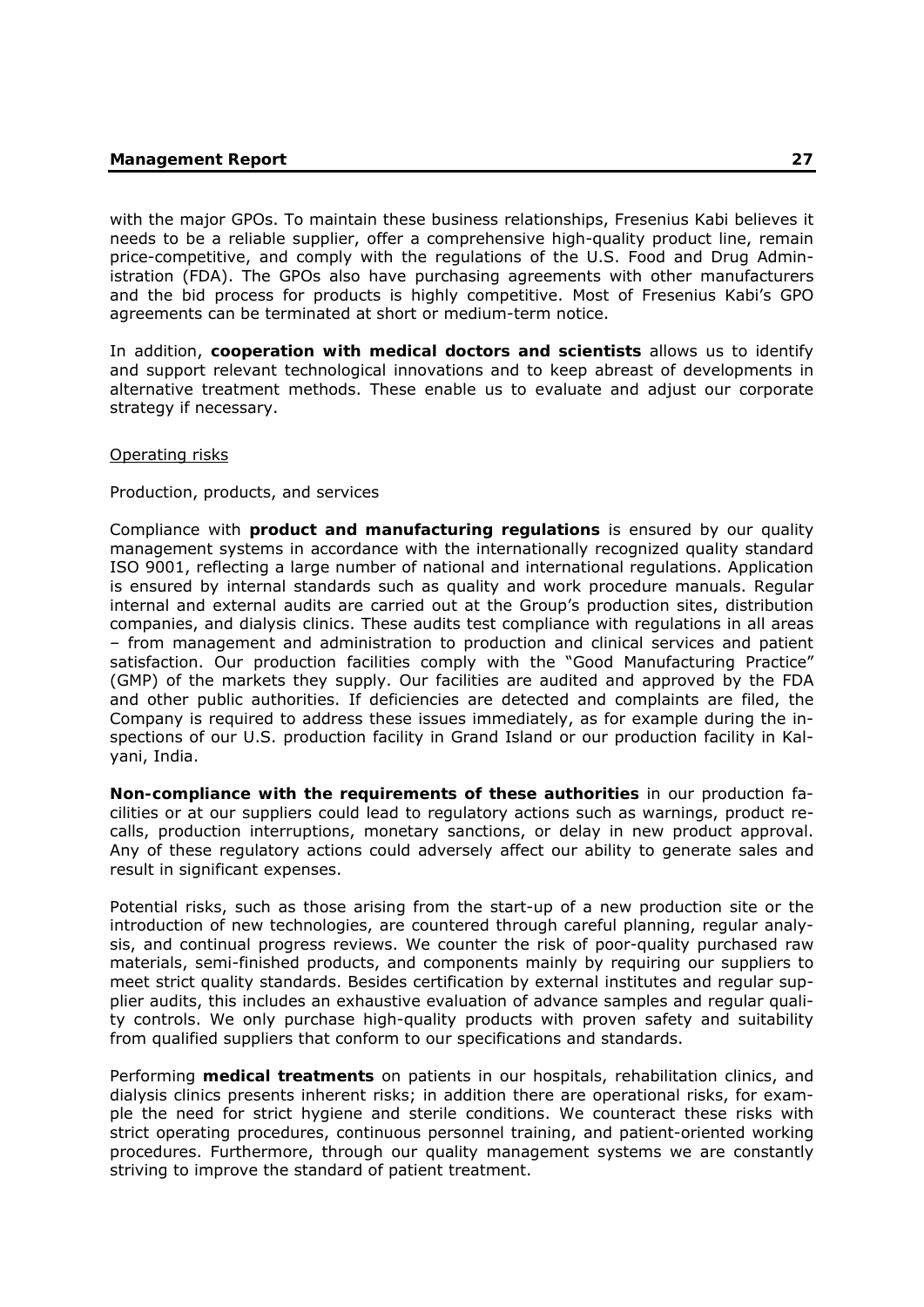with the major GPOs. To maintain these business relationships, Fresenius Kabi believes it needs to be a reliable supplier, offer a comprehensive high-quality product line, remain price-competitive, and comply with the regulations of the U.S. Food and Drug Administration (FDA). The GPOs also have purchasing agreements with other manufacturers and the bid process for products is highly competitive. Most of Fresenius Kabi's GPO agreements can be terminated at short or medium-term notice.

In addition, **cooperation with medical doctors and scientists** allows us to identify and support relevant technological innovations and to keep abreast of developments in alternative treatment methods. These enable us to evaluate and adjust our corporate strategy if necessary.

Operating risks

Production, products, and services

Compliance with **product and manufacturing regulations** is ensured by our quality management systems in accordance with the internationally recognized quality standard ISO 9001, reflecting a large number of national and international regulations. Application is ensured by internal standards such as quality and work procedure manuals. Regular internal and external audits are carried out at the Group's production sites, distribution companies, and dialysis clinics. These audits test compliance with regulations in all areas – from management and administration to production and clinical services and patient satisfaction. Our production facilities comply with the "Good Manufacturing Practice" (GMP) of the markets they supply. Our facilities are audited and approved by the FDA and other public authorities. If deficiencies are detected and complaints are filed, the Company is required to address these issues immediately, as for example during the inspections of our U.S. production facility in Grand Island or our production facility in Kalyani, India.

**Non-compliance with the requirements of these authorities** in our production facilities or at our suppliers could lead to regulatory actions such as warnings, product recalls, production interruptions, monetary sanctions, or delay in new product approval. Any of these regulatory actions could adversely affect our ability to generate sales and result in significant expenses.

Potential risks, such as those arising from the start-up of a new production site or the introduction of new technologies, are countered through careful planning, regular analysis, and continual progress reviews. We counter the risk of poor-quality purchased raw materials, semi-finished products, and components mainly by requiring our suppliers to meet strict quality standards. Besides certification by external institutes and regular supplier audits, this includes an exhaustive evaluation of advance samples and regular quality controls. We only purchase high-quality products with proven safety and suitability from qualified suppliers that conform to our specifications and standards.

Performing **medical treatments** on patients in our hospitals, rehabilitation clinics, and dialysis clinics presents inherent risks; in addition there are operational risks, for example the need for strict hygiene and sterile conditions. We counteract these risks with strict operating procedures, continuous personnel training, and patient-oriented working procedures. Furthermore, through our quality management systems we are constantly striving to improve the standard of patient treatment.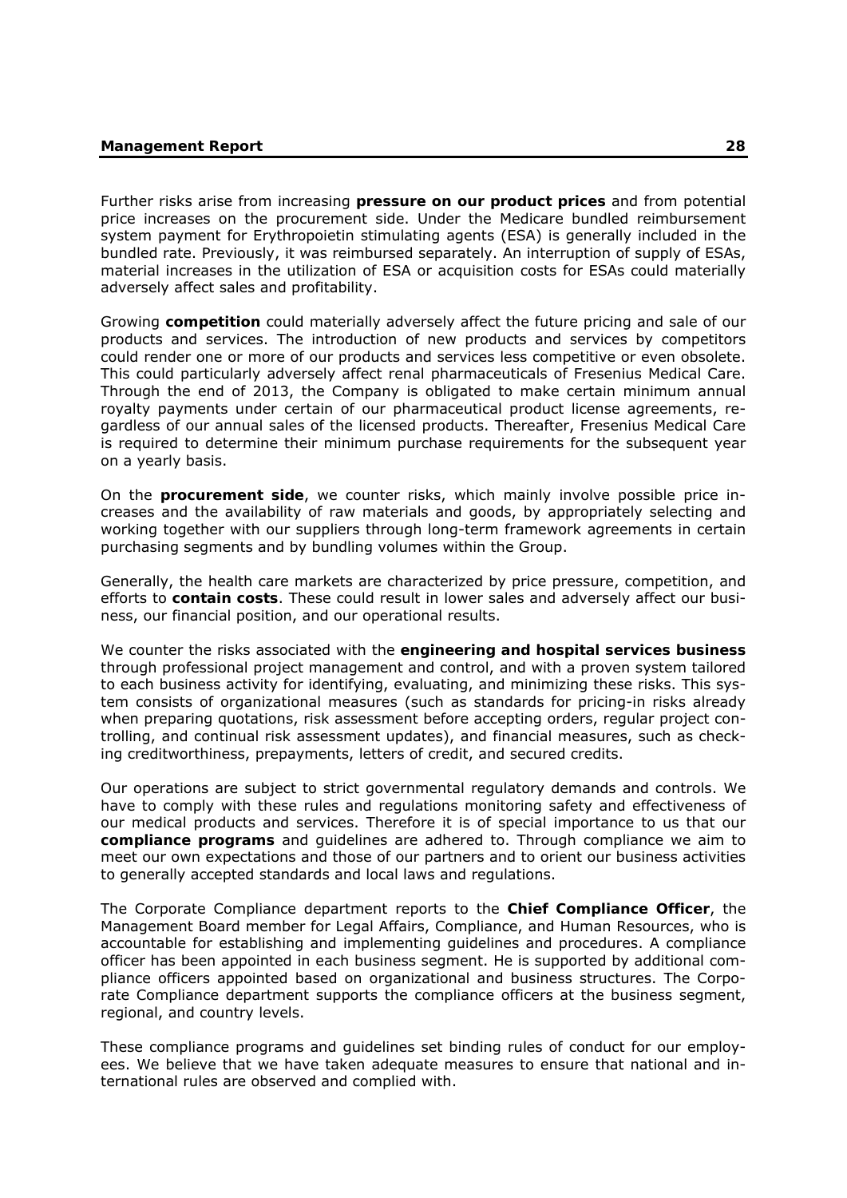Further risks arise from increasing **pressure on our product prices** and from potential price increases on the procurement side. Under the Medicare bundled reimbursement system payment for Erythropoietin stimulating agents (ESA) is generally included in the bundled rate. Previously, it was reimbursed separately. An interruption of supply of ESAs, material increases in the utilization of ESA or acquisition costs for ESAs could materially adversely affect sales and profitability.

Growing **competition** could materially adversely affect the future pricing and sale of our products and services. The introduction of new products and services by competitors could render one or more of our products and services less competitive or even obsolete. This could particularly adversely affect renal pharmaceuticals of Fresenius Medical Care. Through the end of 2013, the Company is obligated to make certain minimum annual royalty payments under certain of our pharmaceutical product license agreements, regardless of our annual sales of the licensed products. Thereafter, Fresenius Medical Care is required to determine their minimum purchase requirements for the subsequent year on a yearly basis.

On the **procurement side**, we counter risks, which mainly involve possible price increases and the availability of raw materials and goods, by appropriately selecting and working together with our suppliers through long-term framework agreements in certain purchasing segments and by bundling volumes within the Group.

Generally, the health care markets are characterized by price pressure, competition, and efforts to **contain costs**. These could result in lower sales and adversely affect our business, our financial position, and our operational results.

We counter the risks associated with the **engineering and hospital services business** through professional project management and control, and with a proven system tailored to each business activity for identifying, evaluating, and minimizing these risks. This system consists of organizational measures (such as standards for pricing-in risks already when preparing quotations, risk assessment before accepting orders, regular project controlling, and continual risk assessment updates), and financial measures, such as checking creditworthiness, prepayments, letters of credit, and secured credits.

Our operations are subject to strict governmental regulatory demands and controls. We have to comply with these rules and regulations monitoring safety and effectiveness of our medical products and services. Therefore it is of special importance to us that our **compliance programs** and guidelines are adhered to. Through compliance we aim to meet our own expectations and those of our partners and to orient our business activities to generally accepted standards and local laws and regulations.

The Corporate Compliance department reports to the **Chief Compliance Officer**, the Management Board member for Legal Affairs, Compliance, and Human Resources, who is accountable for establishing and implementing guidelines and procedures. A compliance officer has been appointed in each business segment. He is supported by additional compliance officers appointed based on organizational and business structures. The Corporate Compliance department supports the compliance officers at the business segment, regional, and country levels.

These compliance programs and guidelines set binding rules of conduct for our employees. We believe that we have taken adequate measures to ensure that national and international rules are observed and complied with.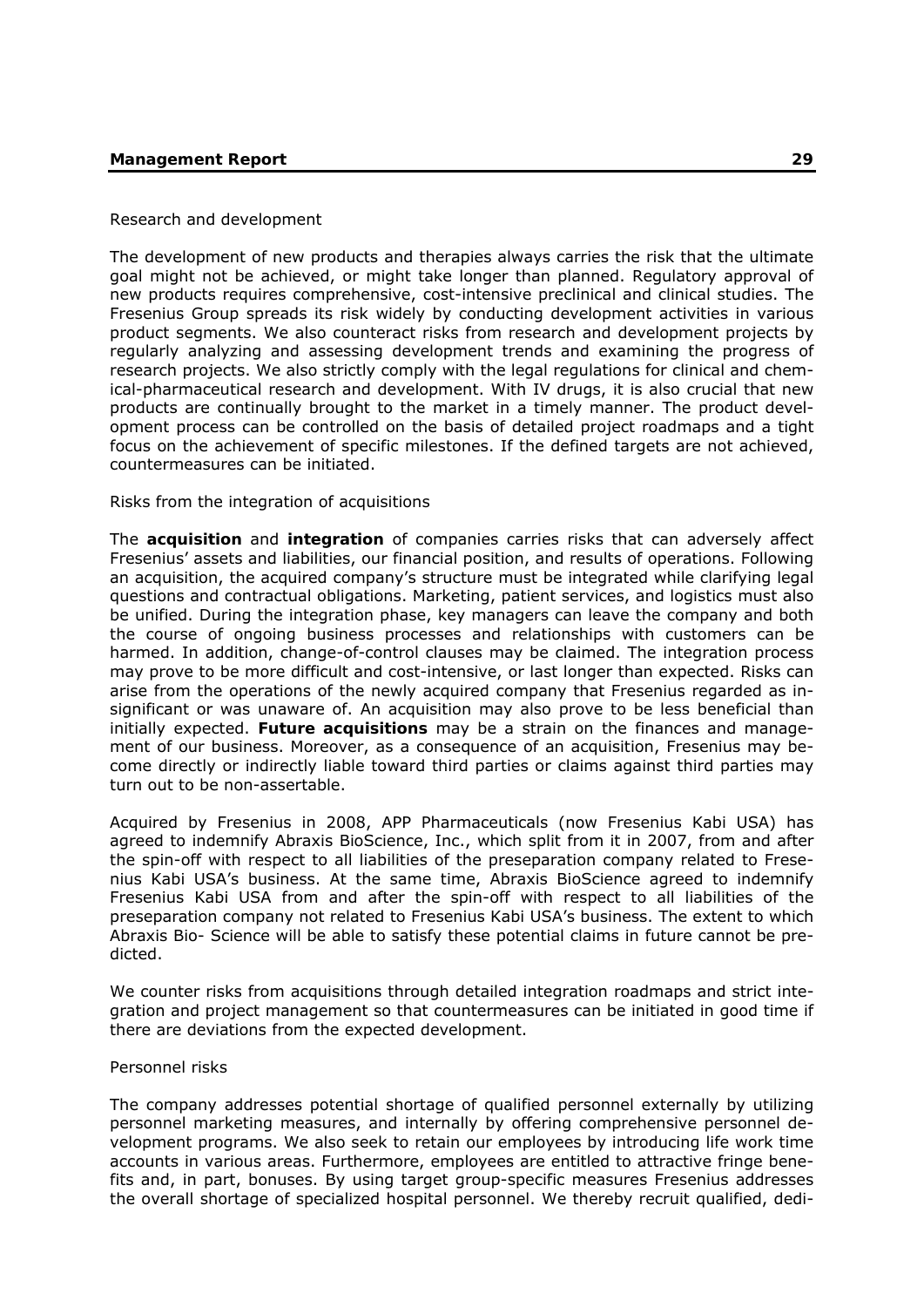### Research and development

The development of new products and therapies always carries the risk that the ultimate goal might not be achieved, or might take longer than planned. Regulatory approval of new products requires comprehensive, cost-intensive preclinical and clinical studies. The Fresenius Group spreads its risk widely by conducting development activities in various product segments. We also counteract risks from research and development projects by regularly analyzing and assessing development trends and examining the progress of research projects. We also strictly comply with the legal regulations for clinical and chemical-pharmaceutical research and development. With IV drugs, it is also crucial that new products are continually brought to the market in a timely manner. The product development process can be controlled on the basis of detailed project roadmaps and a tight focus on the achievement of specific milestones. If the defined targets are not achieved, countermeasures can be initiated.

### Risks from the integration of acquisitions

The **acquisition** and **integration** of companies carries risks that can adversely affect Fresenius' assets and liabilities, our financial position, and results of operations. Following an acquisition, the acquired company's structure must be integrated while clarifying legal questions and contractual obligations. Marketing, patient services, and logistics must also be unified. During the integration phase, key managers can leave the company and both the course of ongoing business processes and relationships with customers can be harmed. In addition, change-of-control clauses may be claimed. The integration process may prove to be more difficult and cost-intensive, or last longer than expected. Risks can arise from the operations of the newly acquired company that Fresenius regarded as insignificant or was unaware of. An acquisition may also prove to be less beneficial than initially expected. **Future acquisitions** may be a strain on the finances and management of our business. Moreover, as a consequence of an acquisition, Fresenius may become directly or indirectly liable toward third parties or claims against third parties may turn out to be non-assertable.

Acquired by Fresenius in 2008, APP Pharmaceuticals (now Fresenius Kabi USA) has agreed to indemnify Abraxis BioScience, Inc., which split from it in 2007, from and after the spin-off with respect to all liabilities of the preseparation company related to Fresenius Kabi USA's business. At the same time, Abraxis BioScience agreed to indemnify Fresenius Kabi USA from and after the spin-off with respect to all liabilities of the preseparation company not related to Fresenius Kabi USA's business. The extent to which Abraxis Bio- Science will be able to satisfy these potential claims in future cannot be predicted.

We counter risks from acquisitions through detailed integration roadmaps and strict integration and project management so that countermeasures can be initiated in good time if there are deviations from the expected development.

### Personnel risks

The company addresses potential shortage of qualified personnel externally by utilizing personnel marketing measures, and internally by offering comprehensive personnel development programs. We also seek to retain our employees by introducing life work time accounts in various areas. Furthermore, employees are entitled to attractive fringe benefits and, in part, bonuses. By using target group-specific measures Fresenius addresses the overall shortage of specialized hospital personnel. We thereby recruit qualified, dedi-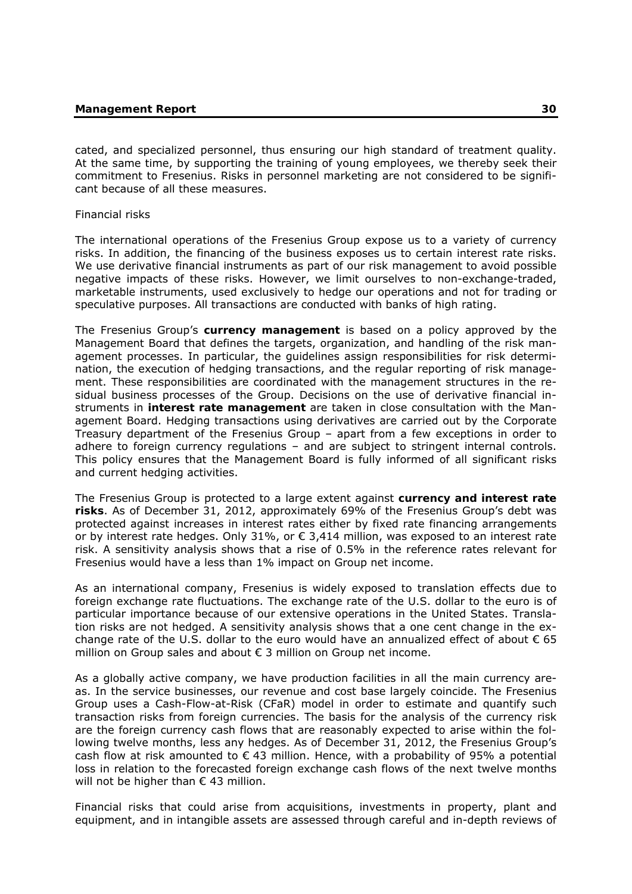cated, and specialized personnel, thus ensuring our high standard of treatment quality. At the same time, by supporting the training of young employees, we thereby seek their commitment to Fresenius. Risks in personnel marketing are not considered to be significant because of all these measures.

Financial risks

The international operations of the Fresenius Group expose us to a variety of currency risks. In addition, the financing of the business exposes us to certain interest rate risks. We use derivative financial instruments as part of our risk management to avoid possible negative impacts of these risks. However, we limit ourselves to non-exchange-traded, marketable instruments, used exclusively to hedge our operations and not for trading or speculative purposes. All transactions are conducted with banks of high rating.

The Fresenius Group's **currency management** is based on a policy approved by the Management Board that defines the targets, organization, and handling of the risk management processes. In particular, the guidelines assign responsibilities for risk determination, the execution of hedging transactions, and the regular reporting of risk management. These responsibilities are coordinated with the management structures in the residual business processes of the Group. Decisions on the use of derivative financial instruments in **interest rate management** are taken in close consultation with the Management Board. Hedging transactions using derivatives are carried out by the Corporate Treasury department of the Fresenius Group – apart from a few exceptions in order to adhere to foreign currency regulations – and are subject to stringent internal controls. This policy ensures that the Management Board is fully informed of all significant risks and current hedging activities.

The Fresenius Group is protected to a large extent against **currency and interest rate risks**. As of December 31, 2012, approximately 69% of the Fresenius Group's debt was protected against increases in interest rates either by fixed rate financing arrangements or by interest rate hedges. Only 31%, or € 3,414 million, was exposed to an interest rate risk. A sensitivity analysis shows that a rise of 0.5% in the reference rates relevant for Fresenius would have a less than 1% impact on Group net income.

As an international company, Fresenius is widely exposed to translation effects due to foreign exchange rate fluctuations. The exchange rate of the U.S. dollar to the euro is of particular importance because of our extensive operations in the United States. Translation risks are not hedged. A sensitivity analysis shows that a one cent change in the exchange rate of the U.S. dollar to the euro would have an annualized effect of about € 65 million on Group sales and about € 3 million on Group net income.

As a globally active company, we have production facilities in all the main currency areas. In the service businesses, our revenue and cost base largely coincide. The Fresenius Group uses a Cash-Flow-at-Risk (CFaR) model in order to estimate and quantify such transaction risks from foreign currencies. The basis for the analysis of the currency risk are the foreign currency cash flows that are reasonably expected to arise within the following twelve months, less any hedges. As of December 31, 2012, the Fresenius Group's cash flow at risk amounted to € 43 million. Hence, with a probability of 95% a potential loss in relation to the forecasted foreign exchange cash flows of the next twelve months will not be higher than € 43 million.

Financial risks that could arise from acquisitions, investments in property, plant and equipment, and in intangible assets are assessed through careful and in-depth reviews of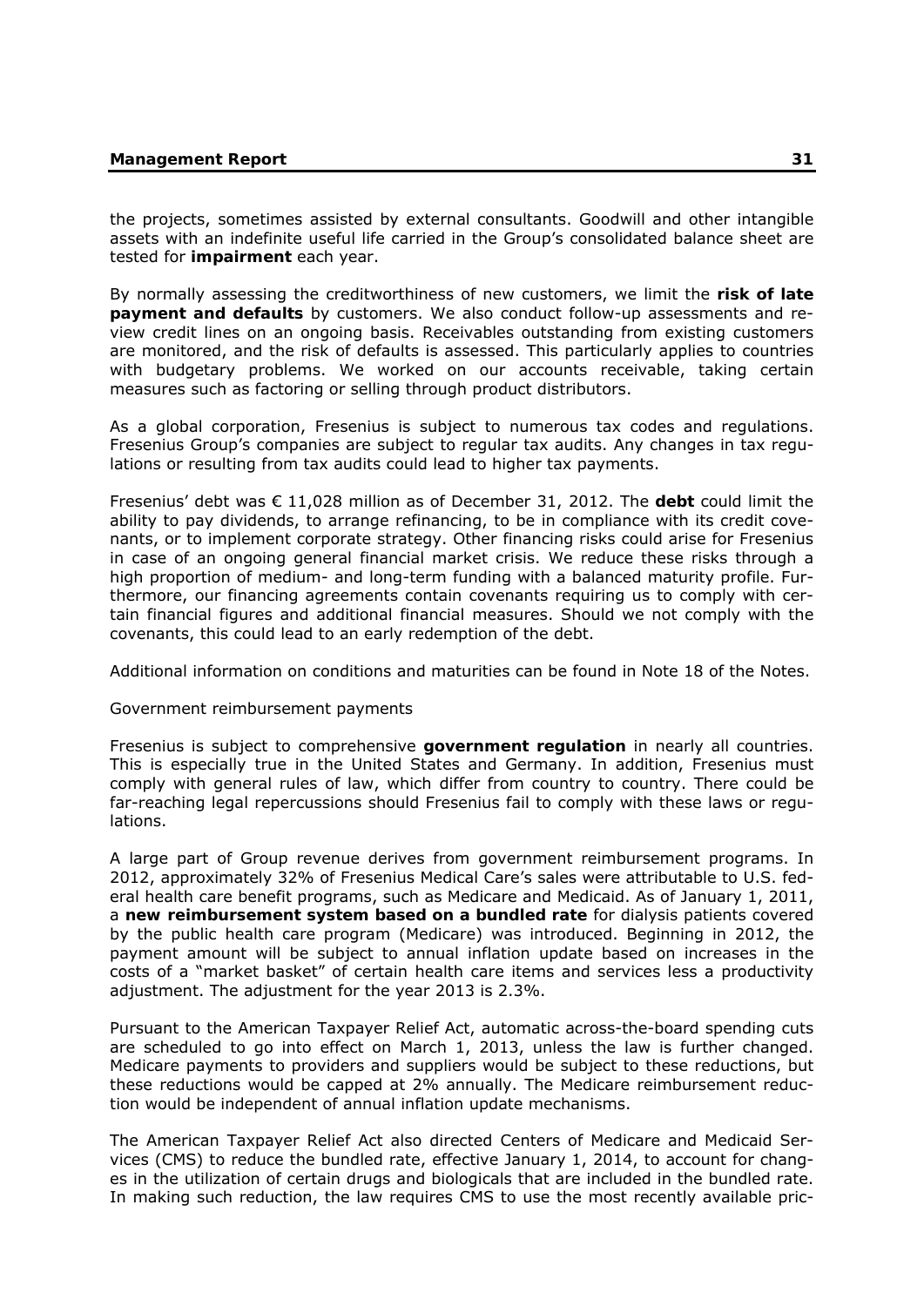the projects, sometimes assisted by external consultants. Goodwill and other intangible assets with an indefinite useful life carried in the Group's consolidated balance sheet are tested for **impairment** each year.

By normally assessing the creditworthiness of new customers, we limit the **risk of late payment and defaults** by customers. We also conduct follow-up assessments and review credit lines on an ongoing basis. Receivables outstanding from existing customers are monitored, and the risk of defaults is assessed. This particularly applies to countries with budgetary problems. We worked on our accounts receivable, taking certain measures such as factoring or selling through product distributors.

As a global corporation, Fresenius is subject to numerous tax codes and regulations. Fresenius Group's companies are subject to regular tax audits. Any changes in tax regulations or resulting from tax audits could lead to higher tax payments.

Fresenius' debt was € 11,028 million as of December 31, 2012. The **debt** could limit the ability to pay dividends, to arrange refinancing, to be in compliance with its credit covenants, or to implement corporate strategy. Other financing risks could arise for Fresenius in case of an ongoing general financial market crisis. We reduce these risks through a high proportion of medium- and long-term funding with a balanced maturity profile. Furthermore, our financing agreements contain covenants requiring us to comply with certain financial figures and additional financial measures. Should we not comply with the covenants, this could lead to an early redemption of the debt.

Additional information on conditions and maturities can be found in Note 18 of the Notes.

Government reimbursement payments

Fresenius is subject to comprehensive **government regulation** in nearly all countries. This is especially true in the United States and Germany. In addition, Fresenius must comply with general rules of law, which differ from country to country. There could be far-reaching legal repercussions should Fresenius fail to comply with these laws or regulations.

A large part of Group revenue derives from government reimbursement programs. In 2012, approximately 32% of Fresenius Medical Care's sales were attributable to U.S. federal health care benefit programs, such as Medicare and Medicaid. As of January 1, 2011, a **new reimbursement system based on a bundled rate** for dialysis patients covered by the public health care program (Medicare) was introduced. Beginning in 2012, the payment amount will be subject to annual inflation update based on increases in the costs of a "market basket" of certain health care items and services less a productivity adjustment. The adjustment for the year 2013 is 2.3%.

Pursuant to the American Taxpayer Relief Act, automatic across-the-board spending cuts are scheduled to go into effect on March 1, 2013, unless the law is further changed. Medicare payments to providers and suppliers would be subject to these reductions, but these reductions would be capped at 2% annually. The Medicare reimbursement reduction would be independent of annual inflation update mechanisms.

The American Taxpayer Relief Act also directed Centers of Medicare and Medicaid Services (CMS) to reduce the bundled rate, effective January 1, 2014, to account for changes in the utilization of certain drugs and biologicals that are included in the bundled rate. In making such reduction, the law requires CMS to use the most recently available pric-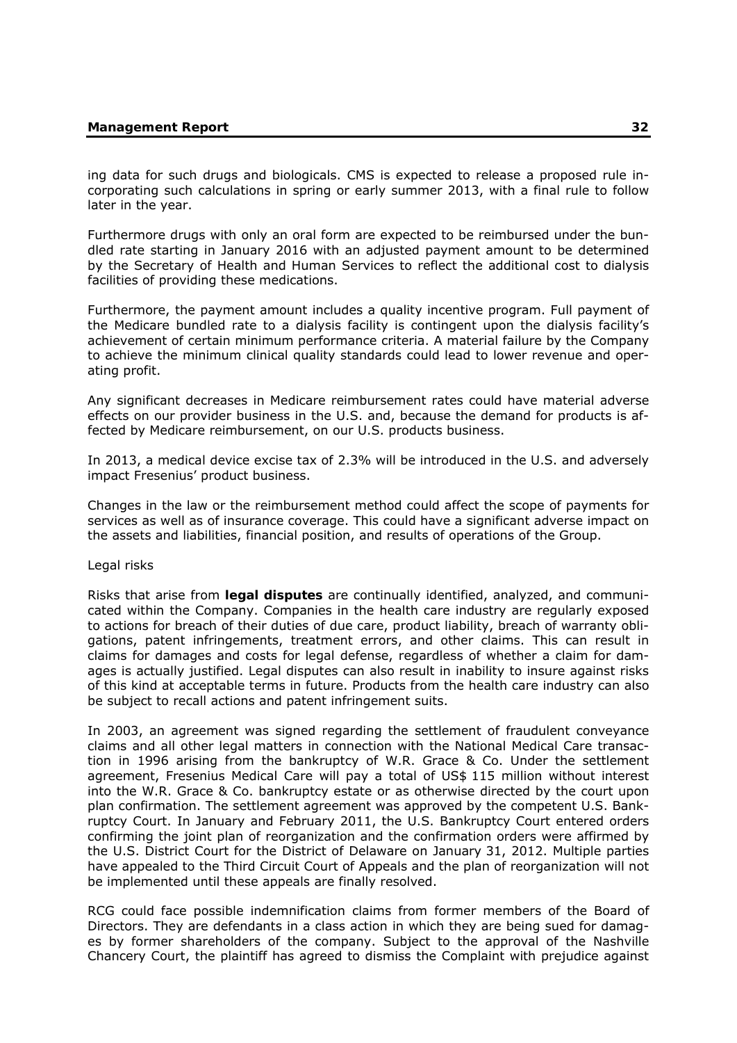ing data for such drugs and biologicals. CMS is expected to release a proposed rule incorporating such calculations in spring or early summer 2013, with a final rule to follow later in the year.

Furthermore drugs with only an oral form are expected to be reimbursed under the bundled rate starting in January 2016 with an adjusted payment amount to be determined by the Secretary of Health and Human Services to reflect the additional cost to dialysis facilities of providing these medications.

Furthermore, the payment amount includes a quality incentive program. Full payment of the Medicare bundled rate to a dialysis facility is contingent upon the dialysis facility's achievement of certain minimum performance criteria. A material failure by the Company to achieve the minimum clinical quality standards could lead to lower revenue and operating profit.

Any significant decreases in Medicare reimbursement rates could have material adverse effects on our provider business in the U.S. and, because the demand for products is affected by Medicare reimbursement, on our U.S. products business.

In 2013, a medical device excise tax of 2.3% will be introduced in the U.S. and adversely impact Fresenius' product business.

Changes in the law or the reimbursement method could affect the scope of payments for services as well as of insurance coverage. This could have a significant adverse impact on the assets and liabilities, financial position, and results of operations of the Group.

Legal risks

Risks that arise from **legal disputes** are continually identified, analyzed, and communicated within the Company. Companies in the health care industry are regularly exposed to actions for breach of their duties of due care, product liability, breach of warranty obligations, patent infringements, treatment errors, and other claims. This can result in claims for damages and costs for legal defense, regardless of whether a claim for damages is actually justified. Legal disputes can also result in inability to insure against risks of this kind at acceptable terms in future. Products from the health care industry can also be subject to recall actions and patent infringement suits.

In 2003, an agreement was signed regarding the settlement of fraudulent conveyance claims and all other legal matters in connection with the National Medical Care transaction in 1996 arising from the bankruptcy of W.R. Grace & Co. Under the settlement agreement, Fresenius Medical Care will pay a total of US$ 115 million without interest into the W.R. Grace & Co. bankruptcy estate or as otherwise directed by the court upon plan confirmation. The settlement agreement was approved by the competent U.S. Bankruptcy Court. In January and February 2011, the U.S. Bankruptcy Court entered orders confirming the joint plan of reorganization and the confirmation orders were affirmed by the U.S. District Court for the District of Delaware on January 31, 2012. Multiple parties have appealed to the Third Circuit Court of Appeals and the plan of reorganization will not be implemented until these appeals are finally resolved.

RCG could face possible indemnification claims from former members of the Board of Directors. They are defendants in a class action in which they are being sued for damages by former shareholders of the company. Subject to the approval of the Nashville Chancery Court, the plaintiff has agreed to dismiss the Complaint with prejudice against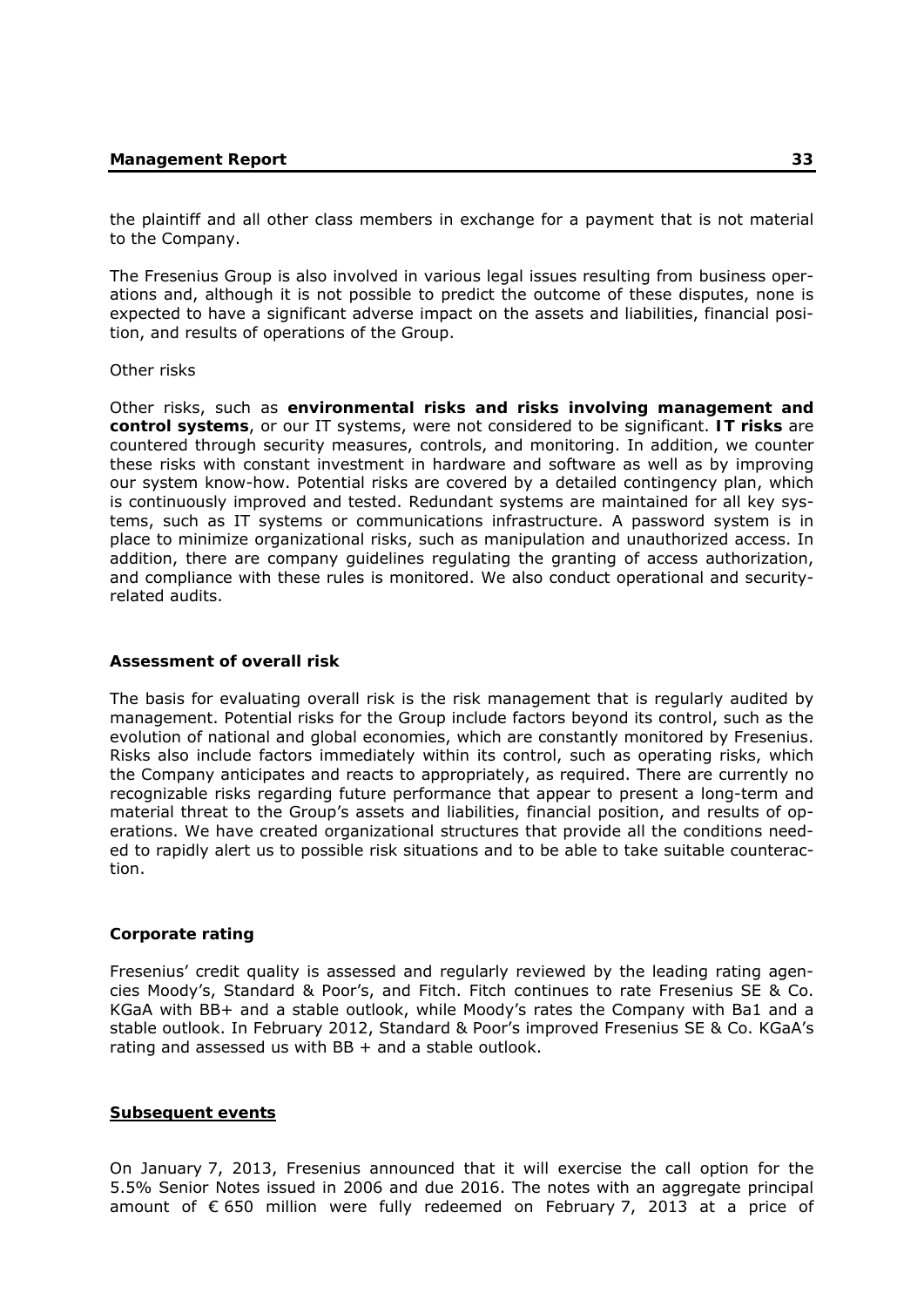the plaintiff and all other class members in exchange for a payment that is not material to the Company.

The Fresenius Group is also involved in various legal issues resulting from business operations and, although it is not possible to predict the outcome of these disputes, none is expected to have a significant adverse impact on the assets and liabilities, financial position, and results of operations of the Group.

Other risks

Other risks, such as **environmental risks and risks involving management and control systems**, or our IT systems, were not considered to be significant. **IT risks** are countered through security measures, controls, and monitoring. In addition, we counter these risks with constant investment in hardware and software as well as by improving our system know-how. Potential risks are covered by a detailed contingency plan, which is continuously improved and tested. Redundant systems are maintained for all key systems, such as IT systems or communications infrastructure. A password system is in place to minimize organizational risks, such as manipulation and unauthorized access. In addition, there are company guidelines regulating the granting of access authorization, and compliance with these rules is monitored. We also conduct operational and security-related audits.

### Assessment of overall risk

The basis for evaluating overall risk is the risk management that is regularly audited by management. Potential risks for the Group include factors beyond its control, such as the evolution of national and global economies, which are constantly monitored by Fresenius. Risks also include factors immediately within its control, such as operating risks, which the Company anticipates and reacts to appropriately, as required. There are currently no recognizable risks regarding future performance that appear to present a long-term and material threat to the Group's assets and liabilities, financial position, and results of operations. We have created organizational structures that provide all the conditions needed to rapidly alert us to possible risk situations and to be able to take suitable counteraction.

### Corporate rating

Fresenius' credit quality is assessed and regularly reviewed by the leading rating agencies Moody's, Standard & Poor's, and Fitch. Fitch continues to rate Fresenius SE & Co. KGaA with BB+ and a stable outlook, while Moody's rates the Company with Ba1 and a stable outlook. In February 2012, Standard & Poor's improved Fresenius SE & Co. KGaA's rating and assessed us with BB + and a stable outlook.

## Subsequent events

On January 7, 2013, Fresenius announced that it will exercise the call option for the 5.5% Senior Notes issued in 2006 and due 2016. The notes with an aggregate principal amount of € 650 million were fully redeemed on February 7, 2013 at a price of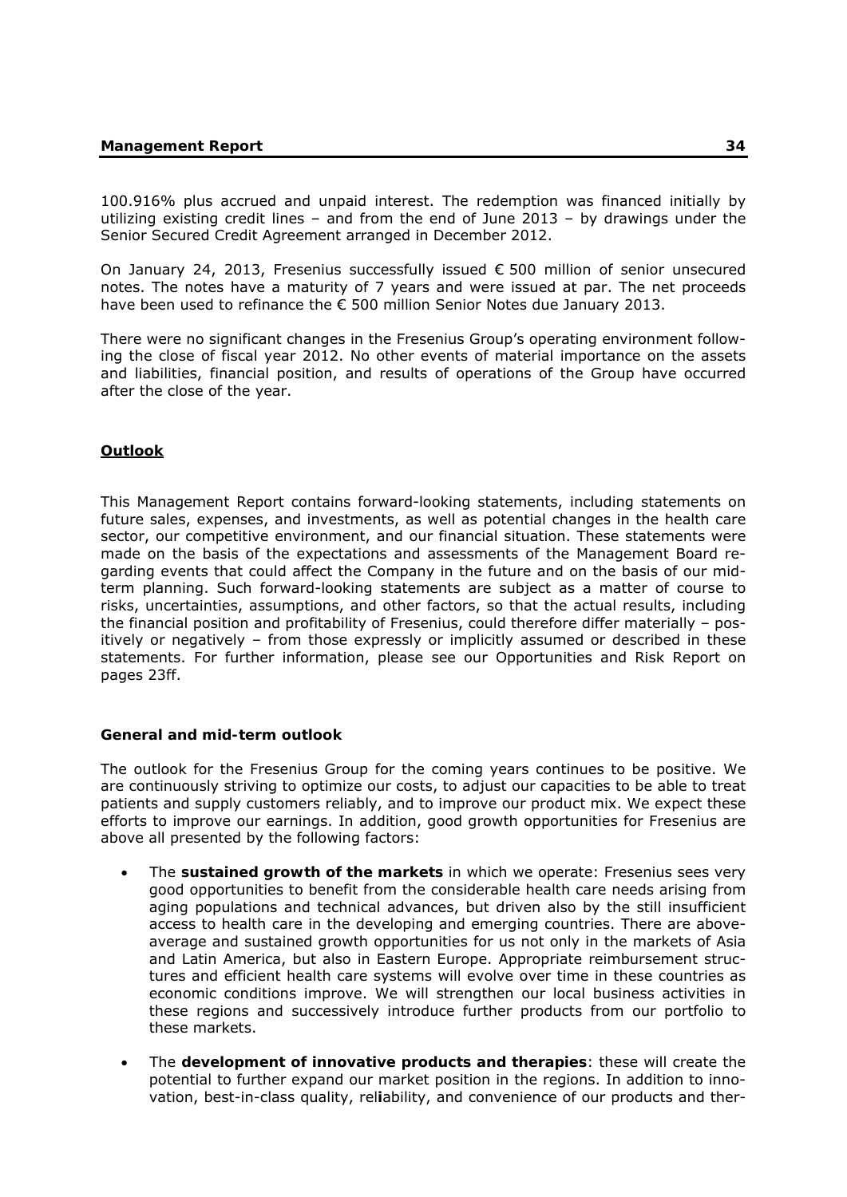100.916% plus accrued and unpaid interest. The redemption was financed initially by utilizing existing credit lines – and from the end of June 2013 – by drawings under the Senior Secured Credit Agreement arranged in December 2012.

On January 24, 2013, Fresenius successfully issued € 500 million of senior unsecured notes. The notes have a maturity of 7 years and were issued at par. The net proceeds have been used to refinance the € 500 million Senior Notes due January 2013.

There were no significant changes in the Fresenius Group's operating environment following the close of fiscal year 2012. No other events of material importance on the assets and liabilities, financial position, and results of operations of the Group have occurred after the close of the year.

## Outlook

This Management Report contains forward-looking statements, including statements on future sales, expenses, and investments, as well as potential changes in the health care sector, our competitive environment, and our financial situation. These statements were made on the basis of the expectations and assessments of the Management Board regarding events that could affect the Company in the future and on the basis of our mid-term planning. Such forward-looking statements are subject as a matter of course to risks, uncertainties, assumptions, and other factors, so that the actual results, including the financial position and profitability of Fresenius, could therefore differ materially – positively or negatively – from those expressly or implicitly assumed or described in these statements. For further information, please see our Opportunities and Risk Report on pages 23ff.

### General and mid-term outlook

The outlook for the Fresenius Group for the coming years continues to be positive. We are continuously striving to optimize our costs, to adjust our capacities to be able to treat patients and supply customers reliably, and to improve our product mix. We expect these efforts to improve our earnings. In addition, good growth opportunities for Fresenius are above all presented by the following factors:

- The **sustained growth of the markets** in which we operate: Fresenius sees very good opportunities to benefit from the considerable health care needs arising from aging populations and technical advances, but driven also by the still insufficient access to health care in the developing and emerging countries. There are above-average and sustained growth opportunities for us not only in the markets of Asia and Latin America, but also in Eastern Europe. Appropriate reimbursement structures and efficient health care systems will evolve over time in these countries as economic conditions improve. We will strengthen our local business activities in these regions and successively introduce further products from our portfolio to these markets.
- The **development of innovative products and therapies**: these will create the potential to further expand our market position in the regions. In addition to innovation, best-in-class quality, reliability, and convenience of our products and ther-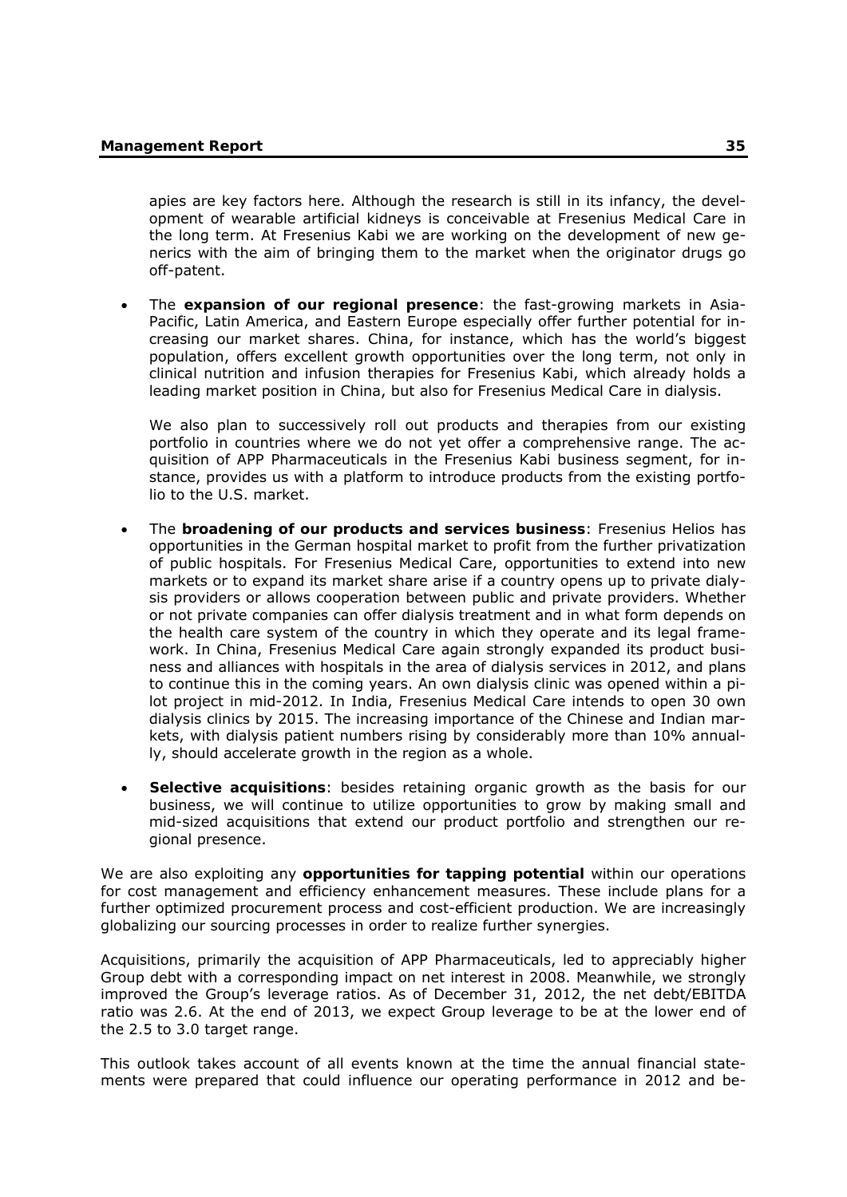apies are key factors here. Although the research is still in its infancy, the development of wearable artificial kidneys is conceivable at Fresenius Medical Care in the long term. At Fresenius Kabi we are working on the development of new generics with the aim of bringing them to the market when the originator drugs go off-patent.

- The **expansion of our regional presence**: the fast-growing markets in Asia-Pacific, Latin America, and Eastern Europe especially offer further potential for increasing our market shares. China, for instance, which has the world's biggest population, offers excellent growth opportunities over the long term, not only in clinical nutrition and infusion therapies for Fresenius Kabi, which already holds a leading market position in China, but also for Fresenius Medical Care in dialysis.

  We also plan to successively roll out products and therapies from our existing portfolio in countries where we do not yet offer a comprehensive range. The acquisition of APP Pharmaceuticals in the Fresenius Kabi business segment, for instance, provides us with a platform to introduce products from the existing portfolio to the U.S. market.

- The **broadening of our products and services business**: Fresenius Helios has opportunities in the German hospital market to profit from the further privatization of public hospitals. For Fresenius Medical Care, opportunities to extend into new markets or to expand its market share arise if a country opens up to private dialysis providers or allows cooperation between public and private providers. Whether or not private companies can offer dialysis treatment and in what form depends on the health care system of the country in which they operate and its legal framework. In China, Fresenius Medical Care again strongly expanded its product business and alliances with hospitals in the area of dialysis services in 2012, and plans to continue this in the coming years. An own dialysis clinic was opened within a pilot project in mid-2012. In India, Fresenius Medical Care intends to open 30 own dialysis clinics by 2015. The increasing importance of the Chinese and Indian markets, with dialysis patient numbers rising by considerably more than 10% annually, should accelerate growth in the region as a whole.

- **Selective acquisitions**: besides retaining organic growth as the basis for our business, we will continue to utilize opportunities to grow by making small and mid-sized acquisitions that extend our product portfolio and strengthen our regional presence.

We are also exploiting any **opportunities for tapping potential** within our operations for cost management and efficiency enhancement measures. These include plans for a further optimized procurement process and cost-efficient production. We are increasingly globalizing our sourcing processes in order to realize further synergies.

Acquisitions, primarily the acquisition of APP Pharmaceuticals, led to appreciably higher Group debt with a corresponding impact on net interest in 2008. Meanwhile, we strongly improved the Group's leverage ratios. As of December 31, 2012, the net debt/EBITDA ratio was 2.6. At the end of 2013, we expect Group leverage to be at the lower end of the 2.5 to 3.0 target range.

This outlook takes account of all events known at the time the annual financial statements were prepared that could influence our operating performance in 2012 and be-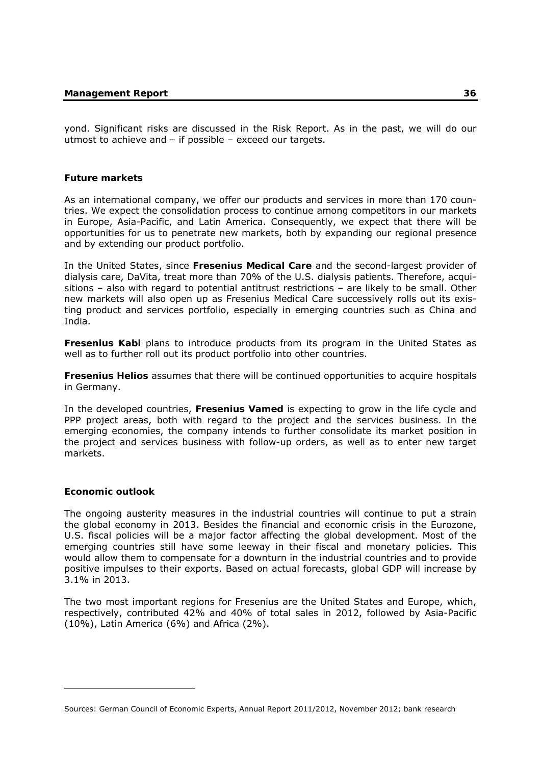yond. Significant risks are discussed in the Risk Report. As in the past, we will do our utmost to achieve and – if possible – exceed our targets.

### Future markets

As an international company, we offer our products and services in more than 170 countries. We expect the consolidation process to continue among competitors in our markets in Europe, Asia-Pacific, and Latin America. Consequently, we expect that there will be opportunities for us to penetrate new markets, both by expanding our regional presence and by extending our product portfolio.

In the United States, since **Fresenius Medical Care** and the second-largest provider of dialysis care, DaVita, treat more than 70% of the U.S. dialysis patients. Therefore, acquisitions – also with regard to potential antitrust restrictions – are likely to be small. Other new markets will also open up as Fresenius Medical Care successively rolls out its existing product and services portfolio, especially in emerging countries such as China and India.

**Fresenius Kabi** plans to introduce products from its program in the United States as well as to further roll out its product portfolio into other countries.

**Fresenius Helios** assumes that there will be continued opportunities to acquire hospitals in Germany.

In the developed countries, **Fresenius Vamed** is expecting to grow in the life cycle and PPP project areas, both with regard to the project and the services business. In the emerging economies, the company intends to further consolidate its market position in the project and services business with follow-up orders, as well as to enter new target markets.

### Economic outlook

The ongoing austerity measures in the industrial countries will continue to put a strain the global economy in 2013. Besides the financial and economic crisis in the Eurozone, U.S. fiscal policies will be a major factor affecting the global development. Most of the emerging countries still have some leeway in their fiscal and monetary policies. This would allow them to compensate for a downturn in the industrial countries and to provide positive impulses to their exports. Based on actual forecasts, global GDP will increase by 3.1% in 2013.

The two most important regions for Fresenius are the United States and Europe, which, respectively, contributed 42% and 40% of total sales in 2012, followed by Asia-Pacific (10%), Latin America (6%) and Africa (2%).

---

Sources: German Council of Economic Experts, Annual Report 2011/2012, November 2012; bank research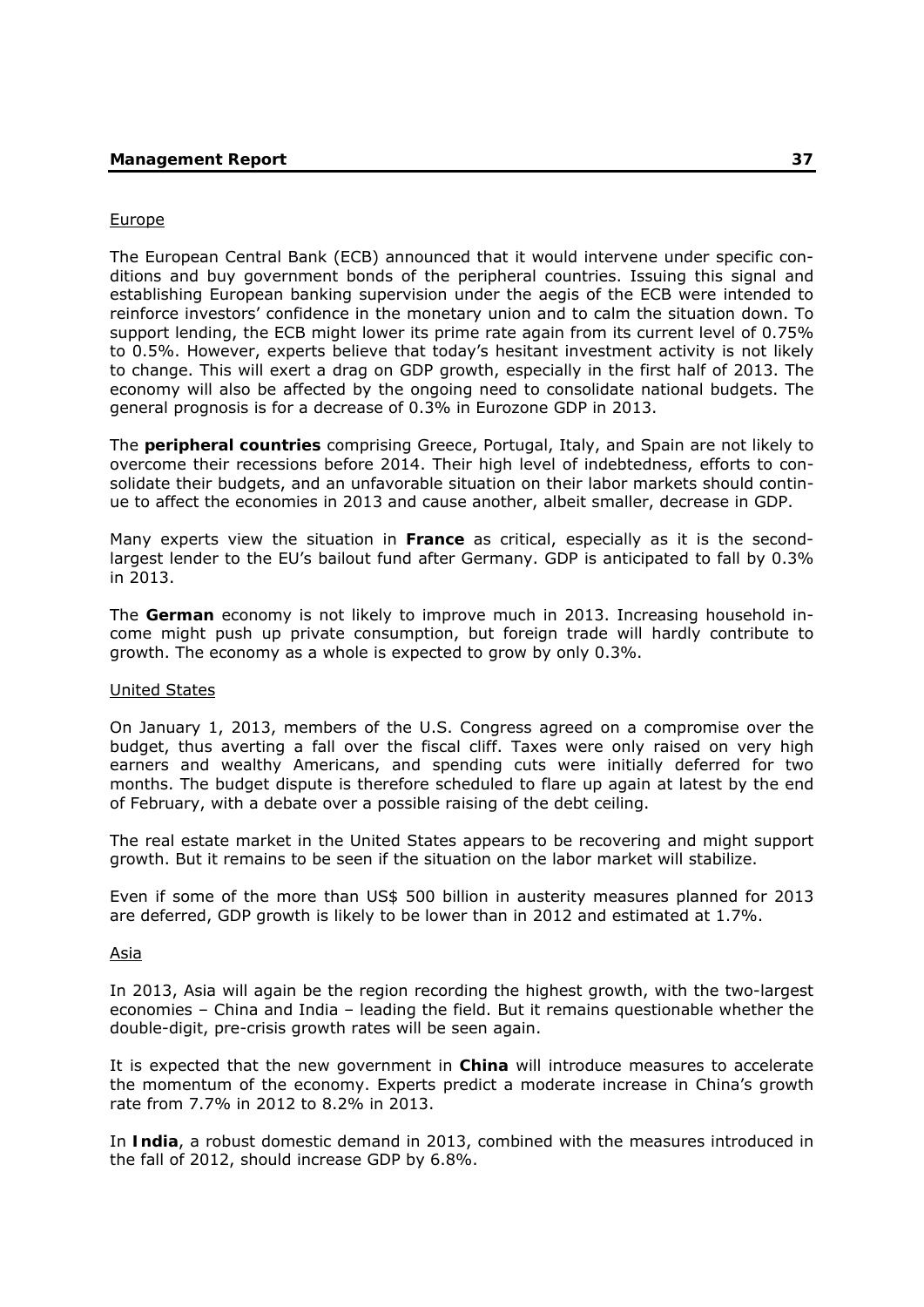Europe

The European Central Bank (ECB) announced that it would intervene under specific conditions and buy government bonds of the peripheral countries. Issuing this signal and establishing European banking supervision under the aegis of the ECB were intended to reinforce investors' confidence in the monetary union and to calm the situation down. To support lending, the ECB might lower its prime rate again from its current level of 0.75% to 0.5%. However, experts believe that today's hesitant investment activity is not likely to change. This will exert a drag on GDP growth, especially in the first half of 2013. The economy will also be affected by the ongoing need to consolidate national budgets. The general prognosis is for a decrease of 0.3% in Eurozone GDP in 2013.

The **peripheral countries** comprising Greece, Portugal, Italy, and Spain are not likely to overcome their recessions before 2014. Their high level of indebtedness, efforts to consolidate their budgets, and an unfavorable situation on their labor markets should continue to affect the economies in 2013 and cause another, albeit smaller, decrease in GDP.

Many experts view the situation in **France** as critical, especially as it is the second-largest lender to the EU's bailout fund after Germany. GDP is anticipated to fall by 0.3% in 2013.

The **German** economy is not likely to improve much in 2013. Increasing household income might push up private consumption, but foreign trade will hardly contribute to growth. The economy as a whole is expected to grow by only 0.3%.

United States

On January 1, 2013, members of the U.S. Congress agreed on a compromise over the budget, thus averting a fall over the fiscal cliff. Taxes were only raised on very high earners and wealthy Americans, and spending cuts were initially deferred for two months. The budget dispute is therefore scheduled to flare up again at latest by the end of February, with a debate over a possible raising of the debt ceiling.

The real estate market in the United States appears to be recovering and might support growth. But it remains to be seen if the situation on the labor market will stabilize.

Even if some of the more than US$ 500 billion in austerity measures planned for 2013 are deferred, GDP growth is likely to be lower than in 2012 and estimated at 1.7%.

Asia

In 2013, Asia will again be the region recording the highest growth, with the two-largest economies – China and India – leading the field. But it remains questionable whether the double-digit, pre-crisis growth rates will be seen again.

It is expected that the new government in **China** will introduce measures to accelerate the momentum of the economy. Experts predict a moderate increase in China's growth rate from 7.7% in 2012 to 8.2% in 2013.

In **India**, a robust domestic demand in 2013, combined with the measures introduced in the fall of 2012, should increase GDP by 6.8%.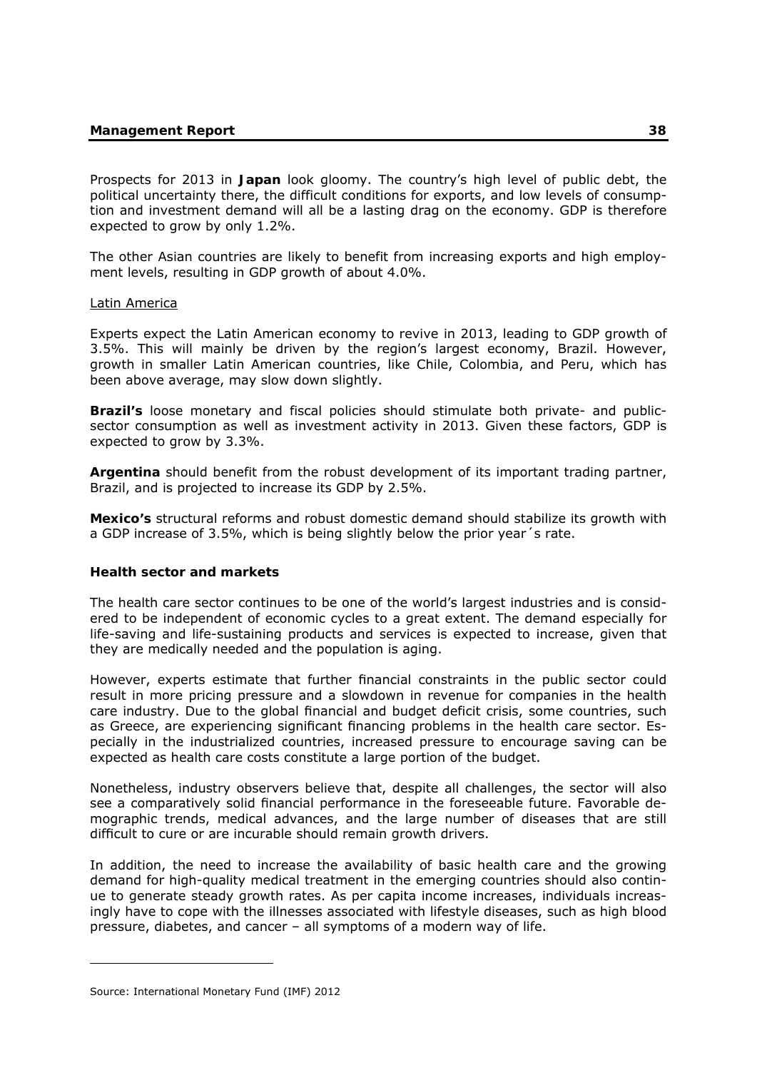Prospects for 2013 in **Japan** look gloomy. The country's high level of public debt, the political uncertainty there, the difficult conditions for exports, and low levels of consumption and investment demand will all be a lasting drag on the economy. GDP is therefore expected to grow by only 1.2%.

The other Asian countries are likely to benefit from increasing exports and high employment levels, resulting in GDP growth of about 4.0%.

Latin America

Experts expect the Latin American economy to revive in 2013, leading to GDP growth of 3.5%. This will mainly be driven by the region's largest economy, Brazil. However, growth in smaller Latin American countries, like Chile, Colombia, and Peru, which has been above average, may slow down slightly.

**Brazil's** loose monetary and fiscal policies should stimulate both private- and public-sector consumption as well as investment activity in 2013. Given these factors, GDP is expected to grow by 3.3%.

**Argentina** should benefit from the robust development of its important trading partner, Brazil, and is projected to increase its GDP by 2.5%.

**Mexico's** structural reforms and robust domestic demand should stabilize its growth with a GDP increase of 3.5%, which is being slightly below the prior year´s rate.

### Health sector and markets

The health care sector continues to be one of the world's largest industries and is considered to be independent of economic cycles to a great extent. The demand especially for life-saving and life-sustaining products and services is expected to increase, given that they are medically needed and the population is aging.

However, experts estimate that further financial constraints in the public sector could result in more pricing pressure and a slowdown in revenue for companies in the health care industry. Due to the global financial and budget deficit crisis, some countries, such as Greece, are experiencing significant financing problems in the health care sector. Especially in the industrialized countries, increased pressure to encourage saving can be expected as health care costs constitute a large portion of the budget.

Nonetheless, industry observers believe that, despite all challenges, the sector will also see a comparatively solid financial performance in the foreseeable future. Favorable demographic trends, medical advances, and the large number of diseases that are still difficult to cure or are incurable should remain growth drivers.

In addition, the need to increase the availability of basic health care and the growing demand for high-quality medical treatment in the emerging countries should also continue to generate steady growth rates. As per capita income increases, individuals increasingly have to cope with the illnesses associated with lifestyle diseases, such as high blood pressure, diabetes, and cancer – all symptoms of a modern way of life.

---

Source: International Monetary Fund (IMF) 2012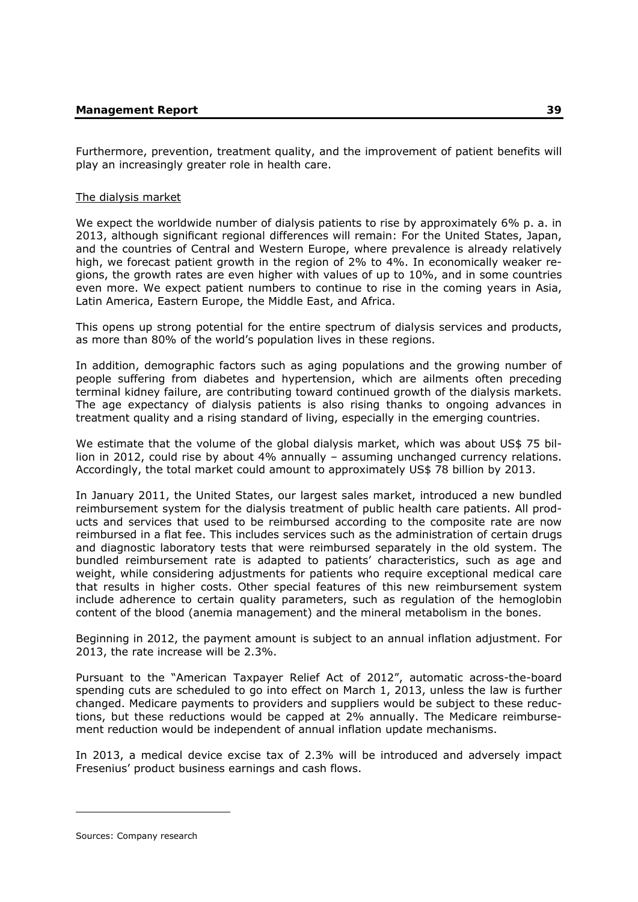Furthermore, prevention, treatment quality, and the improvement of patient benefits will play an increasingly greater role in health care.

The dialysis market

We expect the worldwide number of dialysis patients to rise by approximately 6% p. a. in 2013, although significant regional differences will remain: For the United States, Japan, and the countries of Central and Western Europe, where prevalence is already relatively high, we forecast patient growth in the region of 2% to 4%. In economically weaker regions, the growth rates are even higher with values of up to 10%, and in some countries even more. We expect patient numbers to continue to rise in the coming years in Asia, Latin America, Eastern Europe, the Middle East, and Africa.

This opens up strong potential for the entire spectrum of dialysis services and products, as more than 80% of the world's population lives in these regions.

In addition, demographic factors such as aging populations and the growing number of people suffering from diabetes and hypertension, which are ailments often preceding terminal kidney failure, are contributing toward continued growth of the dialysis markets. The age expectancy of dialysis patients is also rising thanks to ongoing advances in treatment quality and a rising standard of living, especially in the emerging countries.

We estimate that the volume of the global dialysis market, which was about US$ 75 billion in 2012, could rise by about 4% annually – assuming unchanged currency relations. Accordingly, the total market could amount to approximately US$ 78 billion by 2013.

In January 2011, the United States, our largest sales market, introduced a new bundled reimbursement system for the dialysis treatment of public health care patients. All products and services that used to be reimbursed according to the composite rate are now reimbursed in a flat fee. This includes services such as the administration of certain drugs and diagnostic laboratory tests that were reimbursed separately in the old system. The bundled reimbursement rate is adapted to patients' characteristics, such as age and weight, while considering adjustments for patients who require exceptional medical care that results in higher costs. Other special features of this new reimbursement system include adherence to certain quality parameters, such as regulation of the hemoglobin content of the blood (anemia management) and the mineral metabolism in the bones.

Beginning in 2012, the payment amount is subject to an annual inflation adjustment. For 2013, the rate increase will be 2.3%.

Pursuant to the "American Taxpayer Relief Act of 2012", automatic across-the-board spending cuts are scheduled to go into effect on March 1, 2013, unless the law is further changed. Medicare payments to providers and suppliers would be subject to these reductions, but these reductions would be capped at 2% annually. The Medicare reimbursement reduction would be independent of annual inflation update mechanisms.

In 2013, a medical device excise tax of 2.3% will be introduced and adversely impact Fresenius' product business earnings and cash flows.

Sources: Company research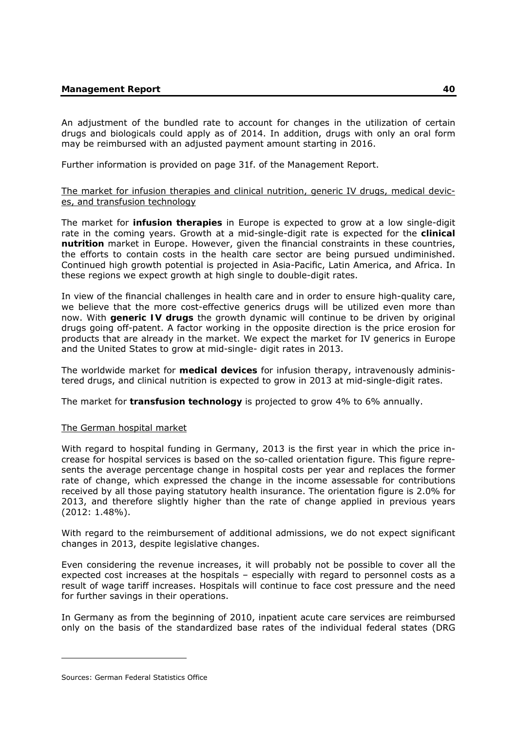An adjustment of the bundled rate to account for changes in the utilization of certain drugs and biologicals could apply as of 2014. In addition, drugs with only an oral form may be reimbursed with an adjusted payment amount starting in 2016.

Further information is provided on page 31f. of the Management Report.

## The market for infusion therapies and clinical nutrition, generic IV drugs, medical devices, and transfusion technology

The market for **infusion therapies** in Europe is expected to grow at a low single-digit rate in the coming years. Growth at a mid-single-digit rate is expected for the **clinical nutrition** market in Europe. However, given the financial constraints in these countries, the efforts to contain costs in the health care sector are being pursued undiminished. Continued high growth potential is projected in Asia-Pacific, Latin America, and Africa. In these regions we expect growth at high single to double-digit rates.

In view of the financial challenges in health care and in order to ensure high-quality care, we believe that the more cost-effective generics drugs will be utilized even more than now. With **generic IV drugs** the growth dynamic will continue to be driven by original drugs going off-patent. A factor working in the opposite direction is the price erosion for products that are already in the market. We expect the market for IV generics in Europe and the United States to grow at mid-single- digit rates in 2013.

The worldwide market for **medical devices** for infusion therapy, intravenously administered drugs, and clinical nutrition is expected to grow in 2013 at mid-single-digit rates.

The market for **transfusion technology** is projected to grow 4% to 6% annually.

## The German hospital market

With regard to hospital funding in Germany, 2013 is the first year in which the price increase for hospital services is based on the so-called orientation figure. This figure represents the average percentage change in hospital costs per year and replaces the former rate of change, which expressed the change in the income assessable for contributions received by all those paying statutory health insurance. The orientation figure is 2.0% for 2013, and therefore slightly higher than the rate of change applied in previous years (2012: 1.48%).

With regard to the reimbursement of additional admissions, we do not expect significant changes in 2013, despite legislative changes.

Even considering the revenue increases, it will probably not be possible to cover all the expected cost increases at the hospitals – especially with regard to personnel costs as a result of wage tariff increases. Hospitals will continue to face cost pressure and the need for further savings in their operations.

In Germany as from the beginning of 2010, inpatient acute care services are reimbursed only on the basis of the standardized base rates of the individual federal states (DRG

---

Sources: German Federal Statistics Office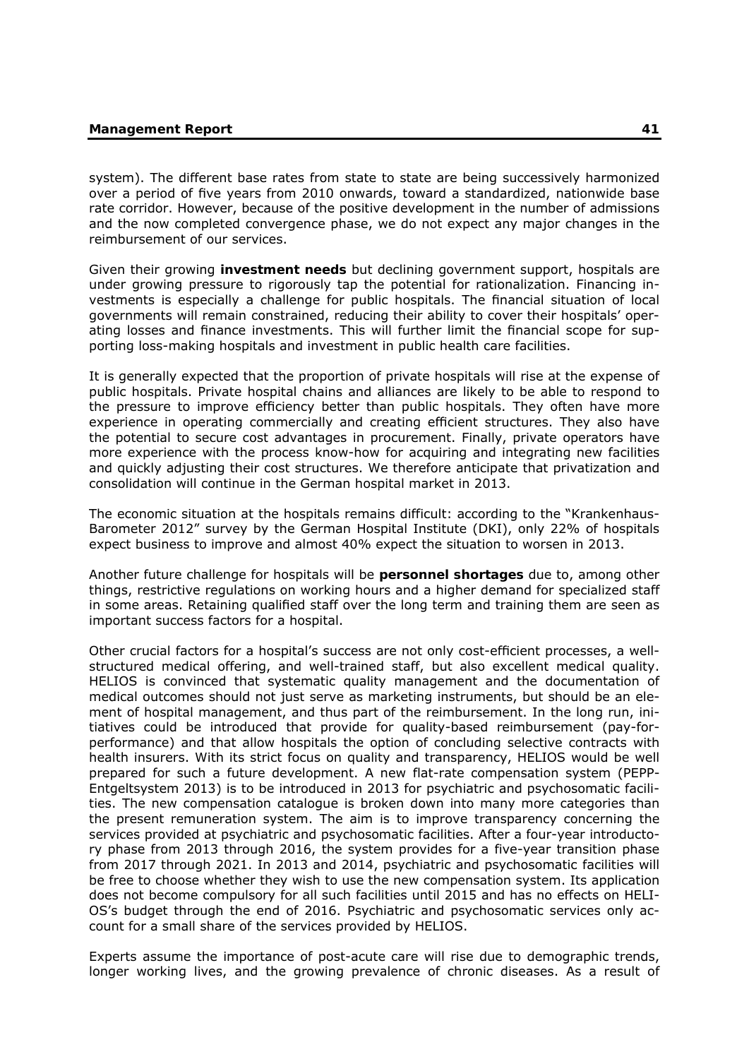system). The different base rates from state to state are being successively harmonized over a period of five years from 2010 onwards, toward a standardized, nationwide base rate corridor. However, because of the positive development in the number of admissions and the now completed convergence phase, we do not expect any major changes in the reimbursement of our services.

Given their growing **investment needs** but declining government support, hospitals are under growing pressure to rigorously tap the potential for rationalization. Financing investments is especially a challenge for public hospitals. The financial situation of local governments will remain constrained, reducing their ability to cover their hospitals' operating losses and finance investments. This will further limit the financial scope for supporting loss-making hospitals and investment in public health care facilities.

It is generally expected that the proportion of private hospitals will rise at the expense of public hospitals. Private hospital chains and alliances are likely to be able to respond to the pressure to improve efficiency better than public hospitals. They often have more experience in operating commercially and creating efficient structures. They also have the potential to secure cost advantages in procurement. Finally, private operators have more experience with the process know-how for acquiring and integrating new facilities and quickly adjusting their cost structures. We therefore anticipate that privatization and consolidation will continue in the German hospital market in 2013.

The economic situation at the hospitals remains difficult: according to the "Krankenhaus-Barometer 2012" survey by the German Hospital Institute (DKI), only 22% of hospitals expect business to improve and almost 40% expect the situation to worsen in 2013.

Another future challenge for hospitals will be **personnel shortages** due to, among other things, restrictive regulations on working hours and a higher demand for specialized staff in some areas. Retaining qualified staff over the long term and training them are seen as important success factors for a hospital.

Other crucial factors for a hospital's success are not only cost-efficient processes, a well-structured medical offering, and well-trained staff, but also excellent medical quality. HELIOS is convinced that systematic quality management and the documentation of medical outcomes should not just serve as marketing instruments, but should be an element of hospital management, and thus part of the reimbursement. In the long run, initiatives could be introduced that provide for quality-based reimbursement (pay-for-performance) and that allow hospitals the option of concluding selective contracts with health insurers. With its strict focus on quality and transparency, HELIOS would be well prepared for such a future development. A new flat-rate compensation system (PEPP-Entgeltsystem 2013) is to be introduced in 2013 for psychiatric and psychosomatic facilities. The new compensation catalogue is broken down into many more categories than the present remuneration system. The aim is to improve transparency concerning the services provided at psychiatric and psychosomatic facilities. After a four-year introductory phase from 2013 through 2016, the system provides for a five-year transition phase from 2017 through 2021. In 2013 and 2014, psychiatric and psychosomatic facilities will be free to choose whether they wish to use the new compensation system. Its application does not become compulsory for all such facilities until 2015 and has no effects on HELIOS's budget through the end of 2016. Psychiatric and psychosomatic services only account for a small share of the services provided by HELIOS.

Experts assume the importance of post-acute care will rise due to demographic trends, longer working lives, and the growing prevalence of chronic diseases. As a result of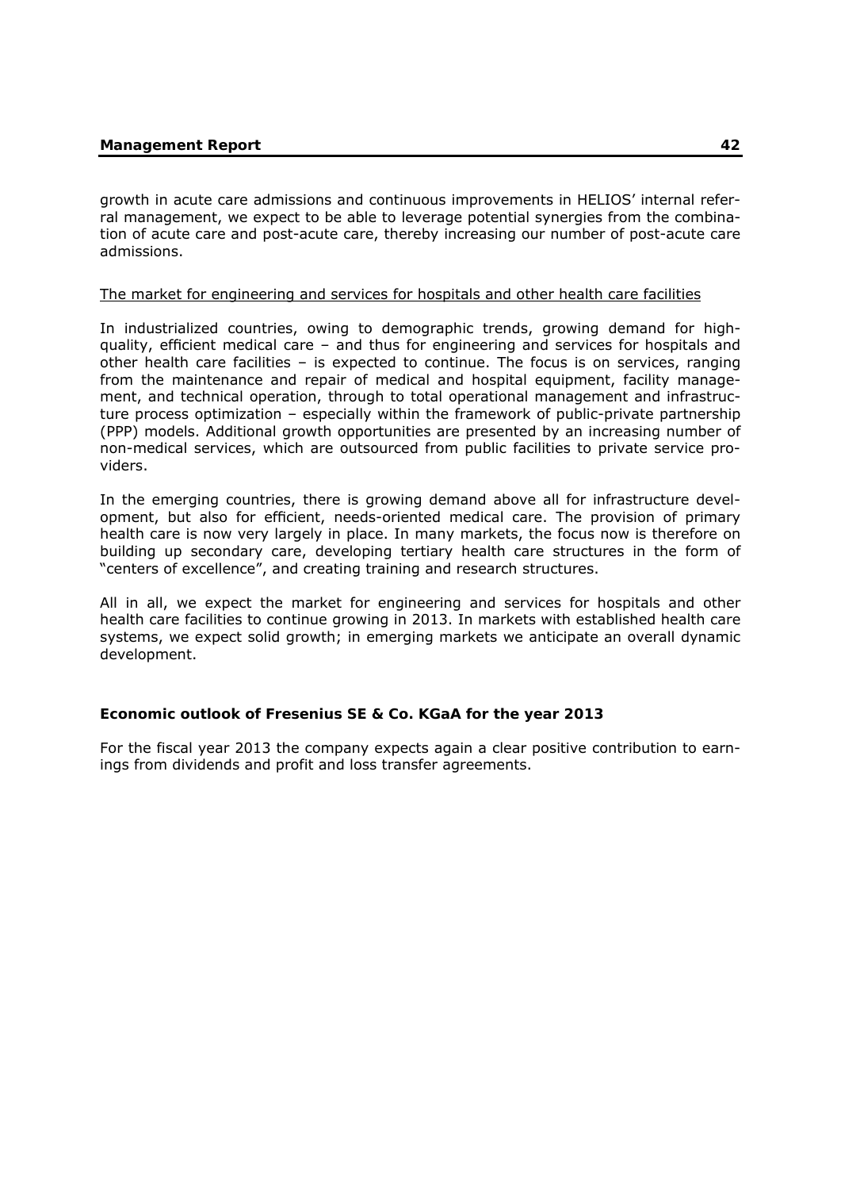growth in acute care admissions and continuous improvements in HELIOS' internal referral management, we expect to be able to leverage potential synergies from the combination of acute care and post-acute care, thereby increasing our number of post-acute care admissions.

<u>The market for engineering and services for hospitals and other health care facilities</u>

In industrialized countries, owing to demographic trends, growing demand for high-quality, efficient medical care – and thus for engineering and services for hospitals and other health care facilities – is expected to continue. The focus is on services, ranging from the maintenance and repair of medical and hospital equipment, facility management, and technical operation, through to total operational management and infrastructure process optimization – especially within the framework of public-private partnership (PPP) models. Additional growth opportunities are presented by an increasing number of non-medical services, which are outsourced from public facilities to private service providers.

In the emerging countries, there is growing demand above all for infrastructure development, but also for efficient, needs-oriented medical care. The provision of primary health care is now very largely in place. In many markets, the focus now is therefore on building up secondary care, developing tertiary health care structures in the form of "centers of excellence", and creating training and research structures.

All in all, we expect the market for engineering and services for hospitals and other health care facilities to continue growing in 2013. In markets with established health care systems, we expect solid growth; in emerging markets we anticipate an overall dynamic development.

**Economic outlook of Fresenius SE & Co. KGaA for the year 2013**

For the fiscal year 2013 the company expects again a clear positive contribution to earnings from dividends and profit and loss transfer agreements.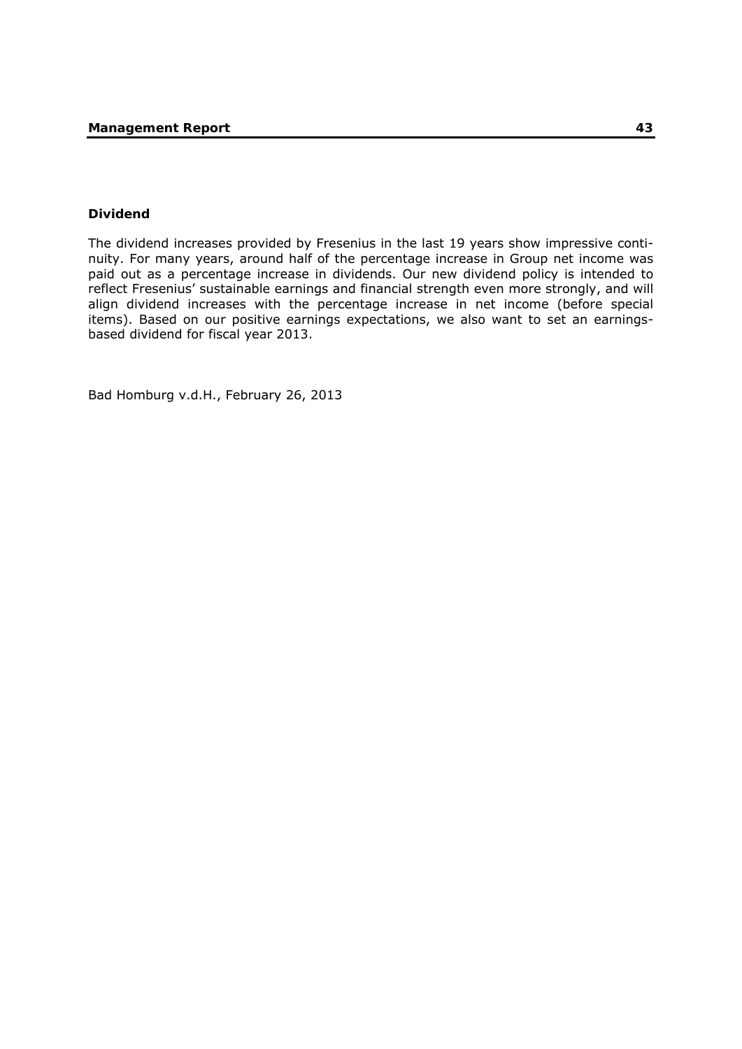### Dividend

The dividend increases provided by Fresenius in the last 19 years show impressive continuity. For many years, around half of the percentage increase in Group net income was paid out as a percentage increase in dividends. Our new dividend policy is intended to reflect Fresenius' sustainable earnings and financial strength even more strongly, and will align dividend increases with the percentage increase in net income (before special items). Based on our positive earnings expectations, we also want to set an earnings-based dividend for fiscal year 2013.

Bad Homburg v.d.H., February 26, 2013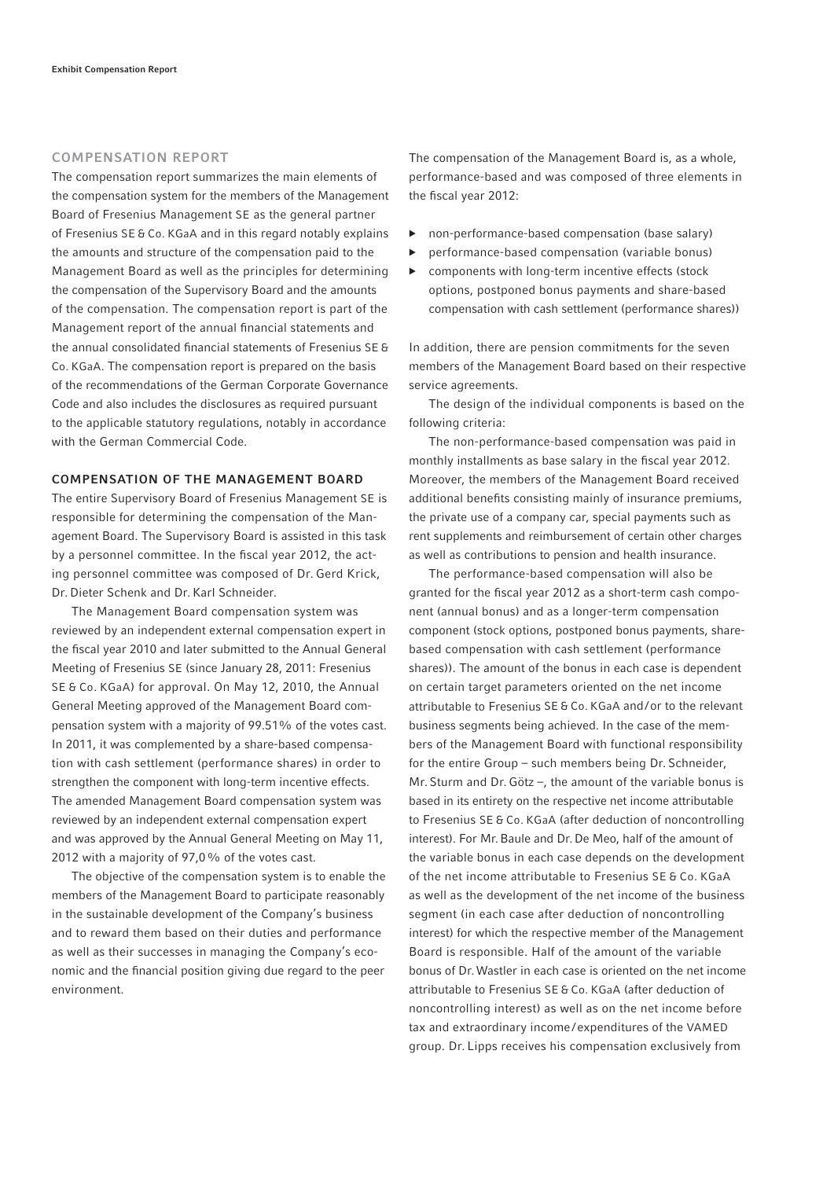## COMPENSATION REPORT

The compensation report summarizes the main elements of the compensation system for the members of the Management Board of Fresenius Management SE as the general partner of Fresenius SE & Co. KGaA and in this regard notably explains the amounts and structure of the compensation paid to the Management Board as well as the principles for determining the compensation of the Supervisory Board and the amounts of the compensation. The compensation report is part of the Management report of the annual financial statements and the annual consolidated financial statements of Fresenius SE & Co. KGaA. The compensation report is prepared on the basis of the recommendations of the German Corporate Governance Code and also includes the disclosures as required pursuant to the applicable statutory regulations, notably in accordance with the German Commercial Code.

### COMPENSATION OF THE MANAGEMENT BOARD

The entire Supervisory Board of Fresenius Management SE is responsible for determining the compensation of the Management Board. The Supervisory Board is assisted in this task by a personnel committee. In the fiscal year 2012, the acting personnel committee was composed of Dr. Gerd Krick, Dr. Dieter Schenk and Dr. Karl Schneider.

The Management Board compensation system was reviewed by an independent external compensation expert in the fiscal year 2010 and later submitted to the Annual General Meeting of Fresenius SE (since January 28, 2011: Fresenius SE & Co. KGaA) for approval. On May 12, 2010, the Annual General Meeting approved of the Management Board compensation system with a majority of 99.51% of the votes cast. In 2011, it was complemented by a share-based compensation with cash settlement (performance shares) in order to strengthen the component with long-term incentive effects. The amended Management Board compensation system was reviewed by an independent external compensation expert and was approved by the Annual General Meeting on May 11, 2012 with a majority of 97,0% of the votes cast.

The objective of the compensation system is to enable the members of the Management Board to participate reasonably in the sustainable development of the Company's business and to reward them based on their duties and performance as well as their successes in managing the Company's economic and the financial position giving due regard to the peer environment.

The compensation of the Management Board is, as a whole, performance-based and was composed of three elements in the fiscal year 2012:

- non-performance-based compensation (base salary)
- performance-based compensation (variable bonus)
- components with long-term incentive effects (stock options, postponed bonus payments and share-based compensation with cash settlement (performance shares))

In addition, there are pension commitments for the seven members of the Management Board based on their respective service agreements.

The design of the individual components is based on the following criteria:

The non-performance-based compensation was paid in monthly installments as base salary in the fiscal year 2012. Moreover, the members of the Management Board received additional benefits consisting mainly of insurance premiums, the private use of a company car, special payments such as rent supplements and reimbursement of certain other charges as well as contributions to pension and health insurance.

The performance-based compensation will also be granted for the fiscal year 2012 as a short-term cash component (annual bonus) and as a longer-term compensation component (stock options, postponed bonus payments, share-based compensation with cash settlement (performance shares)). The amount of the bonus in each case is dependent on certain target parameters oriented on the net income attributable to Fresenius SE & Co. KGaA and/or to the relevant business segments being achieved. In the case of the members of the Management Board with functional responsibility for the entire Group – such members being Dr. Schneider, Mr. Sturm and Dr. Götz –, the amount of the variable bonus is based in its entirety on the respective net income attributable to Fresenius SE & Co. KGaA (after deduction of noncontrolling interest). For Mr. Baule and Dr. De Meo, half of the amount of the variable bonus in each case depends on the development of the net income attributable to Fresenius SE & Co. KGaA as well as the development of the net income of the business segment (in each case after deduction of noncontrolling interest) for which the respective member of the Management Board is responsible. Half of the amount of the variable bonus of Dr. Wastler in each case is oriented on the net income attributable to Fresenius SE & Co. KGaA (after deduction of noncontrolling interest) as well as on the net income before tax and extraordinary income/expenditures of the VAMED group. Dr. Lipps receives his compensation exclusively from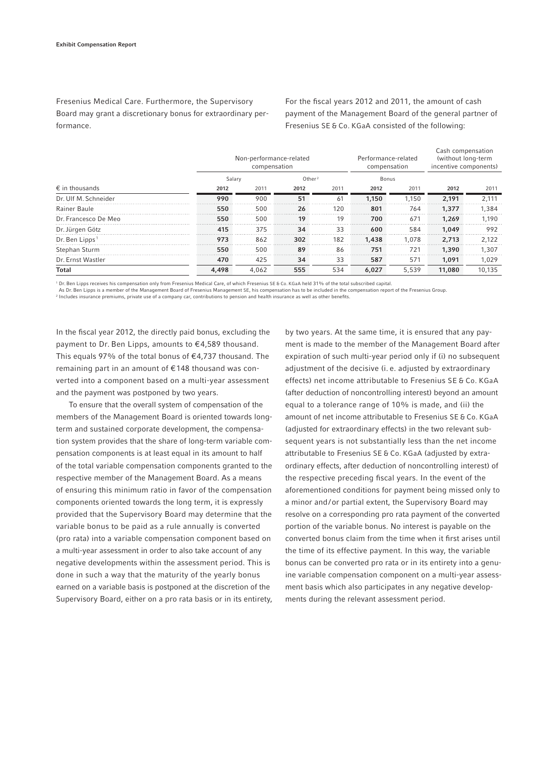Fresenius Medical Care. Furthermore, the Supervisory Board may grant a discretionary bonus for extraordinary performance.

For the fiscal years 2012 and 2011, the amount of cash payment of the Management Board of the general partner of Fresenius SE & Co. KGaA consisted of the following:

| | Non-performance-related compensation | | | | Performance-related compensation | | Cash compensation (without long-term incentive components) | |
|---|---|---|---|---|---|---|---|---|
| | Salary | | Other[2] | | Bonus | | | |
| € in thousands | 2012 | 2011 | 2012 | 2011 | 2012 | 2011 | 2012 | 2011 |
| Dr. Ulf M. Schneider | **990** | 900 | **51** | 61 | **1,150** | 1,150 | **2,191** | 2,111 |
| Rainer Baule | **550** | 500 | **26** | 120 | **801** | 764 | **1,377** | 1,384 |
| Dr. Francesco De Meo | **550** | 500 | **19** | 19 | **700** | 671 | **1,269** | 1,190 |
| Dr. Jürgen Götz | **415** | 375 | **34** | 33 | **600** | 584 | **1,049** | 992 |
| Dr. Ben Lipps[1] | **973** | 862 | **302** | 182 | **1,438** | 1,078 | **2,713** | 2,122 |
| Stephan Sturm | **550** | 500 | **89** | 86 | **751** | 721 | **1,390** | 1,307 |
| Dr. Ernst Wastler | **470** | 425 | **34** | 33 | **587** | 571 | **1,091** | 1,029 |
| **Total** | **4,498** | 4,062 | **555** | 534 | **6,027** | 5,539 | **11,080** | 10,135 |

[1] Dr. Ben Lipps receives his compensation only from Fresenius Medical Care, of which Fresenius SE & Co. KGaA held 31% of the total subscribed capital.
As Dr. Ben Lipps is a member of the Management Board of Fresenius Management SE, his compensation has to be included in the compensation report of the Fresenius Group.
[2] Includes insurance premiums, private use of a company car, contributions to pension and health insurance as well as other benefits.

In the fiscal year 2012, the directly paid bonus, excluding the payment to Dr. Ben Lipps, amounts to €4,589 thousand. This equals 97% of the total bonus of €4,737 thousand. The remaining part in an amount of €148 thousand was converted into a component based on a multi-year assessment and the payment was postponed by two years.

To ensure that the overall system of compensation of the members of the Management Board is oriented towards long-term and sustained corporate development, the compensation system provides that the share of long-term variable compensation components is at least equal in its amount to half of the total variable compensation components granted to the respective member of the Management Board. As a means of ensuring this minimum ratio in favor of the compensation components oriented towards the long term, it is expressly provided that the Supervisory Board may determine that the variable bonus to be paid as a rule annually is converted (pro rata) into a variable compensation component based on a multi-year assessment in order to also take account of any negative developments within the assessment period. This is done in such a way that the maturity of the yearly bonus earned on a variable basis is postponed at the discretion of the Supervisory Board, either on a pro rata basis or in its entirety, by two years. At the same time, it is ensured that any payment is made to the member of the Management Board after expiration of such multi-year period only if (i) no subsequent adjustment of the decisive (i. e. adjusted by extraordinary effects) net income attributable to Fresenius SE & Co. KGaA (after deduction of noncontrolling interest) beyond an amount equal to a tolerance range of 10% is made, and (ii) the amount of net income attributable to Fresenius SE & Co. KGaA (adjusted for extraordinary effects) in the two relevant subsequent years is not substantially less than the net income attributable to Fresenius SE & Co. KGaA (adjusted by extraordinary effects, after deduction of noncontrolling interest) of the respective preceding fiscal years. In the event of the aforementioned conditions for payment being missed only to a minor and/or partial extent, the Supervisory Board may resolve on a corresponding pro rata payment of the converted portion of the variable bonus. No interest is payable on the converted bonus claim from the time when it first arises until the time of its effective payment. In this way, the variable bonus can be converted pro rata or in its entirety into a genuine variable compensation component on a multi-year assessment basis which also participates in any negative developments during the relevant assessment period.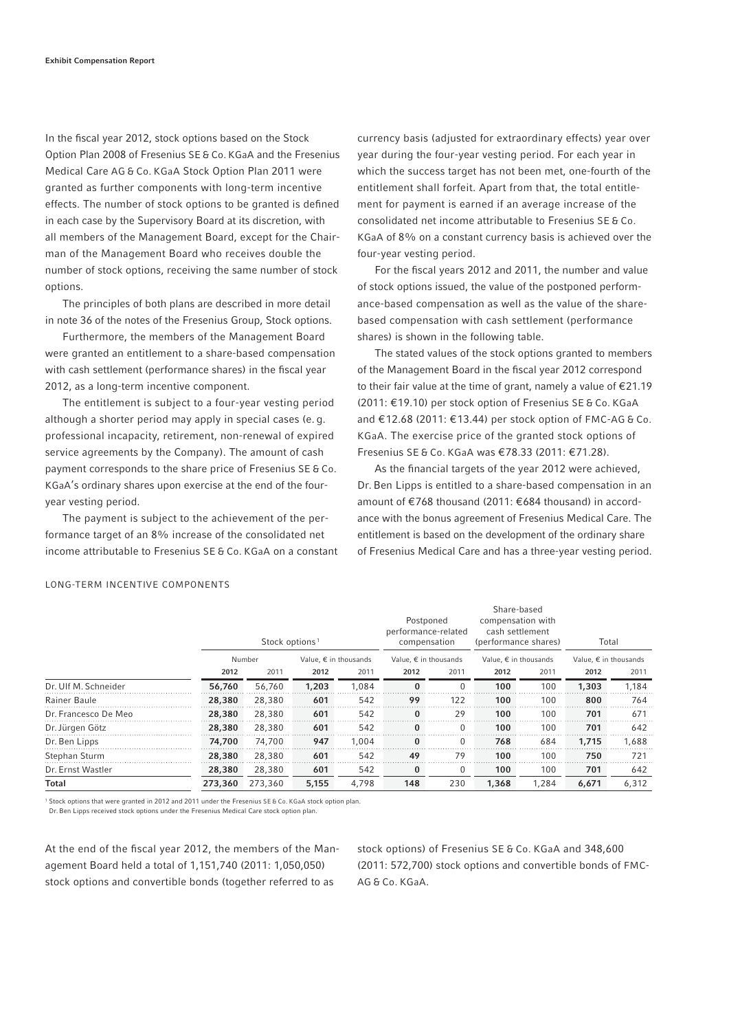In the fiscal year 2012, stock options based on the Stock Option Plan 2008 of Fresenius SE & Co. KGaA and the Fresenius Medical Care AG & Co. KGaA Stock Option Plan 2011 were granted as further components with long-term incentive effects. The number of stock options to be granted is defined in each case by the Supervisory Board at its discretion, with all members of the Management Board, except for the Chairman of the Management Board who receives double the number of stock options, receiving the same number of stock options.

The principles of both plans are described in more detail in note 36 of the notes of the Fresenius Group, Stock options.

Furthermore, the members of the Management Board were granted an entitlement to a share-based compensation with cash settlement (performance shares) in the fiscal year 2012, as a long-term incentive component.

The entitlement is subject to a four-year vesting period although a shorter period may apply in special cases (e. g. professional incapacity, retirement, non-renewal of expired service agreements by the Company). The amount of cash payment corresponds to the share price of Fresenius SE & Co. KGaA's ordinary shares upon exercise at the end of the four-year vesting period.

The payment is subject to the achievement of the performance target of an 8% increase of the consolidated net income attributable to Fresenius SE & Co. KGaA on a constant currency basis (adjusted for extraordinary effects) year over year during the four-year vesting period. For each year in which the success target has not been met, one-fourth of the entitlement shall forfeit. Apart from that, the total entitlement for payment is earned if an average increase of the consolidated net income attributable to Fresenius SE & Co. KGaA of 8% on a constant currency basis is achieved over the four-year vesting period.

For the fiscal years 2012 and 2011, the number and value of stock options issued, the value of the postponed performance-based compensation as well as the value of the share-based compensation with cash settlement (performance shares) is shown in the following table.

The stated values of the stock options granted to members of the Management Board in the fiscal year 2012 correspond to their fair value at the time of grant, namely a value of €21.19 (2011: €19.10) per stock option of Fresenius SE & Co. KGaA and €12.68 (2011: €13.44) per stock option of FMC-AG & Co. KGaA. The exercise price of the granted stock options of Fresenius SE & Co. KGaA was €78.33 (2011: €71.28).

As the financial targets of the year 2012 were achieved, Dr. Ben Lipps is entitled to a share-based compensation in an amount of €768 thousand (2011: €684 thousand) in accordance with the bonus agreement of Fresenius Medical Care. The entitlement is based on the development of the ordinary share of Fresenius Medical Care and has a three-year vesting period.

LONG-TERM INCENTIVE COMPONENTS

| | Stock options [1] | | | | Postponed performance-related compensation | | Share-based compensation with cash settlement (performance shares) | | Total | |
|---|---|---|---|---|---|---|---|---|---|---|
| | Number | | Value, € in thousands | | Value, € in thousands | | Value, € in thousands | | Value, € in thousands | |
| | **2012** | 2011 | **2012** | 2011 | **2012** | 2011 | **2012** | 2011 | **2012** | 2011 |
| Dr. Ulf M. Schneider | **56,760** | 56,760 | **1,203** | 1,084 | **0** | 0 | **100** | 100 | **1,303** | 1,184 |
| Rainer Baule | **28,380** | 28,380 | **601** | 542 | **99** | 122 | **100** | 100 | **800** | 764 |
| Dr. Francesco De Meo | **28,380** | 28,380 | **601** | 542 | **0** | 29 | **100** | 100 | **701** | 671 |
| Dr. Jürgen Götz | **28,380** | 28,380 | **601** | 542 | **0** | 0 | **100** | 100 | **701** | 642 |
| Dr. Ben Lipps | **74,700** | 74,700 | **947** | 1,004 | **0** | 0 | **768** | 684 | **1,715** | 1,688 |
| Stephan Sturm | **28,380** | 28,380 | **601** | 542 | **49** | 79 | **100** | 100 | **750** | 721 |
| Dr. Ernst Wastler | **28,380** | 28,380 | **601** | 542 | **0** | 0 | **100** | 100 | **701** | 642 |
| **Total** | **273,360** | 273,360 | **5,155** | 4,798 | **148** | 230 | **1,368** | 1,284 | **6,671** | 6,312 |

[1] Stock options that were granted in 2012 and 2011 under the Fresenius SE & Co. KGaA stock option plan.
Dr. Ben Lipps received stock options under the Fresenius Medical Care stock option plan.

At the end of the fiscal year 2012, the members of the Management Board held a total of 1,151,740 (2011: 1,050,050) stock options and convertible bonds (together referred to as stock options) of Fresenius SE & Co. KGaA and 348,600 (2011: 572,700) stock options and convertible bonds of FMC-AG & Co. KGaA.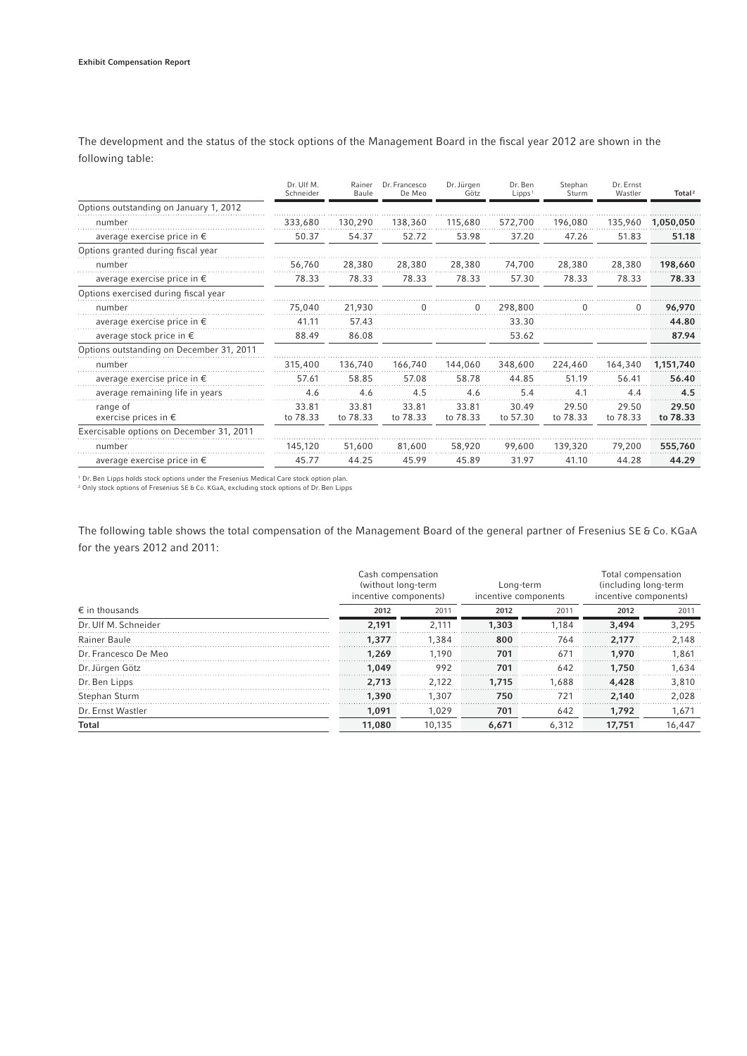**Exhibit Compensation Report**

The development and the status of the stock options of the Management Board in the fiscal year 2012 are shown in the following table:

| | Dr. Ulf M. Schneider | Rainer Baule | Dr. Francesco De Meo | Dr. Jürgen Götz | Dr. Ben Lipps[1] | Stephan Sturm | Dr. Ernst Wastler | Total[2] |
|---|---|---|---|---|---|---|---|---|
| Options outstanding on January 1, 2012 | | | | | | | | |
| number | 333,680 | 130,290 | 138,360 | 115,680 | 572,700 | 196,080 | 135,960 | **1,050,050** |
| average exercise price in € | 50.37 | 54.37 | 52.72 | 53.98 | 37.20 | 47.26 | 51.83 | **51.18** |
| Options granted during fiscal year | | | | | | | | |
| number | 56,760 | 28,380 | 28,380 | 28,380 | 74,700 | 28,380 | 28,380 | **198,660** |
| average exercise price in € | 78.33 | 78.33 | 78.33 | 78.33 | 57.30 | 78.33 | 78.33 | **78.33** |
| Options exercised during fiscal year | | | | | | | | |
| number | 75,040 | 21,930 | 0 | 0 | 298,800 | 0 | 0 | **96,970** |
| average exercise price in € | 41.11 | 57.43 | | | 33.30 | | | **44.80** |
| average stock price in € | 88.49 | 86.08 | | | 53.62 | | | **87.94** |
| Options outstanding on December 31, 2011 | | | | | | | | |
| number | 315,400 | 136,740 | 166,740 | 144,060 | 348,600 | 224,460 | 164,340 | **1,151,740** |
| average exercise price in € | 57.61 | 58.85 | 57.08 | 58.78 | 44.85 | 51.19 | 56.41 | **56.40** |
| average remaining life in years | 4.6 | 4.6 | 4.5 | 4.6 | 5.4 | 4.1 | 4.4 | **4.5** |
| range of exercise prices in € | 33.81 to 78.33 | 33.81 to 78.33 | 33.81 to 78.33 | 33.81 to 78.33 | 30.49 to 57.30 | 29.50 to 78.33 | 29.50 to 78.33 | **29.50 to 78.33** |
| Exercisable options on December 31, 2011 | | | | | | | | |
| number | 145,120 | 51,600 | 81,600 | 58,920 | 99,600 | 139,320 | 79,200 | **555,760** |
| average exercise price in € | 45.77 | 44.25 | 45.99 | 45.89 | 31.97 | 41.10 | 44.28 | **44.29** |

[1] Dr. Ben Lipps holds stock options under the Fresenius Medical Care stock option plan.
[2] Only stock options of Fresenius SE & Co. KGaA, excluding stock options of Dr. Ben Lipps

The following table shows the total compensation of the Management Board of the general partner of Fresenius SE & Co. KGaA for the years 2012 and 2011:

| | Cash compensation (without long-term incentive components) | | Long-term incentive components | | Total compensation (including long-term incentive components) | |
|---|---|---|---|---|---|---|
| € in thousands | **2012** | 2011 | **2012** | 2011 | **2012** | 2011 |
| Dr. Ulf M. Schneider | **2,191** | 2,111 | **1,303** | 1,184 | **3,494** | 3,295 |
| Rainer Baule | **1,377** | 1,384 | **800** | 764 | **2,177** | 2,148 |
| Dr. Francesco De Meo | **1,269** | 1,190 | **701** | 671 | **1,970** | 1,861 |
| Dr. Jürgen Götz | **1,049** | 992 | **701** | 642 | **1,750** | 1,634 |
| Dr. Ben Lipps | **2,713** | 2,122 | **1,715** | 1,688 | **4,428** | 3,810 |
| Stephan Sturm | **1,390** | 1,307 | **750** | 721 | **2,140** | 2,028 |
| Dr. Ernst Wastler | **1,091** | 1,029 | **701** | 642 | **1,792** | 1,671 |
| **Total** | **11,080** | 10,135 | **6,671** | 6,312 | **17,751** | 16,447 |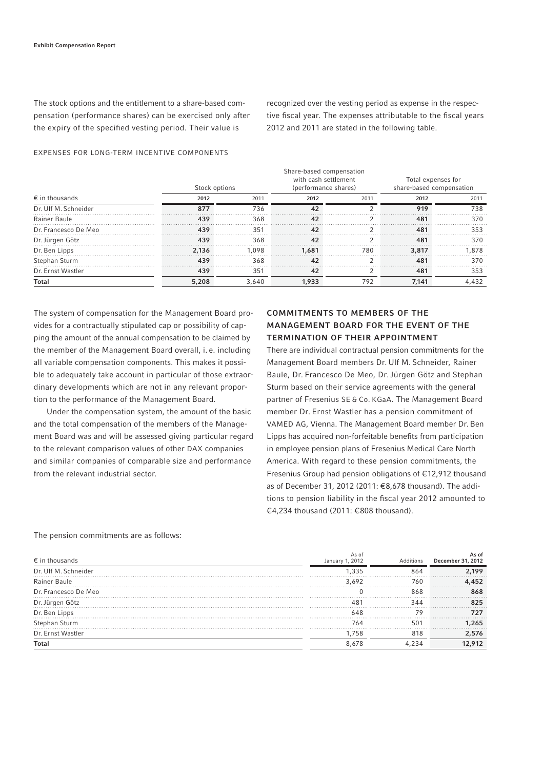The stock options and the entitlement to a share-based compensation (performance shares) can be exercised only after the expiry of the specified vesting period. Their value is recognized over the vesting period as expense in the respective fiscal year. The expenses attributable to the fiscal years 2012 and 2011 are stated in the following table.

EXPENSES FOR LONG-TERM INCENTIVE COMPONENTS

| € in thousands | Stock options | | Share-based compensation with cash settlement (performance shares) | | Total expenses for share-based compensation | |
|---|---|---|---|---|---|---|
| | **2012** | 2011 | **2012** | 2011 | **2012** | 2011 |
| Dr. Ulf M. Schneider | **877** | 736 | **42** | 2 | **919** | 738 |
| Rainer Baule | **439** | 368 | **42** | 2 | **481** | 370 |
| Dr. Francesco De Meo | **439** | 351 | **42** | 2 | **481** | 353 |
| Dr. Jürgen Götz | **439** | 368 | **42** | 2 | **481** | 370 |
| Dr. Ben Lipps | **2,136** | 1,098 | **1,681** | 780 | **3,817** | 1,878 |
| Stephan Sturm | **439** | 368 | **42** | 2 | **481** | 370 |
| Dr. Ernst Wastler | **439** | 351 | **42** | 2 | **481** | 353 |
| **Total** | **5,208** | 3,640 | **1,933** | 792 | **7,141** | 4,432 |

The system of compensation for the Management Board provides for a contractually stipulated cap or possibility of capping the amount of the annual compensation to be claimed by the member of the Management Board overall, i. e. including all variable compensation components. This makes it possible to adequately take account in particular of those extraordinary developments which are not in any relevant proportion to the performance of the Management Board.

Under the compensation system, the amount of the basic and the total compensation of the members of the Management Board was and will be assessed giving particular regard to the relevant comparison values of other DAX companies and similar companies of comparable size and performance from the relevant industrial sector.

## COMMITMENTS TO MEMBERS OF THE MANAGEMENT BOARD FOR THE EVENT OF THE TERMINATION OF THEIR APPOINTMENT

There are individual contractual pension commitments for the Management Board members Dr. Ulf M. Schneider, Rainer Baule, Dr. Francesco De Meo, Dr. Jürgen Götz and Stephan Sturm based on their service agreements with the general partner of Fresenius SE & Co. KGaA. The Management Board member Dr. Ernst Wastler has a pension commitment of VAMED AG, Vienna. The Management Board member Dr. Ben Lipps has acquired non-forfeitable benefits from participation in employee pension plans of Fresenius Medical Care North America. With regard to these pension commitments, the Fresenius Group had pension obligations of €12,912 thousand as of December 31, 2012 (2011: €8,678 thousand). The additions to pension liability in the fiscal year 2012 amounted to €4,234 thousand (2011: €808 thousand).

The pension commitments are as follows:

| € in thousands | As of January 1, 2012 | Additions | **As of December 31, 2012** |
|---|---|---|---|
| Dr. Ulf M. Schneider | 1,335 | 864 | **2,199** |
| Rainer Baule | 3,692 | 760 | **4,452** |
| Dr. Francesco De Meo | 0 | 868 | **868** |
| Dr. Jürgen Götz | 481 | 344 | **825** |
| Dr. Ben Lipps | 648 | 79 | **727** |
| Stephan Sturm | 764 | 501 | **1,265** |
| Dr. Ernst Wastler | 1,758 | 818 | **2,576** |
| **Total** | 8,678 | 4,234 | **12,912** |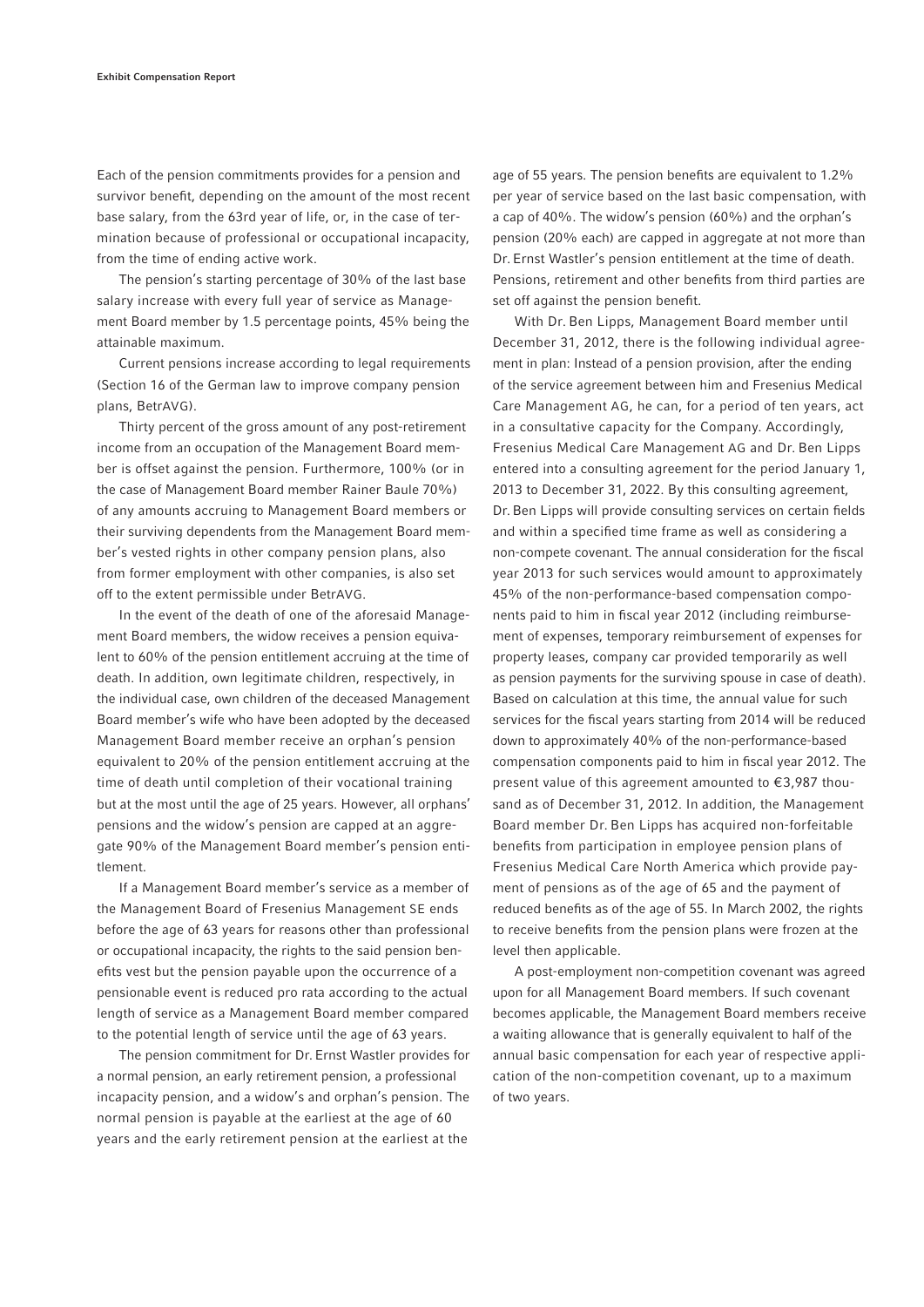Each of the pension commitments provides for a pension and survivor benefit, depending on the amount of the most recent base salary, from the 63rd year of life, or, in the case of termination because of professional or occupational incapacity, from the time of ending active work.

The pension's starting percentage of 30% of the last base salary increase with every full year of service as Management Board member by 1.5 percentage points, 45% being the attainable maximum.

Current pensions increase according to legal requirements (Section 16 of the German law to improve company pension plans, BetrAVG).

Thirty percent of the gross amount of any post-retirement income from an occupation of the Management Board member is offset against the pension. Furthermore, 100% (or in the case of Management Board member Rainer Baule 70%) of any amounts accruing to Management Board members or their surviving dependents from the Management Board member's vested rights in other company pension plans, also from former employment with other companies, is also set off to the extent permissible under BetrAVG.

In the event of the death of one of the aforesaid Management Board members, the widow receives a pension equivalent to 60% of the pension entitlement accruing at the time of death. In addition, own legitimate children, respectively, in the individual case, own children of the deceased Management Board member's wife who have been adopted by the deceased Management Board member receive an orphan's pension equivalent to 20% of the pension entitlement accruing at the time of death until completion of their vocational training but at the most until the age of 25 years. However, all orphans' pensions and the widow's pension are capped at an aggregate 90% of the Management Board member's pension entitlement.

If a Management Board member's service as a member of the Management Board of Fresenius Management SE ends before the age of 63 years for reasons other than professional or occupational incapacity, the rights to the said pension benefits vest but the pension payable upon the occurrence of a pensionable event is reduced pro rata according to the actual length of service as a Management Board member compared to the potential length of service until the age of 63 years.

The pension commitment for Dr. Ernst Wastler provides for a normal pension, an early retirement pension, a professional incapacity pension, and a widow's and orphan's pension. The normal pension is payable at the earliest at the age of 60 years and the early retirement pension at the earliest at the age of 55 years. The pension benefits are equivalent to 1.2% per year of service based on the last basic compensation, with a cap of 40%. The widow's pension (60%) and the orphan's pension (20% each) are capped in aggregate at not more than Dr. Ernst Wastler's pension entitlement at the time of death. Pensions, retirement and other benefits from third parties are set off against the pension benefit.

With Dr. Ben Lipps, Management Board member until December 31, 2012, there is the following individual agreement in plan: Instead of a pension provision, after the ending of the service agreement between him and Fresenius Medical Care Management AG, he can, for a period of ten years, act in a consultative capacity for the Company. Accordingly, Fresenius Medical Care Management AG and Dr. Ben Lipps entered into a consulting agreement for the period January 1, 2013 to December 31, 2022. By this consulting agreement, Dr. Ben Lipps will provide consulting services on certain fields and within a specified time frame as well as considering a non-compete covenant. The annual consideration for the fiscal year 2013 for such services would amount to approximately 45% of the non-performance-based compensation components paid to him in fiscal year 2012 (including reimbursement of expenses, temporary reimbursement of expenses for property leases, company car provided temporarily as well as pension payments for the surviving spouse in case of death). Based on calculation at this time, the annual value for such services for the fiscal years starting from 2014 will be reduced down to approximately 40% of the non-performance-based compensation components paid to him in fiscal year 2012. The present value of this agreement amounted to €3,987 thousand as of December 31, 2012. In addition, the Management Board member Dr. Ben Lipps has acquired non-forfeitable benefits from participation in employee pension plans of Fresenius Medical Care North America which provide payment of pensions as of the age of 65 and the payment of reduced benefits as of the age of 55. In March 2002, the rights to receive benefits from the pension plans were frozen at the level then applicable.

A post-employment non-competition covenant was agreed upon for all Management Board members. If such covenant becomes applicable, the Management Board members receive a waiting allowance that is generally equivalent to half of the annual basic compensation for each year of respective application of the non-competition covenant, up to a maximum of two years.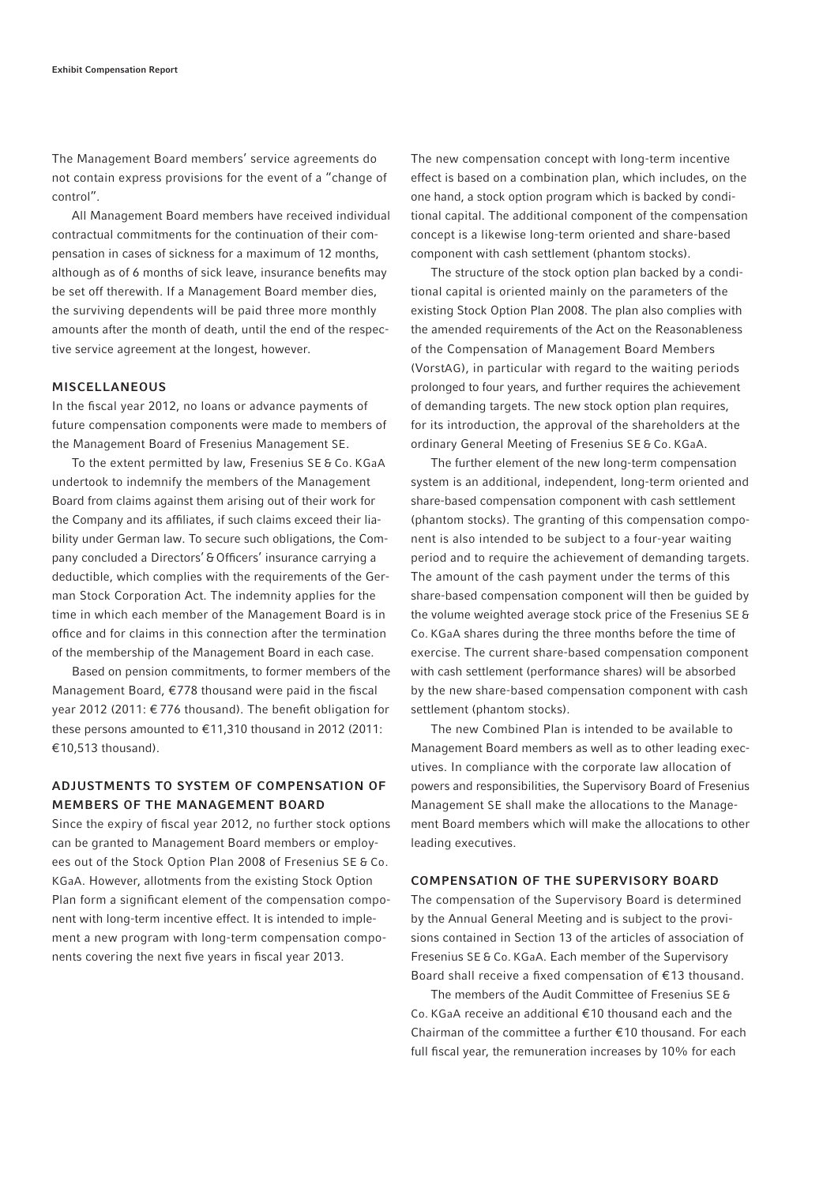The Management Board members' service agreements do not contain express provisions for the event of a "change of control".

All Management Board members have received individual contractual commitments for the continuation of their compensation in cases of sickness for a maximum of 12 months, although as of 6 months of sick leave, insurance benefits may be set off therewith. If a Management Board member dies, the surviving dependents will be paid three more monthly amounts after the month of death, until the end of the respective service agreement at the longest, however.

## MISCELLANEOUS

In the fiscal year 2012, no loans or advance payments of future compensation components were made to members of the Management Board of Fresenius Management SE.

To the extent permitted by law, Fresenius SE & Co. KGaA undertook to indemnify the members of the Management Board from claims against them arising out of their work for the Company and its affiliates, if such claims exceed their liability under German law. To secure such obligations, the Company concluded a Directors' & Officers' insurance carrying a deductible, which complies with the requirements of the German Stock Corporation Act. The indemnity applies for the time in which each member of the Management Board is in office and for claims in this connection after the termination of the membership of the Management Board in each case.

Based on pension commitments, to former members of the Management Board, €778 thousand were paid in the fiscal year 2012 (2011: € 776 thousand). The benefit obligation for these persons amounted to €11,310 thousand in 2012 (2011: €10,513 thousand).

## ADJUSTMENTS TO SYSTEM OF COMPENSATION OF MEMBERS OF THE MANAGEMENT BOARD

Since the expiry of fiscal year 2012, no further stock options can be granted to Management Board members or employees out of the Stock Option Plan 2008 of Fresenius SE & Co. KGaA. However, allotments from the existing Stock Option Plan form a significant element of the compensation component with long-term incentive effect. It is intended to implement a new program with long-term compensation components covering the next five years in fiscal year 2013.

The new compensation concept with long-term incentive effect is based on a combination plan, which includes, on the one hand, a stock option program which is backed by conditional capital. The additional component of the compensation concept is a likewise long-term oriented and share-based component with cash settlement (phantom stocks).

The structure of the stock option plan backed by a conditional capital is oriented mainly on the parameters of the existing Stock Option Plan 2008. The plan also complies with the amended requirements of the Act on the Reasonableness of the Compensation of Management Board Members (VorstAG), in particular with regard to the waiting periods prolonged to four years, and further requires the achievement of demanding targets. The new stock option plan requires, for its introduction, the approval of the shareholders at the ordinary General Meeting of Fresenius SE & Co. KGaA.

The further element of the new long-term compensation system is an additional, independent, long-term oriented and share-based compensation component with cash settlement (phantom stocks). The granting of this compensation component is also intended to be subject to a four-year waiting period and to require the achievement of demanding targets. The amount of the cash payment under the terms of this share-based compensation component will then be guided by the volume weighted average stock price of the Fresenius SE & Co. KGaA shares during the three months before the time of exercise. The current share-based compensation component with cash settlement (performance shares) will be absorbed by the new share-based compensation component with cash settlement (phantom stocks).

The new Combined Plan is intended to be available to Management Board members as well as to other leading executives. In compliance with the corporate law allocation of powers and responsibilities, the Supervisory Board of Fresenius Management SE shall make the allocations to the Management Board members which will make the allocations to other leading executives.

## COMPENSATION OF THE SUPERVISORY BOARD

The compensation of the Supervisory Board is determined by the Annual General Meeting and is subject to the provisions contained in Section 13 of the articles of association of Fresenius SE & Co. KGaA. Each member of the Supervisory Board shall receive a fixed compensation of €13 thousand.

The members of the Audit Committee of Fresenius SE & Co. KGaA receive an additional €10 thousand each and the Chairman of the committee a further €10 thousand. For each full fiscal year, the remuneration increases by 10% for each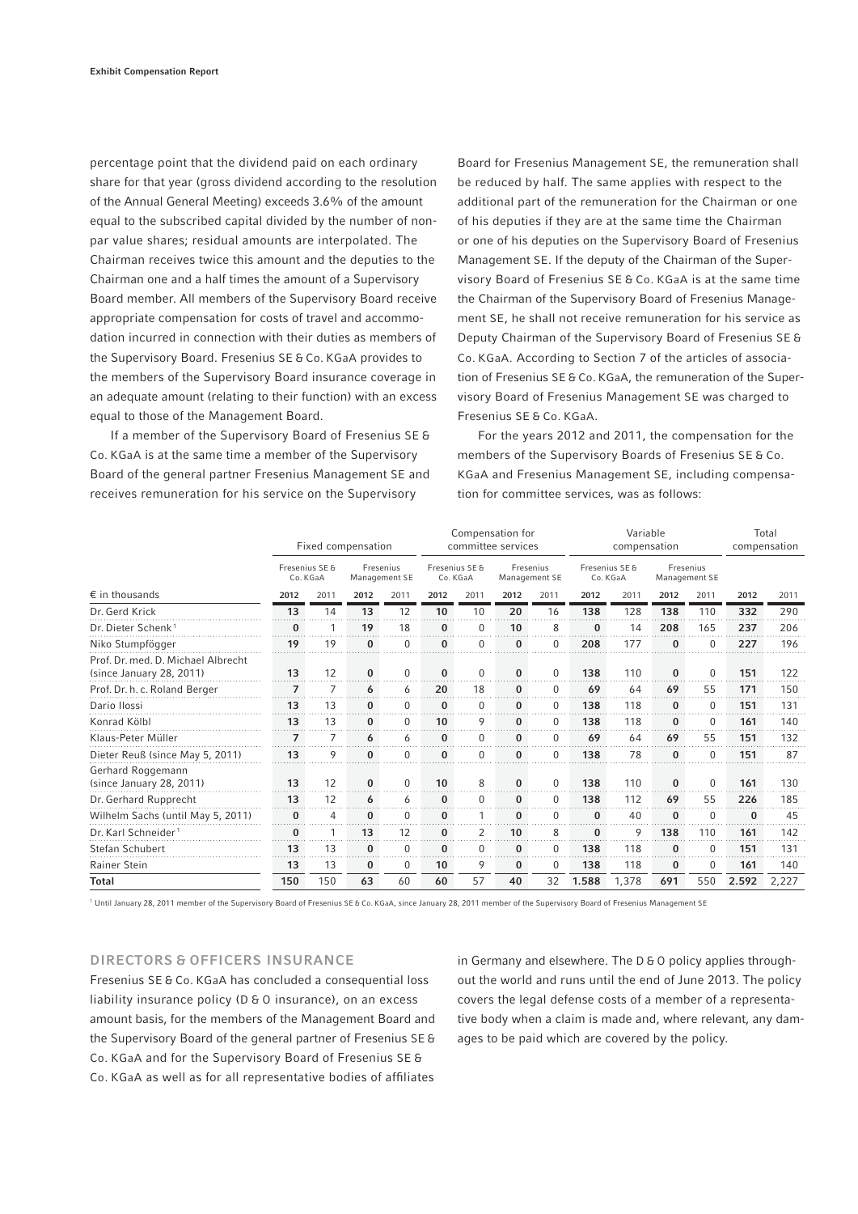percentage point that the dividend paid on each ordinary share for that year (gross dividend according to the resolution of the Annual General Meeting) exceeds 3.6% of the amount equal to the subscribed capital divided by the number of non-par value shares; residual amounts are interpolated. The Chairman receives twice this amount and the deputies to the Chairman one and a half times the amount of a Supervisory Board member. All members of the Supervisory Board receive appropriate compensation for costs of travel and accommodation incurred in connection with their duties as members of the Supervisory Board. Fresenius SE & Co. KGaA provides to the members of the Supervisory Board insurance coverage in an adequate amount (relating to their function) with an excess equal to those of the Management Board.

If a member of the Supervisory Board of Fresenius SE & Co. KGaA is at the same time a member of the Supervisory Board of the general partner Fresenius Management SE and receives remuneration for his service on the Supervisory Board for Fresenius Management SE, the remuneration shall be reduced by half. The same applies with respect to the additional part of the remuneration for the Chairman or one of his deputies if they are at the same time the Chairman or one of his deputies on the Supervisory Board of Fresenius Management SE. If the deputy of the Chairman of the Supervisory Board of Fresenius SE & Co. KGaA is at the same time the Chairman of the Supervisory Board of Fresenius Management SE, he shall not receive remuneration for his service as Deputy Chairman of the Supervisory Board of Fresenius SE & Co. KGaA. According to Section 7 of the articles of association of Fresenius SE & Co. KGaA, the remuneration of the Supervisory Board of Fresenius Management SE was charged to Fresenius SE & Co. KGaA.

For the years 2012 and 2011, the compensation for the members of the Supervisory Boards of Fresenius SE & Co. KGaA and Fresenius Management SE, including compensation for committee services, was as follows:

| | Fixed compensation | | | | Compensation for committee services | | | | Variable compensation | | | | Total compensation | |
|---|---|---|---|---|---|---|---|---|---|---|---|---|---|---|
| | Fresenius SE & Co. KGaA | | Fresenius Management SE | | Fresenius SE & Co. KGaA | | Fresenius Management SE | | Fresenius SE & Co. KGaA | | Fresenius Management SE | | | |
| € in thousands | **2012** | 2011 | **2012** | 2011 | **2012** | 2011 | **2012** | 2011 | **2012** | 2011 | **2012** | 2011 | **2012** | 2011 |
| Dr. Gerd Krick | **13** | 14 | **13** | 12 | **10** | 10 | **20** | 16 | **138** | 128 | **138** | 110 | **332** | 290 |
| Dr. Dieter Schenk[1] | **0** | 1 | **19** | 18 | **0** | 0 | **10** | 8 | **0** | 14 | **208** | 165 | **237** | 206 |
| Niko Stumpfögger | **19** | 19 | **0** | 0 | **0** | 0 | **0** | 0 | **208** | 177 | **0** | 0 | **227** | 196 |
| Prof. Dr. med. D. Michael Albrecht (since January 28, 2011) | **13** | 12 | **0** | 0 | **0** | 0 | **0** | 0 | **138** | 110 | **0** | 0 | **151** | 122 |
| Prof. Dr. h. c. Roland Berger | **7** | 7 | **6** | 6 | **20** | 18 | **0** | 0 | **69** | 64 | **69** | 55 | **171** | 150 |
| Dario Ilossi | **13** | 13 | **0** | 0 | **0** | 0 | **0** | 0 | **138** | 118 | **0** | 0 | **151** | 131 |
| Konrad Kölbl | **13** | 13 | **0** | 0 | **10** | 9 | **0** | 0 | **138** | 118 | **0** | 0 | **161** | 140 |
| Klaus-Peter Müller | **7** | 7 | **6** | 6 | **0** | 0 | **0** | 0 | **69** | 64 | **69** | 55 | **151** | 132 |
| Dieter Reuß (since May 5, 2011) | **13** | 9 | **0** | 0 | **0** | 0 | **0** | 0 | **138** | 78 | **0** | 0 | **151** | 87 |
| Gerhard Roggemann (since January 28, 2011) | **13** | 12 | **0** | 0 | **10** | 8 | **0** | 0 | **138** | 110 | **0** | 0 | **161** | 130 |
| Dr. Gerhard Rupprecht | **13** | 12 | **6** | 6 | **0** | 0 | **0** | 0 | **138** | 112 | **69** | 55 | **226** | 185 |
| Wilhelm Sachs (until May 5, 2011) | **0** | 4 | **0** | 0 | **0** | 1 | **0** | 0 | **0** | 40 | **0** | 0 | **0** | 45 |
| Dr. Karl Schneider[1] | **0** | 1 | **13** | 12 | **0** | 2 | **10** | 8 | **0** | 9 | **138** | 110 | **161** | 142 |
| Stefan Schubert | **13** | 13 | **0** | 0 | **0** | 0 | **0** | 0 | **138** | 118 | **0** | 0 | **151** | 131 |
| Rainer Stein | **13** | 13 | **0** | 0 | **10** | 9 | **0** | 0 | **138** | 118 | **0** | 0 | **161** | 140 |
| **Total** | **150** | 150 | **63** | 60 | **60** | 57 | **40** | 32 | **1.588** | 1,378 | **691** | 550 | **2.592** | 2,227 |

[1] Until January 28, 2011 member of the Supervisory Board of Fresenius SE & Co. KGaA, since January 28, 2011 member of the Supervisory Board of Fresenius Management SE

## DIRECTORS & OFFICERS INSURANCE

Fresenius SE & Co. KGaA has concluded a consequential loss liability insurance policy (D & O insurance), on an excess amount basis, for the members of the Management Board and the Supervisory Board of the general partner of Fresenius SE & Co. KGaA and for the Supervisory Board of Fresenius SE & Co. KGaA as well as for all representative bodies of affiliates in Germany and elsewhere. The D & O policy applies throughout the world and runs until the end of June 2013. The policy covers the legal defense costs of a member of a representative body when a claim is made and, where relevant, any damages to be paid which are covered by the policy.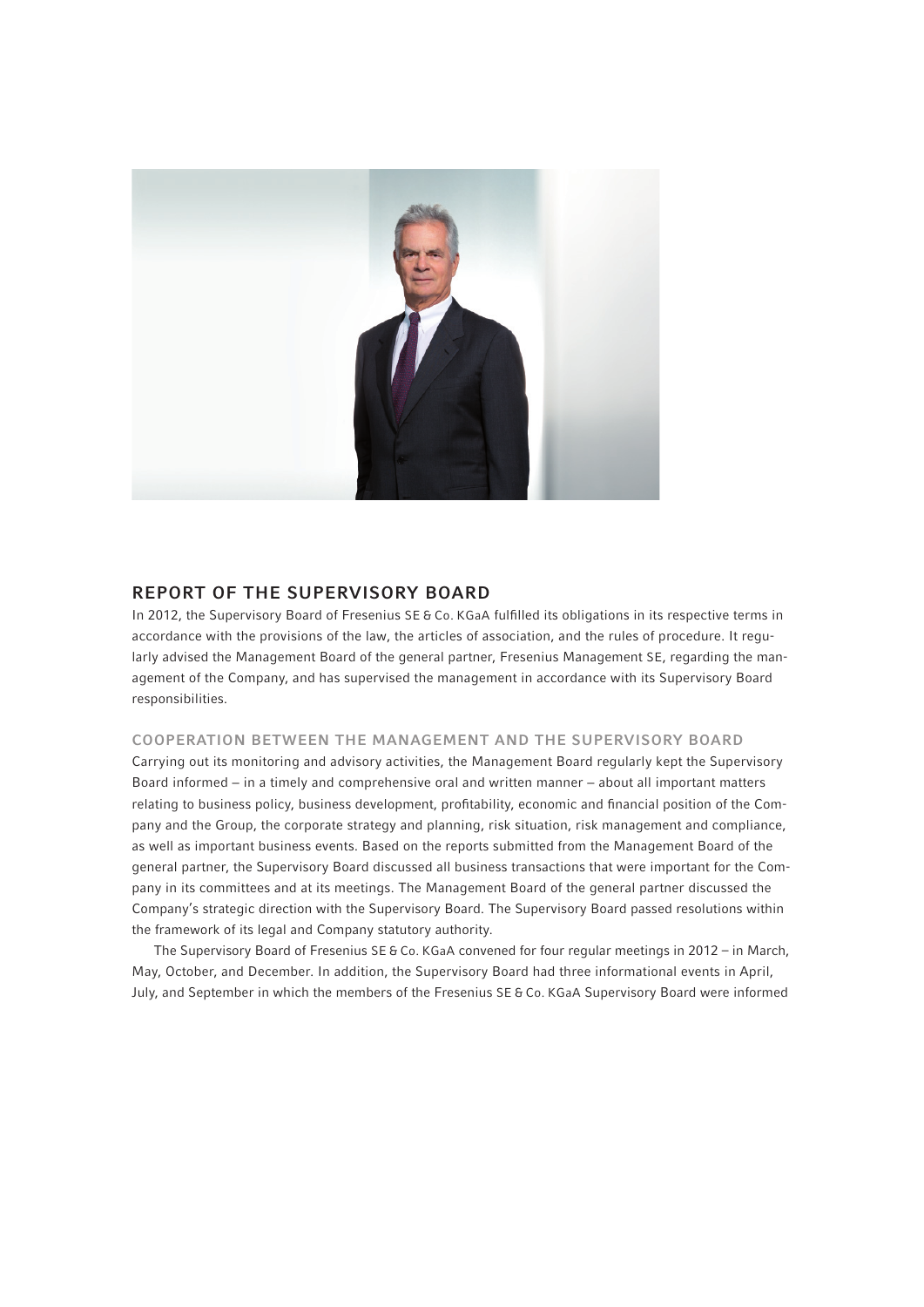## REPORT OF THE SUPERVISORY BOARD

In 2012, the Supervisory Board of Fresenius SE & Co. KGaA fulfilled its obligations in its respective terms in accordance with the provisions of the law, the articles of association, and the rules of procedure. It regularly advised the Management Board of the general partner, Fresenius Management SE, regarding the management of the Company, and has supervised the management in accordance with its Supervisory Board responsibilities.

### COOPERATION BETWEEN THE MANAGEMENT AND THE SUPERVISORY BOARD

Carrying out its monitoring and advisory activities, the Management Board regularly kept the Supervisory Board informed – in a timely and comprehensive oral and written manner – about all important matters relating to business policy, business development, profitability, economic and financial position of the Company and the Group, the corporate strategy and planning, risk situation, risk management and compliance, as well as important business events. Based on the reports submitted from the Management Board of the general partner, the Supervisory Board discussed all business transactions that were important for the Company in its committees and at its meetings. The Management Board of the general partner discussed the Company's strategic direction with the Supervisory Board. The Supervisory Board passed resolutions within the framework of its legal and Company statutory authority.

The Supervisory Board of Fresenius SE & Co. KGaA convened for four regular meetings in 2012 – in March, May, October, and December. In addition, the Supervisory Board had three informational events in April, July, and September in which the members of the Fresenius SE & Co. KGaA Supervisory Board were informed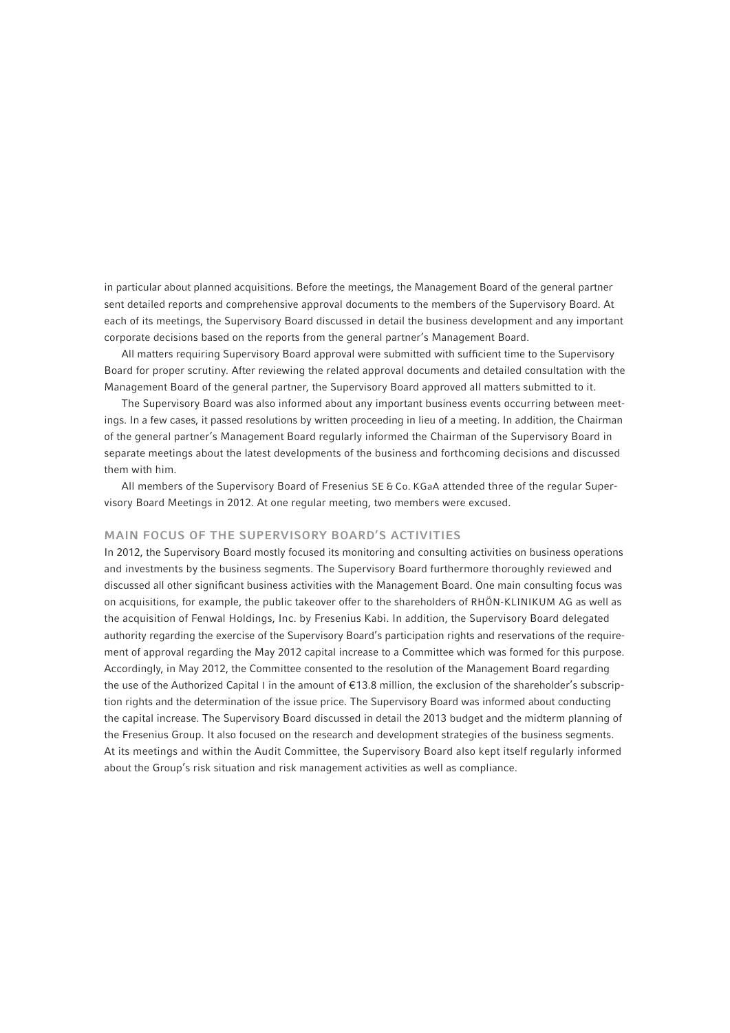in particular about planned acquisitions. Before the meetings, the Management Board of the general partner sent detailed reports and comprehensive approval documents to the members of the Supervisory Board. At each of its meetings, the Supervisory Board discussed in detail the business development and any important corporate decisions based on the reports from the general partner's Management Board.

All matters requiring Supervisory Board approval were submitted with sufficient time to the Supervisory Board for proper scrutiny. After reviewing the related approval documents and detailed consultation with the Management Board of the general partner, the Supervisory Board approved all matters submitted to it.

The Supervisory Board was also informed about any important business events occurring between meetings. In a few cases, it passed resolutions by written proceeding in lieu of a meeting. In addition, the Chairman of the general partner's Management Board regularly informed the Chairman of the Supervisory Board in separate meetings about the latest developments of the business and forthcoming decisions and discussed them with him.

All members of the Supervisory Board of Fresenius SE & Co. KGaA attended three of the regular Supervisory Board Meetings in 2012. At one regular meeting, two members were excused.

## MAIN FOCUS OF THE SUPERVISORY BOARD'S ACTIVITIES

In 2012, the Supervisory Board mostly focused its monitoring and consulting activities on business operations and investments by the business segments. The Supervisory Board furthermore thoroughly reviewed and discussed all other significant business activities with the Management Board. One main consulting focus was on acquisitions, for example, the public takeover offer to the shareholders of RHÖN-KLINIKUM AG as well as the acquisition of Fenwal Holdings, Inc. by Fresenius Kabi. In addition, the Supervisory Board delegated authority regarding the exercise of the Supervisory Board's participation rights and reservations of the requirement of approval regarding the May 2012 capital increase to a Committee which was formed for this purpose. Accordingly, in May 2012, the Committee consented to the resolution of the Management Board regarding the use of the Authorized Capital I in the amount of €13.8 million, the exclusion of the shareholder's subscription rights and the determination of the issue price. The Supervisory Board was informed about conducting the capital increase. The Supervisory Board discussed in detail the 2013 budget and the midterm planning of the Fresenius Group. It also focused on the research and development strategies of the business segments. At its meetings and within the Audit Committee, the Supervisory Board also kept itself regularly informed about the Group's risk situation and risk management activities as well as compliance.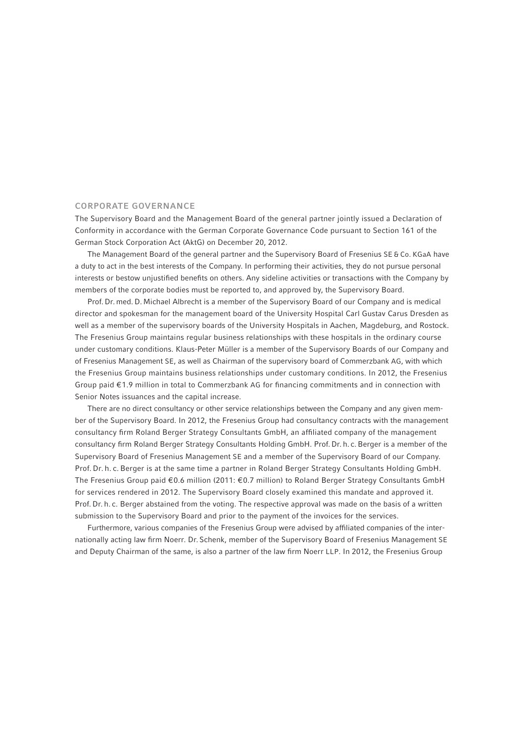## CORPORATE GOVERNANCE

The Supervisory Board and the Management Board of the general partner jointly issued a Declaration of Conformity in accordance with the German Corporate Governance Code pursuant to Section 161 of the German Stock Corporation Act (AktG) on December 20, 2012.

The Management Board of the general partner and the Supervisory Board of Fresenius SE & Co. KGaA have a duty to act in the best interests of the Company. In performing their activities, they do not pursue personal interests or bestow unjustified benefits on others. Any sideline activities or transactions with the Company by members of the corporate bodies must be reported to, and approved by, the Supervisory Board.

Prof. Dr. med. D. Michael Albrecht is a member of the Supervisory Board of our Company and is medical director and spokesman for the management board of the University Hospital Carl Gustav Carus Dresden as well as a member of the supervisory boards of the University Hospitals in Aachen, Magdeburg, and Rostock. The Fresenius Group maintains regular business relationships with these hospitals in the ordinary course under customary conditions. Klaus-Peter Müller is a member of the Supervisory Boards of our Company and of Fresenius Management SE, as well as Chairman of the supervisory board of Commerzbank AG, with which the Fresenius Group maintains business relationships under customary conditions. In 2012, the Fresenius Group paid €1.9 million in total to Commerzbank AG for financing commitments and in connection with Senior Notes issuances and the capital increase.

There are no direct consultancy or other service relationships between the Company and any given member of the Supervisory Board. In 2012, the Fresenius Group had consultancy contracts with the management consultancy firm Roland Berger Strategy Consultants GmbH, an affiliated company of the management consultancy firm Roland Berger Strategy Consultants Holding GmbH. Prof. Dr. h. c. Berger is a member of the Supervisory Board of Fresenius Management SE and a member of the Supervisory Board of our Company. Prof. Dr. h. c. Berger is at the same time a partner in Roland Berger Strategy Consultants Holding GmbH. The Fresenius Group paid €0.6 million (2011: €0.7 million) to Roland Berger Strategy Consultants GmbH for services rendered in 2012. The Supervisory Board closely examined this mandate and approved it. Prof. Dr. h. c. Berger abstained from the voting. The respective approval was made on the basis of a written submission to the Supervisory Board and prior to the payment of the invoices for the services.

Furthermore, various companies of the Fresenius Group were advised by affiliated companies of the internationally acting law firm Noerr. Dr. Schenk, member of the Supervisory Board of Fresenius Management SE and Deputy Chairman of the same, is also a partner of the law firm Noerr LLP. In 2012, the Fresenius Group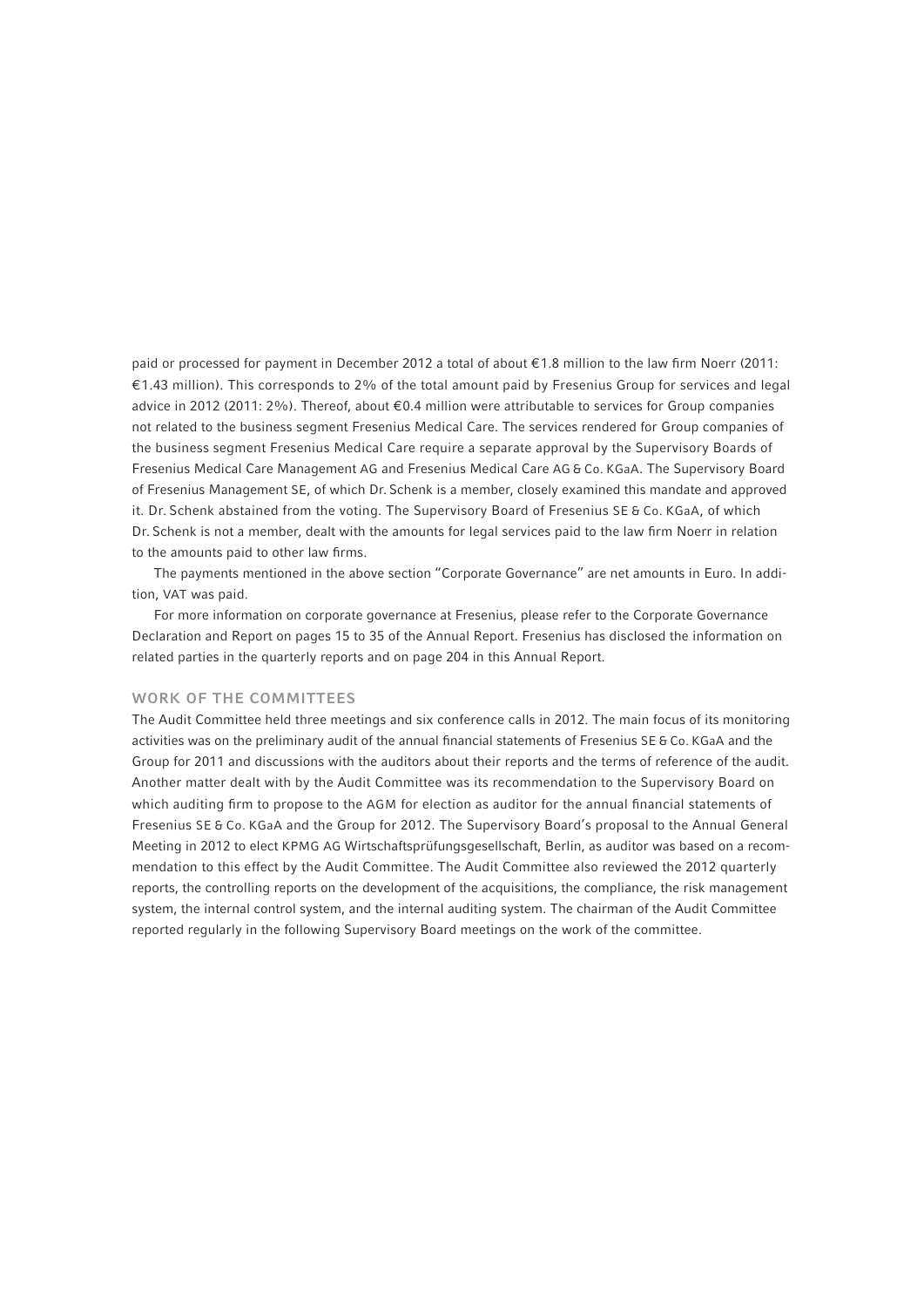paid or processed for payment in December 2012 a total of about €1.8 million to the law firm Noerr (2011: €1.43 million). This corresponds to 2% of the total amount paid by Fresenius Group for services and legal advice in 2012 (2011: 2%). Thereof, about €0.4 million were attributable to services for Group companies not related to the business segment Fresenius Medical Care. The services rendered for Group companies of the business segment Fresenius Medical Care require a separate approval by the Supervisory Boards of Fresenius Medical Care Management AG and Fresenius Medical Care AG & Co. KGaA. The Supervisory Board of Fresenius Management SE, of which Dr. Schenk is a member, closely examined this mandate and approved it. Dr. Schenk abstained from the voting. The Supervisory Board of Fresenius SE & Co. KGaA, of which Dr. Schenk is not a member, dealt with the amounts for legal services paid to the law firm Noerr in relation to the amounts paid to other law firms.

The payments mentioned in the above section "Corporate Governance" are net amounts in Euro. In addition, VAT was paid.

For more information on corporate governance at Fresenius, please refer to the Corporate Governance Declaration and Report on pages 15 to 35 of the Annual Report. Fresenius has disclosed the information on related parties in the quarterly reports and on page 204 in this Annual Report.

## WORK OF THE COMMITTEES

The Audit Committee held three meetings and six conference calls in 2012. The main focus of its monitoring activities was on the preliminary audit of the annual financial statements of Fresenius SE & Co. KGaA and the Group for 2011 and discussions with the auditors about their reports and the terms of reference of the audit. Another matter dealt with by the Audit Committee was its recommendation to the Supervisory Board on which auditing firm to propose to the AGM for election as auditor for the annual financial statements of Fresenius SE & Co. KGaA and the Group for 2012. The Supervisory Board's proposal to the Annual General Meeting in 2012 to elect KPMG AG Wirtschaftsprüfungsgesellschaft, Berlin, as auditor was based on a recommendation to this effect by the Audit Committee. The Audit Committee also reviewed the 2012 quarterly reports, the controlling reports on the development of the acquisitions, the compliance, the risk management system, the internal control system, and the internal auditing system. The chairman of the Audit Committee reported regularly in the following Supervisory Board meetings on the work of the committee.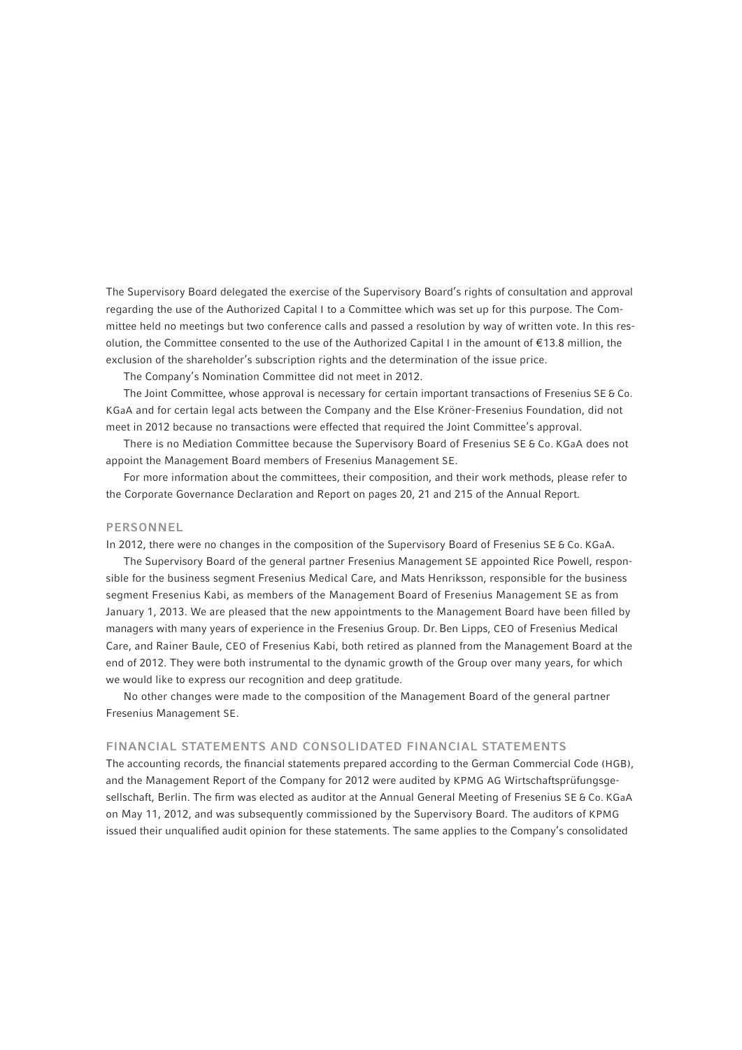The Supervisory Board delegated the exercise of the Supervisory Board's rights of consultation and approval regarding the use of the Authorized Capital I to a Committee which was set up for this purpose. The Committee held no meetings but two conference calls and passed a resolution by way of written vote. In this resolution, the Committee consented to the use of the Authorized Capital I in the amount of €13.8 million, the exclusion of the shareholder's subscription rights and the determination of the issue price.

The Company's Nomination Committee did not meet in 2012.

The Joint Committee, whose approval is necessary for certain important transactions of Fresenius SE & Co. KGaA and for certain legal acts between the Company and the Else Kröner-Fresenius Foundation, did not meet in 2012 because no transactions were effected that required the Joint Committee's approval.

There is no Mediation Committee because the Supervisory Board of Fresenius SE & Co. KGaA does not appoint the Management Board members of Fresenius Management SE.

For more information about the committees, their composition, and their work methods, please refer to the Corporate Governance Declaration and Report on pages 20, 21 and 215 of the Annual Report.

## PERSONNEL

In 2012, there were no changes in the composition of the Supervisory Board of Fresenius SE & Co. KGaA.

The Supervisory Board of the general partner Fresenius Management SE appointed Rice Powell, responsible for the business segment Fresenius Medical Care, and Mats Henriksson, responsible for the business segment Fresenius Kabi, as members of the Management Board of Fresenius Management SE as from January 1, 2013. We are pleased that the new appointments to the Management Board have been filled by managers with many years of experience in the Fresenius Group. Dr. Ben Lipps, CEO of Fresenius Medical Care, and Rainer Baule, CEO of Fresenius Kabi, both retired as planned from the Management Board at the end of 2012. They were both instrumental to the dynamic growth of the Group over many years, for which we would like to express our recognition and deep gratitude.

No other changes were made to the composition of the Management Board of the general partner Fresenius Management SE.

## FINANCIAL STATEMENTS AND CONSOLIDATED FINANCIAL STATEMENTS

The accounting records, the financial statements prepared according to the German Commercial Code (HGB), and the Management Report of the Company for 2012 were audited by KPMG AG Wirtschaftsprüfungsgesellschaft, Berlin. The firm was elected as auditor at the Annual General Meeting of Fresenius SE & Co. KGaA on May 11, 2012, and was subsequently commissioned by the Supervisory Board. The auditors of KPMG issued their unqualified audit opinion for these statements. The same applies to the Company's consolidated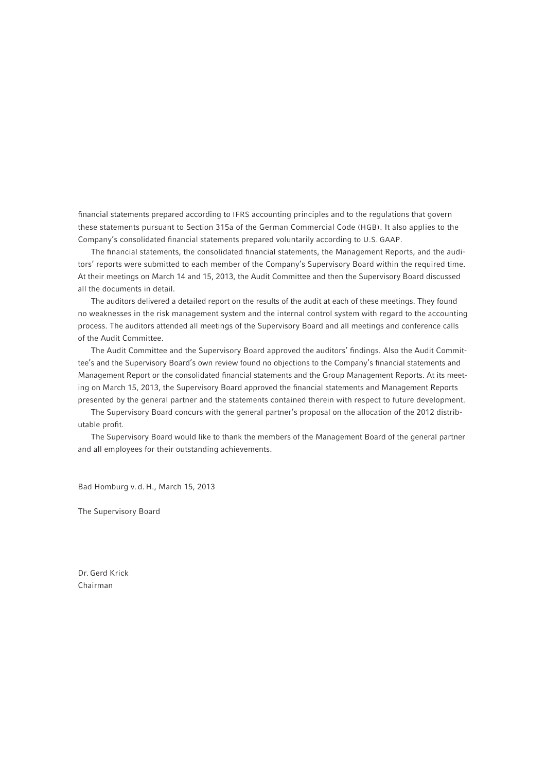financial statements prepared according to IFRS accounting principles and to the regulations that govern these statements pursuant to Section 315a of the German Commercial Code (HGB). It also applies to the Company's consolidated financial statements prepared voluntarily according to U.S. GAAP.

The financial statements, the consolidated financial statements, the Management Reports, and the auditors' reports were submitted to each member of the Company's Supervisory Board within the required time. At their meetings on March 14 and 15, 2013, the Audit Committee and then the Supervisory Board discussed all the documents in detail.

The auditors delivered a detailed report on the results of the audit at each of these meetings. They found no weaknesses in the risk management system and the internal control system with regard to the accounting process. The auditors attended all meetings of the Supervisory Board and all meetings and conference calls of the Audit Committee.

The Audit Committee and the Supervisory Board approved the auditors' findings. Also the Audit Committee's and the Supervisory Board's own review found no objections to the Company's financial statements and Management Report or the consolidated financial statements and the Group Management Reports. At its meeting on March 15, 2013, the Supervisory Board approved the financial statements and Management Reports presented by the general partner and the statements contained therein with respect to future development.

The Supervisory Board concurs with the general partner's proposal on the allocation of the 2012 distributable profit.

The Supervisory Board would like to thank the members of the Management Board of the general partner and all employees for their outstanding achievements.

Bad Homburg v. d. H., March 15, 2013

The Supervisory Board

Dr. Gerd Krick
Chairman